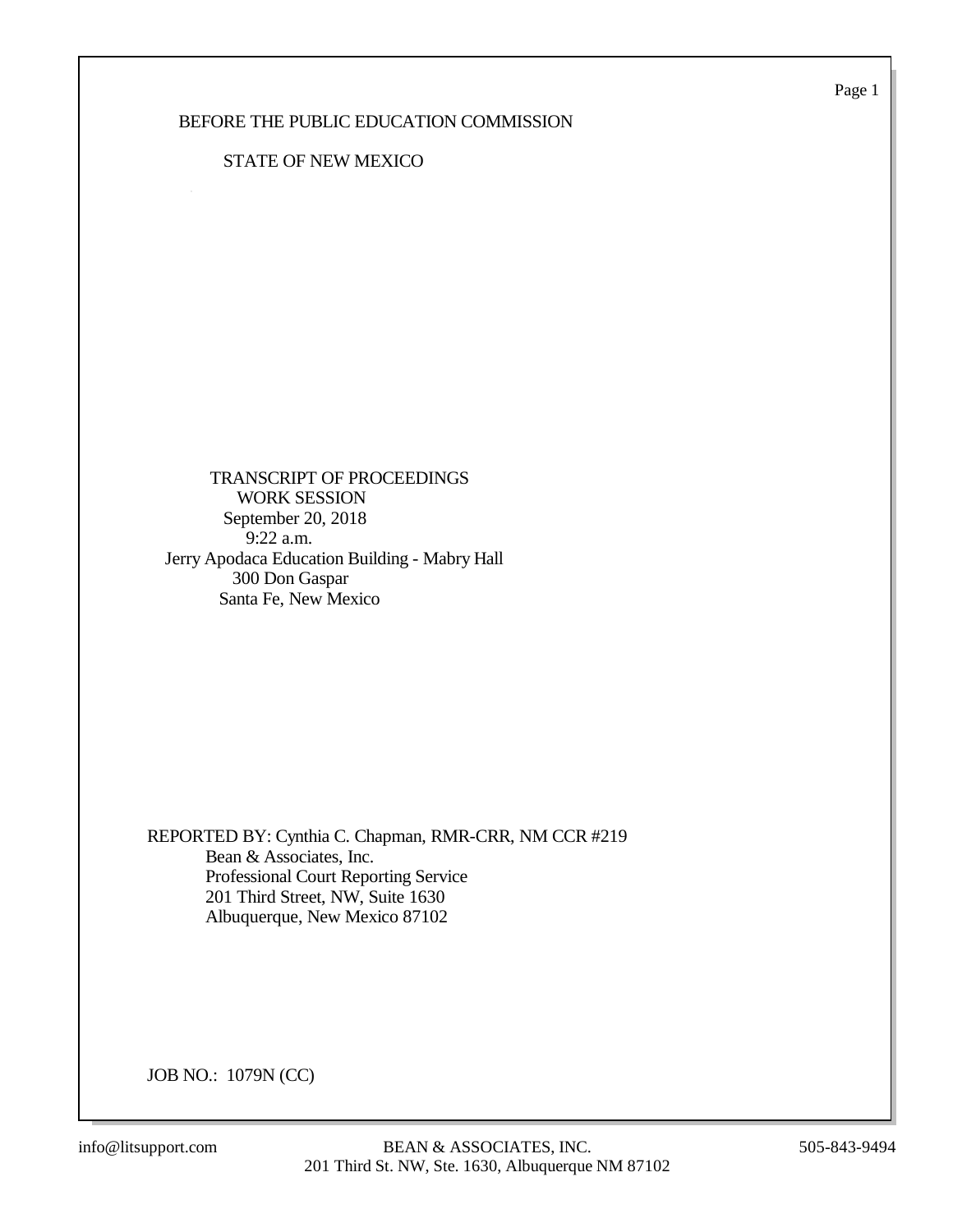BEFORE THE PUBLIC EDUCATION COMMISSION

STATE OF NEW MEXICO

TRANSCRIPT OF PROCEEDINGS
WORK SESSION
September 20, 2018
9:22 a.m.
Jerry Apodaca Education Building - Mabry Hall
300 Don Gaspar
Santa Fe, New Mexico

REPORTED BY: Cynthia C. Chapman, RMR-CRR, NM CCR #219
Bean & Associates, Inc.
Professional Court Reporting Service
201 Third Street, NW, Suite 1630
Albuquerque, New Mexico 87102

JOB NO.: 1079N (CC)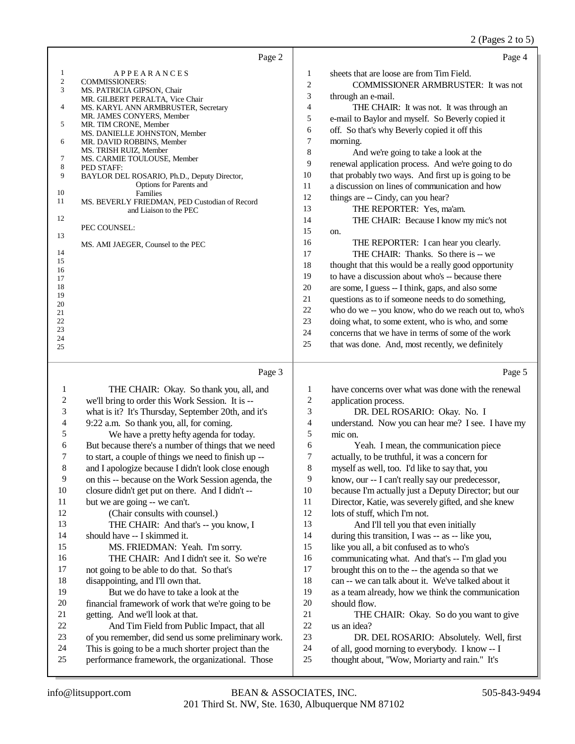Page 2

A P P E A R A N C E S

COMMISSIONERS:
MS. PATRICIA GIPSON, Chair
MR. GILBERT PERALTA, Vice Chair
MS. KARYL ANN ARMBRUSTER, Secretary
MR. JAMES CONYERS, Member
MR. TIM CRONE, Member
MS. DANIELLE JOHNSTON, Member
MR. DAVID ROBBINS, Member
MS. TRISH RUIZ, Member
MS. CARMIE TOULOUSE, Member

PED STAFF:
BAYLOR DEL ROSARIO, Ph.D., Deputy Director, Options for Parents and Families
MS. BEVERLY FRIEDMAN, PED Custodian of Record and Liaison to the PEC

PEC COUNSEL:

MS. AMI JAEGER, Counsel to the PEC

Page 3

THE CHAIR: Okay. So thank you, all, and we'll bring to order this Work Session. It is -- what is it? It's Thursday, September 20th, and it's 9:22 a.m. So thank you, all, for coming.

We have a pretty hefty agenda for today. But because there's a number of things that we need to start, a couple of things we need to finish up -- and I apologize because I didn't look close enough on this -- because on the Work Session agenda, the closure didn't get put on there. And I didn't -- but we are going -- we can't.

(Chair consults with counsel.)

THE CHAIR: And that's -- you know, I should have -- I skimmed it.

MS. FRIEDMAN: Yeah. I'm sorry.

THE CHAIR: And I didn't see it. So we're not going to be able to do that. So that's disappointing, and I'll own that.

But we do have to take a look at the financial framework of work that we're going to be getting. And we'll look at that.

And Tim Field from Public Impact, that all of you remember, did send us some preliminary work. This is going to be a much shorter project than the performance framework, the organizational. Those

Page 4

sheets that are loose are from Tim Field.

COMMISSIONER ARMBRUSTER: It was not through an e-mail.

THE CHAIR: It was not. It was through an e-mail to Baylor and myself. So Beverly copied it off. So that's why Beverly copied it off this morning.

And we're going to take a look at the renewal application process. And we're going to do that probably two ways. And first up is going to be a discussion on lines of communication and how things are -- Cindy, can you hear?

THE REPORTER: Yes, ma'am.

THE CHAIR: Because I know my mic's not on.

THE REPORTER: I can hear you clearly.

THE CHAIR: Thanks. So there is -- we thought that this would be a really good opportunity to have a discussion about who's -- because there are some, I guess -- I think, gaps, and also some questions as to if someone needs to do something, who do we -- you know, who do we reach out to, who's doing what, to some extent, who is who, and some concerns that we have in terms of some of the work that was done. And, most recently, we definitely

Page 5

have concerns over what was done with the renewal application process.

DR. DEL ROSARIO: Okay. No. I understand. Now you can hear me? I see. I have my mic on.

Yeah. I mean, the communication piece actually, to be truthful, it was a concern for myself as well, too. I'd like to say that, you know, our -- I can't really say our predecessor, because I'm actually just a Deputy Director; but our Director, Katie, was severely gifted, and she knew lots of stuff, which I'm not.

And I'll tell you that even initially during this transition, I was -- as -- like you, like you all, a bit confused as to who's communicating what. And that's -- I'm glad you brought this on to the -- the agenda so that we can -- we can talk about it. We've talked about it as a team already, how we think the communication should flow.

THE CHAIR: Okay. So do you want to give us an idea?

DR. DEL ROSARIO: Absolutely. Well, first of all, good morning to everybody. I know -- I thought about, "Wow, Moriarty and rain." It's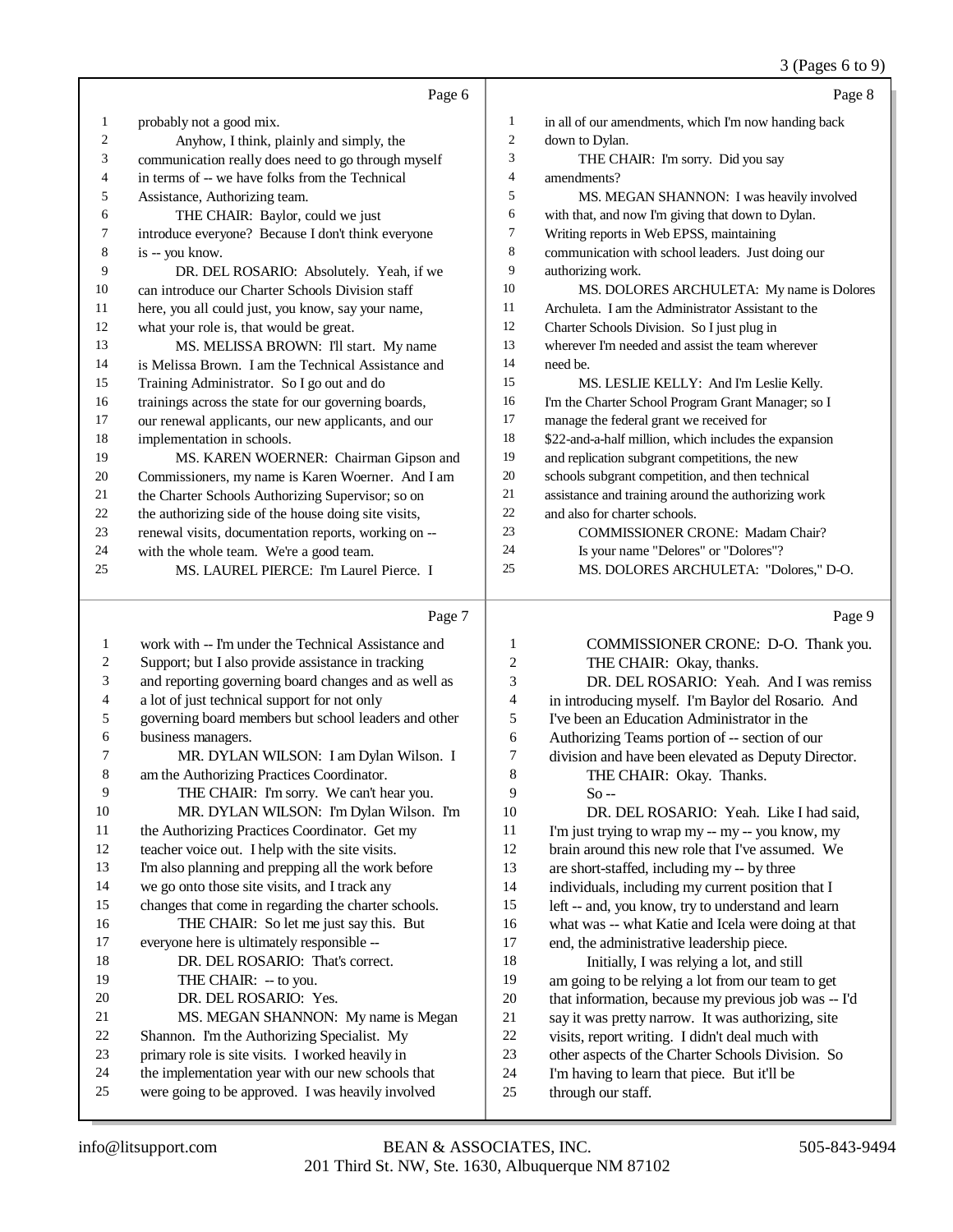Page 6

1 probably not a good mix.
2 Anyhow, I think, plainly and simply, the
3 communication really does need to go through myself
4 in terms of -- we have folks from the Technical
5 Assistance, Authorizing team.
6 THE CHAIR: Baylor, could we just
7 introduce everyone? Because I don't think everyone
8 is -- you know.
9 DR. DEL ROSARIO: Absolutely. Yeah, if we
10 can introduce our Charter Schools Division staff
11 here, you all could just, you know, say your name,
12 what your role is, that would be great.
13 MS. MELISSA BROWN: I'll start. My name
14 is Melissa Brown. I am the Technical Assistance and
15 Training Administrator. So I go out and do
16 trainings across the state for our governing boards,
17 our renewal applicants, our new applicants, and our
18 implementation in schools.
19 MS. KAREN WOERNER: Chairman Gipson and
20 Commissioners, my name is Karen Woerner. And I am
21 the Charter Schools Authorizing Supervisor; so on
22 the authorizing side of the house doing site visits,
23 renewal visits, documentation reports, working on --
24 with the whole team. We're a good team.
25 MS. LAUREL PIERCE: I'm Laurel Pierce. I

Page 7

1 work with -- I'm under the Technical Assistance and
2 Support; but I also provide assistance in tracking
3 and reporting governing board changes and as well as
4 a lot of just technical support for not only
5 governing board members but school leaders and other
6 business managers.
7 MR. DYLAN WILSON: I am Dylan Wilson. I
8 am the Authorizing Practices Coordinator.
9 THE CHAIR: I'm sorry. We can't hear you.
10 MR. DYLAN WILSON: I'm Dylan Wilson. I'm
11 the Authorizing Practices Coordinator. Get my
12 teacher voice out. I help with the site visits.
13 I'm also planning and prepping all the work before
14 we go onto those site visits, and I track any
15 changes that come in regarding the charter schools.
16 THE CHAIR: So let me just say this. But
17 everyone here is ultimately responsible --
18 DR. DEL ROSARIO: That's correct.
19 THE CHAIR: -- to you.
20 DR. DEL ROSARIO: Yes.
21 MS. MEGAN SHANNON: My name is Megan
22 Shannon. I'm the Authorizing Specialist. My
23 primary role is site visits. I worked heavily in
24 the implementation year with our new schools that
25 were going to be approved. I was heavily involved

Page 8

1 in all of our amendments, which I'm now handing back
2 down to Dylan.
3 THE CHAIR: I'm sorry. Did you say
4 amendments?
5 MS. MEGAN SHANNON: I was heavily involved
6 with that, and now I'm giving that down to Dylan.
7 Writing reports in Web EPSS, maintaining
8 communication with school leaders. Just doing our
9 authorizing work.
10 MS. DOLORES ARCHULETA: My name is Dolores
11 Archuleta. I am the Administrator Assistant to the
12 Charter Schools Division. So I just plug in
13 wherever I'm needed and assist the team wherever
14 need be.
15 MS. LESLIE KELLY: And I'm Leslie Kelly.
16 I'm the Charter School Program Grant Manager; so I
17 manage the federal grant we received for
18 $22-and-a-half million, which includes the expansion
19 and replication subgrant competitions, the new
20 schools subgrant competition, and then technical
21 assistance and training around the authorizing work
22 and also for charter schools.
23 COMMISSIONER CRONE: Madam Chair?
24 Is your name "Delores" or "Dolores"?
25 MS. DOLORES ARCHULETA: "Dolores," D-O.

Page 9

1 COMMISSIONER CRONE: D-O. Thank you.
2 THE CHAIR: Okay, thanks.
3 DR. DEL ROSARIO: Yeah. And I was remiss
4 in introducing myself. I'm Baylor del Rosario. And
5 I've been an Education Administrator in the
6 Authorizing Teams portion of -- section of our
7 division and have been elevated as Deputy Director.
8 THE CHAIR: Okay. Thanks.
9 So --
10 DR. DEL ROSARIO: Yeah. Like I had said,
11 I'm just trying to wrap my -- my -- you know, my
12 brain around this new role that I've assumed. We
13 are short-staffed, including my -- by three
14 individuals, including my current position that I
15 left -- and, you know, try to understand and learn
16 what was -- what Katie and Icela were doing at that
17 end, the administrative leadership piece.
18 Initially, I was relying a lot, and still
19 am going to be relying a lot from our team to get
20 that information, because my previous job was -- I'd
21 say it was pretty narrow. It was authorizing, site
22 visits, report writing. I didn't deal much with
23 other aspects of the Charter Schools Division. So
24 I'm having to learn that piece. But it'll be
25 through our staff.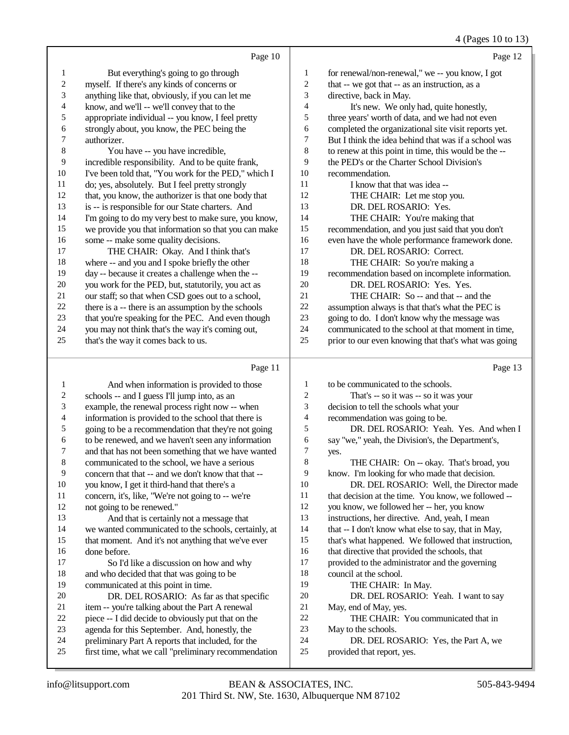Page 10

But everything's going to go through myself. If there's any kinds of concerns or anything like that, obviously, if you can let me know, and we'll -- we'll convey that to the appropriate individual -- you know, I feel pretty strongly about, you know, the PEC being the authorizer.

You have -- you have incredible, incredible responsibility. And to be quite frank, I've been told that, "You work for the PED," which I do; yes, absolutely. But I feel pretty strongly that, you know, the authorizer is that one body that is -- is responsible for our State charters. And I'm going to do my very best to make sure, you know, we provide you that information so that you can make some -- make some quality decisions.

THE CHAIR: Okay. And I think that's where -- and you and I spoke briefly the other day -- because it creates a challenge when the -- you work for the PED, but, statutorily, you act as our staff; so that when CSD goes out to a school, there is a -- there is an assumption by the schools that you're speaking for the PEC. And even though you may not think that's the way it's coming out, that's the way it comes back to us.

Page 11

And when information is provided to those schools -- and I guess I'll jump into, as an example, the renewal process right now -- when information is provided to the school that there is going to be a recommendation that they're not going to be renewed, and we haven't seen any information and that has not been something that we have wanted communicated to the school, we have a serious concern that that -- and we don't know that that -- you know, I get it third-hand that there's a concern, it's, like, "We're not going to -- we're not going to be renewed."

And that is certainly not a message that we wanted communicated to the schools, certainly, at that moment. And it's not anything that we've ever done before.

So I'd like a discussion on how and why and who decided that that was going to be communicated at this point in time.

DR. DEL ROSARIO: As far as that specific item -- you're talking about the Part A renewal piece -- I did decide to obviously put that on the agenda for this September. And, honestly, the preliminary Part A reports that included, for the first time, what we call "preliminary recommendation

Page 12

for renewal/non-renewal," we -- you know, I got that -- we got that -- as an instruction, as a directive, back in May.

It's new. We only had, quite honestly, three years' worth of data, and we had not even completed the organizational site visit reports yet. But I think the idea behind that was if a school was to renew at this point in time, this would be the -- the PED's or the Charter School Division's recommendation.

I know that that was idea --

THE CHAIR: Let me stop you.

DR. DEL ROSARIO: Yes.

THE CHAIR: You're making that recommendation, and you just said that you don't even have the whole performance framework done.

DR. DEL ROSARIO: Correct.

THE CHAIR: So you're making a recommendation based on incomplete information.

DR. DEL ROSARIO: Yes. Yes.

THE CHAIR: So -- and that -- and the assumption always is that that's what the PEC is going to do. I don't know why the message was communicated to the school at that moment in time, prior to our even knowing that that's what was going

Page 13

to be communicated to the schools.

That's -- so it was -- so it was your decision to tell the schools what your recommendation was going to be.

DR. DEL ROSARIO: Yeah. Yes. And when I say "we," yeah, the Division's, the Department's, yes.

THE CHAIR: On -- okay. That's broad, you know. I'm looking for who made that decision.

DR. DEL ROSARIO: Well, the Director made that decision at the time. You know, we followed -- you know, we followed her -- her, you know instructions, her directive. And, yeah, I mean that -- I don't know what else to say, that in May, that's what happened. We followed that instruction, that directive that provided the schools, that provided to the administrator and the governing council at the school.

THE CHAIR: In May.

DR. DEL ROSARIO: Yeah. I want to say May, end of May, yes.

THE CHAIR: You communicated that in May to the schools.

DR. DEL ROSARIO: Yes, the Part A, we provided that report, yes.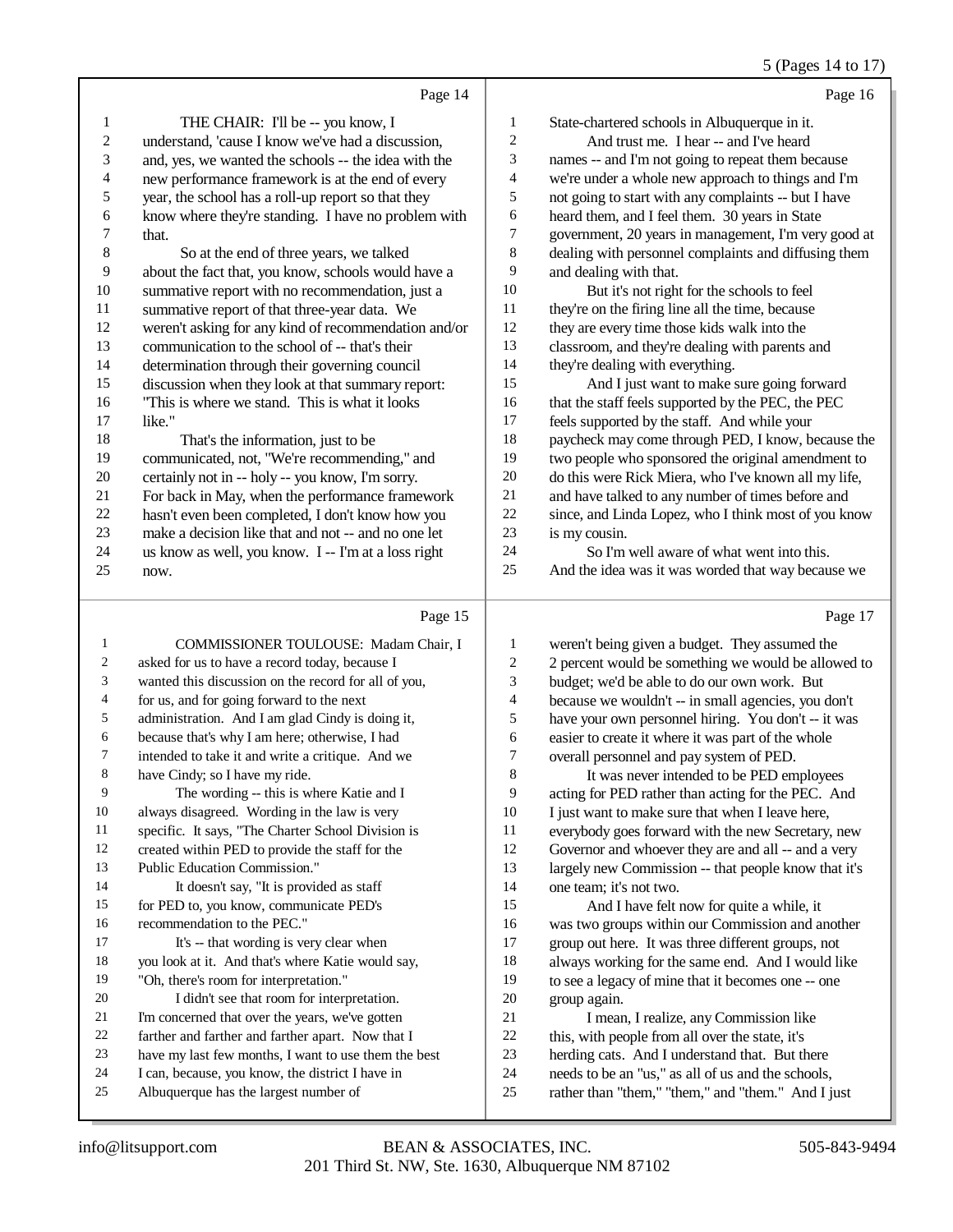Page 14

1 THE CHAIR: I'll be -- you know, I
2 understand, 'cause I know we've had a discussion,
3 and, yes, we wanted the schools -- the idea with the
4 new performance framework is at the end of every
5 year, the school has a roll-up report so that they
6 know where they're standing. I have no problem with
7 that.
8 So at the end of three years, we talked
9 about the fact that, you know, schools would have a
10 summative report with no recommendation, just a
11 summative report of that three-year data. We
12 weren't asking for any kind of recommendation and/or
13 communication to the school of -- that's their
14 determination through their governing council
15 discussion when they look at that summary report:
16 "This is where we stand. This is what it looks
17 like."
18 That's the information, just to be
19 communicated, not, "We're recommending," and
20 certainly not in -- holy -- you know, I'm sorry.
21 For back in May, when the performance framework
22 hasn't even been completed, I don't know how you
23 make a decision like that and not -- and no one let
24 us know as well, you know. I -- I'm at a loss right
25 now.

Page 15

1 COMMISSIONER TOULOUSE: Madam Chair, I
2 asked for us to have a record today, because I
3 wanted this discussion on the record for all of you,
4 for us, and for going forward to the next
5 administration. And I am glad Cindy is doing it,
6 because that's why I am here; otherwise, I had
7 intended to take it and write a critique. And we
8 have Cindy; so I have my ride.
9 The wording -- this is where Katie and I
10 always disagreed. Wording in the law is very
11 specific. It says, "The Charter School Division is
12 created within PED to provide the staff for the
13 Public Education Commission."
14 It doesn't say, "It is provided as staff
15 for PED to, you know, communicate PED's
16 recommendation to the PEC."
17 It's -- that wording is very clear when
18 you look at it. And that's where Katie would say,
19 "Oh, there's room for interpretation."
20 I didn't see that room for interpretation.
21 I'm concerned that over the years, we've gotten
22 farther and farther and farther apart. Now that I
23 have my last few months, I want to use them the best
24 I can, because, you know, the district I have in
25 Albuquerque has the largest number of

Page 16

1 State-chartered schools in Albuquerque in it.
2 And trust me. I hear -- and I've heard
3 names -- and I'm not going to repeat them because
4 we're under a whole new approach to things and I'm
5 not going to start with any complaints -- but I have
6 heard them, and I feel them. 30 years in State
7 government, 20 years in management, I'm very good at
8 dealing with personnel complaints and diffusing them
9 and dealing with that.
10 But it's not right for the schools to feel
11 they're on the firing line all the time, because
12 they are every time those kids walk into the
13 classroom, and they're dealing with parents and
14 they're dealing with everything.
15 And I just want to make sure going forward
16 that the staff feels supported by the PEC, the PEC
17 feels supported by the staff. And while your
18 paycheck may come through PED, I know, because the
19 two people who sponsored the original amendment to
20 do this were Rick Miera, who I've known all my life,
21 and have talked to any number of times before and
22 since, and Linda Lopez, who I think most of you know
23 is my cousin.
24 So I'm well aware of what went into this.
25 And the idea was it was worded that way because we

Page 17

1 weren't being given a budget. They assumed the
2 2 percent would be something we would be allowed to
3 budget; we'd be able to do our own work. But
4 because we wouldn't -- in small agencies, you don't
5 have your own personnel hiring. You don't -- it was
6 easier to create it where it was part of the whole
7 overall personnel and pay system of PED.
8 It was never intended to be PED employees
9 acting for PED rather than acting for the PEC. And
10 I just want to make sure that when I leave here,
11 everybody goes forward with the new Secretary, new
12 Governor and whoever they are and all -- and a very
13 largely new Commission -- that people know that it's
14 one team; it's not two.
15 And I have felt now for quite a while, it
16 was two groups within our Commission and another
17 group out here. It was three different groups, not
18 always working for the same end. And I would like
19 to see a legacy of mine that it becomes one -- one
20 group again.
21 I mean, I realize, any Commission like
22 this, with people from all over the state, it's
23 herding cats. And I understand that. But there
24 needs to be an "us," as all of us and the schools,
25 rather than "them," "them," and "them." And I just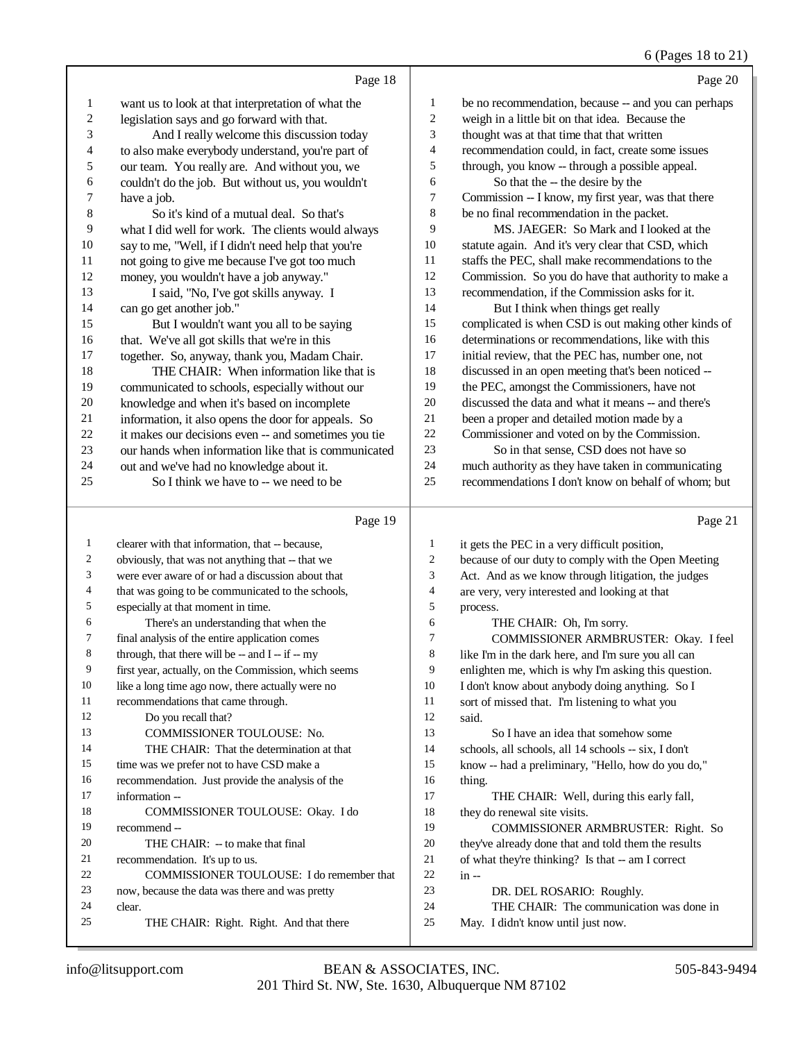Page 18

1 want us to look at that interpretation of what the
2 legislation says and go forward with that.
3 And I really welcome this discussion today
4 to also make everybody understand, you're part of
5 our team. You really are. And without you, we
6 couldn't do the job. But without us, you wouldn't
7 have a job.
8 So it's kind of a mutual deal. So that's
9 what I did well for work. The clients would always
10 say to me, "Well, if I didn't need help that you're
11 not going to give me because I've got too much
12 money, you wouldn't have a job anyway."
13 I said, "No, I've got skills anyway. I
14 can go get another job."
15 But I wouldn't want you all to be saying
16 that. We've all got skills that we're in this
17 together. So, anyway, thank you, Madam Chair.
18 THE CHAIR: When information like that is
19 communicated to schools, especially without our
20 knowledge and when it's based on incomplete
21 information, it also opens the door for appeals. So
22 it makes our decisions even -- and sometimes you tie
23 our hands when information like that is communicated
24 out and we've had no knowledge about it.
25 So I think we have to -- we need to be

Page 19

1 clearer with that information, that -- because,
2 obviously, that was not anything that -- that we
3 were ever aware of or had a discussion about that
4 that was going to be communicated to the schools,
5 especially at that moment in time.
6 There's an understanding that when the
7 final analysis of the entire application comes
8 through, that there will be -- and I -- if -- my
9 first year, actually, on the Commission, which seems
10 like a long time ago now, there actually were no
11 recommendations that came through.
12 Do you recall that?
13 COMMISSIONER TOULOUSE: No.
14 THE CHAIR: That the determination at that
15 time was we prefer not to have CSD make a
16 recommendation. Just provide the analysis of the
17 information --
18 COMMISSIONER TOULOUSE: Okay. I do
19 recommend --
20 THE CHAIR: -- to make that final
21 recommendation. It's up to us.
22 COMMISSIONER TOULOUSE: I do remember that
23 now, because the data was there and was pretty
24 clear.
25 THE CHAIR: Right. Right. And that there

Page 20

1 be no recommendation, because -- and you can perhaps
2 weigh in a little bit on that idea. Because the
3 thought was at that time that that written
4 recommendation could, in fact, create some issues
5 through, you know -- through a possible appeal.
6 So that the -- the desire by the
7 Commission -- I know, my first year, was that there
8 be no final recommendation in the packet.
9 MS. JAEGER: So Mark and I looked at the
10 statute again. And it's very clear that CSD, which
11 staffs the PEC, shall make recommendations to the
12 Commission. So you do have that authority to make a
13 recommendation, if the Commission asks for it.
14 But I think when things get really
15 complicated is when CSD is out making other kinds of
16 determinations or recommendations, like with this
17 initial review, that the PEC has, number one, not
18 discussed in an open meeting that's been noticed --
19 the PEC, amongst the Commissioners, have not
20 discussed the data and what it means -- and there's
21 been a proper and detailed motion made by a
22 Commissioner and voted on by the Commission.
23 So in that sense, CSD does not have so
24 much authority as they have taken in communicating
25 recommendations I don't know on behalf of whom; but

Page 21

1 it gets the PEC in a very difficult position,
2 because of our duty to comply with the Open Meeting
3 Act. And as we know through litigation, the judges
4 are very, very interested and looking at that
5 process.
6 THE CHAIR: Oh, I'm sorry.
7 COMMISSIONER ARMBRUSTER: Okay. I feel
8 like I'm in the dark here, and I'm sure you all can
9 enlighten me, which is why I'm asking this question.
10 I don't know about anybody doing anything. So I
11 sort of missed that. I'm listening to what you
12 said.
13 So I have an idea that somehow some
14 schools, all schools, all 14 schools -- six, I don't
15 know -- had a preliminary, "Hello, how do you do,"
16 thing.
17 THE CHAIR: Well, during this early fall,
18 they do renewal site visits.
19 COMMISSIONER ARMBRUSTER: Right. So
20 they've already done that and told them the results
21 of what they're thinking? Is that -- am I correct
22 in --
23 DR. DEL ROSARIO: Roughly.
24 THE CHAIR: The communication was done in
25 May. I didn't know until just now.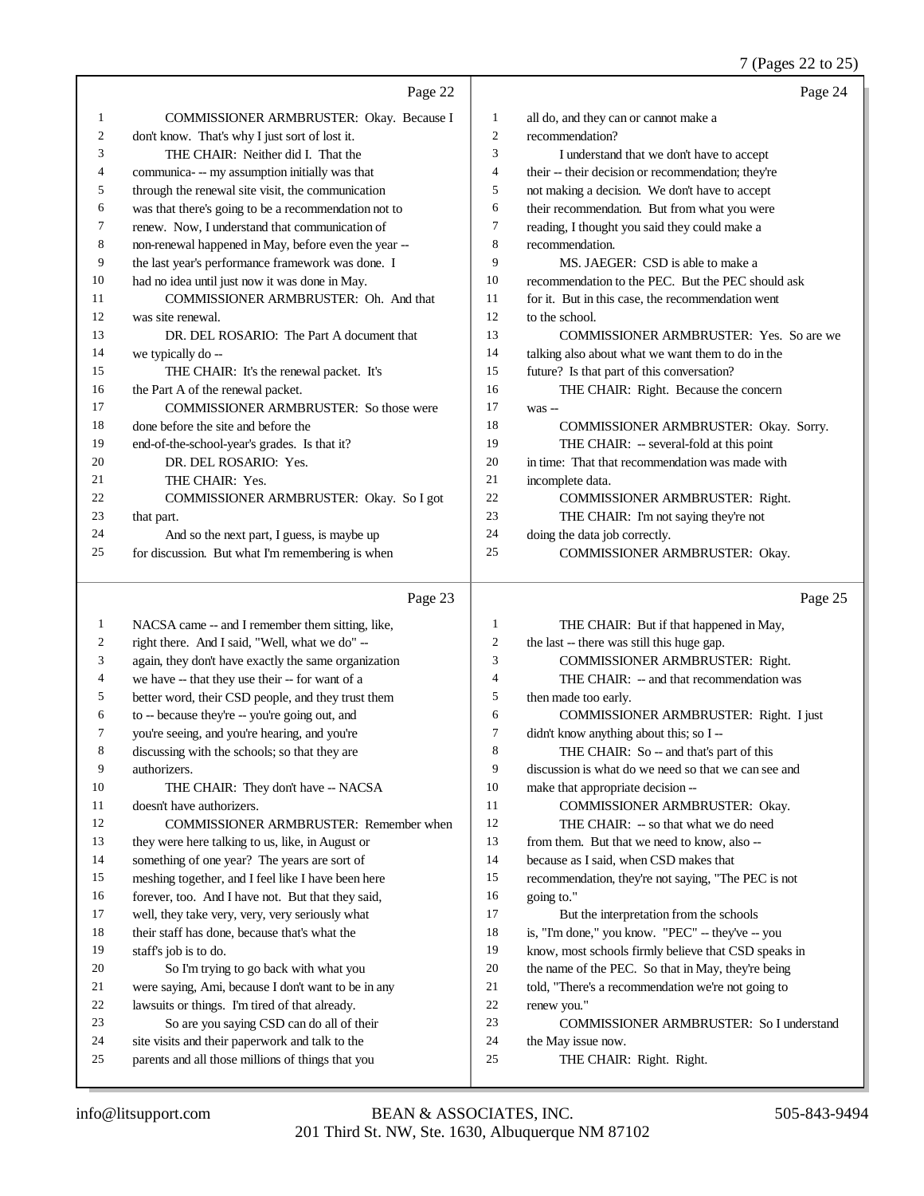Page 22

1 COMMISSIONER ARMBRUSTER: Okay. Because I
2 don't know. That's why I just sort of lost it.
3 THE CHAIR: Neither did I. That the
4 communica- -- my assumption initially was that
5 through the renewal site visit, the communication
6 was that there's going to be a recommendation not to
7 renew. Now, I understand that communication of
8 non-renewal happened in May, before even the year --
9 the last year's performance framework was done. I
10 had no idea until just now it was done in May.
11 COMMISSIONER ARMBRUSTER: Oh. And that
12 was site renewal.
13 DR. DEL ROSARIO: The Part A document that
14 we typically do --
15 THE CHAIR: It's the renewal packet. It's
16 the Part A of the renewal packet.
17 COMMISSIONER ARMBRUSTER: So those were
18 done before the site and before the
19 end-of-the-school-year's grades. Is that it?
20 DR. DEL ROSARIO: Yes.
21 THE CHAIR: Yes.
22 COMMISSIONER ARMBRUSTER: Okay. So I got
23 that part.
24 And so the next part, I guess, is maybe up
25 for discussion. But what I'm remembering is when

Page 23

1 NACSA came -- and I remember them sitting, like,
2 right there. And I said, "Well, what we do" --
3 again, they don't have exactly the same organization
4 we have -- that they use their -- for want of a
5 better word, their CSD people, and they trust them
6 to -- because they're -- you're going out, and
7 you're seeing, and you're hearing, and you're
8 discussing with the schools; so that they are
9 authorizers.
10 THE CHAIR: They don't have -- NACSA
11 doesn't have authorizers.
12 COMMISSIONER ARMBRUSTER: Remember when
13 they were here talking to us, like, in August or
14 something of one year? The years are sort of
15 meshing together, and I feel like I have been here
16 forever, too. And I have not. But that they said,
17 well, they take very, very, very seriously what
18 their staff has done, because that's what the
19 staff's job is to do.
20 So I'm trying to go back with what you
21 were saying, Ami, because I don't want to be in any
22 lawsuits or things. I'm tired of that already.
23 So are you saying CSD can do all of their
24 site visits and their paperwork and talk to the
25 parents and all those millions of things that you

Page 24

1 all do, and they can or cannot make a
2 recommendation?
3 I understand that we don't have to accept
4 their -- their decision or recommendation; they're
5 not making a decision. We don't have to accept
6 their recommendation. But from what you were
7 reading, I thought you said they could make a
8 recommendation.
9 MS. JAEGER: CSD is able to make a
10 recommendation to the PEC. But the PEC should ask
11 for it. But in this case, the recommendation went
12 to the school.
13 COMMISSIONER ARMBRUSTER: Yes. So are we
14 talking also about what we want them to do in the
15 future? Is that part of this conversation?
16 THE CHAIR: Right. Because the concern
17 was --
18 COMMISSIONER ARMBRUSTER: Okay. Sorry.
19 THE CHAIR: -- several-fold at this point
20 in time: That that recommendation was made with
21 incomplete data.
22 COMMISSIONER ARMBRUSTER: Right.
23 THE CHAIR: I'm not saying they're not
24 doing the data job correctly.
25 COMMISSIONER ARMBRUSTER: Okay.

Page 25

1 THE CHAIR: But if that happened in May,
2 the last -- there was still this huge gap.
3 COMMISSIONER ARMBRUSTER: Right.
4 THE CHAIR: -- and that recommendation was
5 then made too early.
6 COMMISSIONER ARMBRUSTER: Right. I just
7 didn't know anything about this; so I --
8 THE CHAIR: So -- and that's part of this
9 discussion is what do we need so that we can see and
10 make that appropriate decision --
11 COMMISSIONER ARMBRUSTER: Okay.
12 THE CHAIR: -- so that what we do need
13 from them. But that we need to know, also --
14 because as I said, when CSD makes that
15 recommendation, they're not saying, "The PEC is not
16 going to."
17 But the interpretation from the schools
18 is, "I'm done," you know. "PEC" -- they've -- you
19 know, most schools firmly believe that CSD speaks in
20 the name of the PEC. So that in May, they're being
21 told, "There's a recommendation we're not going to
22 renew you."
23 COMMISSIONER ARMBRUSTER: So I understand
24 the May issue now.
25 THE CHAIR: Right. Right.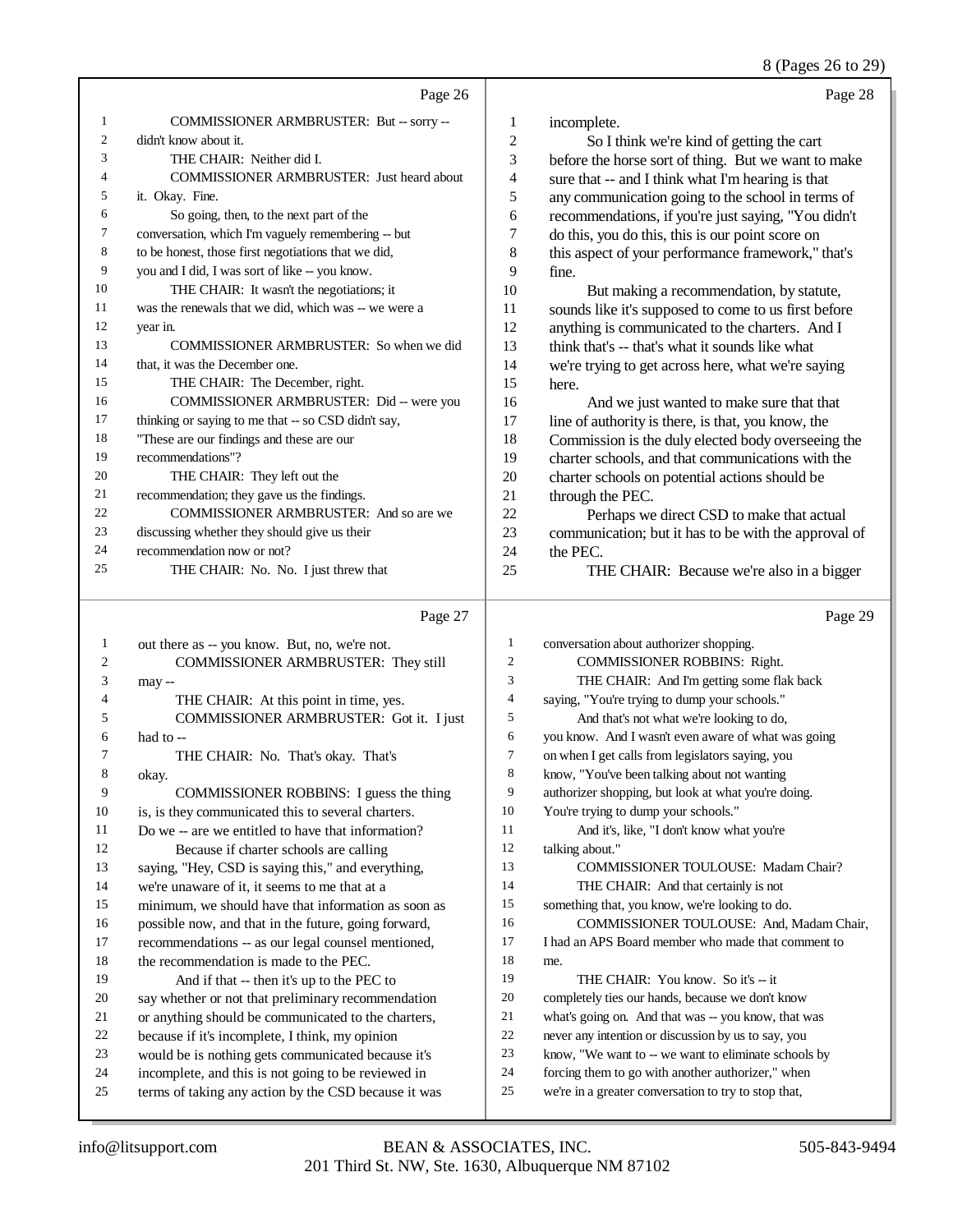Page 26

1 COMMISSIONER ARMBRUSTER: But -- sorry --
2 didn't know about it.
3 THE CHAIR: Neither did I.
4 COMMISSIONER ARMBRUSTER: Just heard about
5 it. Okay. Fine.
6 So going, then, to the next part of the
7 conversation, which I'm vaguely remembering -- but
8 to be honest, those first negotiations that we did,
9 you and I did, I was sort of like -- you know.
10 THE CHAIR: It wasn't the negotiations; it
11 was the renewals that we did, which was -- we were a
12 year in.
13 COMMISSIONER ARMBRUSTER: So when we did
14 that, it was the December one.
15 THE CHAIR: The December, right.
16 COMMISSIONER ARMBRUSTER: Did -- were you
17 thinking or saying to me that -- so CSD didn't say,
18 "These are our findings and these are our
19 recommendations"?
20 THE CHAIR: They left out the
21 recommendation; they gave us the findings.
22 COMMISSIONER ARMBRUSTER: And so are we
23 discussing whether they should give us their
24 recommendation now or not?
25 THE CHAIR: No. No. I just threw that

Page 27

1 out there as -- you know. But, no, we're not.
2 COMMISSIONER ARMBRUSTER: They still
3 may --
4 THE CHAIR: At this point in time, yes.
5 COMMISSIONER ARMBRUSTER: Got it. I just
6 had to --
7 THE CHAIR: No. That's okay. That's
8 okay.
9 COMMISSIONER ROBBINS: I guess the thing
10 is, is they communicated this to several charters.
11 Do we -- are we entitled to have that information?
12 Because if charter schools are calling
13 saying, "Hey, CSD is saying this," and everything,
14 we're unaware of it, it seems to me that at a
15 minimum, we should have that information as soon as
16 possible now, and that in the future, going forward,
17 recommendations -- as our legal counsel mentioned,
18 the recommendation is made to the PEC.
19 And if that -- then it's up to the PEC to
20 say whether or not that preliminary recommendation
21 or anything should be communicated to the charters,
22 because if it's incomplete, I think, my opinion
23 would be is nothing gets communicated because it's
24 incomplete, and this is not going to be reviewed in
25 terms of taking any action by the CSD because it was

Page 28

1 incomplete.
2 So I think we're kind of getting the cart
3 before the horse sort of thing. But we want to make
4 sure that -- and I think what I'm hearing is that
5 any communication going to the school in terms of
6 recommendations, if you're just saying, "You didn't
7 do this, you do this, this is our point score on
8 this aspect of your performance framework," that's
9 fine.
10 But making a recommendation, by statute,
11 sounds like it's supposed to come to us first before
12 anything is communicated to the charters. And I
13 think that's -- that's what it sounds like what
14 we're trying to get across here, what we're saying
15 here.
16 And we just wanted to make sure that that
17 line of authority is there, is that, you know, the
18 Commission is the duly elected body overseeing the
19 charter schools, and that communications with the
20 charter schools on potential actions should be
21 through the PEC.
22 Perhaps we direct CSD to make that actual
23 communication; but it has to be with the approval of
24 the PEC.
25 THE CHAIR: Because we're also in a bigger

Page 29

1 conversation about authorizer shopping.
2 COMMISSIONER ROBBINS: Right.
3 THE CHAIR: And I'm getting some flak back
4 saying, "You're trying to dump your schools."
5 And that's not what we're looking to do,
6 you know. And I wasn't even aware of what was going
7 on when I get calls from legislators saying, you
8 know, "You've been talking about not wanting
9 authorizer shopping, but look at what you're doing.
10 You're trying to dump your schools."
11 And it's, like, "I don't know what you're
12 talking about."
13 COMMISSIONER TOULOUSE: Madam Chair?
14 THE CHAIR: And that certainly is not
15 something that, you know, we're looking to do.
16 COMMISSIONER TOULOUSE: And, Madam Chair,
17 I had an APS Board member who made that comment to
18 me.
19 THE CHAIR: You know. So it's -- it
20 completely ties our hands, because we don't know
21 what's going on. And that was -- you know, that was
22 never any intention or discussion by us to say, you
23 know, "We want to -- we want to eliminate schools by
24 forcing them to go with another authorizer," when
25 we're in a greater conversation to try to stop that,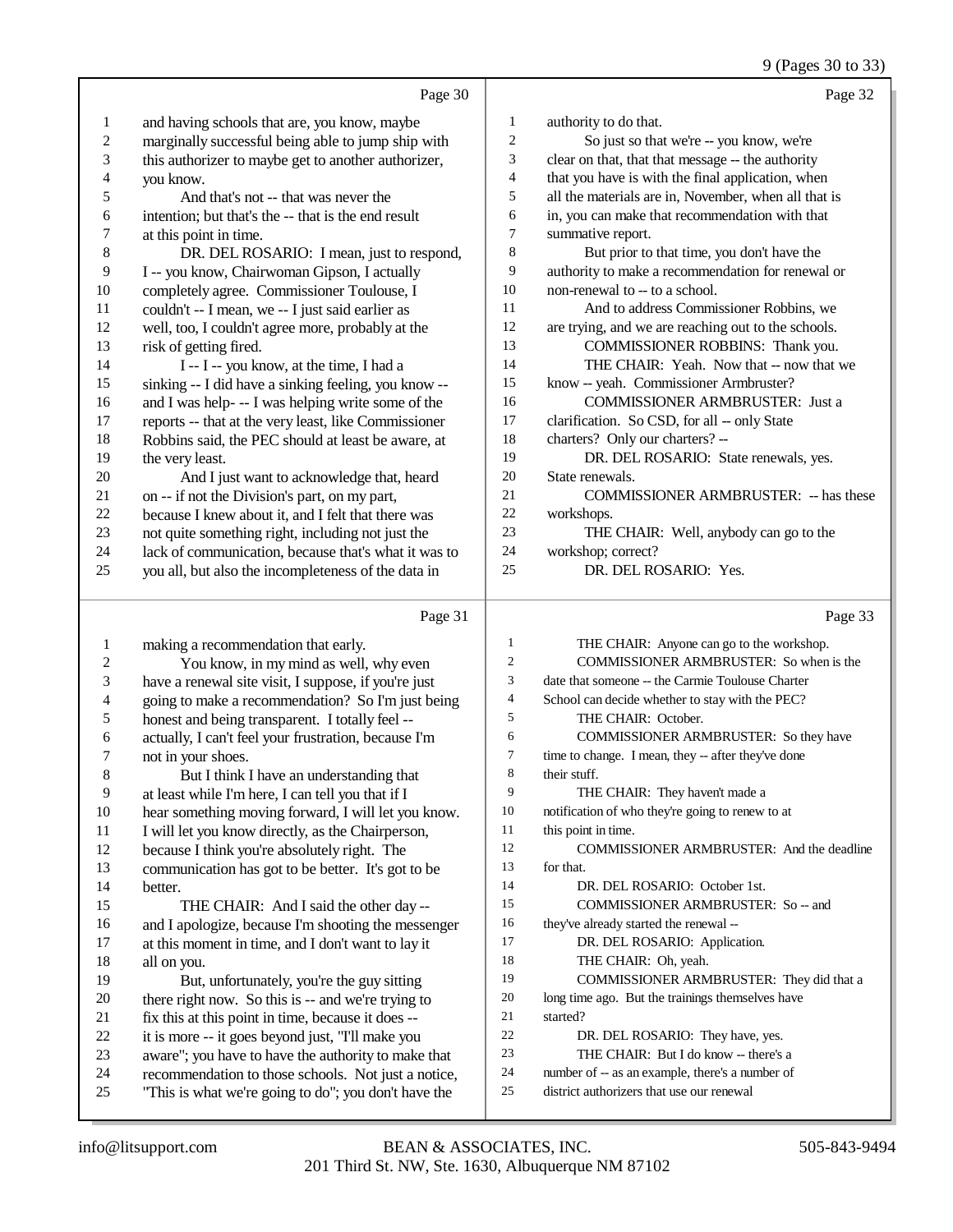Page 30

1 and having schools that are, you know, maybe
2 marginally successful being able to jump ship with
3 this authorizer to maybe get to another authorizer,
4 you know.
5 And that's not -- that was never the
6 intention; but that's the -- that is the end result
7 at this point in time.
8 DR. DEL ROSARIO: I mean, just to respond,
9 I -- you know, Chairwoman Gipson, I actually
10 completely agree. Commissioner Toulouse, I
11 couldn't -- I mean, we -- I just said earlier as
12 well, too, I couldn't agree more, probably at the
13 risk of getting fired.
14 I -- I -- you know, at the time, I had a
15 sinking -- I did have a sinking feeling, you know --
16 and I was help- -- I was helping write some of the
17 reports -- that at the very least, like Commissioner
18 Robbins said, the PEC should at least be aware, at
19 the very least.
20 And I just want to acknowledge that, heard
21 on -- if not the Division's part, on my part,
22 because I knew about it, and I felt that there was
23 not quite something right, including not just the
24 lack of communication, because that's what it was to
25 you all, but also the incompleteness of the data in

Page 31

1 making a recommendation that early.
2 You know, in my mind as well, why even
3 have a renewal site visit, I suppose, if you're just
4 going to make a recommendation? So I'm just being
5 honest and being transparent. I totally feel --
6 actually, I can't feel your frustration, because I'm
7 not in your shoes.
8 But I think I have an understanding that
9 at least while I'm here, I can tell you that if I
10 hear something moving forward, I will let you know.
11 I will let you know directly, as the Chairperson,
12 because I think you're absolutely right. The
13 communication has got to be better. It's got to be
14 better.
15 THE CHAIR: And I said the other day --
16 and I apologize, because I'm shooting the messenger
17 at this moment in time, and I don't want to lay it
18 all on you.
19 But, unfortunately, you're the guy sitting
20 there right now. So this is -- and we're trying to
21 fix this at this point in time, because it does --
22 it is more -- it goes beyond just, "I'll make you
23 aware"; you have to have the authority to make that
24 recommendation to those schools. Not just a notice,
25 "This is what we're going to do"; you don't have the

Page 32

1 authority to do that.
2 So just so that we're -- you know, we're
3 clear on that, that that message -- the authority
4 that you have is with the final application, when
5 all the materials are in, November, when all that is
6 in, you can make that recommendation with that
7 summative report.
8 But prior to that time, you don't have the
9 authority to make a recommendation for renewal or
10 non-renewal to -- to a school.
11 And to address Commissioner Robbins, we
12 are trying, and we are reaching out to the schools.
13 COMMISSIONER ROBBINS: Thank you.
14 THE CHAIR: Yeah. Now that -- now that we
15 know -- yeah. Commissioner Armbruster?
16 COMMISSIONER ARMBRUSTER: Just a
17 clarification. So CSD, for all -- only State
18 charters? Only our charters? --
19 DR. DEL ROSARIO: State renewals, yes.
20 State renewals.
21 COMMISSIONER ARMBRUSTER: -- has these
22 workshops.
23 THE CHAIR: Well, anybody can go to the
24 workshop; correct?
25 DR. DEL ROSARIO: Yes.

Page 33

1 THE CHAIR: Anyone can go to the workshop.
2 COMMISSIONER ARMBRUSTER: So when is the
3 date that someone -- the Carmie Toulouse Charter
4 School can decide whether to stay with the PEC?
5 THE CHAIR: October.
6 COMMISSIONER ARMBRUSTER: So they have
7 time to change. I mean, they -- after they've done
8 their stuff.
9 THE CHAIR: They haven't made a
10 notification of who they're going to renew to at
11 this point in time.
12 COMMISSIONER ARMBRUSTER: And the deadline
13 for that.
14 DR. DEL ROSARIO: October 1st.
15 COMMISSIONER ARMBRUSTER: So -- and
16 they've already started the renewal --
17 DR. DEL ROSARIO: Application.
18 THE CHAIR: Oh, yeah.
19 COMMISSIONER ARMBRUSTER: They did that a
20 long time ago. But the trainings themselves have
21 started?
22 DR. DEL ROSARIO: They have, yes.
23 THE CHAIR: But I do know -- there's a
24 number of -- as an example, there's a number of
25 district authorizers that use our renewal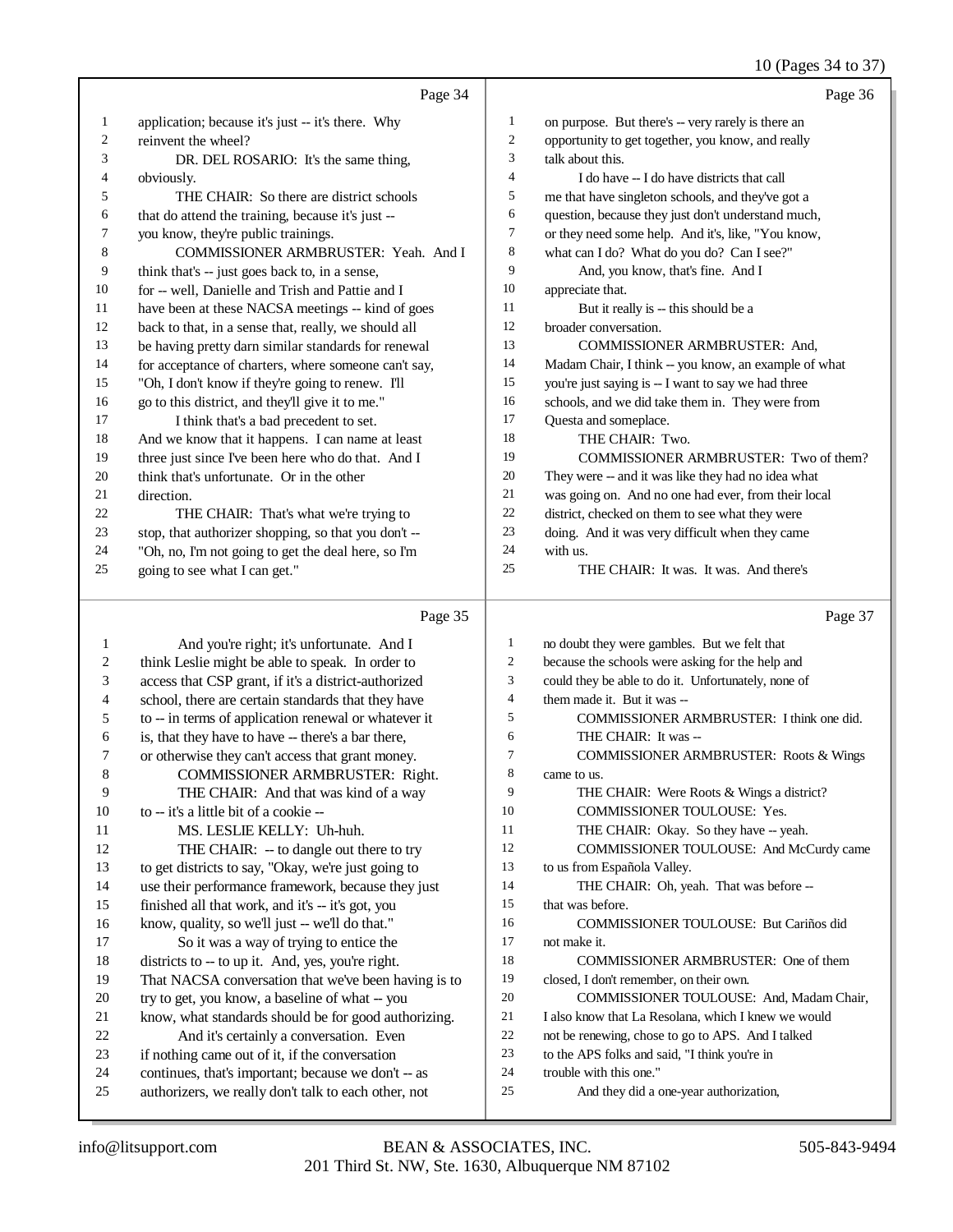Page 34

application; because it's just -- it's there. Why reinvent the wheel?

DR. DEL ROSARIO: It's the same thing, obviously.

THE CHAIR: So there are district schools that do attend the training, because it's just -- you know, they're public trainings.

COMMISSIONER ARMBRUSTER: Yeah. And I think that's -- just goes back to, in a sense, for -- well, Danielle and Trish and Pattie and I have been at these NACSA meetings -- kind of goes back to that, in a sense that, really, we should all be having pretty darn similar standards for renewal for acceptance of charters, where someone can't say, "Oh, I don't know if they're going to renew. I'll go to this district, and they'll give it to me."

I think that's a bad precedent to set. And we know that it happens. I can name at least three just since I've been here who do that. And I think that's unfortunate. Or in the other direction.

THE CHAIR: That's what we're trying to stop, that authorizer shopping, so that you don't -- "Oh, no, I'm not going to get the deal here, so I'm going to see what I can get."

Page 35

And you're right; it's unfortunate. And I think Leslie might be able to speak. In order to access that CSP grant, if it's a district-authorized school, there are certain standards that they have to -- in terms of application renewal or whatever it is, that they have to have -- there's a bar there, or otherwise they can't access that grant money.

COMMISSIONER ARMBRUSTER: Right.

THE CHAIR: And that was kind of a way to -- it's a little bit of a cookie --

MS. LESLIE KELLY: Uh-huh.

THE CHAIR: -- to dangle out there to try to get districts to say, "Okay, we're just going to use their performance framework, because they just finished all that work, and it's -- it's got, you know, quality, so we'll just -- we'll do that."

So it was a way of trying to entice the districts to -- to up it. And, yes, you're right. That NACSA conversation that we've been having is to try to get, you know, a baseline of what -- you know, what standards should be for good authorizing.

And it's certainly a conversation. Even if nothing came out of it, if the conversation continues, that's important; because we don't -- as authorizers, we really don't talk to each other, not

Page 36

on purpose. But there's -- very rarely is there an opportunity to get together, you know, and really talk about this.

I do have -- I do have districts that call me that have singleton schools, and they've got a question, because they just don't understand much, or they need some help. And it's, like, "You know, what can I do? What do you do? Can I see?"

And, you know, that's fine. And I appreciate that.

But it really is -- this should be a broader conversation.

COMMISSIONER ARMBRUSTER: And, Madam Chair, I think -- you know, an example of what you're just saying is -- I want to say we had three schools, and we did take them in. They were from Questa and someplace.

THE CHAIR: Two.

COMMISSIONER ARMBRUSTER: Two of them? They were -- and it was like they had no idea what was going on. And no one had ever, from their local district, checked on them to see what they were doing. And it was very difficult when they came with us.

THE CHAIR: It was. It was. And there's

Page 37

no doubt they were gambles. But we felt that because the schools were asking for the help and could they be able to do it. Unfortunately, none of them made it. But it was --

COMMISSIONER ARMBRUSTER: I think one did.

THE CHAIR: It was --

COMMISSIONER ARMBRUSTER: Roots & Wings came to us.

THE CHAIR: Were Roots & Wings a district?

COMMISSIONER TOULOUSE: Yes.

THE CHAIR: Okay. So they have -- yeah.

COMMISSIONER TOULOUSE: And McCurdy came to us from Española Valley.

THE CHAIR: Oh, yeah. That was before -- that was before.

COMMISSIONER TOULOUSE: But Cariños did not make it.

COMMISSIONER ARMBRUSTER: One of them closed, I don't remember, on their own.

COMMISSIONER TOULOUSE: And, Madam Chair, I also know that La Resolana, which I knew we would not be renewing, chose to go to APS. And I talked to the APS folks and said, "I think you're in trouble with this one."

And they did a one-year authorization,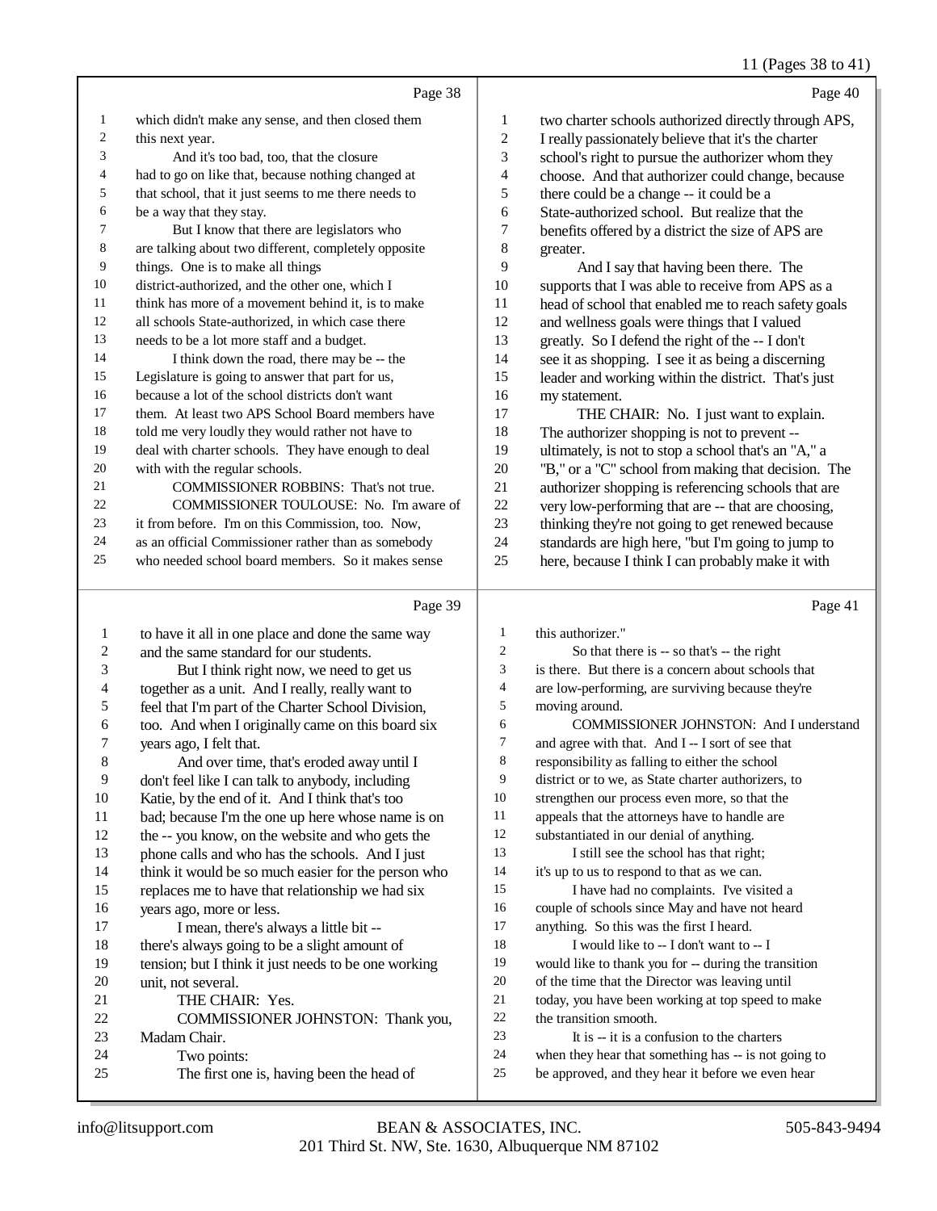## Page 38

1 which didn't make any sense, and then closed them
2 this next year.
3 And it's too bad, too, that the closure
4 had to go on like that, because nothing changed at
5 that school, that it just seems to me there needs to
6 be a way that they stay.
7 But I know that there are legislators who
8 are talking about two different, completely opposite
9 things. One is to make all things
10 district-authorized, and the other one, which I
11 think has more of a movement behind it, is to make
12 all schools State-authorized, in which case there
13 needs to be a lot more staff and a budget.
14 I think down the road, there may be -- the
15 Legislature is going to answer that part for us,
16 because a lot of the school districts don't want
17 them. At least two APS School Board members have
18 told me very loudly they would rather not have to
19 deal with charter schools. They have enough to deal
20 with with the regular schools.
21 COMMISSIONER ROBBINS: That's not true.
22 COMMISSIONER TOULOUSE: No. I'm aware of
23 it from before. I'm on this Commission, too. Now,
24 as an official Commissioner rather than as somebody
25 who needed school board members. So it makes sense

## Page 39

1 to have it all in one place and done the same way
2 and the same standard for our students.
3 But I think right now, we need to get us
4 together as a unit. And I really, really want to
5 feel that I'm part of the Charter School Division,
6 too. And when I originally came on this board six
7 years ago, I felt that.
8 And over time, that's eroded away until I
9 don't feel like I can talk to anybody, including
10 Katie, by the end of it. And I think that's too
11 bad; because I'm the one up here whose name is on
12 the -- you know, on the website and who gets the
13 phone calls and who has the schools. And I just
14 think it would be so much easier for the person who
15 replaces me to have that relationship we had six
16 years ago, more or less.
17 I mean, there's always a little bit --
18 there's always going to be a slight amount of
19 tension; but I think it just needs to be one working
20 unit, not several.
21 THE CHAIR: Yes.
22 COMMISSIONER JOHNSTON: Thank you,
23 Madam Chair.
24 Two points:
25 The first one is, having been the head of

## Page 40

1 two charter schools authorized directly through APS,
2 I really passionately believe that it's the charter
3 school's right to pursue the authorizer whom they
4 choose. And that authorizer could change, because
5 there could be a change -- it could be a
6 State-authorized school. But realize that the
7 benefits offered by a district the size of APS are
8 greater.
9 And I say that having been there. The
10 supports that I was able to receive from APS as a
11 head of school that enabled me to reach safety goals
12 and wellness goals were things that I valued
13 greatly. So I defend the right of the -- I don't
14 see it as shopping. I see it as being a discerning
15 leader and working within the district. That's just
16 my statement.
17 THE CHAIR: No. I just want to explain.
18 The authorizer shopping is not to prevent --
19 ultimately, is not to stop a school that's an "A," a
20 "B," or a "C" school from making that decision. The
21 authorizer shopping is referencing schools that are
22 very low-performing that are -- that are choosing,
23 thinking they're not going to get renewed because
24 standards are high here, "but I'm going to jump to
25 here, because I think I can probably make it with

## Page 41

1 this authorizer."
2 So that there is -- so that's -- the right
3 is there. But there is a concern about schools that
4 are low-performing, are surviving because they're
5 moving around.
6 COMMISSIONER JOHNSTON: And I understand
7 and agree with that. And I -- I sort of see that
8 responsibility as falling to either the school
9 district or to we, as State charter authorizers, to
10 strengthen our process even more, so that the
11 appeals that the attorneys have to handle are
12 substantiated in our denial of anything.
13 I still see the school has that right;
14 it's up to us to respond to that as we can.
15 I have had no complaints. I've visited a
16 couple of schools since May and have not heard
17 anything. So this was the first I heard.
18 I would like to -- I don't want to -- I
19 would like to thank you for -- during the transition
20 of the time that the Director was leaving until
21 today, you have been working at top speed to make
22 the transition smooth.
23 It is -- it is a confusion to the charters
24 when they hear that something has -- is not going to
25 be approved, and they hear it before we even hear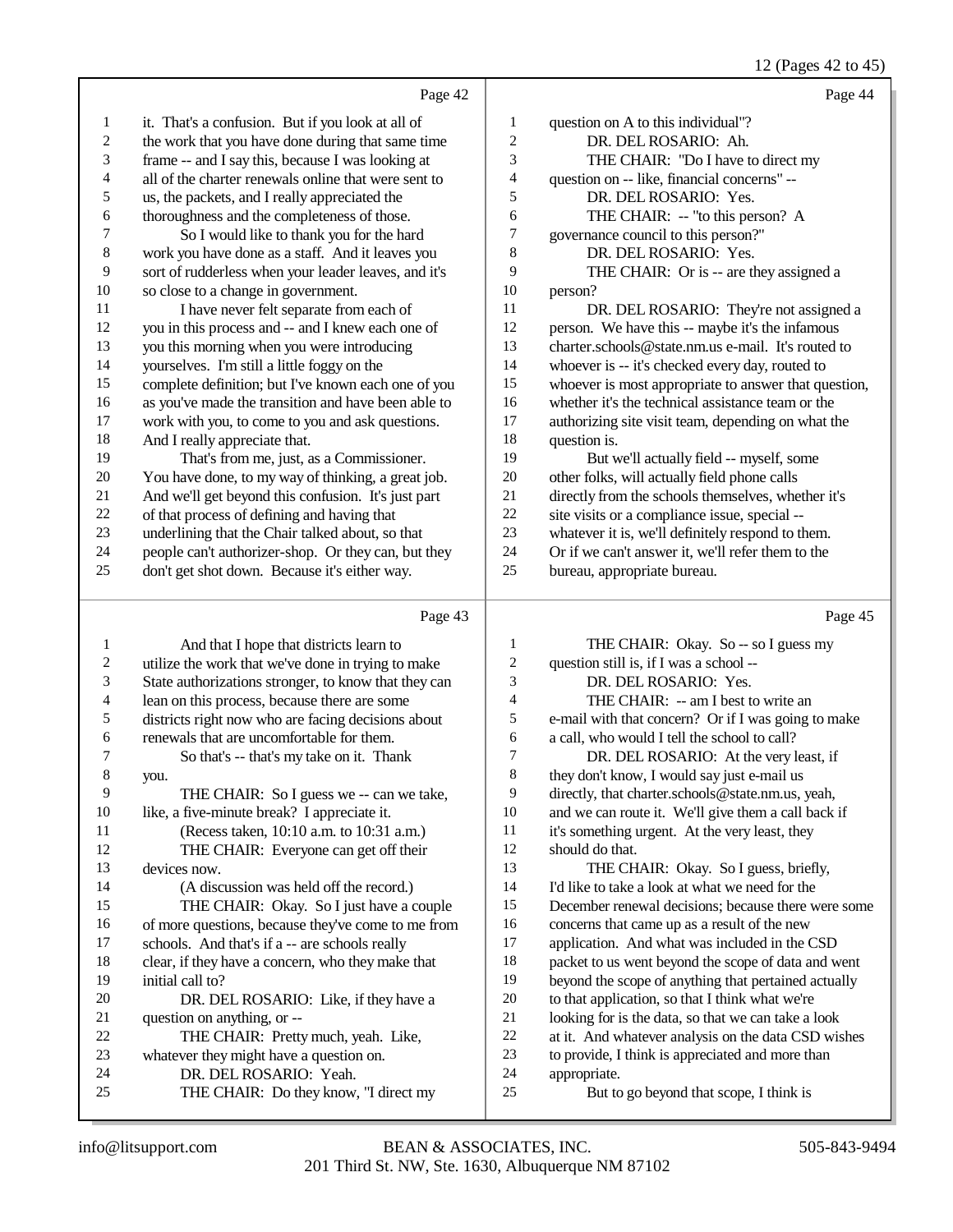12 (Pages 42 to 45)

Page 42

1 it. That's a confusion. But if you look at all of
2 the work that you have done during that same time
3 frame -- and I say this, because I was looking at
4 all of the charter renewals online that were sent to
5 us, the packets, and I really appreciated the
6 thoroughness and the completeness of those.
7 So I would like to thank you for the hard
8 work you have done as a staff. And it leaves you
9 sort of rudderless when your leader leaves, and it's
10 so close to a change in government.
11 I have never felt separate from each of
12 you in this process and -- and I knew each one of
13 you this morning when you were introducing
14 yourselves. I'm still a little foggy on the
15 complete definition; but I've known each one of you
16 as you've made the transition and have been able to
17 work with you, to come to you and ask questions.
18 And I really appreciate that.
19 That's from me, just, as a Commissioner.
20 You have done, to my way of thinking, a great job.
21 And we'll get beyond this confusion. It's just part
22 of that process of defining and having that
23 underlining that the Chair talked about, so that
24 people can't authorizer-shop. Or they can, but they
25 don't get shot down. Because it's either way.

Page 43

1 And that I hope that districts learn to
2 utilize the work that we've done in trying to make
3 State authorizations stronger, to know that they can
4 lean on this process, because there are some
5 districts right now who are facing decisions about
6 renewals that are uncomfortable for them.
7 So that's -- that's my take on it. Thank
8 you.
9 THE CHAIR: So I guess we -- can we take,
10 like, a five-minute break? I appreciate it.
11 (Recess taken, 10:10 a.m. to 10:31 a.m.)
12 THE CHAIR: Everyone can get off their
13 devices now.
14 (A discussion was held off the record.)
15 THE CHAIR: Okay. So I just have a couple
16 of more questions, because they've come to me from
17 schools. And that's if a -- are schools really
18 clear, if they have a concern, who they make that
19 initial call to?
20 DR. DEL ROSARIO: Like, if they have a
21 question on anything, or --
22 THE CHAIR: Pretty much, yeah. Like,
23 whatever they might have a question on.
24 DR. DEL ROSARIO: Yeah.
25 THE CHAIR: Do they know, "I direct my

Page 44

1 question on A to this individual"?
2 DR. DEL ROSARIO: Ah.
3 THE CHAIR: "Do I have to direct my
4 question on -- like, financial concerns" --
5 DR. DEL ROSARIO: Yes.
6 THE CHAIR: -- "to this person? A
7 governance council to this person?"
8 DR. DEL ROSARIO: Yes.
9 THE CHAIR: Or is -- are they assigned a
10 person?
11 DR. DEL ROSARIO: They're not assigned a
12 person. We have this -- maybe it's the infamous
13 charter.schools@state.nm.us e-mail. It's routed to
14 whoever is -- it's checked every day, routed to
15 whoever is most appropriate to answer that question,
16 whether it's the technical assistance team or the
17 authorizing site visit team, depending on what the
18 question is.
19 But we'll actually field -- myself, some
20 other folks, will actually field phone calls
21 directly from the schools themselves, whether it's
22 site visits or a compliance issue, special --
23 whatever it is, we'll definitely respond to them.
24 Or if we can't answer it, we'll refer them to the
25 bureau, appropriate bureau.

Page 45

1 THE CHAIR: Okay. So -- so I guess my
2 question still is, if I was a school --
3 DR. DEL ROSARIO: Yes.
4 THE CHAIR: -- am I best to write an
5 e-mail with that concern? Or if I was going to make
6 a call, who would I tell the school to call?
7 DR. DEL ROSARIO: At the very least, if
8 they don't know, I would say just e-mail us
9 directly, that charter.schools@state.nm.us, yeah,
10 and we can route it. We'll give them a call back if
11 it's something urgent. At the very least, they
12 should do that.
13 THE CHAIR: Okay. So I guess, briefly,
14 I'd like to take a look at what we need for the
15 December renewal decisions; because there were some
16 concerns that came up as a result of the new
17 application. And what was included in the CSD
18 packet to us went beyond the scope of data and went
19 beyond the scope of anything that pertained actually
20 to that application, so that I think what we're
21 looking for is the data, so that we can take a look
22 at it. And whatever analysis on the data CSD wishes
23 to provide, I think is appreciated and more than
24 appropriate.
25 But to go beyond that scope, I think is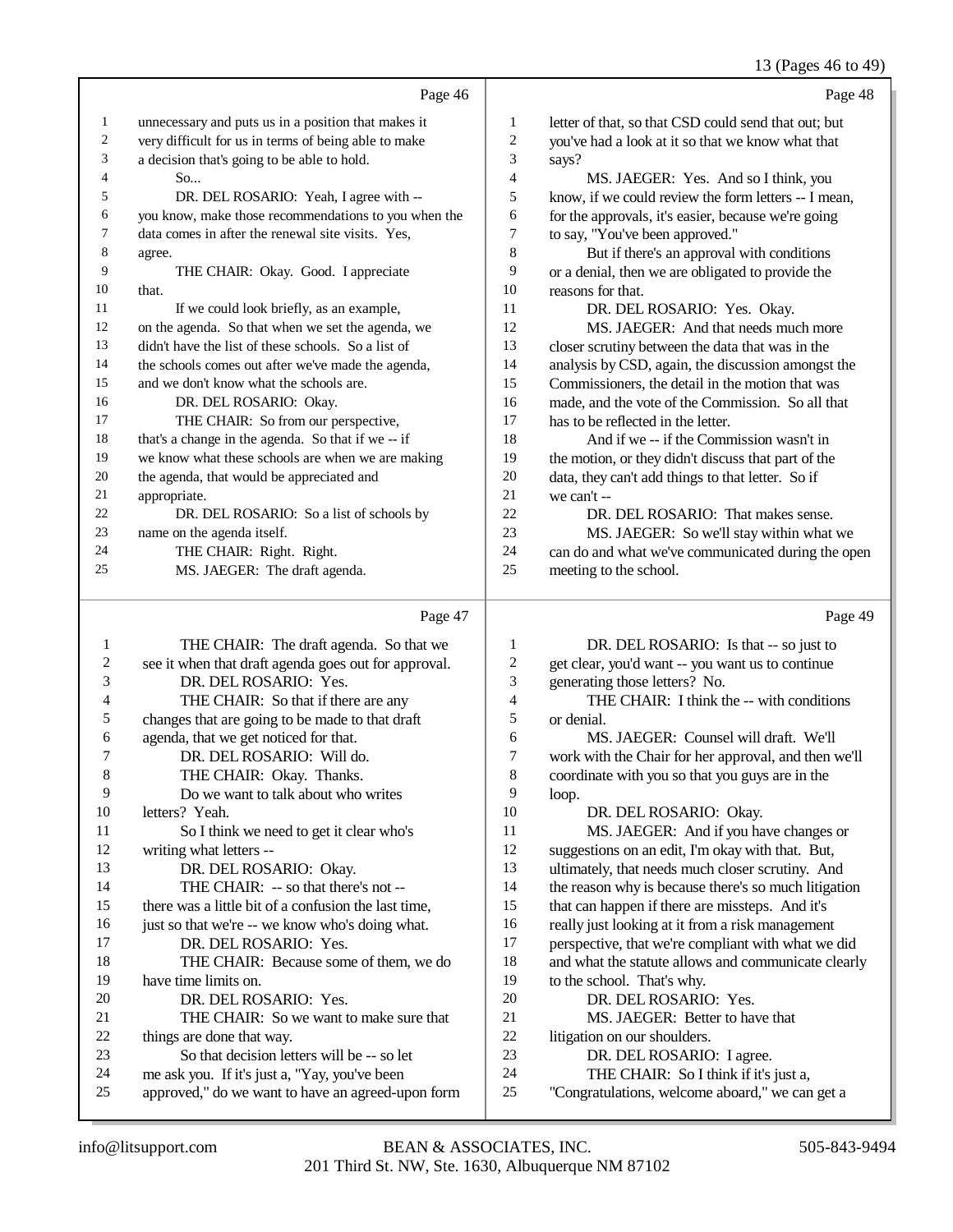Page 46

1 unnecessary and puts us in a position that makes it
2 very difficult for us in terms of being able to make
3 a decision that's going to be able to hold.
4 So...
5 DR. DEL ROSARIO: Yeah, I agree with --
6 you know, make those recommendations to you when the
7 data comes in after the renewal site visits. Yes,
8 agree.
9 THE CHAIR: Okay. Good. I appreciate
10 that.
11 If we could look briefly, as an example,
12 on the agenda. So that when we set the agenda, we
13 didn't have the list of these schools. So a list of
14 the schools comes out after we've made the agenda,
15 and we don't know what the schools are.
16 DR. DEL ROSARIO: Okay.
17 THE CHAIR: So from our perspective,
18 that's a change in the agenda. So that if we -- if
19 we know what these schools are when we are making
20 the agenda, that would be appreciated and
21 appropriate.
22 DR. DEL ROSARIO: So a list of schools by
23 name on the agenda itself.
24 THE CHAIR: Right. Right.
25 MS. JAEGER: The draft agenda.

Page 47

1 THE CHAIR: The draft agenda. So that we
2 see it when that draft agenda goes out for approval.
3 DR. DEL ROSARIO: Yes.
4 THE CHAIR: So that if there are any
5 changes that are going to be made to that draft
6 agenda, that we get noticed for that.
7 DR. DEL ROSARIO: Will do.
8 THE CHAIR: Okay. Thanks.
9 Do we want to talk about who writes
10 letters? Yeah.
11 So I think we need to get it clear who's
12 writing what letters --
13 DR. DEL ROSARIO: Okay.
14 THE CHAIR: -- so that there's not --
15 there was a little bit of a confusion the last time,
16 just so that we're -- we know who's doing what.
17 DR. DEL ROSARIO: Yes.
18 THE CHAIR: Because some of them, we do
19 have time limits on.
20 DR. DEL ROSARIO: Yes.
21 THE CHAIR: So we want to make sure that
22 things are done that way.
23 So that decision letters will be -- so let
24 me ask you. If it's just a, "Yay, you've been
25 approved," do we want to have an agreed-upon form

Page 48

1 letter of that, so that CSD could send that out; but
2 you've had a look at it so that we know what that
3 says?
4 MS. JAEGER: Yes. And so I think, you
5 know, if we could review the form letters -- I mean,
6 for the approvals, it's easier, because we're going
7 to say, "You've been approved."
8 But if there's an approval with conditions
9 or a denial, then we are obligated to provide the
10 reasons for that.
11 DR. DEL ROSARIO: Yes. Okay.
12 MS. JAEGER: And that needs much more
13 closer scrutiny between the data that was in the
14 analysis by CSD, again, the discussion amongst the
15 Commissioners, the detail in the motion that was
16 made, and the vote of the Commission. So all that
17 has to be reflected in the letter.
18 And if we -- if the Commission wasn't in
19 the motion, or they didn't discuss that part of the
20 data, they can't add things to that letter. So if
21 we can't --
22 DR. DEL ROSARIO: That makes sense.
23 MS. JAEGER: So we'll stay within what we
24 can do and what we've communicated during the open
25 meeting to the school.

Page 49

1 DR. DEL ROSARIO: Is that -- so just to
2 get clear, you'd want -- you want us to continue
3 generating those letters? No.
4 THE CHAIR: I think the -- with conditions
5 or denial.
6 MS. JAEGER: Counsel will draft. We'll
7 work with the Chair for her approval, and then we'll
8 coordinate with you so that you guys are in the
9 loop.
10 DR. DEL ROSARIO: Okay.
11 MS. JAEGER: And if you have changes or
12 suggestions on an edit, I'm okay with that. But,
13 ultimately, that needs much closer scrutiny. And
14 the reason why is because there's so much litigation
15 that can happen if there are missteps. And it's
16 really just looking at it from a risk management
17 perspective, that we're compliant with what we did
18 and what the statute allows and communicate clearly
19 to the school. That's why.
20 DR. DEL ROSARIO: Yes.
21 MS. JAEGER: Better to have that
22 litigation on our shoulders.
23 DR. DEL ROSARIO: I agree.
24 THE CHAIR: So I think if it's just a,
25 "Congratulations, welcome aboard," we can get a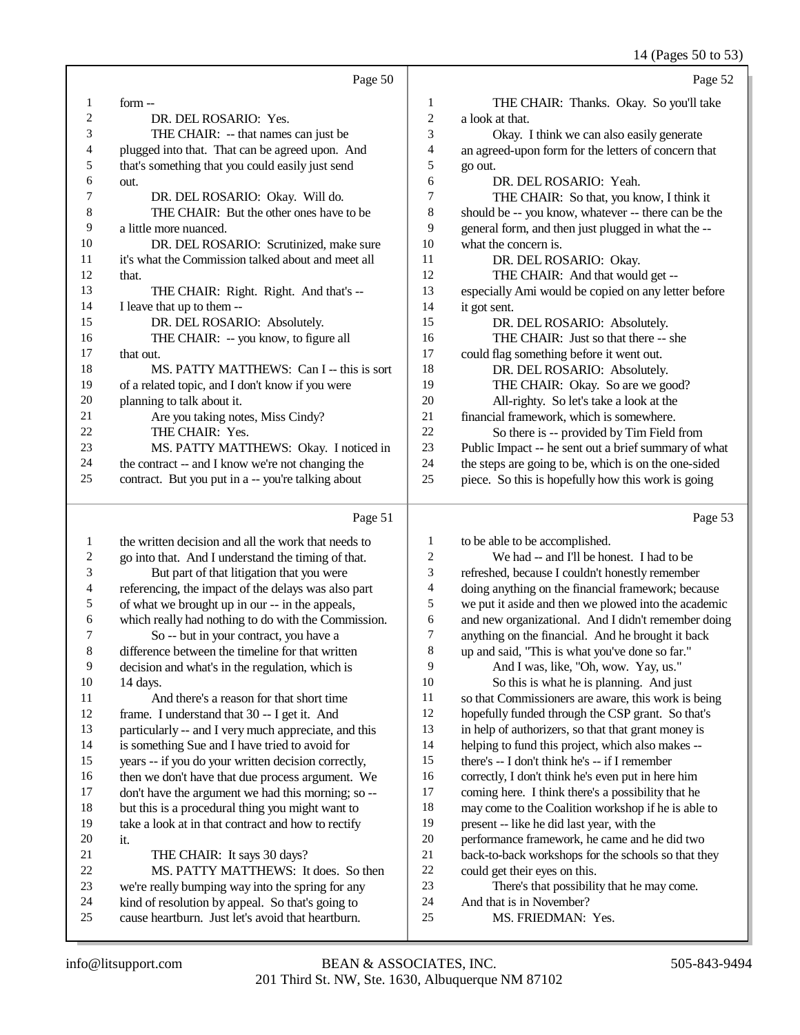Page 50

1 form --
2 DR. DEL ROSARIO: Yes.
3 THE CHAIR: -- that names can just be
4 plugged into that. That can be agreed upon. And
5 that's something that you could easily just send
6 out.
7 DR. DEL ROSARIO: Okay. Will do.
8 THE CHAIR: But the other ones have to be
9 a little more nuanced.
10 DR. DEL ROSARIO: Scrutinized, make sure
11 it's what the Commission talked about and meet all
12 that.
13 THE CHAIR: Right. Right. And that's --
14 I leave that up to them --
15 DR. DEL ROSARIO: Absolutely.
16 THE CHAIR: -- you know, to figure all
17 that out.
18 MS. PATTY MATTHEWS: Can I -- this is sort
19 of a related topic, and I don't know if you were
20 planning to talk about it.
21 Are you taking notes, Miss Cindy?
22 THE CHAIR: Yes.
23 MS. PATTY MATTHEWS: Okay. I noticed in
24 the contract -- and I know we're not changing the
25 contract. But you put in a -- you're talking about

Page 51

1 the written decision and all the work that needs to
2 go into that. And I understand the timing of that.
3 But part of that litigation that you were
4 referencing, the impact of the delays was also part
5 of what we brought up in our -- in the appeals,
6 which really had nothing to do with the Commission.
7 So -- but in your contract, you have a
8 difference between the timeline for that written
9 decision and what's in the regulation, which is
10 14 days.
11 And there's a reason for that short time
12 frame. I understand that 30 -- I get it. And
13 particularly -- and I very much appreciate, and this
14 is something Sue and I have tried to avoid for
15 years -- if you do your written decision correctly,
16 then we don't have that due process argument. We
17 don't have the argument we had this morning; so --
18 but this is a procedural thing you might want to
19 take a look at in that contract and how to rectify
20 it.
21 THE CHAIR: It says 30 days?
22 MS. PATTY MATTHEWS: It does. So then
23 we're really bumping way into the spring for any
24 kind of resolution by appeal. So that's going to
25 cause heartburn. Just let's avoid that heartburn.

Page 52

1 THE CHAIR: Thanks. Okay. So you'll take
2 a look at that.
3 Okay. I think we can also easily generate
4 an agreed-upon form for the letters of concern that
5 go out.
6 DR. DEL ROSARIO: Yeah.
7 THE CHAIR: So that, you know, I think it
8 should be -- you know, whatever -- there can be the
9 general form, and then just plugged in what the --
10 what the concern is.
11 DR. DEL ROSARIO: Okay.
12 THE CHAIR: And that would get --
13 especially Ami would be copied on any letter before
14 it got sent.
15 DR. DEL ROSARIO: Absolutely.
16 THE CHAIR: Just so that there -- she
17 could flag something before it went out.
18 DR. DEL ROSARIO: Absolutely.
19 THE CHAIR: Okay. So are we good?
20 All-righty. So let's take a look at the
21 financial framework, which is somewhere.
22 So there is -- provided by Tim Field from
23 Public Impact -- he sent out a brief summary of what
24 the steps are going to be, which is on the one-sided
25 piece. So this is hopefully how this work is going

Page 53

1 to be able to be accomplished.
2 We had -- and I'll be honest. I had to be
3 refreshed, because I couldn't honestly remember
4 doing anything on the financial framework; because
5 we put it aside and then we plowed into the academic
6 and new organizational. And I didn't remember doing
7 anything on the financial. And he brought it back
8 up and said, "This is what you've done so far."
9 And I was, like, "Oh, wow. Yay, us."
10 So this is what he is planning. And just
11 so that Commissioners are aware, this work is being
12 hopefully funded through the CSP grant. So that's
13 in help of authorizers, so that that grant money is
14 helping to fund this project, which also makes --
15 there's -- I don't think he's -- if I remember
16 correctly, I don't think he's even put in here him
17 coming here. I think there's a possibility that he
18 may come to the Coalition workshop if he is able to
19 present -- like he did last year, with the
20 performance framework, he came and he did two
21 back-to-back workshops for the schools so that they
22 could get their eyes on this.
23 There's that possibility that he may come.
24 And that is in November?
25 MS. FRIEDMAN: Yes.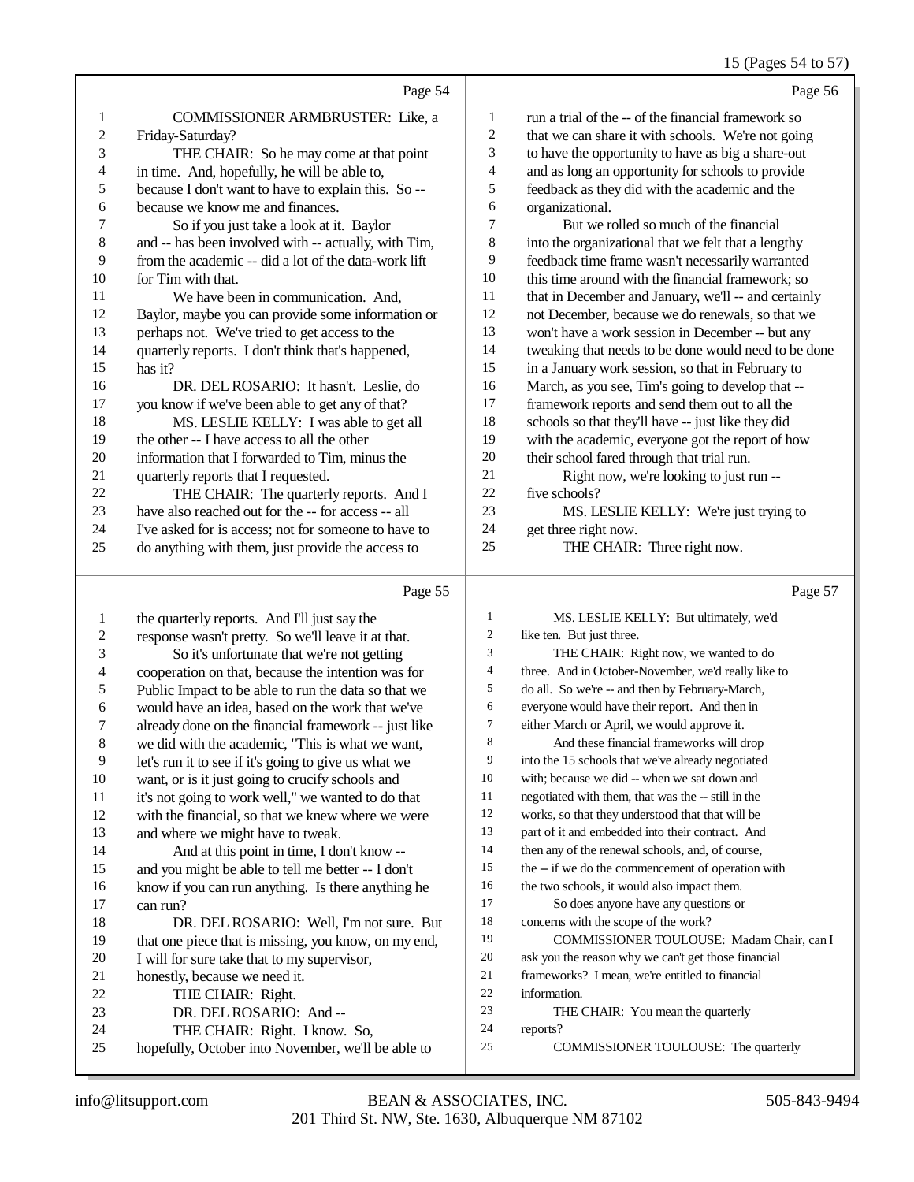Page 54

1 COMMISSIONER ARMBRUSTER: Like, a
2 Friday-Saturday?
3 THE CHAIR: So he may come at that point
4 in time. And, hopefully, he will be able to,
5 because I don't want to have to explain this. So --
6 because we know me and finances.
7 So if you just take a look at it. Baylor
8 and -- has been involved with -- actually, with Tim,
9 from the academic -- did a lot of the data-work lift
10 for Tim with that.
11 We have been in communication. And,
12 Baylor, maybe you can provide some information or
13 perhaps not. We've tried to get access to the
14 quarterly reports. I don't think that's happened,
15 has it?
16 DR. DEL ROSARIO: It hasn't. Leslie, do
17 you know if we've been able to get any of that?
18 MS. LESLIE KELLY: I was able to get all
19 the other -- I have access to all the other
20 information that I forwarded to Tim, minus the
21 quarterly reports that I requested.
22 THE CHAIR: The quarterly reports. And I
23 have also reached out for the -- for access -- all
24 I've asked for is access; not for someone to have to
25 do anything with them, just provide the access to

Page 55

1 the quarterly reports. And I'll just say the
2 response wasn't pretty. So we'll leave it at that.
3 So it's unfortunate that we're not getting
4 cooperation on that, because the intention was for
5 Public Impact to be able to run the data so that we
6 would have an idea, based on the work that we've
7 already done on the financial framework -- just like
8 we did with the academic, "This is what we want,
9 let's run it to see if it's going to give us what we
10 want, or is it just going to crucify schools and
11 it's not going to work well," we wanted to do that
12 with the financial, so that we knew where we were
13 and where we might have to tweak.
14 And at this point in time, I don't know --
15 and you might be able to tell me better -- I don't
16 know if you can run anything. Is there anything he
17 can run?
18 DR. DEL ROSARIO: Well, I'm not sure. But
19 that one piece that is missing, you know, on my end,
20 I will for sure take that to my supervisor,
21 honestly, because we need it.
22 THE CHAIR: Right.
23 DR. DEL ROSARIO: And --
24 THE CHAIR: Right. I know. So,
25 hopefully, October into November, we'll be able to

Page 56

1 run a trial of the -- of the financial framework so
2 that we can share it with schools. We're not going
3 to have the opportunity to have as big a share-out
4 and as long an opportunity for schools to provide
5 feedback as they did with the academic and the
6 organizational.
7 But we rolled so much of the financial
8 into the organizational that we felt that a lengthy
9 feedback time frame wasn't necessarily warranted
10 this time around with the financial framework; so
11 that in December and January, we'll -- and certainly
12 not December, because we do renewals, so that we
13 won't have a work session in December -- but any
14 tweaking that needs to be done would need to be done
15 in a January work session, so that in February to
16 March, as you see, Tim's going to develop that --
17 framework reports and send them out to all the
18 schools so that they'll have -- just like they did
19 with the academic, everyone got the report of how
20 their school fared through that trial run.
21 Right now, we're looking to just run --
22 five schools?
23 MS. LESLIE KELLY: We're just trying to
24 get three right now.
25 THE CHAIR: Three right now.

Page 57

1 MS. LESLIE KELLY: But ultimately, we'd
2 like ten. But just three.
3 THE CHAIR: Right now, we wanted to do
4 three. And in October-November, we'd really like to
5 do all. So we're -- and then by February-March,
6 everyone would have their report. And then in
7 either March or April, we would approve it.
8 And these financial frameworks will drop
9 into the 15 schools that we've already negotiated
10 with; because we did -- when we sat down and
11 negotiated with them, that was the -- still in the
12 works, so that they understood that that will be
13 part of it and embedded into their contract. And
14 then any of the renewal schools, and, of course,
15 the -- if we do the commencement of operation with
16 the two schools, it would also impact them.
17 So does anyone have any questions or
18 concerns with the scope of the work?
19 COMMISSIONER TOULOUSE: Madam Chair, can I
20 ask you the reason why we can't get those financial
21 frameworks? I mean, we're entitled to financial
22 information.
23 THE CHAIR: You mean the quarterly
24 reports?
25 COMMISSIONER TOULOUSE: The quarterly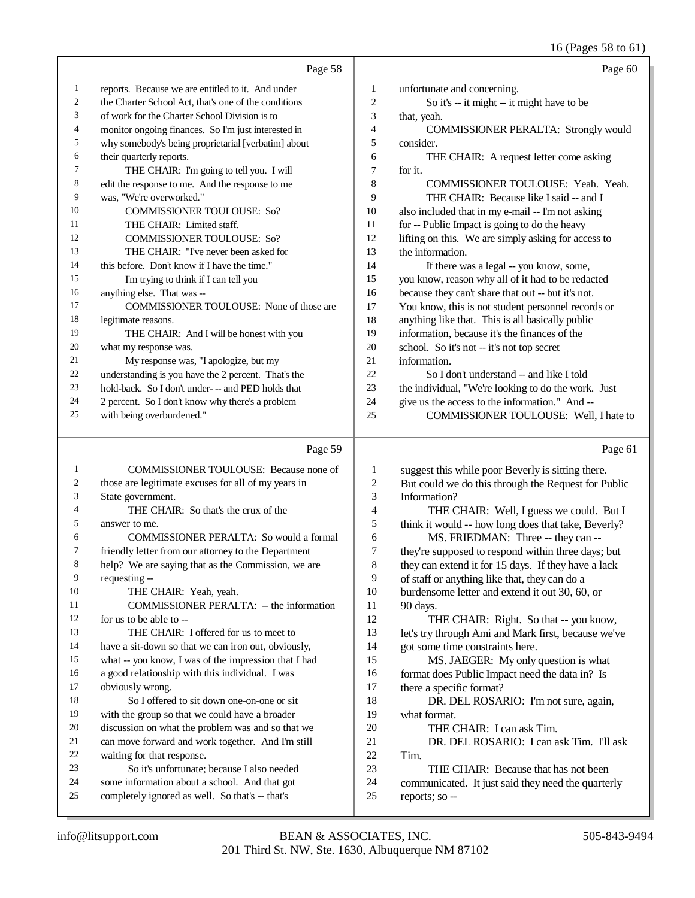Page 58

1 reports. Because we are entitled to it. And under
2 the Charter School Act, that's one of the conditions
3 of work for the Charter School Division is to
4 monitor ongoing finances. So I'm just interested in
5 why somebody's being proprietarial [verbatim] about
6 their quarterly reports.
7 THE CHAIR: I'm going to tell you. I will
8 edit the response to me. And the response to me
9 was, "We're overworked."
10 COMMISSIONER TOULOUSE: So?
11 THE CHAIR: Limited staff.
12 COMMISSIONER TOULOUSE: So?
13 THE CHAIR: "I've never been asked for
14 this before. Don't know if I have the time."
15 I'm trying to think if I can tell you
16 anything else. That was --
17 COMMISSIONER TOULOUSE: None of those are
18 legitimate reasons.
19 THE CHAIR: And I will be honest with you
20 what my response was.
21 My response was, "I apologize, but my
22 understanding is you have the 2 percent. That's the
23 hold-back. So I don't under- -- and PED holds that
24 2 percent. So I don't know why there's a problem
25 with being overburdened."

Page 59

1 COMMISSIONER TOULOUSE: Because none of
2 those are legitimate excuses for all of my years in
3 State government.
4 THE CHAIR: So that's the crux of the
5 answer to me.
6 COMMISSIONER PERALTA: So would a formal
7 friendly letter from our attorney to the Department
8 help? We are saying that as the Commission, we are
9 requesting --
10 THE CHAIR: Yeah, yeah.
11 COMMISSIONER PERALTA: -- the information
12 for us to be able to --
13 THE CHAIR: I offered for us to meet to
14 have a sit-down so that we can iron out, obviously,
15 what -- you know, I was of the impression that I had
16 a good relationship with this individual. I was
17 obviously wrong.
18 So I offered to sit down one-on-one or sit
19 with the group so that we could have a broader
20 discussion on what the problem was and so that we
21 can move forward and work together. And I'm still
22 waiting for that response.
23 So it's unfortunate; because I also needed
24 some information about a school. And that got
25 completely ignored as well. So that's -- that's

Page 60

1 unfortunate and concerning.
2 So it's -- it might -- it might have to be
3 that, yeah.
4 COMMISSIONER PERALTA: Strongly would
5 consider.
6 THE CHAIR: A request letter come asking
7 for it.
8 COMMISSIONER TOULOUSE: Yeah. Yeah.
9 THE CHAIR: Because like I said -- and I
10 also included that in my e-mail -- I'm not asking
11 for -- Public Impact is going to do the heavy
12 lifting on this. We are simply asking for access to
13 the information.
14 If there was a legal -- you know, some,
15 you know, reason why all of it had to be redacted
16 because they can't share that out -- but it's not.
17 You know, this is not student personnel records or
18 anything like that. This is all basically public
19 information, because it's the finances of the
20 school. So it's not -- it's not top secret
21 information.
22 So I don't understand -- and like I told
23 the individual, "We're looking to do the work. Just
24 give us the access to the information." And --
25 COMMISSIONER TOULOUSE: Well, I hate to

Page 61

1 suggest this while poor Beverly is sitting there.
2 But could we do this through the Request for Public
3 Information?
4 THE CHAIR: Well, I guess we could. But I
5 think it would -- how long does that take, Beverly?
6 MS. FRIEDMAN: Three -- they can --
7 they're supposed to respond within three days; but
8 they can extend it for 15 days. If they have a lack
9 of staff or anything like that, they can do a
10 burdensome letter and extend it out 30, 60, or
11 90 days.
12 THE CHAIR: Right. So that -- you know,
13 let's try through Ami and Mark first, because we've
14 got some time constraints here.
15 MS. JAEGER: My only question is what
16 format does Public Impact need the data in? Is
17 there a specific format?
18 DR. DEL ROSARIO: I'm not sure, again,
19 what format.
20 THE CHAIR: I can ask Tim.
21 DR. DEL ROSARIO: I can ask Tim. I'll ask
22 Tim.
23 THE CHAIR: Because that has not been
24 communicated. It just said they need the quarterly
25 reports; so --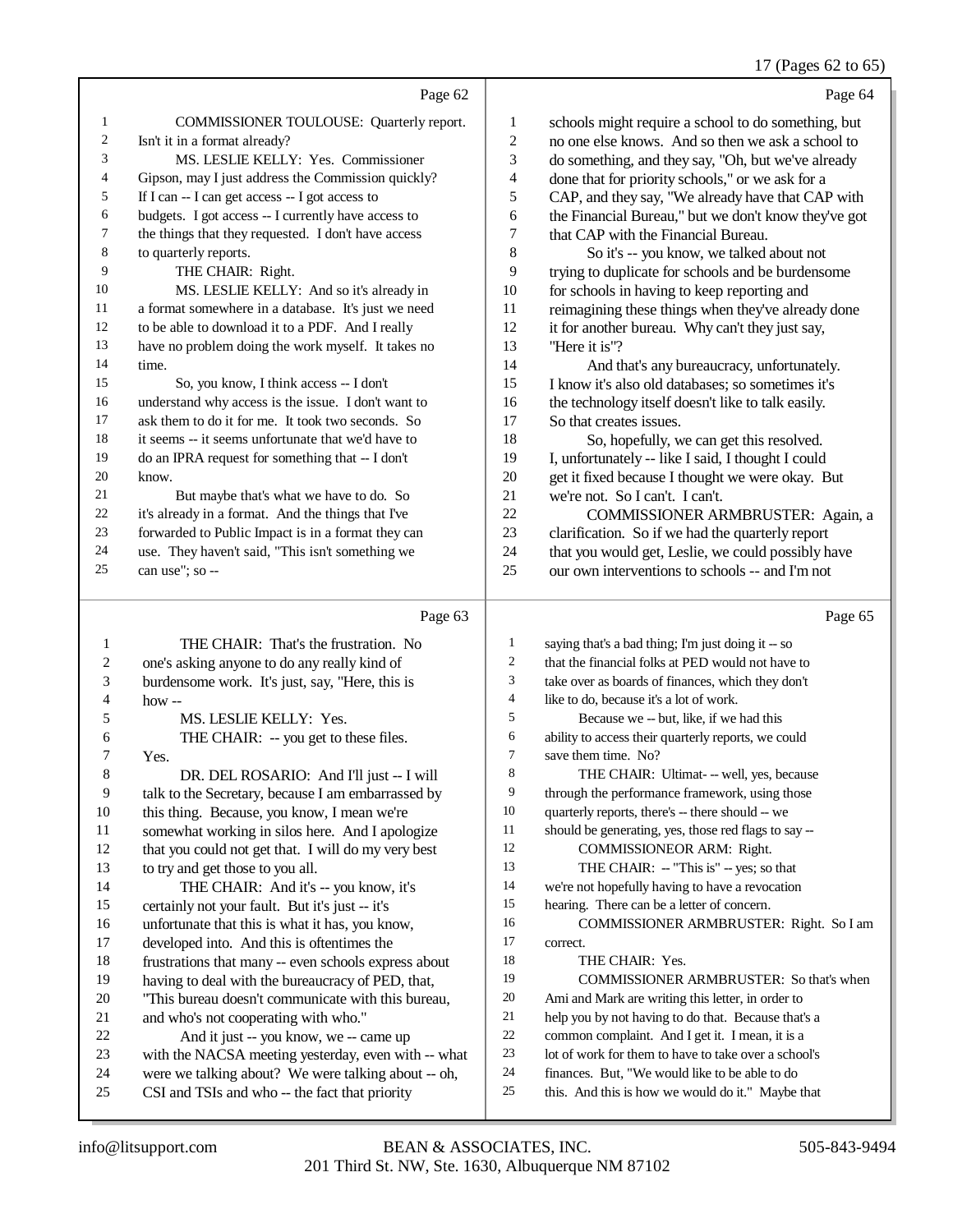Page 62

1 COMMISSIONER TOULOUSE: Quarterly report.
2 Isn't it in a format already?
3 MS. LESLIE KELLY: Yes. Commissioner
4 Gipson, may I just address the Commission quickly?
5 If I can -- I can get access -- I got access to
6 budgets. I got access -- I currently have access to
7 the things that they requested. I don't have access
8 to quarterly reports.
9 THE CHAIR: Right.
10 MS. LESLIE KELLY: And so it's already in
11 a format somewhere in a database. It's just we need
12 to be able to download it to a PDF. And I really
13 have no problem doing the work myself. It takes no
14 time.
15 So, you know, I think access -- I don't
16 understand why access is the issue. I don't want to
17 ask them to do it for me. It took two seconds. So
18 it seems -- it seems unfortunate that we'd have to
19 do an IPRA request for something that -- I don't
20 know.
21 But maybe that's what we have to do. So
22 it's already in a format. And the things that I've
23 forwarded to Public Impact is in a format they can
24 use. They haven't said, "This isn't something we
25 can use"; so --

Page 63

1 THE CHAIR: That's the frustration. No
2 one's asking anyone to do any really kind of
3 burdensome work. It's just, say, "Here, this is
4 how --
5 MS. LESLIE KELLY: Yes.
6 THE CHAIR: -- you get to these files.
7 Yes.
8 DR. DEL ROSARIO: And I'll just -- I will
9 talk to the Secretary, because I am embarrassed by
10 this thing. Because, you know, I mean we're
11 somewhat working in silos here. And I apologize
12 that you could not get that. I will do my very best
13 to try and get those to you all.
14 THE CHAIR: And it's -- you know, it's
15 certainly not your fault. But it's just -- it's
16 unfortunate that this is what it has, you know,
17 developed into. And this is oftentimes the
18 frustrations that many -- even schools express about
19 having to deal with the bureaucracy of PED, that,
20 "This bureau doesn't communicate with this bureau,
21 and who's not cooperating with who."
22 And it just -- you know, we -- came up
23 with the NACSA meeting yesterday, even with -- what
24 were we talking about? We were talking about -- oh,
25 CSI and TSIs and who -- the fact that priority

Page 64

1 schools might require a school to do something, but
2 no one else knows. And so then we ask a school to
3 do something, and they say, "Oh, but we've already
4 done that for priority schools," or we ask for a
5 CAP, and they say, "We already have that CAP with
6 the Financial Bureau," but we don't know they've got
7 that CAP with the Financial Bureau.
8 So it's -- you know, we talked about not
9 trying to duplicate for schools and be burdensome
10 for schools in having to keep reporting and
11 reimagining these things when they've already done
12 it for another bureau. Why can't they just say,
13 "Here it is"?
14 And that's any bureaucracy, unfortunately.
15 I know it's also old databases; so sometimes it's
16 the technology itself doesn't like to talk easily.
17 So that creates issues.
18 So, hopefully, we can get this resolved.
19 I, unfortunately -- like I said, I thought I could
20 get it fixed because I thought we were okay. But
21 we're not. So I can't. I can't.
22 COMMISSIONER ARMBRUSTER: Again, a
23 clarification. So if we had the quarterly report
24 that you would get, Leslie, we could possibly have
25 our own interventions to schools -- and I'm not

Page 65

1 saying that's a bad thing; I'm just doing it -- so
2 that the financial folks at PED would not have to
3 take over as boards of finances, which they don't
4 like to do, because it's a lot of work.
5 Because we -- but, like, if we had this
6 ability to access their quarterly reports, we could
7 save them time. No?
8 THE CHAIR: Ultimat- -- well, yes, because
9 through the performance framework, using those
10 quarterly reports, there's -- there should -- we
11 should be generating, yes, those red flags to say --
12 COMMISSIONEOR ARM: Right.
13 THE CHAIR: -- "This is" -- yes; so that
14 we're not hopefully having to have a revocation
15 hearing. There can be a letter of concern.
16 COMMISSIONER ARMBRUSTER: Right. So I am
17 correct.
18 THE CHAIR: Yes.
19 COMMISSIONER ARMBRUSTER: So that's when
20 Ami and Mark are writing this letter, in order to
21 help you by not having to do that. Because that's a
22 common complaint. And I get it. I mean, it is a
23 lot of work for them to have to take over a school's
24 finances. But, "We would like to be able to do
25 this. And this is how we would do it." Maybe that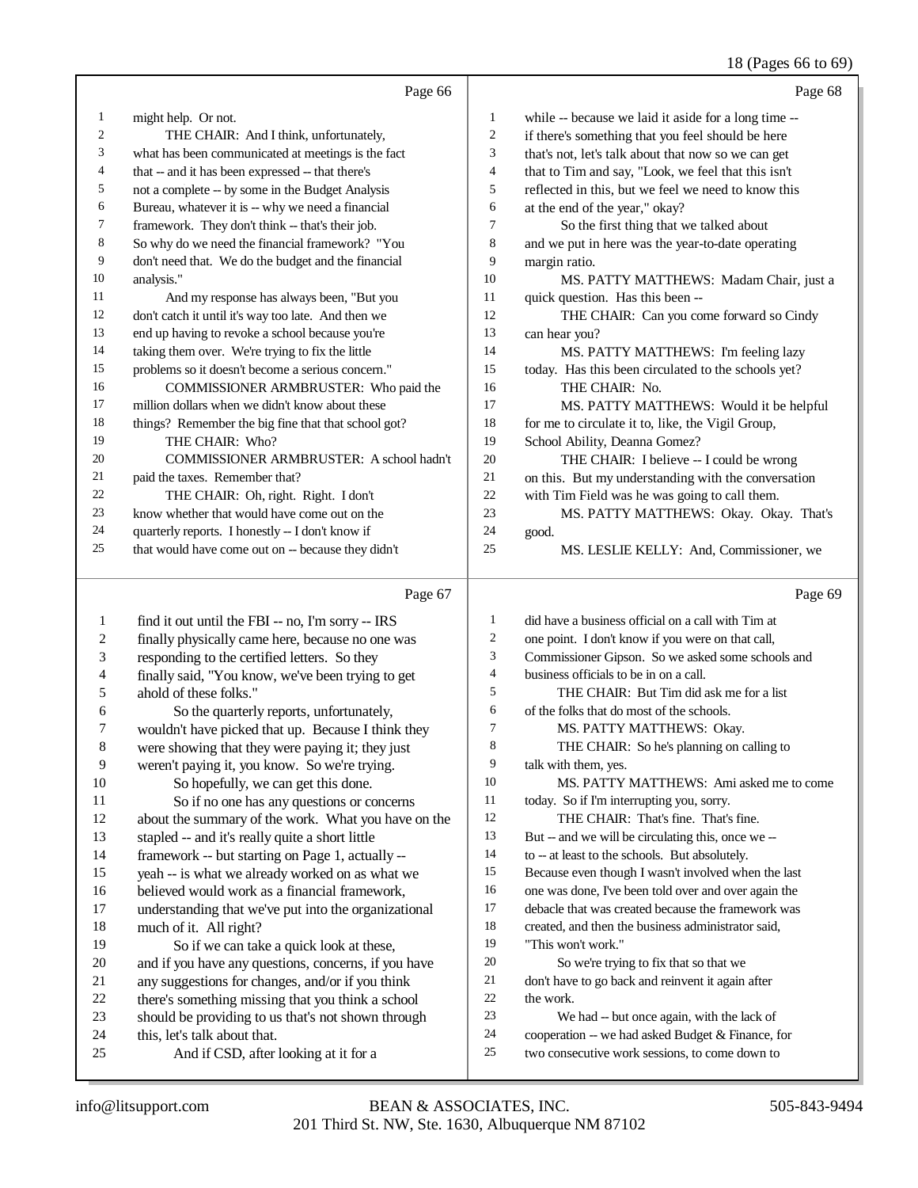Page 66

1 might help. Or not.
2 THE CHAIR: And I think, unfortunately,
3 what has been communicated at meetings is the fact
4 that -- and it has been expressed -- that there's
5 not a complete -- by some in the Budget Analysis
6 Bureau, whatever it is -- why we need a financial
7 framework. They don't think -- that's their job.
8 So why do we need the financial framework? "You
9 don't need that. We do the budget and the financial
10 analysis."
11 And my response has always been, "But you
12 don't catch it until it's way too late. And then we
13 end up having to revoke a school because you're
14 taking them over. We're trying to fix the little
15 problems so it doesn't become a serious concern."
16 COMMISSIONER ARMBRUSTER: Who paid the
17 million dollars when we didn't know about these
18 things? Remember the big fine that that school got?
19 THE CHAIR: Who?
20 COMMISSIONER ARMBRUSTER: A school hadn't
21 paid the taxes. Remember that?
22 THE CHAIR: Oh, right. Right. I don't
23 know whether that would have come out on the
24 quarterly reports. I honestly -- I don't know if
25 that would have come out on -- because they didn't

Page 67

1 find it out until the FBI -- no, I'm sorry -- IRS
2 finally physically came here, because no one was
3 responding to the certified letters. So they
4 finally said, "You know, we've been trying to get
5 ahold of these folks."
6 So the quarterly reports, unfortunately,
7 wouldn't have picked that up. Because I think they
8 were showing that they were paying it; they just
9 weren't paying it, you know. So we're trying.
10 So hopefully, we can get this done.
11 So if no one has any questions or concerns
12 about the summary of the work. What you have on the
13 stapled -- and it's really quite a short little
14 framework -- but starting on Page 1, actually --
15 yeah -- is what we already worked on as what we
16 believed would work as a financial framework,
17 understanding that we've put into the organizational
18 much of it. All right?
19 So if we can take a quick look at these,
20 and if you have any questions, concerns, if you have
21 any suggestions for changes, and/or if you think
22 there's something missing that you think a school
23 should be providing to us that's not shown through
24 this, let's talk about that.
25 And if CSD, after looking at it for a

Page 68

1 while -- because we laid it aside for a long time --
2 if there's something that you feel should be here
3 that's not, let's talk about that now so we can get
4 that to Tim and say, "Look, we feel that this isn't
5 reflected in this, but we feel we need to know this
6 at the end of the year," okay?
7 So the first thing that we talked about
8 and we put in here was the year-to-date operating
9 margin ratio.
10 MS. PATTY MATTHEWS: Madam Chair, just a
11 quick question. Has this been --
12 THE CHAIR: Can you come forward so Cindy
13 can hear you?
14 MS. PATTY MATTHEWS: I'm feeling lazy
15 today. Has this been circulated to the schools yet?
16 THE CHAIR: No.
17 MS. PATTY MATTHEWS: Would it be helpful
18 for me to circulate it to, like, the Vigil Group,
19 School Ability, Deanna Gomez?
20 THE CHAIR: I believe -- I could be wrong
21 on this. But my understanding with the conversation
22 with Tim Field was he was going to call them.
23 MS. PATTY MATTHEWS: Okay. Okay. That's
24 good.
25 MS. LESLIE KELLY: And, Commissioner, we

Page 69

1 did have a business official on a call with Tim at
2 one point. I don't know if you were on that call,
3 Commissioner Gipson. So we asked some schools and
4 business officials to be in on a call.
5 THE CHAIR: But Tim did ask me for a list
6 of the folks that do most of the schools.
7 MS. PATTY MATTHEWS: Okay.
8 THE CHAIR: So he's planning on calling to
9 talk with them, yes.
10 MS. PATTY MATTHEWS: Ami asked me to come
11 today. So if I'm interrupting you, sorry.
12 THE CHAIR: That's fine. That's fine.
13 But -- and we will be circulating this, once we --
14 to -- at least to the schools. But absolutely.
15 Because even though I wasn't involved when the last
16 one was done, I've been told over and over again the
17 debacle that was created because the framework was
18 created, and then the business administrator said,
19 "This won't work."
20 So we're trying to fix that so that we
21 don't have to go back and reinvent it again after
22 the work.
23 We had -- but once again, with the lack of
24 cooperation -- we had asked Budget & Finance, for
25 two consecutive work sessions, to come down to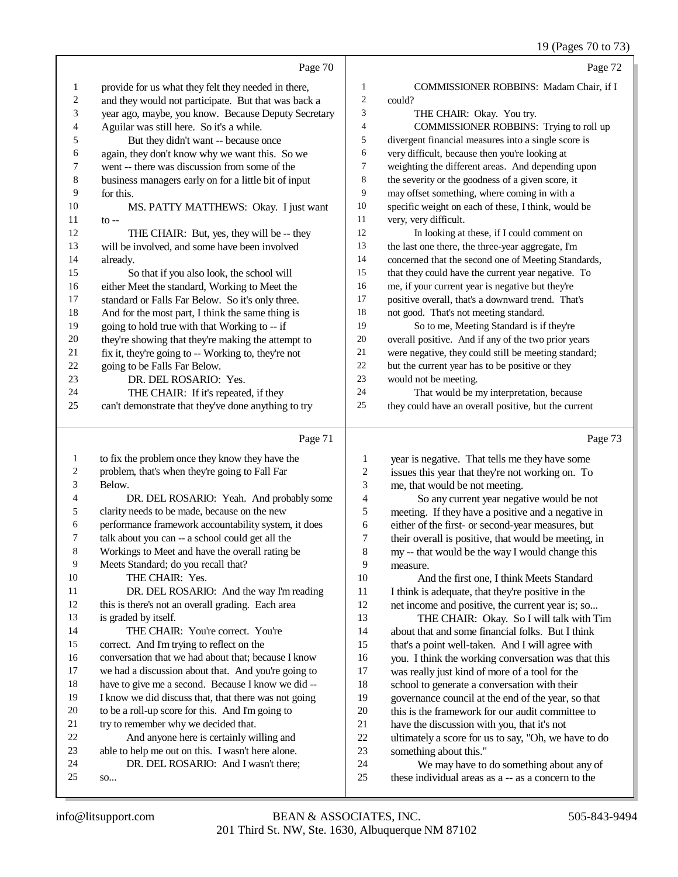Page 70

1 provide for us what they felt they needed in there,
2 and they would not participate. But that was back a
3 year ago, maybe, you know. Because Deputy Secretary
4 Aguilar was still here. So it's a while.
5 But they didn't want -- because once
6 again, they don't know why we want this. So we
7 went -- there was discussion from some of the
8 business managers early on for a little bit of input
9 for this.
10 MS. PATTY MATTHEWS: Okay. I just want
11 to --
12 THE CHAIR: But, yes, they will be -- they
13 will be involved, and some have been involved
14 already.
15 So that if you also look, the school will
16 either Meet the standard, Working to Meet the
17 standard or Falls Far Below. So it's only three.
18 And for the most part, I think the same thing is
19 going to hold true with that Working to -- if
20 they're showing that they're making the attempt to
21 fix it, they're going to -- Working to, they're not
22 going to be Falls Far Below.
23 DR. DEL ROSARIO: Yes.
24 THE CHAIR: If it's repeated, if they
25 can't demonstrate that they've done anything to try

Page 71

1 to fix the problem once they know they have the
2 problem, that's when they're going to Fall Far
3 Below.
4 DR. DEL ROSARIO: Yeah. And probably some
5 clarity needs to be made, because on the new
6 performance framework accountability system, it does
7 talk about you can -- a school could get all the
8 Workings to Meet and have the overall rating be
9 Meets Standard; do you recall that?
10 THE CHAIR: Yes.
11 DR. DEL ROSARIO: And the way I'm reading
12 this is there's not an overall grading. Each area
13 is graded by itself.
14 THE CHAIR: You're correct. You're
15 correct. And I'm trying to reflect on the
16 conversation that we had about that; because I know
17 we had a discussion about that. And you're going to
18 have to give me a second. Because I know we did --
19 I know we did discuss that, that there was not going
20 to be a roll-up score for this. And I'm going to
21 try to remember why we decided that.
22 And anyone here is certainly willing and
23 able to help me out on this. I wasn't here alone.
24 DR. DEL ROSARIO: And I wasn't there;
25 so...

Page 72

1 COMMISSIONER ROBBINS: Madam Chair, if I
2 could?
3 THE CHAIR: Okay. You try.
4 COMMISSIONER ROBBINS: Trying to roll up
5 divergent financial measures into a single score is
6 very difficult, because then you're looking at
7 weighting the different areas. And depending upon
8 the severity or the goodness of a given score, it
9 may offset something, where coming in with a
10 specific weight on each of these, I think, would be
11 very, very difficult.
12 In looking at these, if I could comment on
13 the last one there, the three-year aggregate, I'm
14 concerned that the second one of Meeting Standards,
15 that they could have the current year negative. To
16 me, if your current year is negative but they're
17 positive overall, that's a downward trend. That's
18 not good. That's not meeting standard.
19 So to me, Meeting Standard is if they're
20 overall positive. And if any of the two prior years
21 were negative, they could still be meeting standard;
22 but the current year has to be positive or they
23 would not be meeting.
24 That would be my interpretation, because
25 they could have an overall positive, but the current

Page 73

1 year is negative. That tells me they have some
2 issues this year that they're not working on. To
3 me, that would be not meeting.
4 So any current year negative would be not
5 meeting. If they have a positive and a negative in
6 either of the first- or second-year measures, but
7 their overall is positive, that would be meeting, in
8 my -- that would be the way I would change this
9 measure.
10 And the first one, I think Meets Standard
11 I think is adequate, that they're positive in the
12 net income and positive, the current year is; so...
13 THE CHAIR: Okay. So I will talk with Tim
14 about that and some financial folks. But I think
15 that's a point well-taken. And I will agree with
16 you. I think the working conversation was that this
17 was really just kind of more of a tool for the
18 school to generate a conversation with their
19 governance council at the end of the year, so that
20 this is the framework for our audit committee to
21 have the discussion with you, that it's not
22 ultimately a score for us to say, "Oh, we have to do
23 something about this."
24 We may have to do something about any of
25 these individual areas as a -- as a concern to the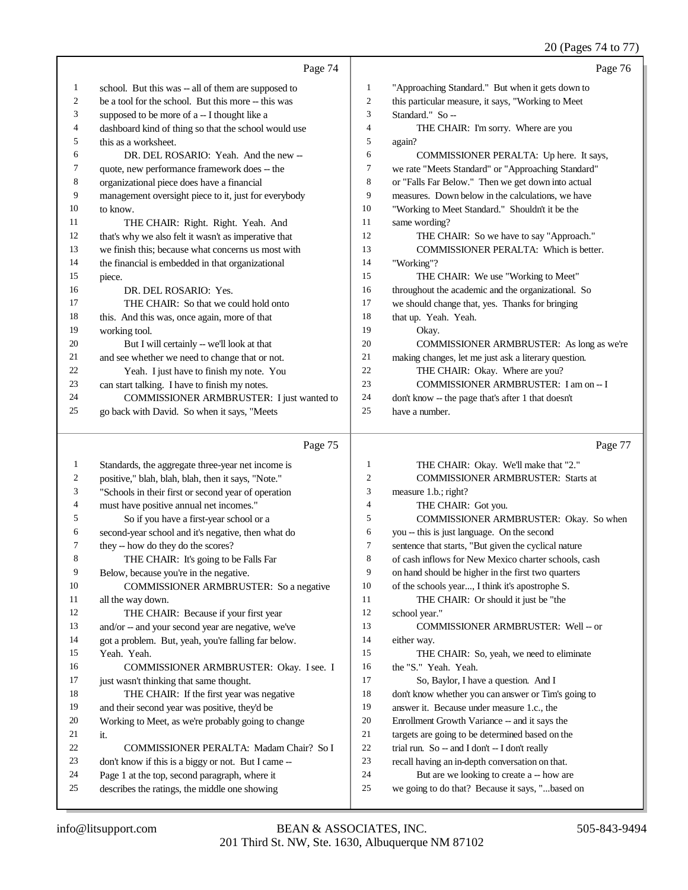20 (Pages 74 to 77)

Page 74

1 school. But this was -- all of them are supposed to
2 be a tool for the school. But this more -- this was
3 supposed to be more of a -- I thought like a
4 dashboard kind of thing so that the school would use
5 this as a worksheet.
6 DR. DEL ROSARIO: Yeah. And the new --
7 quote, new performance framework does -- the
8 organizational piece does have a financial
9 management oversight piece to it, just for everybody
10 to know.
11 THE CHAIR: Right. Right. Yeah. And
12 that's why we also felt it wasn't as imperative that
13 we finish this; because what concerns us most with
14 the financial is embedded in that organizational
15 piece.
16 DR. DEL ROSARIO: Yes.
17 THE CHAIR: So that we could hold onto
18 this. And this was, once again, more of that
19 working tool.
20 But I will certainly -- we'll look at that
21 and see whether we need to change that or not.
22 Yeah. I just have to finish my note. You
23 can start talking. I have to finish my notes.
24 COMMISSIONER ARMBRUSTER: I just wanted to
25 go back with David. So when it says, "Meets

Page 75

1 Standards, the aggregate three-year net income is
2 positive," blah, blah, blah, then it says, "Note."
3 "Schools in their first or second year of operation
4 must have positive annual net incomes."
5 So if you have a first-year school or a
6 second-year school and it's negative, then what do
7 they -- how do they do the scores?
8 THE CHAIR: It's going to be Falls Far
9 Below, because you're in the negative.
10 COMMISSIONER ARMBRUSTER: So a negative
11 all the way down.
12 THE CHAIR: Because if your first year
13 and/or -- and your second year are negative, we've
14 got a problem. But, yeah, you're falling far below.
15 Yeah. Yeah.
16 COMMISSIONER ARMBRUSTER: Okay. I see. I
17 just wasn't thinking that same thought.
18 THE CHAIR: If the first year was negative
19 and their second year was positive, they'd be
20 Working to Meet, as we're probably going to change
21 it.
22 COMMISSIONER PERALTA: Madam Chair? So I
23 don't know if this is a biggy or not. But I came --
24 Page 1 at the top, second paragraph, where it
25 describes the ratings, the middle one showing

Page 76

1 "Approaching Standard." But when it gets down to
2 this particular measure, it says, "Working to Meet
3 Standard." So --
4 THE CHAIR: I'm sorry. Where are you
5 again?
6 COMMISSIONER PERALTA: Up here. It says,
7 we rate "Meets Standard" or "Approaching Standard"
8 or "Falls Far Below." Then we get down into actual
9 measures. Down below in the calculations, we have
10 "Working to Meet Standard." Shouldn't it be the
11 same wording?
12 THE CHAIR: So we have to say "Approach."
13 COMMISSIONER PERALTA: Which is better.
14 "Working"?
15 THE CHAIR: We use "Working to Meet"
16 throughout the academic and the organizational. So
17 we should change that, yes. Thanks for bringing
18 that up. Yeah. Yeah.
19 Okay.
20 COMMISSIONER ARMBRUSTER: As long as we're
21 making changes, let me just ask a literary question.
22 THE CHAIR: Okay. Where are you?
23 COMMISSIONER ARMBRUSTER: I am on -- I
24 don't know -- the page that's after 1 that doesn't
25 have a number.

Page 77

1 THE CHAIR: Okay. We'll make that "2."
2 COMMISSIONER ARMBRUSTER: Starts at
3 measure 1.b.; right?
4 THE CHAIR: Got you.
5 COMMISSIONER ARMBRUSTER: Okay. So when
6 you -- this is just language. On the second
7 sentence that starts, "But given the cyclical nature
8 of cash inflows for New Mexico charter schools, cash
9 on hand should be higher in the first two quarters
10 of the schools year..., I think it's apostrophe S.
11 THE CHAIR: Or should it just be "the
12 school year."
13 COMMISSIONER ARMBRUSTER: Well -- or
14 either way.
15 THE CHAIR: So, yeah, we need to eliminate
16 the "S." Yeah. Yeah.
17 So, Baylor, I have a question. And I
18 don't know whether you can answer or Tim's going to
19 answer it. Because under measure 1.c., the
20 Enrollment Growth Variance -- and it says the
21 targets are going to be determined based on the
22 trial run. So -- and I don't -- I don't really
23 recall having an in-depth conversation on that.
24 But are we looking to create a -- how are
25 we going to do that? Because it says, "...based on

info@litsupport.com BEAN & ASSOCIATES, INC. 505-843-9494
201 Third St. NW, Ste. 1630, Albuquerque NM 87102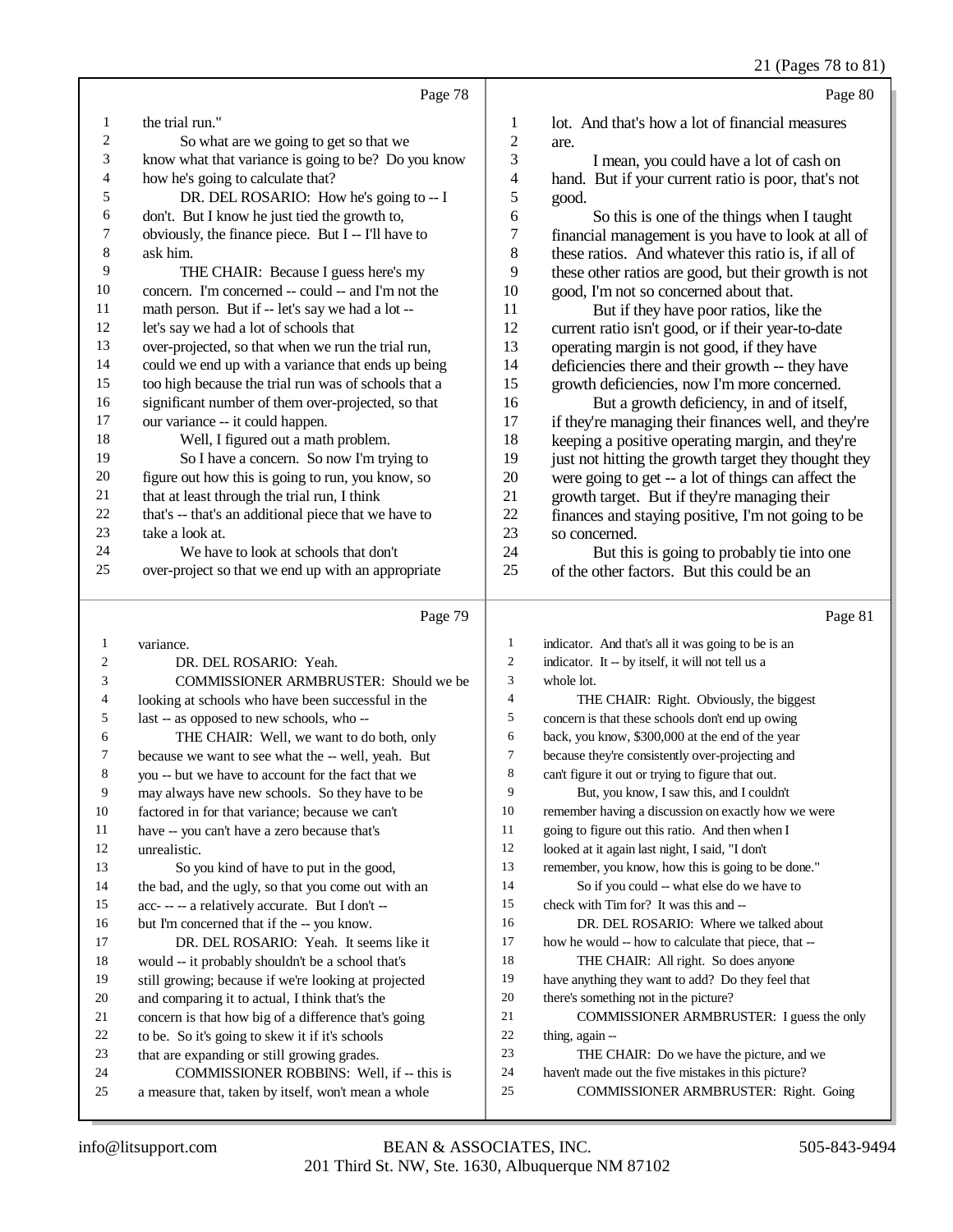Page 78

1 the trial run."
2 So what are we going to get so that we
3 know what that variance is going to be? Do you know
4 how he's going to calculate that?
5 DR. DEL ROSARIO: How he's going to -- I
6 don't. But I know he just tied the growth to,
7 obviously, the finance piece. But I -- I'll have to
8 ask him.
9 THE CHAIR: Because I guess here's my
10 concern. I'm concerned -- could -- and I'm not the
11 math person. But if -- let's say we had a lot --
12 let's say we had a lot of schools that
13 over-projected, so that when we run the trial run,
14 could we end up with a variance that ends up being
15 too high because the trial run was of schools that a
16 significant number of them over-projected, so that
17 our variance -- it could happen.
18 Well, I figured out a math problem.
19 So I have a concern. So now I'm trying to
20 figure out how this is going to run, you know, so
21 that at least through the trial run, I think
22 that's -- that's an additional piece that we have to
23 take a look at.
24 We have to look at schools that don't
25 over-project so that we end up with an appropriate

Page 79

1 variance.
2 DR. DEL ROSARIO: Yeah.
3 COMMISSIONER ARMBRUSTER: Should we be
4 looking at schools who have been successful in the
5 last -- as opposed to new schools, who --
6 THE CHAIR: Well, we want to do both, only
7 because we want to see what the -- well, yeah. But
8 you -- but we have to account for the fact that we
9 may always have new schools. So they have to be
10 factored in for that variance; because we can't
11 have -- you can't have a zero because that's
12 unrealistic.
13 So you kind of have to put in the good,
14 the bad, and the ugly, so that you come out with an
15 acc- -- -- a relatively accurate. But I don't --
16 but I'm concerned that if the -- you know.
17 DR. DEL ROSARIO: Yeah. It seems like it
18 would -- it probably shouldn't be a school that's
19 still growing; because if we're looking at projected
20 and comparing it to actual, I think that's the
21 concern is that how big of a difference that's going
22 to be. So it's going to skew it if it's schools
23 that are expanding or still growing grades.
24 COMMISSIONER ROBBINS: Well, if -- this is
25 a measure that, taken by itself, won't mean a whole

Page 80

1 lot. And that's how a lot of financial measures
2 are.
3 I mean, you could have a lot of cash on
4 hand. But if your current ratio is poor, that's not
5 good.
6 So this is one of the things when I taught
7 financial management is you have to look at all of
8 these ratios. And whatever this ratio is, if all of
9 these other ratios are good, but their growth is not
10 good, I'm not so concerned about that.
11 But if they have poor ratios, like the
12 current ratio isn't good, or if their year-to-date
13 operating margin is not good, if they have
14 deficiencies there and their growth -- they have
15 growth deficiencies, now I'm more concerned.
16 But a growth deficiency, in and of itself,
17 if they're managing their finances well, and they're
18 keeping a positive operating margin, and they're
19 just not hitting the growth target they thought they
20 were going to get -- a lot of things can affect the
21 growth target. But if they're managing their
22 finances and staying positive, I'm not going to be
23 so concerned.
24 But this is going to probably tie into one
25 of the other factors. But this could be an

Page 81

1 indicator. And that's all it was going to be is an
2 indicator. It -- by itself, it will not tell us a
3 whole lot.
4 THE CHAIR: Right. Obviously, the biggest
5 concern is that these schools don't end up owing
6 back, you know, $300,000 at the end of the year
7 because they're consistently over-projecting and
8 can't figure it out or trying to figure that out.
9 But, you know, I saw this, and I couldn't
10 remember having a discussion on exactly how we were
11 going to figure out this ratio. And then when I
12 looked at it again last night, I said, "I don't
13 remember, you know, how this is going to be done."
14 So if you could -- what else do we have to
15 check with Tim for? It was this and --
16 DR. DEL ROSARIO: Where we talked about
17 how he would -- how to calculate that piece, that --
18 THE CHAIR: All right. So does anyone
19 have anything they want to add? Do they feel that
20 there's something not in the picture?
21 COMMISSIONER ARMBRUSTER: I guess the only
22 thing, again --
23 THE CHAIR: Do we have the picture, and we
24 haven't made out the five mistakes in this picture?
25 COMMISSIONER ARMBRUSTER: Right. Going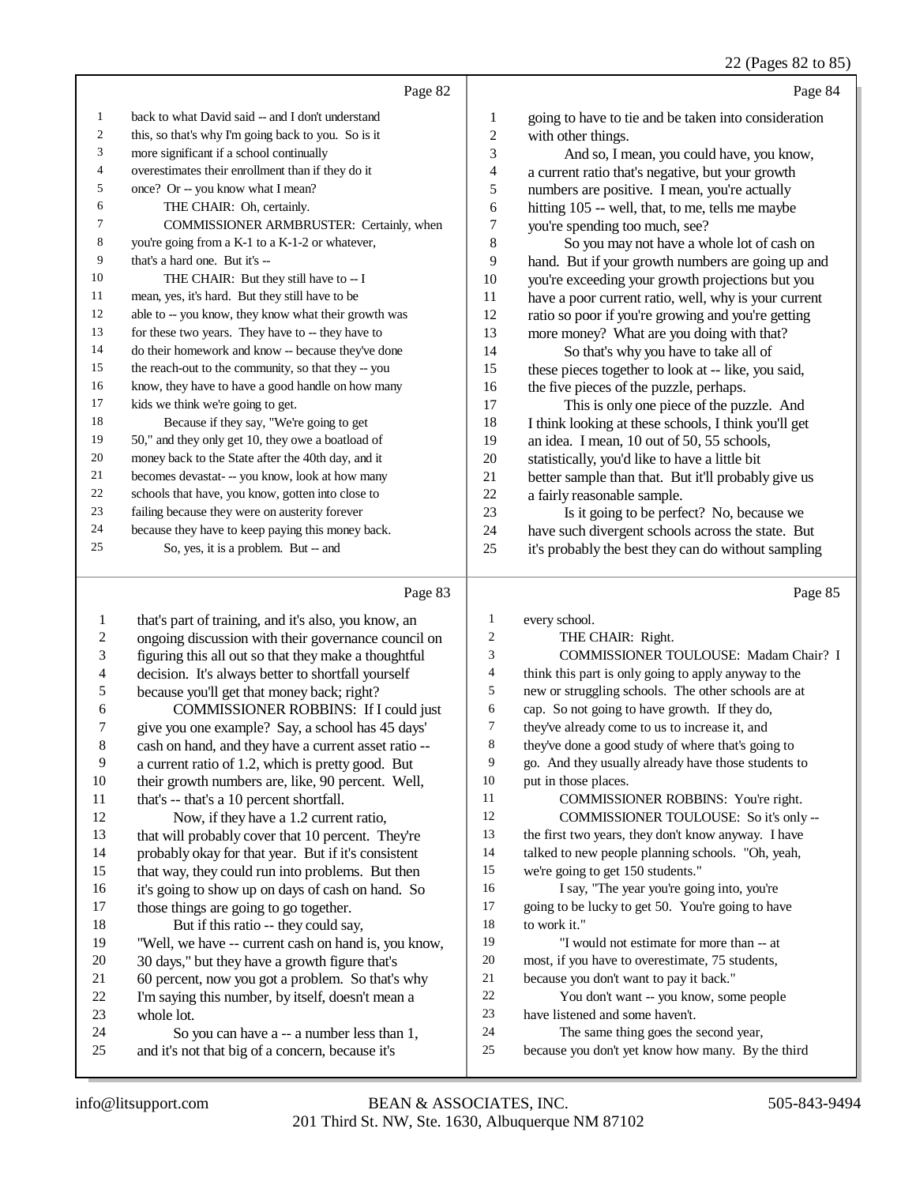Page 82

back to what David said -- and I don't understand this, so that's why I'm going back to you. So is it more significant if a school continually overestimates their enrollment than if they do it once? Or -- you know what I mean?

THE CHAIR: Oh, certainly.

COMMISSIONER ARMBRUSTER: Certainly, when you're going from a K-1 to a K-1-2 or whatever, that's a hard one. But it's --

THE CHAIR: But they still have to -- I mean, yes, it's hard. But they still have to be able to -- you know, they know what their growth was for these two years. They have to -- they have to do their homework and know -- because they've done the reach-out to the community, so that they -- you know, they have to have a good handle on how many kids we think we're going to get.

Because if they say, "We're going to get 50," and they only get 10, they owe a boatload of money back to the State after the 40th day, and it becomes devastat- -- you know, look at how many schools that have, you know, gotten into close to failing because they were on austerity forever because they have to keep paying this money back.

So, yes, it is a problem. But -- and

Page 83

that's part of training, and it's also, you know, an ongoing discussion with their governance council on figuring this all out so that they make a thoughtful decision. It's always better to shortfall yourself because you'll get that money back; right?

COMMISSIONER ROBBINS: If I could just give you one example? Say, a school has 45 days' cash on hand, and they have a current asset ratio -- a current ratio of 1.2, which is pretty good. But their growth numbers are, like, 90 percent. Well, that's -- that's a 10 percent shortfall.

Now, if they have a 1.2 current ratio, that will probably cover that 10 percent. They're probably okay for that year. But if it's consistent that way, they could run into problems. But then it's going to show up on days of cash on hand. So those things are going to go together.

But if this ratio -- they could say, "Well, we have -- current cash on hand is, you know, 30 days," but they have a growth figure that's 60 percent, now you got a problem. So that's why I'm saying this number, by itself, doesn't mean a whole lot.

So you can have a -- a number less than 1, and it's not that big of a concern, because it's

Page 84

going to have to tie and be taken into consideration with other things.

And so, I mean, you could have, you know, a current ratio that's negative, but your growth numbers are positive. I mean, you're actually hitting 105 -- well, that, to me, tells me maybe you're spending too much, see?

So you may not have a whole lot of cash on hand. But if your growth numbers are going up and you're exceeding your growth projections but you have a poor current ratio, well, why is your current ratio so poor if you're growing and you're getting more money? What are you doing with that?

So that's why you have to take all of these pieces together to look at -- like, you said, the five pieces of the puzzle, perhaps.

This is only one piece of the puzzle. And I think looking at these schools, I think you'll get an idea. I mean, 10 out of 50, 55 schools, statistically, you'd like to have a little bit better sample than that. But it'll probably give us a fairly reasonable sample.

Is it going to be perfect? No, because we have such divergent schools across the state. But it's probably the best they can do without sampling

Page 85

every school.

THE CHAIR: Right.

COMMISSIONER TOULOUSE: Madam Chair? I think this part is only going to apply anyway to the new or struggling schools. The other schools are at cap. So not going to have growth. If they do, they've already come to us to increase it, and they've done a good study of where that's going to go. And they usually already have those students to put in those places.

COMMISSIONER ROBBINS: You're right.

COMMISSIONER TOULOUSE: So it's only -- the first two years, they don't know anyway. I have talked to new people planning schools. "Oh, yeah, we're going to get 150 students."

I say, "The year you're going into, you're going to be lucky to get 50. You're going to have to work it."

"I would not estimate for more than -- at most, if you have to overestimate, 75 students, because you don't want to pay it back."

You don't want -- you know, some people have listened and some haven't.

The same thing goes the second year, because you don't yet know how many. By the third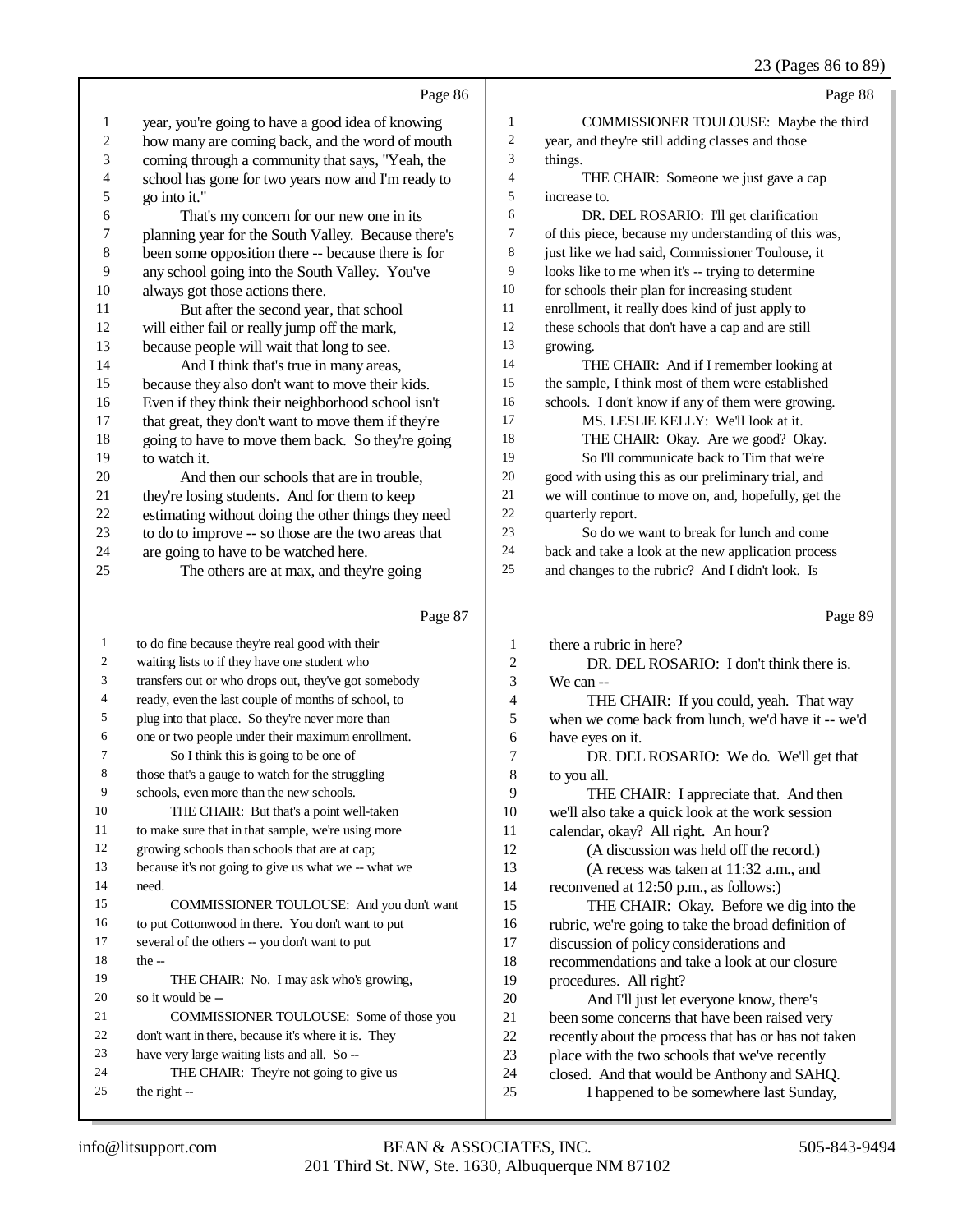Page 86

1 year, you're going to have a good idea of knowing
2 how many are coming back, and the word of mouth
3 coming through a community that says, "Yeah, the
4 school has gone for two years now and I'm ready to
5 go into it."
6 That's my concern for our new one in its
7 planning year for the South Valley. Because there's
8 been some opposition there -- because there is for
9 any school going into the South Valley. You've
10 always got those actions there.
11 But after the second year, that school
12 will either fail or really jump off the mark,
13 because people will wait that long to see.
14 And I think that's true in many areas,
15 because they also don't want to move their kids.
16 Even if they think their neighborhood school isn't
17 that great, they don't want to move them if they're
18 going to have to move them back. So they're going
19 to watch it.
20 And then our schools that are in trouble,
21 they're losing students. And for them to keep
22 estimating without doing the other things they need
23 to do to improve -- so those are the two areas that
24 are going to have to be watched here.
25 The others are at max, and they're going

Page 87

1 to do fine because they're real good with their
2 waiting lists to if they have one student who
3 transfers out or who drops out, they've got somebody
4 ready, even the last couple of months of school, to
5 plug into that place. So they're never more than
6 one or two people under their maximum enrollment.
7 So I think this is going to be one of
8 those that's a gauge to watch for the struggling
9 schools, even more than the new schools.
10 THE CHAIR: But that's a point well-taken
11 to make sure that in that sample, we're using more
12 growing schools than schools that are at cap;
13 because it's not going to give us what we -- what we
14 need.
15 COMMISSIONER TOULOUSE: And you don't want
16 to put Cottonwood in there. You don't want to put
17 several of the others -- you don't want to put
18 the --
19 THE CHAIR: No. I may ask who's growing,
20 so it would be --
21 COMMISSIONER TOULOUSE: Some of those you
22 don't want in there, because it's where it is. They
23 have very large waiting lists and all. So --
24 THE CHAIR: They're not going to give us
25 the right --

Page 88

1 COMMISSIONER TOULOUSE: Maybe the third
2 year, and they're still adding classes and those
3 things.
4 THE CHAIR: Someone we just gave a cap
5 increase to.
6 DR. DEL ROSARIO: I'll get clarification
7 of this piece, because my understanding of this was,
8 just like we had said, Commissioner Toulouse, it
9 looks like to me when it's -- trying to determine
10 for schools their plan for increasing student
11 enrollment, it really does kind of just apply to
12 these schools that don't have a cap and are still
13 growing.
14 THE CHAIR: And if I remember looking at
15 the sample, I think most of them were established
16 schools. I don't know if any of them were growing.
17 MS. LESLIE KELLY: We'll look at it.
18 THE CHAIR: Okay. Are we good? Okay.
19 So I'll communicate back to Tim that we're
20 good with using this as our preliminary trial, and
21 we will continue to move on, and, hopefully, get the
22 quarterly report.
23 So do we want to break for lunch and come
24 back and take a look at the new application process
25 and changes to the rubric? And I didn't look. Is

Page 89

1 there a rubric in here?
2 DR. DEL ROSARIO: I don't think there is.
3 We can --
4 THE CHAIR: If you could, yeah. That way
5 when we come back from lunch, we'd have it -- we'd
6 have eyes on it.
7 DR. DEL ROSARIO: We do. We'll get that
8 to you all.
9 THE CHAIR: I appreciate that. And then
10 we'll also take a quick look at the work session
11 calendar, okay? All right. An hour?
12 (A discussion was held off the record.)
13 (A recess was taken at 11:32 a.m., and
14 reconvened at 12:50 p.m., as follows:)
15 THE CHAIR: Okay. Before we dig into the
16 rubric, we're going to take the broad definition of
17 discussion of policy considerations and
18 recommendations and take a look at our closure
19 procedures. All right?
20 And I'll just let everyone know, there's
21 been some concerns that have been raised very
22 recently about the process that has or has not taken
23 place with the two schools that we've recently
24 closed. And that would be Anthony and SAHQ.
25 I happened to be somewhere last Sunday,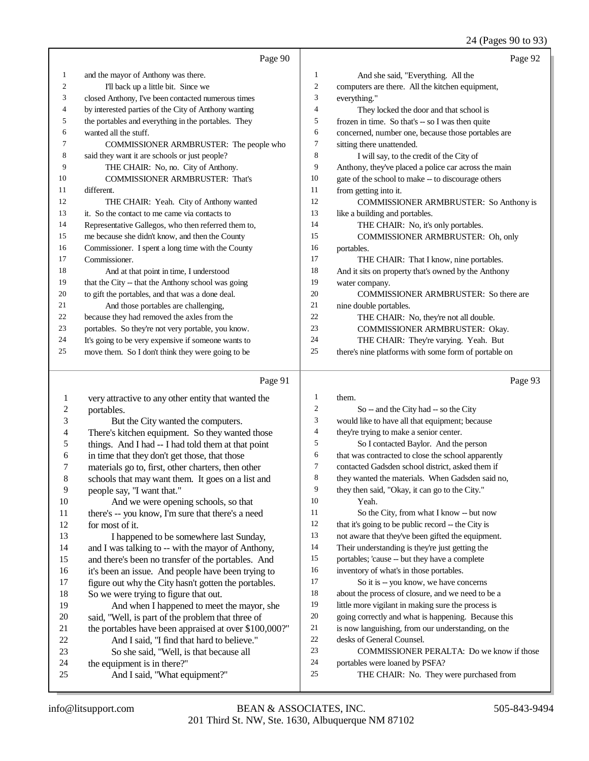Page 90

1 and the mayor of Anthony was there.
2 I'll back up a little bit. Since we
3 closed Anthony, I've been contacted numerous times
4 by interested parties of the City of Anthony wanting
5 the portables and everything in the portables. They
6 wanted all the stuff.
7 COMMISSIONER ARMBRUSTER: The people who
8 said they want it are schools or just people?
9 THE CHAIR: No, no. City of Anthony.
10 COMMISSIONER ARMBRUSTER: That's
11 different.
12 THE CHAIR: Yeah. City of Anthony wanted
13 it. So the contact to me came via contacts to
14 Representative Gallegos, who then referred them to,
15 me because she didn't know, and then the County
16 Commissioner. I spent a long time with the County
17 Commissioner.
18 And at that point in time, I understood
19 that the City -- that the Anthony school was going
20 to gift the portables, and that was a done deal.
21 And those portables are challenging,
22 because they had removed the axles from the
23 portables. So they're not very portable, you know.
24 It's going to be very expensive if someone wants to
25 move them. So I don't think they were going to be

Page 91

1 very attractive to any other entity that wanted the
2 portables.
3 But the City wanted the computers.
4 There's kitchen equipment. So they wanted those
5 things. And I had -- I had told them at that point
6 in time that they don't get those, that those
7 materials go to, first, other charters, then other
8 schools that may want them. It goes on a list and
9 people say, "I want that."
10 And we were opening schools, so that
11 there's -- you know, I'm sure that there's a need
12 for most of it.
13 I happened to be somewhere last Sunday,
14 and I was talking to -- with the mayor of Anthony,
15 and there's been no transfer of the portables. And
16 it's been an issue. And people have been trying to
17 figure out why the City hasn't gotten the portables.
18 So we were trying to figure that out.
19 And when I happened to meet the mayor, she
20 said, "Well, is part of the problem that three of
21 the portables have been appraised at over $100,000?"
22 And I said, "I find that hard to believe."
23 So she said, "Well, is that because all
24 the equipment is in there?"
25 And I said, "What equipment?"

Page 92

1 And she said, "Everything. All the
2 computers are there. All the kitchen equipment,
3 everything."
4 They locked the door and that school is
5 frozen in time. So that's -- so I was then quite
6 concerned, number one, because those portables are
7 sitting there unattended.
8 I will say, to the credit of the City of
9 Anthony, they've placed a police car across the main
10 gate of the school to make -- to discourage others
11 from getting into it.
12 COMMISSIONER ARMBRUSTER: So Anthony is
13 like a building and portables.
14 THE CHAIR: No, it's only portables.
15 COMMISSIONER ARMBRUSTER: Oh, only
16 portables.
17 THE CHAIR: That I know, nine portables.
18 And it sits on property that's owned by the Anthony
19 water company.
20 COMMISSIONER ARMBRUSTER: So there are
21 nine double portables.
22 THE CHAIR: No, they're not all double.
23 COMMISSIONER ARMBRUSTER: Okay.
24 THE CHAIR: They're varying. Yeah. But
25 there's nine platforms with some form of portable on

Page 93

1 them.
2 So -- and the City had -- so the City
3 would like to have all that equipment; because
4 they're trying to make a senior center.
5 So I contacted Baylor. And the person
6 that was contracted to close the school apparently
7 contacted Gadsden school district, asked them if
8 they wanted the materials. When Gadsden said no,
9 they then said, "Okay, it can go to the City."
10 Yeah.
11 So the City, from what I know -- but now
12 that it's going to be public record -- the City is
13 not aware that they've been gifted the equipment.
14 Their understanding is they're just getting the
15 portables; 'cause -- but they have a complete
16 inventory of what's in those portables.
17 So it is -- you know, we have concerns
18 about the process of closure, and we need to be a
19 little more vigilant in making sure the process is
20 going correctly and what is happening. Because this
21 is now languishing, from our understanding, on the
22 desks of General Counsel.
23 COMMISSIONER PERALTA: Do we know if those
24 portables were loaned by PSFA?
25 THE CHAIR: No. They were purchased from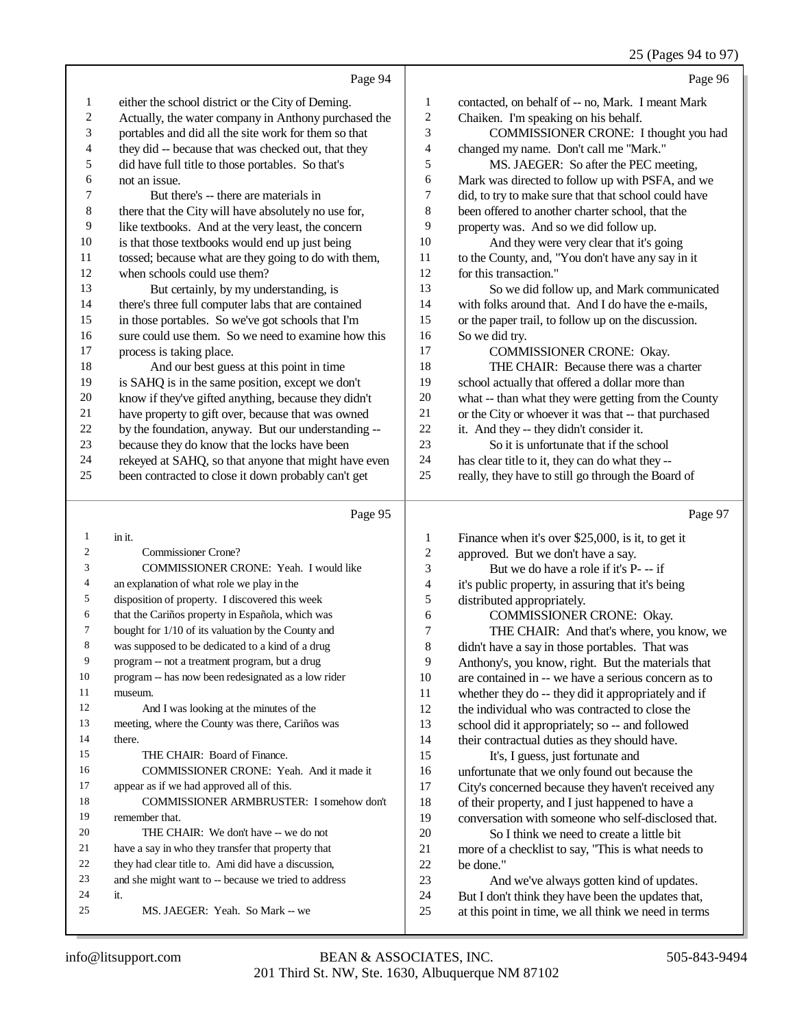Page 94

1 either the school district or the City of Deming.
2 Actually, the water company in Anthony purchased the
3 portables and did all the site work for them so that
4 they did -- because that was checked out, that they
5 did have full title to those portables. So that's
6 not an issue.
7 But there's -- there are materials in
8 there that the City will have absolutely no use for,
9 like textbooks. And at the very least, the concern
10 is that those textbooks would end up just being
11 tossed; because what are they going to do with them,
12 when schools could use them?
13 But certainly, by my understanding, is
14 there's three full computer labs that are contained
15 in those portables. So we've got schools that I'm
16 sure could use them. So we need to examine how this
17 process is taking place.
18 And our best guess at this point in time
19 is SAHQ is in the same position, except we don't
20 know if they've gifted anything, because they didn't
21 have property to gift over, because that was owned
22 by the foundation, anyway. But our understanding --
23 because they do know that the locks have been
24 rekeyed at SAHQ, so that anyone that might have even
25 been contracted to close it down probably can't get

Page 95

1 in it.
2 Commissioner Crone?
3 COMMISSIONER CRONE: Yeah. I would like
4 an explanation of what role we play in the
5 disposition of property. I discovered this week
6 that the Cariños property in Española, which was
7 bought for 1/10 of its valuation by the County and
8 was supposed to be dedicated to a kind of a drug
9 program -- not a treatment program, but a drug
10 program -- has now been redesignated as a low rider
11 museum.
12 And I was looking at the minutes of the
13 meeting, where the County was there, Cariños was
14 there.
15 THE CHAIR: Board of Finance.
16 COMMISSIONER CRONE: Yeah. And it made it
17 appear as if we had approved all of this.
18 COMMISSIONER ARMBRUSTER: I somehow don't
19 remember that.
20 THE CHAIR: We don't have -- we do not
21 have a say in who they transfer that property that
22 they had clear title to. Ami did have a discussion,
23 and she might want to -- because we tried to address
24 it.
25 MS. JAEGER: Yeah. So Mark -- we

Page 96

1 contacted, on behalf of -- no, Mark. I meant Mark
2 Chaiken. I'm speaking on his behalf.
3 COMMISSIONER CRONE: I thought you had
4 changed my name. Don't call me "Mark."
5 MS. JAEGER: So after the PEC meeting,
6 Mark was directed to follow up with PSFA, and we
7 did, to try to make sure that that school could have
8 been offered to another charter school, that the
9 property was. And so we did follow up.
10 And they were very clear that it's going
11 to the County, and, "You don't have any say in it
12 for this transaction."
13 So we did follow up, and Mark communicated
14 with folks around that. And I do have the e-mails,
15 or the paper trail, to follow up on the discussion.
16 So we did try.
17 COMMISSIONER CRONE: Okay.
18 THE CHAIR: Because there was a charter
19 school actually that offered a dollar more than
20 what -- than what they were getting from the County
21 or the City or whoever it was that -- that purchased
22 it. And they -- they didn't consider it.
23 So it is unfortunate that if the school
24 has clear title to it, they can do what they --
25 really, they have to still go through the Board of

Page 97

1 Finance when it's over $25,000, is it, to get it
2 approved. But we don't have a say.
3 But we do have a role if it's P- -- if
4 it's public property, in assuring that it's being
5 distributed appropriately.
6 COMMISSIONER CRONE: Okay.
7 THE CHAIR: And that's where, you know, we
8 didn't have a say in those portables. That was
9 Anthony's, you know, right. But the materials that
10 are contained in -- we have a serious concern as to
11 whether they do -- they did it appropriately and if
12 the individual who was contracted to close the
13 school did it appropriately; so -- and followed
14 their contractual duties as they should have.
15 It's, I guess, just fortunate and
16 unfortunate that we only found out because the
17 City's concerned because they haven't received any
18 of their property, and I just happened to have a
19 conversation with someone who self-disclosed that.
20 So I think we need to create a little bit
21 more of a checklist to say, "This is what needs to
22 be done."
23 And we've always gotten kind of updates.
24 But I don't think they have been the updates that,
25 at this point in time, we all think we need in terms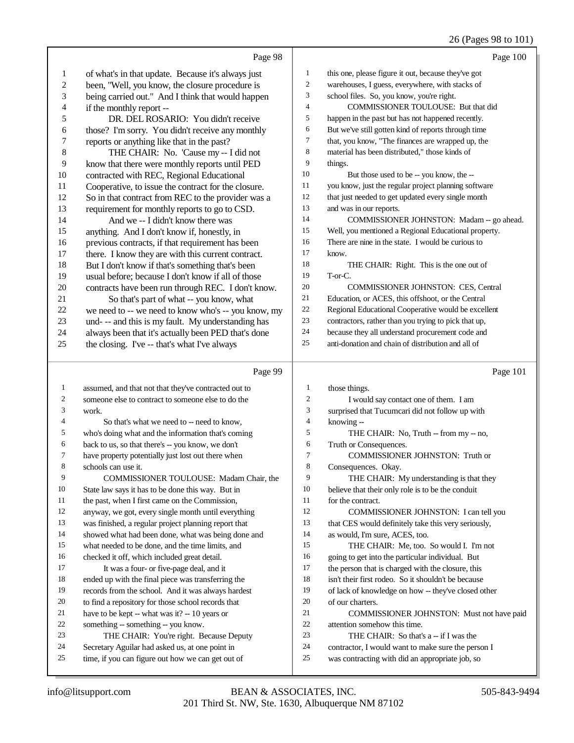Page 98

1 of what's in that update. Because it's always just
2 been, "Well, you know, the closure procedure is
3 being carried out." And I think that would happen
4 if the monthly report --
5 DR. DEL ROSARIO: You didn't receive
6 those? I'm sorry. You didn't receive any monthly
7 reports or anything like that in the past?
8 THE CHAIR: No. 'Cause my -- I did not
9 know that there were monthly reports until PED
10 contracted with REC, Regional Educational
11 Cooperative, to issue the contract for the closure.
12 So in that contract from REC to the provider was a
13 requirement for monthly reports to go to CSD.
14 And we -- I didn't know there was
15 anything. And I don't know if, honestly, in
16 previous contracts, if that requirement has been
17 there. I know they are with this current contract.
18 But I don't know if that's something that's been
19 usual before; because I don't know if all of those
20 contracts have been run through REC. I don't know.
21 So that's part of what -- you know, what
22 we need to -- we need to know who's -- you know, my
23 und- -- and this is my fault. My understanding has
24 always been that it's actually been PED that's done
25 the closing. I've -- that's what I've always

Page 99

1 assumed, and that not that they've contracted out to
2 someone else to contract to someone else to do the
3 work.
4 So that's what we need to -- need to know,
5 who's doing what and the information that's coming
6 back to us, so that there's -- you know, we don't
7 have property potentially just lost out there when
8 schools can use it.
9 COMMISSIONER TOULOUSE: Madam Chair, the
10 State law says it has to be done this way. But in
11 the past, when I first came on the Commission,
12 anyway, we got, every single month until everything
13 was finished, a regular project planning report that
14 showed what had been done, what was being done and
15 what needed to be done, and the time limits, and
16 checked it off, which included great detail.
17 It was a four- or five-page deal, and it
18 ended up with the final piece was transferring the
19 records from the school. And it was always hardest
20 to find a repository for those school records that
21 have to be kept -- what was it? -- 10 years or
22 something -- something -- you know.
23 THE CHAIR: You're right. Because Deputy
24 Secretary Aguilar had asked us, at one point in
25 time, if you can figure out how we can get out of

Page 100

1 this one, please figure it out, because they've got
2 warehouses, I guess, everywhere, with stacks of
3 school files. So, you know, you're right.
4 COMMISSIONER TOULOUSE: But that did
5 happen in the past but has not happened recently.
6 But we've still gotten kind of reports through time
7 that, you know, "The finances are wrapped up, the
8 material has been distributed," those kinds of
9 things.
10 But those used to be -- you know, the --
11 you know, just the regular project planning software
12 that just needed to get updated every single month
13 and was in our reports.
14 COMMISSIONER JOHNSTON: Madam -- go ahead.
15 Well, you mentioned a Regional Educational property.
16 There are nine in the state. I would be curious to
17 know.
18 THE CHAIR: Right. This is the one out of
19 T-or-C.
20 COMMISSIONER JOHNSTON: CES, Central
21 Education, or ACES, this offshoot, or the Central
22 Regional Educational Cooperative would be excellent
23 contractors, rather than you trying to pick that up,
24 because they all understand procurement code and
25 anti-donation and chain of distribution and all of

Page 101

1 those things.
2 I would say contact one of them. I am
3 surprised that Tucumcari did not follow up with
4 knowing --
5 THE CHAIR: No, Truth -- from my -- no,
6 Truth or Consequences.
7 COMMISSIONER JOHNSTON: Truth or
8 Consequences. Okay.
9 THE CHAIR: My understanding is that they
10 believe that their only role is to be the conduit
11 for the contract.
12 COMMISSIONER JOHNSTON: I can tell you
13 that CES would definitely take this very seriously,
14 as would, I'm sure, ACES, too.
15 THE CHAIR: Me, too. So would I. I'm not
16 going to get into the particular individual. But
17 the person that is charged with the closure, this
18 isn't their first rodeo. So it shouldn't be because
19 of lack of knowledge on how -- they've closed other
20 of our charters.
21 COMMISSIONER JOHNSTON: Must not have paid
22 attention somehow this time.
23 THE CHAIR: So that's a -- if I was the
24 contractor, I would want to make sure the person I
25 was contracting with did an appropriate job, so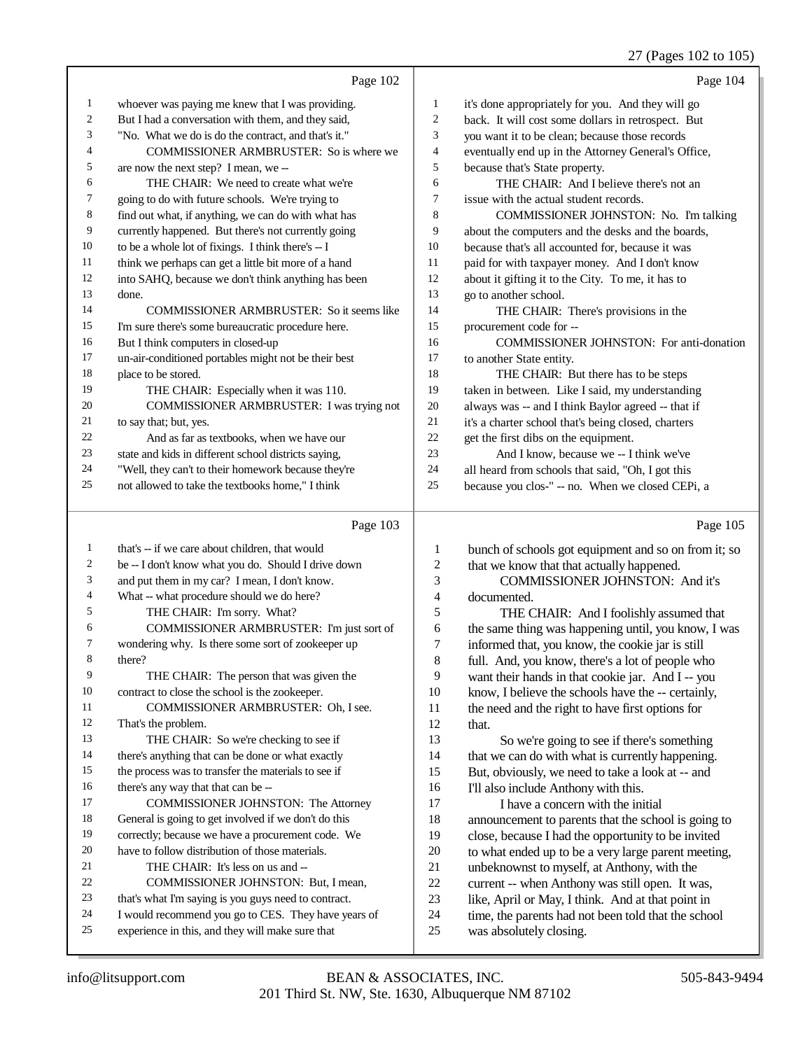Page 102

1 whoever was paying me knew that I was providing.
2 But I had a conversation with them, and they said,
3 "No. What we do is do the contract, and that's it."
4 COMMISSIONER ARMBRUSTER: So is where we
5 are now the next step? I mean, we --
6 THE CHAIR: We need to create what we're
7 going to do with future schools. We're trying to
8 find out what, if anything, we can do with what has
9 currently happened. But there's not currently going
10 to be a whole lot of fixings. I think there's -- I
11 think we perhaps can get a little bit more of a hand
12 into SAHQ, because we don't think anything has been
13 done.
14 COMMISSIONER ARMBRUSTER: So it seems like
15 I'm sure there's some bureaucratic procedure here.
16 But I think computers in closed-up
17 un-air-conditioned portables might not be their best
18 place to be stored.
19 THE CHAIR: Especially when it was 110.
20 COMMISSIONER ARMBRUSTER: I was trying not
21 to say that; but, yes.
22 And as far as textbooks, when we have our
23 state and kids in different school districts saying,
24 "Well, they can't to their homework because they're
25 not allowed to take the textbooks home," I think

Page 103

1 that's -- if we care about children, that would
2 be -- I don't know what you do. Should I drive down
3 and put them in my car? I mean, I don't know.
4 What -- what procedure should we do here?
5 THE CHAIR: I'm sorry. What?
6 COMMISSIONER ARMBRUSTER: I'm just sort of
7 wondering why. Is there some sort of zookeeper up
8 there?
9 THE CHAIR: The person that was given the
10 contract to close the school is the zookeeper.
11 COMMISSIONER ARMBRUSTER: Oh, I see.
12 That's the problem.
13 THE CHAIR: So we're checking to see if
14 there's anything that can be done or what exactly
15 the process was to transfer the materials to see if
16 there's any way that that can be --
17 COMMISSIONER JOHNSTON: The Attorney
18 General is going to get involved if we don't do this
19 correctly; because we have a procurement code. We
20 have to follow distribution of those materials.
21 THE CHAIR: It's less on us and --
22 COMMISSIONER JOHNSTON: But, I mean,
23 that's what I'm saying is you guys need to contract.
24 I would recommend you go to CES. They have years of
25 experience in this, and they will make sure that

Page 104

1 it's done appropriately for you. And they will go
2 back. It will cost some dollars in retrospect. But
3 you want it to be clean; because those records
4 eventually end up in the Attorney General's Office,
5 because that's State property.
6 THE CHAIR: And I believe there's not an
7 issue with the actual student records.
8 COMMISSIONER JOHNSTON: No. I'm talking
9 about the computers and the desks and the boards,
10 because that's all accounted for, because it was
11 paid for with taxpayer money. And I don't know
12 about it gifting it to the City. To me, it has to
13 go to another school.
14 THE CHAIR: There's provisions in the
15 procurement code for --
16 COMMISSIONER JOHNSTON: For anti-donation
17 to another State entity.
18 THE CHAIR: But there has to be steps
19 taken in between. Like I said, my understanding
20 always was -- and I think Baylor agreed -- that if
21 it's a charter school that's being closed, charters
22 get the first dibs on the equipment.
23 And I know, because we -- I think we've
24 all heard from schools that said, "Oh, I got this
25 because you clos-" -- no. When we closed CEPi, a

Page 105

1 bunch of schools got equipment and so on from it; so
2 that we know that that actually happened.
3 COMMISSIONER JOHNSTON: And it's
4 documented.
5 THE CHAIR: And I foolishly assumed that
6 the same thing was happening until, you know, I was
7 informed that, you know, the cookie jar is still
8 full. And, you know, there's a lot of people who
9 want their hands in that cookie jar. And I -- you
10 know, I believe the schools have the -- certainly,
11 the need and the right to have first options for
12 that.
13 So we're going to see if there's something
14 that we can do with what is currently happening.
15 But, obviously, we need to take a look at -- and
16 I'll also include Anthony with this.
17 I have a concern with the initial
18 announcement to parents that the school is going to
19 close, because I had the opportunity to be invited
20 to what ended up to be a very large parent meeting,
21 unbeknownst to myself, at Anthony, with the
22 current -- when Anthony was still open. It was,
23 like, April or May, I think. And at that point in
24 time, the parents had not been told that the school
25 was absolutely closing.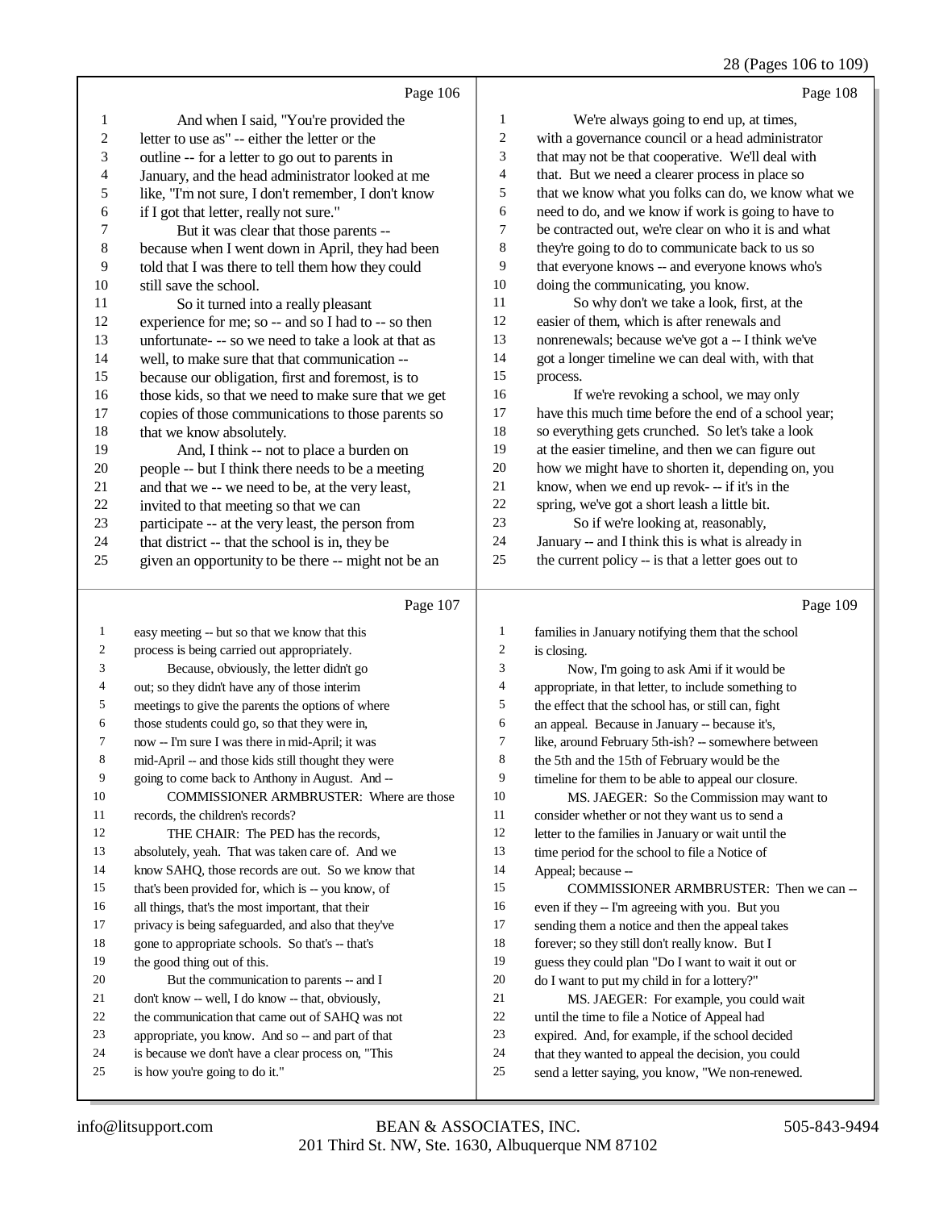Page 106

1 And when I said, "You're provided the
2 letter to use as" -- either the letter or the
3 outline -- for a letter to go out to parents in
4 January, and the head administrator looked at me
5 like, "I'm not sure, I don't remember, I don't know
6 if I got that letter, really not sure."
7 But it was clear that those parents --
8 because when I went down in April, they had been
9 told that I was there to tell them how they could
10 still save the school.
11 So it turned into a really pleasant
12 experience for me; so -- and so I had to -- so then
13 unfortunate- -- so we need to take a look at that as
14 well, to make sure that that communication --
15 because our obligation, first and foremost, is to
16 those kids, so that we need to make sure that we get
17 copies of those communications to those parents so
18 that we know absolutely.
19 And, I think -- not to place a burden on
20 people -- but I think there needs to be a meeting
21 and that we -- we need to be, at the very least,
22 invited to that meeting so that we can
23 participate -- at the very least, the person from
24 that district -- that the school is in, they be
25 given an opportunity to be there -- might not be an

Page 107

1 easy meeting -- but so that we know that this
2 process is being carried out appropriately.
3 Because, obviously, the letter didn't go
4 out; so they didn't have any of those interim
5 meetings to give the parents the options of where
6 those students could go, so that they were in,
7 now -- I'm sure I was there in mid-April; it was
8 mid-April -- and those kids still thought they were
9 going to come back to Anthony in August. And --
10 COMMISSIONER ARMBRUSTER: Where are those
11 records, the children's records?
12 THE CHAIR: The PED has the records,
13 absolutely, yeah. That was taken care of. And we
14 know SAHQ, those records are out. So we know that
15 that's been provided for, which is -- you know, of
16 all things, that's the most important, that their
17 privacy is being safeguarded, and also that they've
18 gone to appropriate schools. So that's -- that's
19 the good thing out of this.
20 But the communication to parents -- and I
21 don't know -- well, I do know -- that, obviously,
22 the communication that came out of SAHQ was not
23 appropriate, you know. And so -- and part of that
24 is because we don't have a clear process on, "This
25 is how you're going to do it."

Page 108

1 We're always going to end up, at times,
2 with a governance council or a head administrator
3 that may not be that cooperative. We'll deal with
4 that. But we need a clearer process in place so
5 that we know what you folks can do, we know what we
6 need to do, and we know if work is going to have to
7 be contracted out, we're clear on who it is and what
8 they're going to do to communicate back to us so
9 that everyone knows -- and everyone knows who's
10 doing the communicating, you know.
11 So why don't we take a look, first, at the
12 easier of them, which is after renewals and
13 nonrenewals; because we've got a -- I think we've
14 got a longer timeline we can deal with, with that
15 process.
16 If we're revoking a school, we may only
17 have this much time before the end of a school year;
18 so everything gets crunched. So let's take a look
19 at the easier timeline, and then we can figure out
20 how we might have to shorten it, depending on, you
21 know, when we end up revok- -- if it's in the
22 spring, we've got a short leash a little bit.
23 So if we're looking at, reasonably,
24 January -- and I think this is what is already in
25 the current policy -- is that a letter goes out to

Page 109

1 families in January notifying them that the school
2 is closing.
3 Now, I'm going to ask Ami if it would be
4 appropriate, in that letter, to include something to
5 the effect that the school has, or still can, fight
6 an appeal. Because in January -- because it's,
7 like, around February 5th-ish? -- somewhere between
8 the 5th and the 15th of February would be the
9 timeline for them to be able to appeal our closure.
10 MS. JAEGER: So the Commission may want to
11 consider whether or not they want us to send a
12 letter to the families in January or wait until the
13 time period for the school to file a Notice of
14 Appeal; because --
15 COMMISSIONER ARMBRUSTER: Then we can --
16 even if they -- I'm agreeing with you. But you
17 sending them a notice and then the appeal takes
18 forever; so they still don't really know. But I
19 guess they could plan "Do I want to wait it out or
20 do I want to put my child in for a lottery?"
21 MS. JAEGER: For example, you could wait
22 until the time to file a Notice of Appeal had
23 expired. And, for example, if the school decided
24 that they wanted to appeal the decision, you could
25 send a letter saying, you know, "We non-renewed.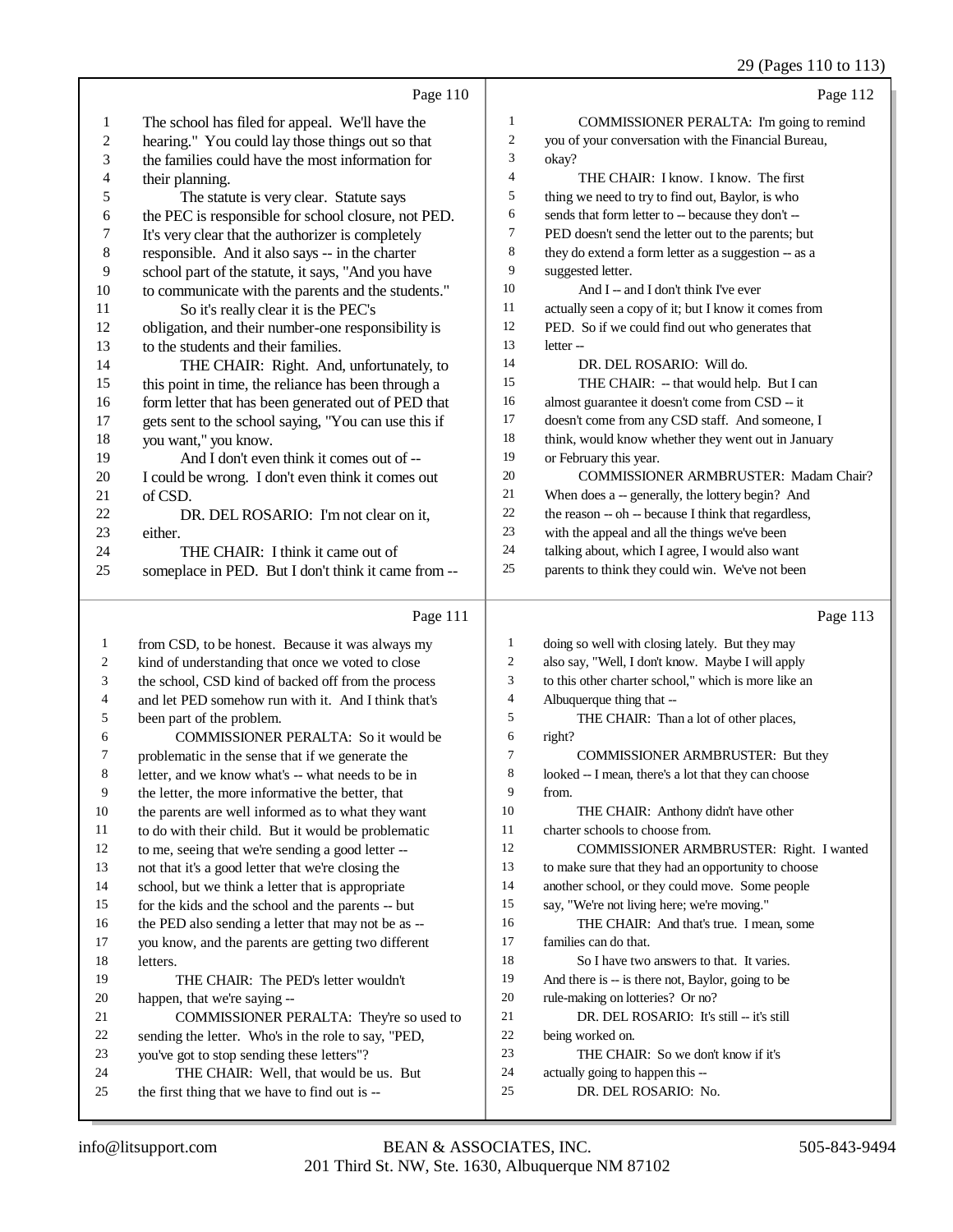Page 110

1 The school has filed for appeal. We'll have the
2 hearing." You could lay those things out so that
3 the families could have the most information for
4 their planning.
5 The statute is very clear. Statute says
6 the PEC is responsible for school closure, not PED.
7 It's very clear that the authorizer is completely
8 responsible. And it also says -- in the charter
9 school part of the statute, it says, "And you have
10 to communicate with the parents and the students."
11 So it's really clear it is the PEC's
12 obligation, and their number-one responsibility is
13 to the students and their families.
14 THE CHAIR: Right. And, unfortunately, to
15 this point in time, the reliance has been through a
16 form letter that has been generated out of PED that
17 gets sent to the school saying, "You can use this if
18 you want," you know.
19 And I don't even think it comes out of --
20 I could be wrong. I don't even think it comes out
21 of CSD.
22 DR. DEL ROSARIO: I'm not clear on it,
23 either.
24 THE CHAIR: I think it came out of
25 someplace in PED. But I don't think it came from --

Page 111

1 from CSD, to be honest. Because it was always my
2 kind of understanding that once we voted to close
3 the school, CSD kind of backed off from the process
4 and let PED somehow run with it. And I think that's
5 been part of the problem.
6 COMMISSIONER PERALTA: So it would be
7 problematic in the sense that if we generate the
8 letter, and we know what's -- what needs to be in
9 the letter, the more informative the better, that
10 the parents are well informed as to what they want
11 to do with their child. But it would be problematic
12 to me, seeing that we're sending a good letter --
13 not that it's a good letter that we're closing the
14 school, but we think a letter that is appropriate
15 for the kids and the school and the parents -- but
16 the PED also sending a letter that may not be as --
17 you know, and the parents are getting two different
18 letters.
19 THE CHAIR: The PED's letter wouldn't
20 happen, that we're saying --
21 COMMISSIONER PERALTA: They're so used to
22 sending the letter. Who's in the role to say, "PED,
23 you've got to stop sending these letters"?
24 THE CHAIR: Well, that would be us. But
25 the first thing that we have to find out is --

Page 112

1 COMMISSIONER PERALTA: I'm going to remind
2 you of your conversation with the Financial Bureau,
3 okay?
4 THE CHAIR: I know. I know. The first
5 thing we need to try to find out, Baylor, is who
6 sends that form letter to -- because they don't --
7 PED doesn't send the letter out to the parents; but
8 they do extend a form letter as a suggestion -- as a
9 suggested letter.
10 And I -- and I don't think I've ever
11 actually seen a copy of it; but I know it comes from
12 PED. So if we could find out who generates that
13 letter --
14 DR. DEL ROSARIO: Will do.
15 THE CHAIR: -- that would help. But I can
16 almost guarantee it doesn't come from CSD -- it
17 doesn't come from any CSD staff. And someone, I
18 think, would know whether they went out in January
19 or February this year.
20 COMMISSIONER ARMBRUSTER: Madam Chair?
21 When does a -- generally, the lottery begin? And
22 the reason -- oh -- because I think that regardless,
23 with the appeal and all the things we've been
24 talking about, which I agree, I would also want
25 parents to think they could win. We've not been

Page 113

1 doing so well with closing lately. But they may
2 also say, "Well, I don't know. Maybe I will apply
3 to this other charter school," which is more like an
4 Albuquerque thing that --
5 THE CHAIR: Than a lot of other places,
6 right?
7 COMMISSIONER ARMBRUSTER: But they
8 looked -- I mean, there's a lot that they can choose
9 from.
10 THE CHAIR: Anthony didn't have other
11 charter schools to choose from.
12 COMMISSIONER ARMBRUSTER: Right. I wanted
13 to make sure that they had an opportunity to choose
14 another school, or they could move. Some people
15 say, "We're not living here; we're moving."
16 THE CHAIR: And that's true. I mean, some
17 families can do that.
18 So I have two answers to that. It varies.
19 And there is -- is there not, Baylor, going to be
20 rule-making on lotteries? Or no?
21 DR. DEL ROSARIO: It's still -- it's still
22 being worked on.
23 THE CHAIR: So we don't know if it's
24 actually going to happen this --
25 DR. DEL ROSARIO: No.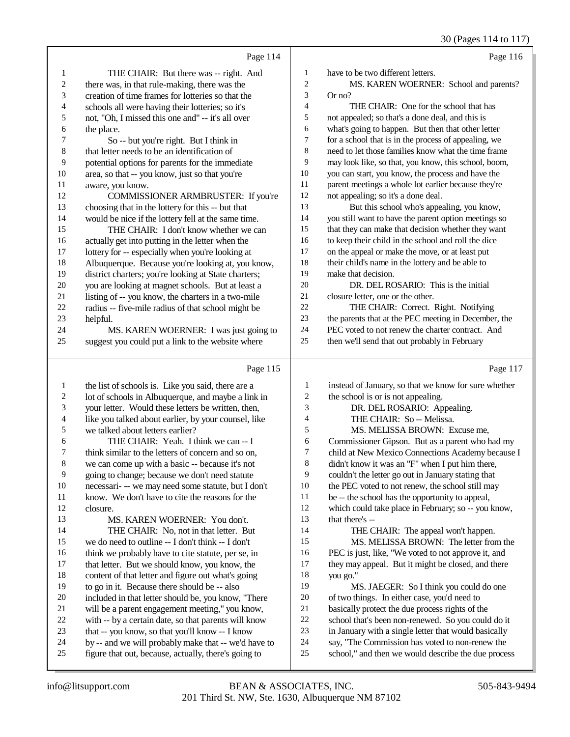Page 114

1 THE CHAIR: But there was -- right. And
2 there was, in that rule-making, there was the
3 creation of time frames for lotteries so that the
4 schools all were having their lotteries; so it's
5 not, "Oh, I missed this one and" -- it's all over
6 the place.
7 So -- but you're right. But I think in
8 that letter needs to be an identification of
9 potential options for parents for the immediate
10 area, so that -- you know, just so that you're
11 aware, you know.
12 COMMISSIONER ARMBRUSTER: If you're
13 choosing that in the lottery for this -- but that
14 would be nice if the lottery fell at the same time.
15 THE CHAIR: I don't know whether we can
16 actually get into putting in the letter when the
17 lottery for -- especially when you're looking at
18 Albuquerque. Because you're looking at, you know,
19 district charters; you're looking at State charters;
20 you are looking at magnet schools. But at least a
21 listing of -- you know, the charters in a two-mile
22 radius -- five-mile radius of that school might be
23 helpful.
24 MS. KAREN WOERNER: I was just going to
25 suggest you could put a link to the website where

Page 115

1 the list of schools is. Like you said, there are a
2 lot of schools in Albuquerque, and maybe a link in
3 your letter. Would these letters be written, then,
4 like you talked about earlier, by your counsel, like
5 we talked about letters earlier?
6 THE CHAIR: Yeah. I think we can -- I
7 think similar to the letters of concern and so on,
8 we can come up with a basic -- because it's not
9 going to change; because we don't need statute
10 necessari- -- we may need some statute, but I don't
11 know. We don't have to cite the reasons for the
12 closure.
13 MS. KAREN WOERNER: You don't.
14 THE CHAIR: No, not in that letter. But
15 we do need to outline -- I don't think -- I don't
16 think we probably have to cite statute, per se, in
17 that letter. But we should know, you know, the
18 content of that letter and figure out what's going
19 to go in it. Because there should be -- also
20 included in that letter should be, you know, "There
21 will be a parent engagement meeting," you know,
22 with -- by a certain date, so that parents will know
23 that -- you know, so that you'll know -- I know
24 by -- and we will probably make that -- we'd have to
25 figure that out, because, actually, there's going to

Page 116

1 have to be two different letters.
2 MS. KAREN WOERNER: School and parents?
3 Or no?
4 THE CHAIR: One for the school that has
5 not appealed; so that's a done deal, and this is
6 what's going to happen. But then that other letter
7 for a school that is in the process of appealing, we
8 need to let those families know what the time frame
9 may look like, so that, you know, this school, boom,
10 you can start, you know, the process and have the
11 parent meetings a whole lot earlier because they're
12 not appealing; so it's a done deal.
13 But this school who's appealing, you know,
14 you still want to have the parent option meetings so
15 that they can make that decision whether they want
16 to keep their child in the school and roll the dice
17 on the appeal or make the move, or at least put
18 their child's name in the lottery and be able to
19 make that decision.
20 DR. DEL ROSARIO: This is the initial
21 closure letter, one or the other.
22 THE CHAIR: Correct. Right. Notifying
23 the parents that at the PEC meeting in December, the
24 PEC voted to not renew the charter contract. And
25 then we'll send that out probably in February

Page 117

1 instead of January, so that we know for sure whether
2 the school is or is not appealing.
3 DR. DEL ROSARIO: Appealing.
4 THE CHAIR: So -- Melissa.
5 MS. MELISSA BROWN: Excuse me,
6 Commissioner Gipson. But as a parent who had my
7 child at New Mexico Connections Academy because I
8 didn't know it was an "F" when I put him there,
9 couldn't the letter go out in January stating that
10 the PEC voted to not renew, the school still may
11 be -- the school has the opportunity to appeal,
12 which could take place in February; so -- you know,
13 that there's --
14 THE CHAIR: The appeal won't happen.
15 MS. MELISSA BROWN: The letter from the
16 PEC is just, like, "We voted to not approve it, and
17 they may appeal. But it might be closed, and there
18 you go."
19 MS. JAEGER: So I think you could do one
20 of two things. In either case, you'd need to
21 basically protect the due process rights of the
22 school that's been non-renewed. So you could do it
23 in January with a single letter that would basically
24 say, "The Commission has voted to non-renew the
25 school," and then we would describe the due process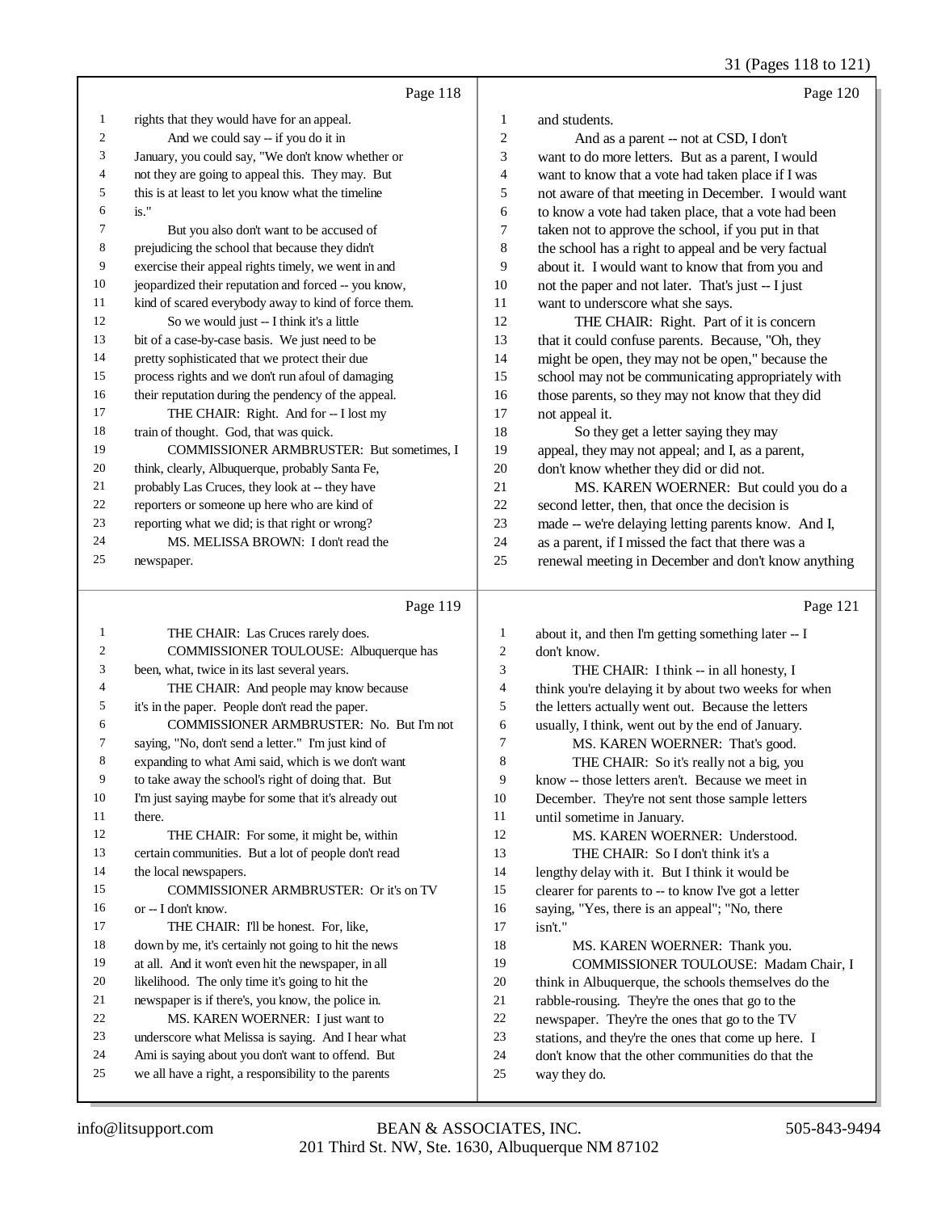Page 118

1 rights that they would have for an appeal.
2 And we could say -- if you do it in
3 January, you could say, "We don't know whether or
4 not they are going to appeal this. They may. But
5 this is at least to let you know what the timeline
6 is."
7 But you also don't want to be accused of
8 prejudicing the school that because they didn't
9 exercise their appeal rights timely, we went in and
10 jeopardized their reputation and forced -- you know,
11 kind of scared everybody away to kind of force them.
12 So we would just -- I think it's a little
13 bit of a case-by-case basis. We just need to be
14 pretty sophisticated that we protect their due
15 process rights and we don't run afoul of damaging
16 their reputation during the pendency of the appeal.
17 THE CHAIR: Right. And for -- I lost my
18 train of thought. God, that was quick.
19 COMMISSIONER ARMBRUSTER: But sometimes, I
20 think, clearly, Albuquerque, probably Santa Fe,
21 probably Las Cruces, they look at -- they have
22 reporters or someone up here who are kind of
23 reporting what we did; is that right or wrong?
24 MS. MELISSA BROWN: I don't read the
25 newspaper.

Page 119

1 THE CHAIR: Las Cruces rarely does.
2 COMMISSIONER TOULOUSE: Albuquerque has
3 been, what, twice in its last several years.
4 THE CHAIR: And people may know because
5 it's in the paper. People don't read the paper.
6 COMMISSIONER ARMBRUSTER: No. But I'm not
7 saying, "No, don't send a letter." I'm just kind of
8 expanding to what Ami said, which is we don't want
9 to take away the school's right of doing that. But
10 I'm just saying maybe for some that it's already out
11 there.
12 THE CHAIR: For some, it might be, within
13 certain communities. But a lot of people don't read
14 the local newspapers.
15 COMMISSIONER ARMBRUSTER: Or it's on TV
16 or -- I don't know.
17 THE CHAIR: I'll be honest. For, like,
18 down by me, it's certainly not going to hit the news
19 at all. And it won't even hit the newspaper, in all
20 likelihood. The only time it's going to hit the
21 newspaper is if there's, you know, the police in.
22 MS. KAREN WOERNER: I just want to
23 underscore what Melissa is saying. And I hear what
24 Ami is saying about you don't want to offend. But
25 we all have a right, a responsibility to the parents

Page 120

1 and students.
2 And as a parent -- not at CSD, I don't
3 want to do more letters. But as a parent, I would
4 want to know that a vote had taken place if I was
5 not aware of that meeting in December. I would want
6 to know a vote had taken place, that a vote had been
7 taken not to approve the school, if you put in that
8 the school has a right to appeal and be very factual
9 about it. I would want to know that from you and
10 not the paper and not later. That's just -- I just
11 want to underscore what she says.
12 THE CHAIR: Right. Part of it is concern
13 that it could confuse parents. Because, "Oh, they
14 might be open, they may not be open," because the
15 school may not be communicating appropriately with
16 those parents, so they may not know that they did
17 not appeal it.
18 So they get a letter saying they may
19 appeal, they may not appeal; and I, as a parent,
20 don't know whether they did or did not.
21 MS. KAREN WOERNER: But could you do a
22 second letter, then, that once the decision is
23 made -- we're delaying letting parents know. And I,
24 as a parent, if I missed the fact that there was a
25 renewal meeting in December and don't know anything

Page 121

1 about it, and then I'm getting something later -- I
2 don't know.
3 THE CHAIR: I think -- in all honesty, I
4 think you're delaying it by about two weeks for when
5 the letters actually went out. Because the letters
6 usually, I think, went out by the end of January.
7 MS. KAREN WOERNER: That's good.
8 THE CHAIR: So it's really not a big, you
9 know -- those letters aren't. Because we meet in
10 December. They're not sent those sample letters
11 until sometime in January.
12 MS. KAREN WOERNER: Understood.
13 THE CHAIR: So I don't think it's a
14 lengthy delay with it. But I think it would be
15 clearer for parents to -- to know I've got a letter
16 saying, "Yes, there is an appeal"; "No, there
17 isn't."
18 MS. KAREN WOERNER: Thank you.
19 COMMISSIONER TOULOUSE: Madam Chair, I
20 think in Albuquerque, the schools themselves do the
21 rabble-rousing. They're the ones that go to the
22 newspaper. They're the ones that go to the TV
23 stations, and they're the ones that come up here. I
24 don't know that the other communities do that the
25 way they do.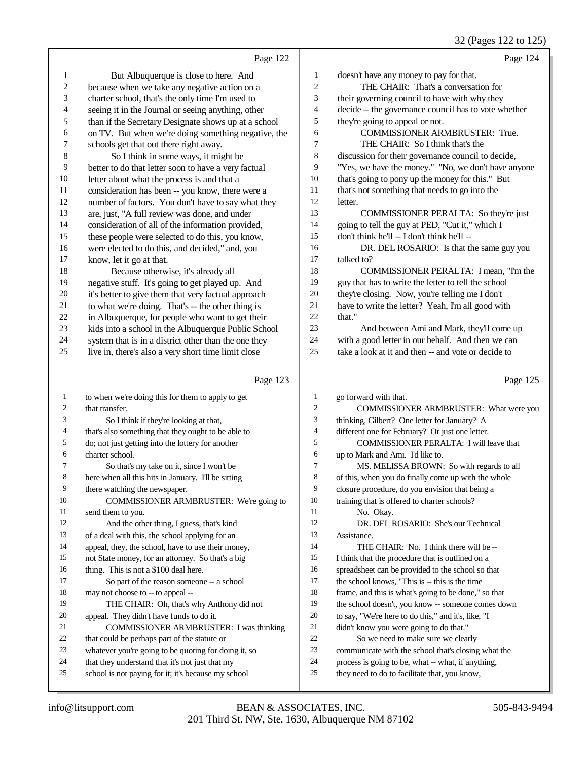Page 122

1 But Albuquerque is close to here. And
2 because when we take any negative action on a
3 charter school, that's the only time I'm used to
4 seeing it in the Journal or seeing anything, other
5 than if the Secretary Designate shows up at a school
6 on TV. But when we're doing something negative, the
7 schools get that out there right away.
8 So I think in some ways, it might be
9 better to do that letter soon to have a very factual
10 letter about what the process is and that a
11 consideration has been -- you know, there were a
12 number of factors. You don't have to say what they
13 are, just, "A full review was done, and under
14 consideration of all of the information provided,
15 these people were selected to do this, you know,
16 were elected to do this, and decided," and, you
17 know, let it go at that.
18 Because otherwise, it's already all
19 negative stuff. It's going to get played up. And
20 it's better to give them that very factual approach
21 to what we're doing. That's -- the other thing is
22 in Albuquerque, for people who want to get their
23 kids into a school in the Albuquerque Public School
24 system that is in a district other than the one they
25 live in, there's also a very short time limit close

Page 123

1 to when we're doing this for them to apply to get
2 that transfer.
3 So I think if they're looking at that,
4 that's also something that they ought to be able to
5 do; not just getting into the lottery for another
6 charter school.
7 So that's my take on it, since I won't be
8 here when all this hits in January. I'll be sitting
9 there watching the newspaper.
10 COMMISSIONER ARMBRUSTER: We're going to
11 send them to you.
12 And the other thing, I guess, that's kind
13 of a deal with this, the school applying for an
14 appeal, they, the school, have to use their money,
15 not State money, for an attorney. So that's a big
16 thing. This is not a $100 deal here.
17 So part of the reason someone -- a school
18 may not choose to -- to appeal --
19 THE CHAIR: Oh, that's why Anthony did not
20 appeal. They didn't have funds to do it.
21 COMMISSIONER ARMBRUSTER: I was thinking
22 that could be perhaps part of the statute or
23 whatever you're going to be quoting for doing it, so
24 that they understand that it's not just that my
25 school is not paying for it; it's because my school

Page 124

1 doesn't have any money to pay for that.
2 THE CHAIR: That's a conversation for
3 their governing council to have with why they
4 decide -- the governance council has to vote whether
5 they're going to appeal or not.
6 COMMISSIONER ARMBRUSTER: True.
7 THE CHAIR: So I think that's the
8 discussion for their governance council to decide,
9 "Yes, we have the money." "No, we don't have anyone
10 that's going to pony up the money for this." But
11 that's not something that needs to go into the
12 letter.
13 COMMISSIONER PERALTA: So they're just
14 going to tell the guy at PED, "Cut it," which I
15 don't think he'll -- I don't think he'll --
16 DR. DEL ROSARIO: Is that the same guy you
17 talked to?
18 COMMISSIONER PERALTA: I mean, "I'm the
19 guy that has to write the letter to tell the school
20 they're closing. Now, you're telling me I don't
21 have to write the letter? Yeah, I'm all good with
22 that."
23 And between Ami and Mark, they'll come up
24 with a good letter in our behalf. And then we can
25 take a look at it and then -- and vote or decide to

Page 125

1 go forward with that.
2 COMMISSIONER ARMBRUSTER: What were you
3 thinking, Gilbert? One letter for January? A
4 different one for February? Or just one letter.
5 COMMISSIONER PERALTA: I will leave that
6 up to Mark and Ami. I'd like to.
7 MS. MELISSA BROWN: So with regards to all
8 of this, when you do finally come up with the whole
9 closure procedure, do you envision that being a
10 training that is offered to charter schools?
11 No. Okay.
12 DR. DEL ROSARIO: She's our Technical
13 Assistance.
14 THE CHAIR: No. I think there will be --
15 I think that the procedure that is outlined on a
16 spreadsheet can be provided to the school so that
17 the school knows, "This is -- this is the time
18 frame, and this is what's going to be done," so that
19 the school doesn't, you know -- someone comes down
20 to say, "We're here to do this," and it's, like, "I
21 didn't know you were going to do that."
22 So we need to make sure we clearly
23 communicate with the school that's closing what the
24 process is going to be, what -- what, if anything,
25 they need to do to facilitate that, you know,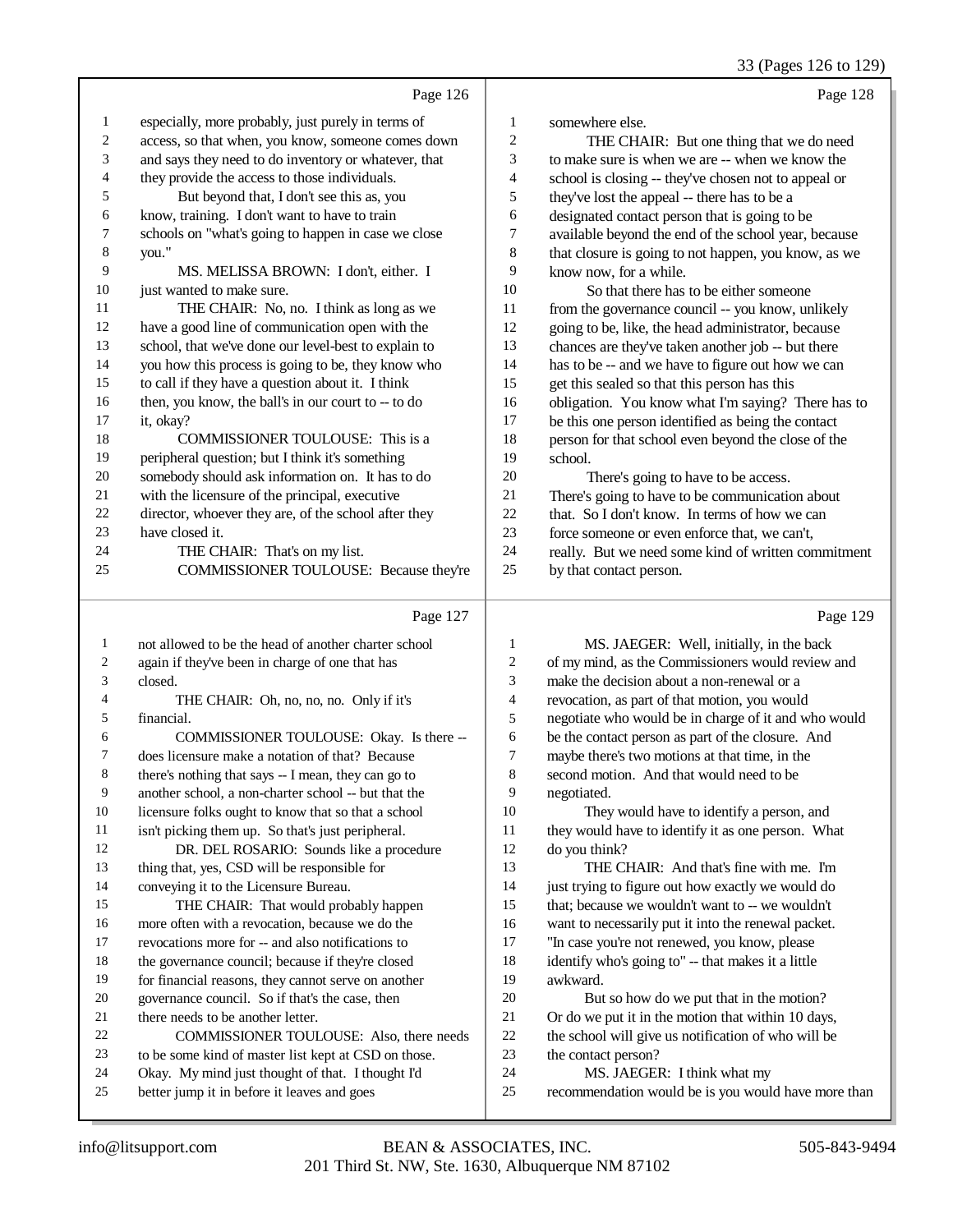Page 126

1 especially, more probably, just purely in terms of
2 access, so that when, you know, someone comes down
3 and says they need to do inventory or whatever, that
4 they provide the access to those individuals.
5 But beyond that, I don't see this as, you
6 know, training. I don't want to have to train
7 schools on "what's going to happen in case we close
8 you."
9 MS. MELISSA BROWN: I don't, either. I
10 just wanted to make sure.
11 THE CHAIR: No, no. I think as long as we
12 have a good line of communication open with the
13 school, that we've done our level-best to explain to
14 you how this process is going to be, they know who
15 to call if they have a question about it. I think
16 then, you know, the ball's in our court to -- to do
17 it, okay?
18 COMMISSIONER TOULOUSE: This is a
19 peripheral question; but I think it's something
20 somebody should ask information on. It has to do
21 with the licensure of the principal, executive
22 director, whoever they are, of the school after they
23 have closed it.
24 THE CHAIR: That's on my list.
25 COMMISSIONER TOULOUSE: Because they're

Page 127

1 not allowed to be the head of another charter school
2 again if they've been in charge of one that has
3 closed.
4 THE CHAIR: Oh, no, no, no. Only if it's
5 financial.
6 COMMISSIONER TOULOUSE: Okay. Is there --
7 does licensure make a notation of that? Because
8 there's nothing that says -- I mean, they can go to
9 another school, a non-charter school -- but that the
10 licensure folks ought to know that so that a school
11 isn't picking them up. So that's just peripheral.
12 DR. DEL ROSARIO: Sounds like a procedure
13 thing that, yes, CSD will be responsible for
14 conveying it to the Licensure Bureau.
15 THE CHAIR: That would probably happen
16 more often with a revocation, because we do the
17 revocations more for -- and also notifications to
18 the governance council; because if they're closed
19 for financial reasons, they cannot serve on another
20 governance council. So if that's the case, then
21 there needs to be another letter.
22 COMMISSIONER TOULOUSE: Also, there needs
23 to be some kind of master list kept at CSD on those.
24 Okay. My mind just thought of that. I thought I'd
25 better jump it in before it leaves and goes

Page 128

1 somewhere else.
2 THE CHAIR: But one thing that we do need
3 to make sure is when we are -- when we know the
4 school is closing -- they've chosen not to appeal or
5 they've lost the appeal -- there has to be a
6 designated contact person that is going to be
7 available beyond the end of the school year, because
8 that closure is going to not happen, you know, as we
9 know now, for a while.
10 So that there has to be either someone
11 from the governance council -- you know, unlikely
12 going to be, like, the head administrator, because
13 chances are they've taken another job -- but there
14 has to be -- and we have to figure out how we can
15 get this sealed so that this person has this
16 obligation. You know what I'm saying? There has to
17 be this one person identified as being the contact
18 person for that school even beyond the close of the
19 school.
20 There's going to have to be access.
21 There's going to have to be communication about
22 that. So I don't know. In terms of how we can
23 force someone or even enforce that, we can't,
24 really. But we need some kind of written commitment
25 by that contact person.

Page 129

1 MS. JAEGER: Well, initially, in the back
2 of my mind, as the Commissioners would review and
3 make the decision about a non-renewal or a
4 revocation, as part of that motion, you would
5 negotiate who would be in charge of it and who would
6 be the contact person as part of the closure. And
7 maybe there's two motions at that time, in the
8 second motion. And that would need to be
9 negotiated.
10 They would have to identify a person, and
11 they would have to identify it as one person. What
12 do you think?
13 THE CHAIR: And that's fine with me. I'm
14 just trying to figure out how exactly we would do
15 that; because we wouldn't want to -- we wouldn't
16 want to necessarily put it into the renewal packet.
17 "In case you're not renewed, you know, please
18 identify who's going to" -- that makes it a little
19 awkward.
20 But so how do we put that in the motion?
21 Or do we put it in the motion that within 10 days,
22 the school will give us notification of who will be
23 the contact person?
24 MS. JAEGER: I think what my
25 recommendation would be is you would have more than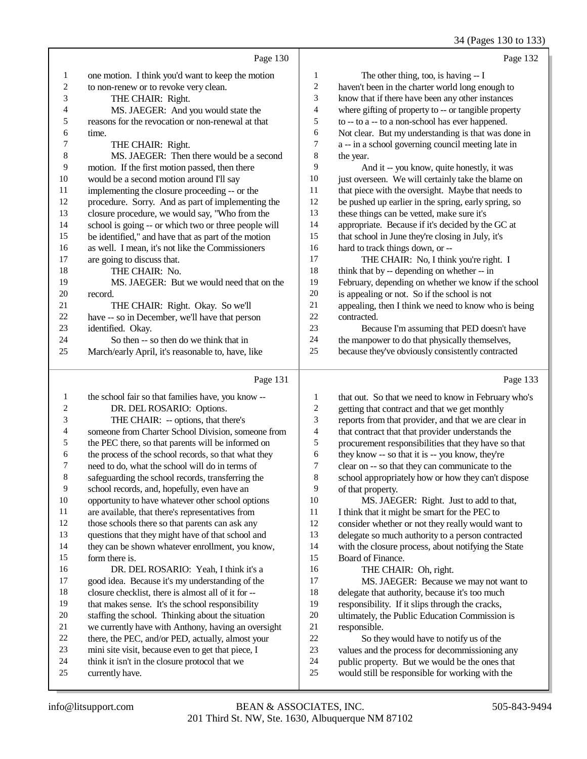Page 130

1 one motion. I think you'd want to keep the motion
2 to non-renew or to revoke very clean.
3 THE CHAIR: Right.
4 MS. JAEGER: And you would state the
5 reasons for the revocation or non-renewal at that
6 time.
7 THE CHAIR: Right.
8 MS. JAEGER: Then there would be a second
9 motion. If the first motion passed, then there
10 would be a second motion around I'll say
11 implementing the closure proceeding -- or the
12 procedure. Sorry. And as part of implementing the
13 closure procedure, we would say, "Who from the
14 school is going -- or which two or three people will
15 be identified," and have that as part of the motion
16 as well. I mean, it's not like the Commissioners
17 are going to discuss that.
18 THE CHAIR: No.
19 MS. JAEGER: But we would need that on the
20 record.
21 THE CHAIR: Right. Okay. So we'll
22 have -- so in December, we'll have that person
23 identified. Okay.
24 So then -- so then do we think that in
25 March/early April, it's reasonable to, have, like

Page 131

1 the school fair so that families have, you know --
2 DR. DEL ROSARIO: Options.
3 THE CHAIR: -- options, that there's
4 someone from Charter School Division, someone from
5 the PEC there, so that parents will be informed on
6 the process of the school records, so that what they
7 need to do, what the school will do in terms of
8 safeguarding the school records, transferring the
9 school records, and, hopefully, even have an
10 opportunity to have whatever other school options
11 are available, that there's representatives from
12 those schools there so that parents can ask any
13 questions that they might have of that school and
14 they can be shown whatever enrollment, you know,
15 form there is.
16 DR. DEL ROSARIO: Yeah, I think it's a
17 good idea. Because it's my understanding of the
18 closure checklist, there is almost all of it for --
19 that makes sense. It's the school responsibility
20 staffing the school. Thinking about the situation
21 we currently have with Anthony, having an oversight
22 there, the PEC, and/or PED, actually, almost your
23 mini site visit, because even to get that piece, I
24 think it isn't in the closure protocol that we
25 currently have.

Page 132

1 The other thing, too, is having -- I
2 haven't been in the charter world long enough to
3 know that if there have been any other instances
4 where gifting of property to -- or tangible property
5 to -- to a -- to a non-school has ever happened.
6 Not clear. But my understanding is that was done in
7 a -- in a school governing council meeting late in
8 the year.
9 And it -- you know, quite honestly, it was
10 just overseen. We will certainly take the blame on
11 that piece with the oversight. Maybe that needs to
12 be pushed up earlier in the spring, early spring, so
13 these things can be vetted, make sure it's
14 appropriate. Because if it's decided by the GC at
15 that school in June they're closing in July, it's
16 hard to track things down, or --
17 THE CHAIR: No, I think you're right. I
18 think that by -- depending on whether -- in
19 February, depending on whether we know if the school
20 is appealing or not. So if the school is not
21 appealing, then I think we need to know who is being
22 contracted.
23 Because I'm assuming that PED doesn't have
24 the manpower to do that physically themselves,
25 because they've obviously consistently contracted

Page 133

1 that out. So that we need to know in February who's
2 getting that contract and that we get monthly
3 reports from that provider, and that we are clear in
4 that contract that that provider understands the
5 procurement responsibilities that they have so that
6 they know -- so that it is -- you know, they're
7 clear on -- so that they can communicate to the
8 school appropriately how or how they can't dispose
9 of that property.
10 MS. JAEGER: Right. Just to add to that,
11 I think that it might be smart for the PEC to
12 consider whether or not they really would want to
13 delegate so much authority to a person contracted
14 with the closure process, about notifying the State
15 Board of Finance.
16 THE CHAIR: Oh, right.
17 MS. JAEGER: Because we may not want to
18 delegate that authority, because it's too much
19 responsibility. If it slips through the cracks,
20 ultimately, the Public Education Commission is
21 responsible.
22 So they would have to notify us of the
23 values and the process for decommissioning any
24 public property. But we would be the ones that
25 would still be responsible for working with the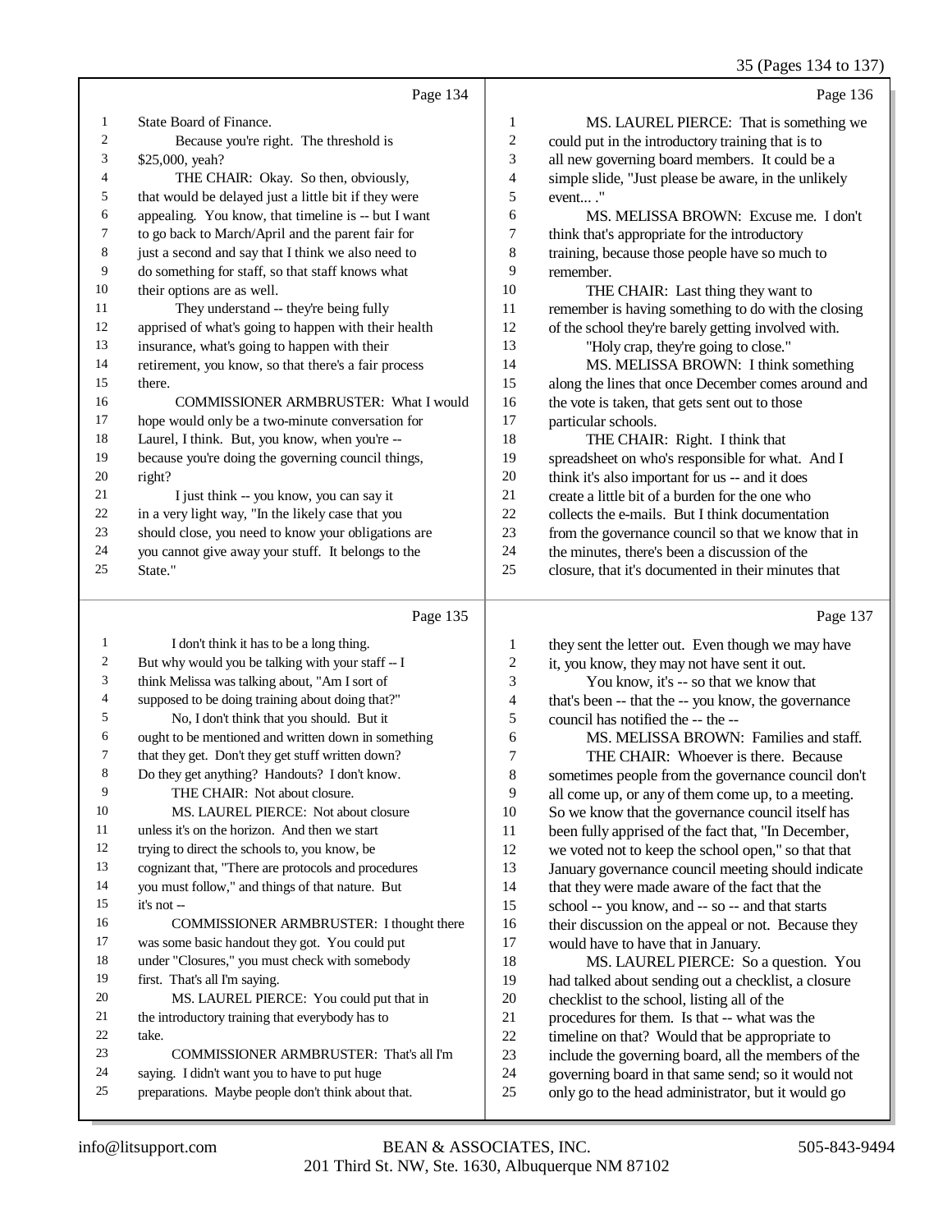Page 134

1 State Board of Finance.
2 Because you're right. The threshold is
3 $25,000, yeah?
4 THE CHAIR: Okay. So then, obviously,
5 that would be delayed just a little bit if they were
6 appealing. You know, that timeline is -- but I want
7 to go back to March/April and the parent fair for
8 just a second and say that I think we also need to
9 do something for staff, so that staff knows what
10 their options are as well.
11 They understand -- they're being fully
12 apprised of what's going to happen with their health
13 insurance, what's going to happen with their
14 retirement, you know, so that there's a fair process
15 there.
16 COMMISSIONER ARMBRUSTER: What I would
17 hope would only be a two-minute conversation for
18 Laurel, I think. But, you know, when you're --
19 because you're doing the governing council things,
20 right?
21 I just think -- you know, you can say it
22 in a very light way, "In the likely case that you
23 should close, you need to know your obligations are
24 you cannot give away your stuff. It belongs to the
25 State."

Page 135

1 I don't think it has to be a long thing.
2 But why would you be talking with your staff -- I
3 think Melissa was talking about, "Am I sort of
4 supposed to be doing training about doing that?"
5 No, I don't think that you should. But it
6 ought to be mentioned and written down in something
7 that they get. Don't they get stuff written down?
8 Do they get anything? Handouts? I don't know.
9 THE CHAIR: Not about closure.
10 MS. LAUREL PIERCE: Not about closure
11 unless it's on the horizon. And then we start
12 trying to direct the schools to, you know, be
13 cognizant that, "There are protocols and procedures
14 you must follow," and things of that nature. But
15 it's not --
16 COMMISSIONER ARMBRUSTER: I thought there
17 was some basic handout they got. You could put
18 under "Closures," you must check with somebody
19 first. That's all I'm saying.
20 MS. LAUREL PIERCE: You could put that in
21 the introductory training that everybody has to
22 take.
23 COMMISSIONER ARMBRUSTER: That's all I'm
24 saying. I didn't want you to have to put huge
25 preparations. Maybe people don't think about that.

Page 136

1 MS. LAUREL PIERCE: That is something we
2 could put in the introductory training that is to
3 all new governing board members. It could be a
4 simple slide, "Just please be aware, in the unlikely
5 event... ."
6 MS. MELISSA BROWN: Excuse me. I don't
7 think that's appropriate for the introductory
8 training, because those people have so much to
9 remember.
10 THE CHAIR: Last thing they want to
11 remember is having something to do with the closing
12 of the school they're barely getting involved with.
13 "Holy crap, they're going to close."
14 MS. MELISSA BROWN: I think something
15 along the lines that once December comes around and
16 the vote is taken, that gets sent out to those
17 particular schools.
18 THE CHAIR: Right. I think that
19 spreadsheet on who's responsible for what. And I
20 think it's also important for us -- and it does
21 create a little bit of a burden for the one who
22 collects the e-mails. But I think documentation
23 from the governance council so that we know that in
24 the minutes, there's been a discussion of the
25 closure, that it's documented in their minutes that

Page 137

1 they sent the letter out. Even though we may have
2 it, you know, they may not have sent it out.
3 You know, it's -- so that we know that
4 that's been -- that the -- you know, the governance
5 council has notified the -- the --
6 MS. MELISSA BROWN: Families and staff.
7 THE CHAIR: Whoever is there. Because
8 sometimes people from the governance council don't
9 all come up, or any of them come up, to a meeting.
10 So we know that the governance council itself has
11 been fully apprised of the fact that, "In December,
12 we voted not to keep the school open," so that that
13 January governance council meeting should indicate
14 that they were made aware of the fact that the
15 school -- you know, and -- so -- and that starts
16 their discussion on the appeal or not. Because they
17 would have to have that in January.
18 MS. LAUREL PIERCE: So a question. You
19 had talked about sending out a checklist, a closure
20 checklist to the school, listing all of the
21 procedures for them. Is that -- what was the
22 timeline on that? Would that be appropriate to
23 include the governing board, all the members of the
24 governing board in that same send; so it would not
25 only go to the head administrator, but it would go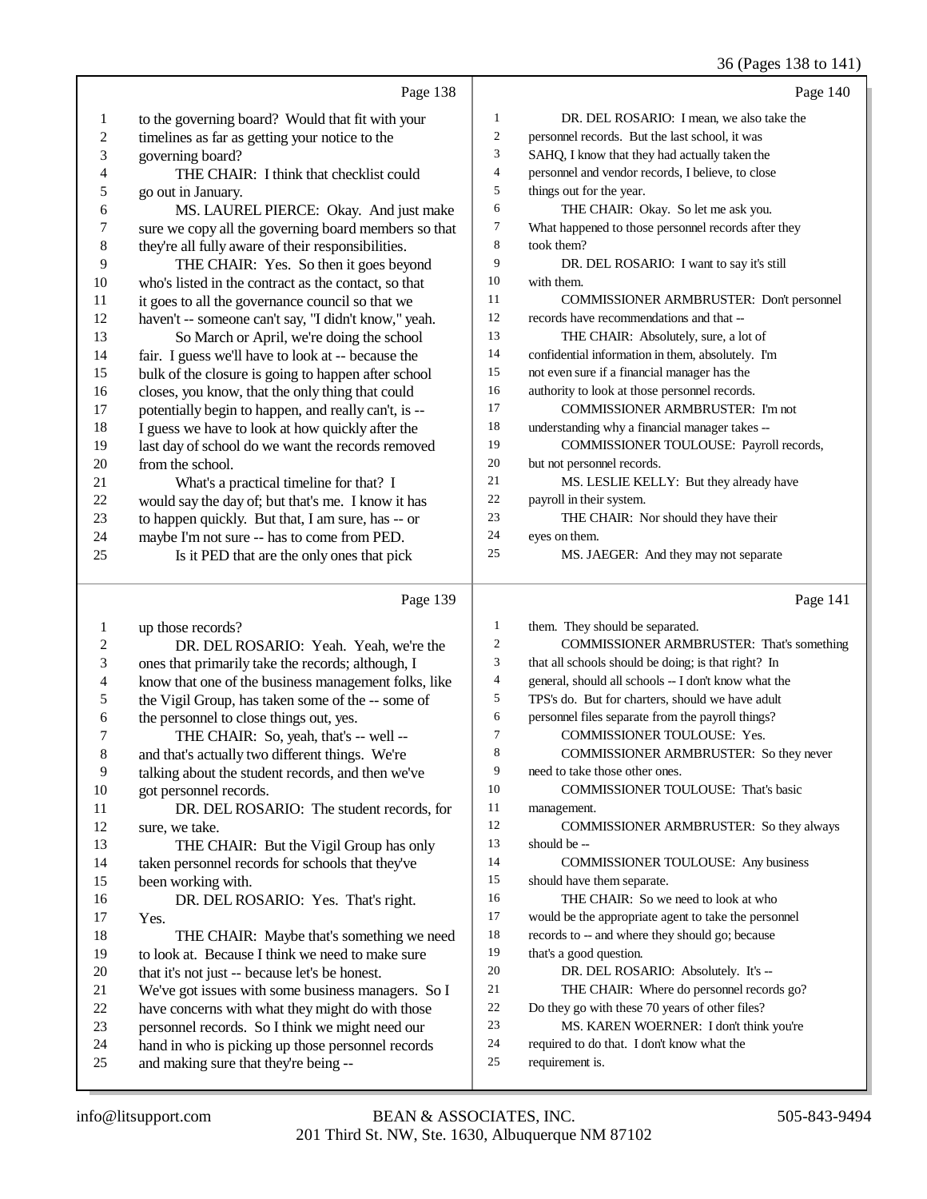Page 138

1 to the governing board? Would that fit with your
2 timelines as far as getting your notice to the
3 governing board?
4 THE CHAIR: I think that checklist could
5 go out in January.
6 MS. LAUREL PIERCE: Okay. And just make
7 sure we copy all the governing board members so that
8 they're all fully aware of their responsibilities.
9 THE CHAIR: Yes. So then it goes beyond
10 who's listed in the contract as the contact, so that
11 it goes to all the governance council so that we
12 haven't -- someone can't say, "I didn't know," yeah.
13 So March or April, we're doing the school
14 fair. I guess we'll have to look at -- because the
15 bulk of the closure is going to happen after school
16 closes, you know, that the only thing that could
17 potentially begin to happen, and really can't, is --
18 I guess we have to look at how quickly after the
19 last day of school do we want the records removed
20 from the school.
21 What's a practical timeline for that? I
22 would say the day of; but that's me. I know it has
23 to happen quickly. But that, I am sure, has -- or
24 maybe I'm not sure -- has to come from PED.
25 Is it PED that are the only ones that pick

Page 139

1 up those records?
2 DR. DEL ROSARIO: Yeah. Yeah, we're the
3 ones that primarily take the records; although, I
4 know that one of the business management folks, like
5 the Vigil Group, has taken some of the -- some of
6 the personnel to close things out, yes.
7 THE CHAIR: So, yeah, that's -- well --
8 and that's actually two different things. We're
9 talking about the student records, and then we've
10 got personnel records.
11 DR. DEL ROSARIO: The student records, for
12 sure, we take.
13 THE CHAIR: But the Vigil Group has only
14 taken personnel records for schools that they've
15 been working with.
16 DR. DEL ROSARIO: Yes. That's right.
17 Yes.
18 THE CHAIR: Maybe that's something we need
19 to look at. Because I think we need to make sure
20 that it's not just -- because let's be honest.
21 We've got issues with some business managers. So I
22 have concerns with what they might do with those
23 personnel records. So I think we might need our
24 hand in who is picking up those personnel records
25 and making sure that they're being --

Page 140

1 DR. DEL ROSARIO: I mean, we also take the
2 personnel records. But the last school, it was
3 SAHQ, I know that they had actually taken the
4 personnel and vendor records, I believe, to close
5 things out for the year.
6 THE CHAIR: Okay. So let me ask you.
7 What happened to those personnel records after they
8 took them?
9 DR. DEL ROSARIO: I want to say it's still
10 with them.
11 COMMISSIONER ARMBRUSTER: Don't personnel
12 records have recommendations and that --
13 THE CHAIR: Absolutely, sure, a lot of
14 confidential information in them, absolutely. I'm
15 not even sure if a financial manager has the
16 authority to look at those personnel records.
17 COMMISSIONER ARMBRUSTER: I'm not
18 understanding why a financial manager takes --
19 COMMISSIONER TOULOUSE: Payroll records,
20 but not personnel records.
21 MS. LESLIE KELLY: But they already have
22 payroll in their system.
23 THE CHAIR: Nor should they have their
24 eyes on them.
25 MS. JAEGER: And they may not separate

Page 141

1 them. They should be separated.
2 COMMISSIONER ARMBRUSTER: That's something
3 that all schools should be doing; is that right? In
4 general, should all schools -- I don't know what the
5 TPS's do. But for charters, should we have adult
6 personnel files separate from the payroll things?
7 COMMISSIONER TOULOUSE: Yes.
8 COMMISSIONER ARMBRUSTER: So they never
9 need to take those other ones.
10 COMMISSIONER TOULOUSE: That's basic
11 management.
12 COMMISSIONER ARMBRUSTER: So they always
13 should be --
14 COMMISSIONER TOULOUSE: Any business
15 should have them separate.
16 THE CHAIR: So we need to look at who
17 would be the appropriate agent to take the personnel
18 records to -- and where they should go; because
19 that's a good question.
20 DR. DEL ROSARIO: Absolutely. It's --
21 THE CHAIR: Where do personnel records go?
22 Do they go with these 70 years of other files?
23 MS. KAREN WOERNER: I don't think you're
24 required to do that. I don't know what the
25 requirement is.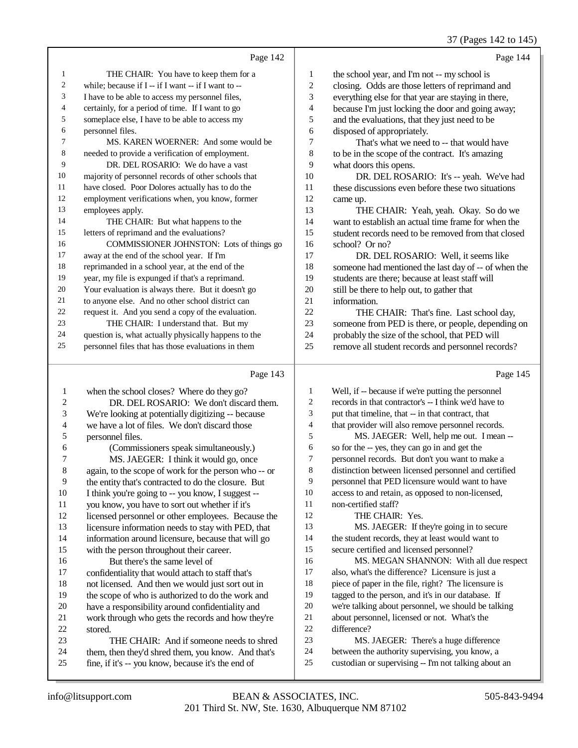Page 142

1 THE CHAIR: You have to keep them for a
2 while; because if I -- if I want -- if I want to --
3 I have to be able to access my personnel files,
4 certainly, for a period of time. If I want to go
5 someplace else, I have to be able to access my
6 personnel files.
7 MS. KAREN WOERNER: And some would be
8 needed to provide a verification of employment.
9 DR. DEL ROSARIO: We do have a vast
10 majority of personnel records of other schools that
11 have closed. Poor Dolores actually has to do the
12 employment verifications when, you know, former
13 employees apply.
14 THE CHAIR: But what happens to the
15 letters of reprimand and the evaluations?
16 COMMISSIONER JOHNSTON: Lots of things go
17 away at the end of the school year. If I'm
18 reprimanded in a school year, at the end of the
19 year, my file is expunged if that's a reprimand.
20 Your evaluation is always there. But it doesn't go
21 to anyone else. And no other school district can
22 request it. And you send a copy of the evaluation.
23 THE CHAIR: I understand that. But my
24 question is, what actually physically happens to the
25 personnel files that has those evaluations in them

Page 143

1 when the school closes? Where do they go?
2 DR. DEL ROSARIO: We don't discard them.
3 We're looking at potentially digitizing -- because
4 we have a lot of files. We don't discard those
5 personnel files.
6 (Commissioners speak simultaneously.)
7 MS. JAEGER: I think it would go, once
8 again, to the scope of work for the person who -- or
9 the entity that's contracted to do the closure. But
10 I think you're going to -- you know, I suggest --
11 you know, you have to sort out whether if it's
12 licensed personnel or other employees. Because the
13 licensure information needs to stay with PED, that
14 information around licensure, because that will go
15 with the person throughout their career.
16 But there's the same level of
17 confidentiality that would attach to staff that's
18 not licensed. And then we would just sort out in
19 the scope of who is authorized to do the work and
20 have a responsibility around confidentiality and
21 work through who gets the records and how they're
22 stored.
23 THE CHAIR: And if someone needs to shred
24 them, then they'd shred them, you know. And that's
25 fine, if it's -- you know, because it's the end of

Page 144

1 the school year, and I'm not -- my school is
2 closing. Odds are those letters of reprimand and
3 everything else for that year are staying in there,
4 because I'm just locking the door and going away;
5 and the evaluations, that they just need to be
6 disposed of appropriately.
7 That's what we need to -- that would have
8 to be in the scope of the contract. It's amazing
9 what doors this opens.
10 DR. DEL ROSARIO: It's -- yeah. We've had
11 these discussions even before these two situations
12 came up.
13 THE CHAIR: Yeah, yeah. Okay. So do we
14 want to establish an actual time frame for when the
15 student records need to be removed from that closed
16 school? Or no?
17 DR. DEL ROSARIO: Well, it seems like
18 someone had mentioned the last day of -- of when the
19 students are there; because at least staff will
20 still be there to help out, to gather that
21 information.
22 THE CHAIR: That's fine. Last school day,
23 someone from PED is there, or people, depending on
24 probably the size of the school, that PED will
25 remove all student records and personnel records?

Page 145

1 Well, if -- because if we're putting the personnel
2 records in that contractor's -- I think we'd have to
3 put that timeline, that -- in that contract, that
4 that provider will also remove personnel records.
5 MS. JAEGER: Well, help me out. I mean --
6 so for the -- yes, they can go in and get the
7 personnel records. But don't you want to make a
8 distinction between licensed personnel and certified
9 personnel that PED licensure would want to have
10 access to and retain, as opposed to non-licensed,
11 non-certified staff?
12 THE CHAIR: Yes.
13 MS. JAEGER: If they're going in to secure
14 the student records, they at least would want to
15 secure certified and licensed personnel?
16 MS. MEGAN SHANNON: With all due respect
17 also, what's the difference? Licensure is just a
18 piece of paper in the file, right? The licensure is
19 tagged to the person, and it's in our database. If
20 we're talking about personnel, we should be talking
21 about personnel, licensed or not. What's the
22 difference?
23 MS. JAEGER: There's a huge difference
24 between the authority supervising, you know, a
25 custodian or supervising -- I'm not talking about an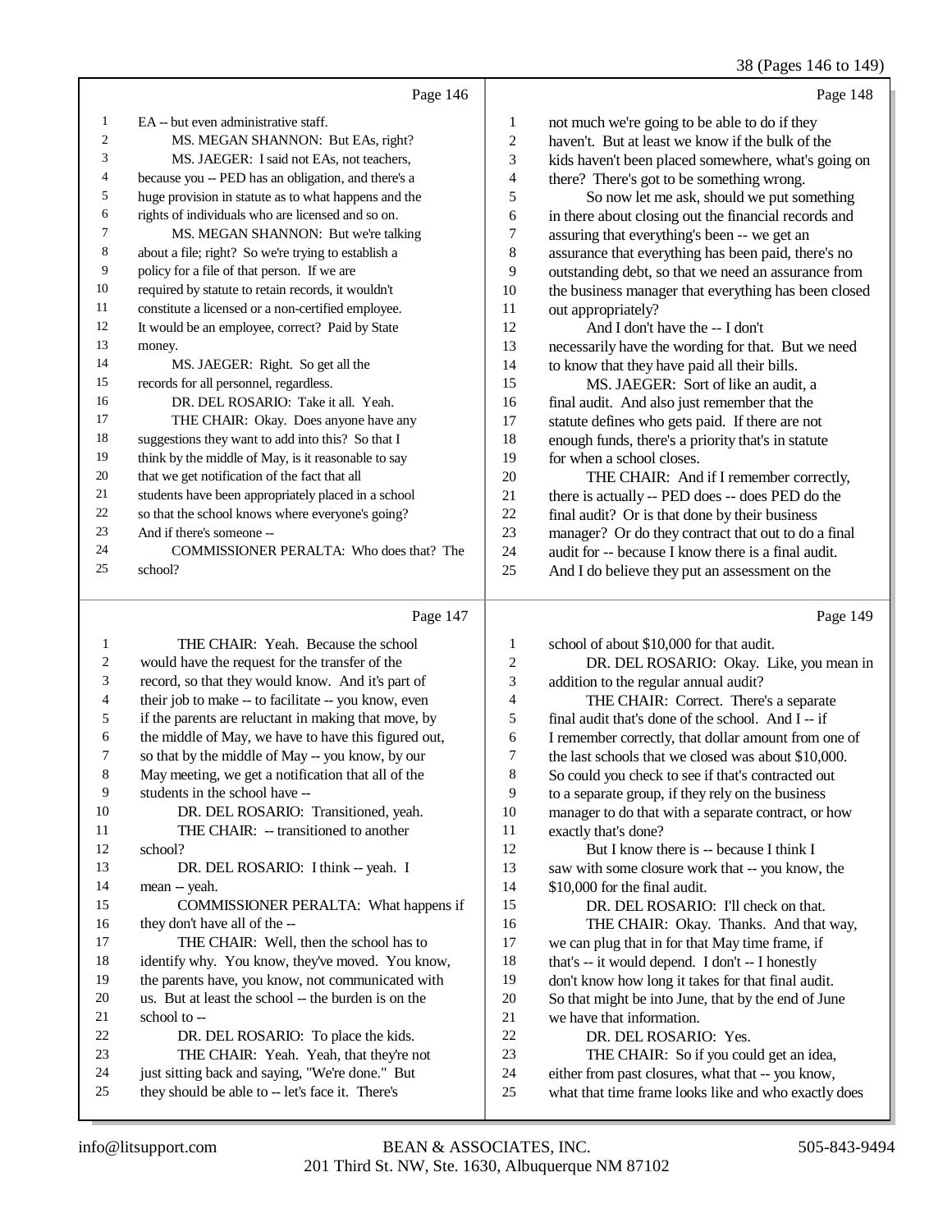Page 146

1 EA -- but even administrative staff.
2 MS. MEGAN SHANNON: But EAs, right?
3 MS. JAEGER: I said not EAs, not teachers,
4 because you -- PED has an obligation, and there's a
5 huge provision in statute as to what happens and the
6 rights of individuals who are licensed and so on.
7 MS. MEGAN SHANNON: But we're talking
8 about a file; right? So we're trying to establish a
9 policy for a file of that person. If we are
10 required by statute to retain records, it wouldn't
11 constitute a licensed or a non-certified employee.
12 It would be an employee, correct? Paid by State
13 money.
14 MS. JAEGER: Right. So get all the
15 records for all personnel, regardless.
16 DR. DEL ROSARIO: Take it all. Yeah.
17 THE CHAIR: Okay. Does anyone have any
18 suggestions they want to add into this? So that I
19 think by the middle of May, is it reasonable to say
20 that we get notification of the fact that all
21 students have been appropriately placed in a school
22 so that the school knows where everyone's going?
23 And if there's someone --
24 COMMISSIONER PERALTA: Who does that? The
25 school?

Page 147

1 THE CHAIR: Yeah. Because the school
2 would have the request for the transfer of the
3 record, so that they would know. And it's part of
4 their job to make -- to facilitate -- you know, even
5 if the parents are reluctant in making that move, by
6 the middle of May, we have to have this figured out,
7 so that by the middle of May -- you know, by our
8 May meeting, we get a notification that all of the
9 students in the school have --
10 DR. DEL ROSARIO: Transitioned, yeah.
11 THE CHAIR: -- transitioned to another
12 school?
13 DR. DEL ROSARIO: I think -- yeah. I
14 mean -- yeah.
15 COMMISSIONER PERALTA: What happens if
16 they don't have all of the --
17 THE CHAIR: Well, then the school has to
18 identify why. You know, they've moved. You know,
19 the parents have, you know, not communicated with
20 us. But at least the school -- the burden is on the
21 school to --
22 DR. DEL ROSARIO: To place the kids.
23 THE CHAIR: Yeah. Yeah, that they're not
24 just sitting back and saying, "We're done." But
25 they should be able to -- let's face it. There's

Page 148

1 not much we're going to be able to do if they
2 haven't. But at least we know if the bulk of the
3 kids haven't been placed somewhere, what's going on
4 there? There's got to be something wrong.
5 So now let me ask, should we put something
6 in there about closing out the financial records and
7 assuring that everything's been -- we get an
8 assurance that everything has been paid, there's no
9 outstanding debt, so that we need an assurance from
10 the business manager that everything has been closed
11 out appropriately?
12 And I don't have the -- I don't
13 necessarily have the wording for that. But we need
14 to know that they have paid all their bills.
15 MS. JAEGER: Sort of like an audit, a
16 final audit. And also just remember that the
17 statute defines who gets paid. If there are not
18 enough funds, there's a priority that's in statute
19 for when a school closes.
20 THE CHAIR: And if I remember correctly,
21 there is actually -- PED does -- does PED do the
22 final audit? Or is that done by their business
23 manager? Or do they contract that out to do a final
24 audit for -- because I know there is a final audit.
25 And I do believe they put an assessment on the

Page 149

1 school of about $10,000 for that audit.
2 DR. DEL ROSARIO: Okay. Like, you mean in
3 addition to the regular annual audit?
4 THE CHAIR: Correct. There's a separate
5 final audit that's done of the school. And I -- if
6 I remember correctly, that dollar amount from one of
7 the last schools that we closed was about $10,000.
8 So could you check to see if that's contracted out
9 to a separate group, if they rely on the business
10 manager to do that with a separate contract, or how
11 exactly that's done?
12 But I know there is -- because I think I
13 saw with some closure work that -- you know, the
14 $10,000 for the final audit.
15 DR. DEL ROSARIO: I'll check on that.
16 THE CHAIR: Okay. Thanks. And that way,
17 we can plug that in for that May time frame, if
18 that's -- it would depend. I don't -- I honestly
19 don't know how long it takes for that final audit.
20 So that might be into June, that by the end of June
21 we have that information.
22 DR. DEL ROSARIO: Yes.
23 THE CHAIR: So if you could get an idea,
24 either from past closures, what that -- you know,
25 what that time frame looks like and who exactly does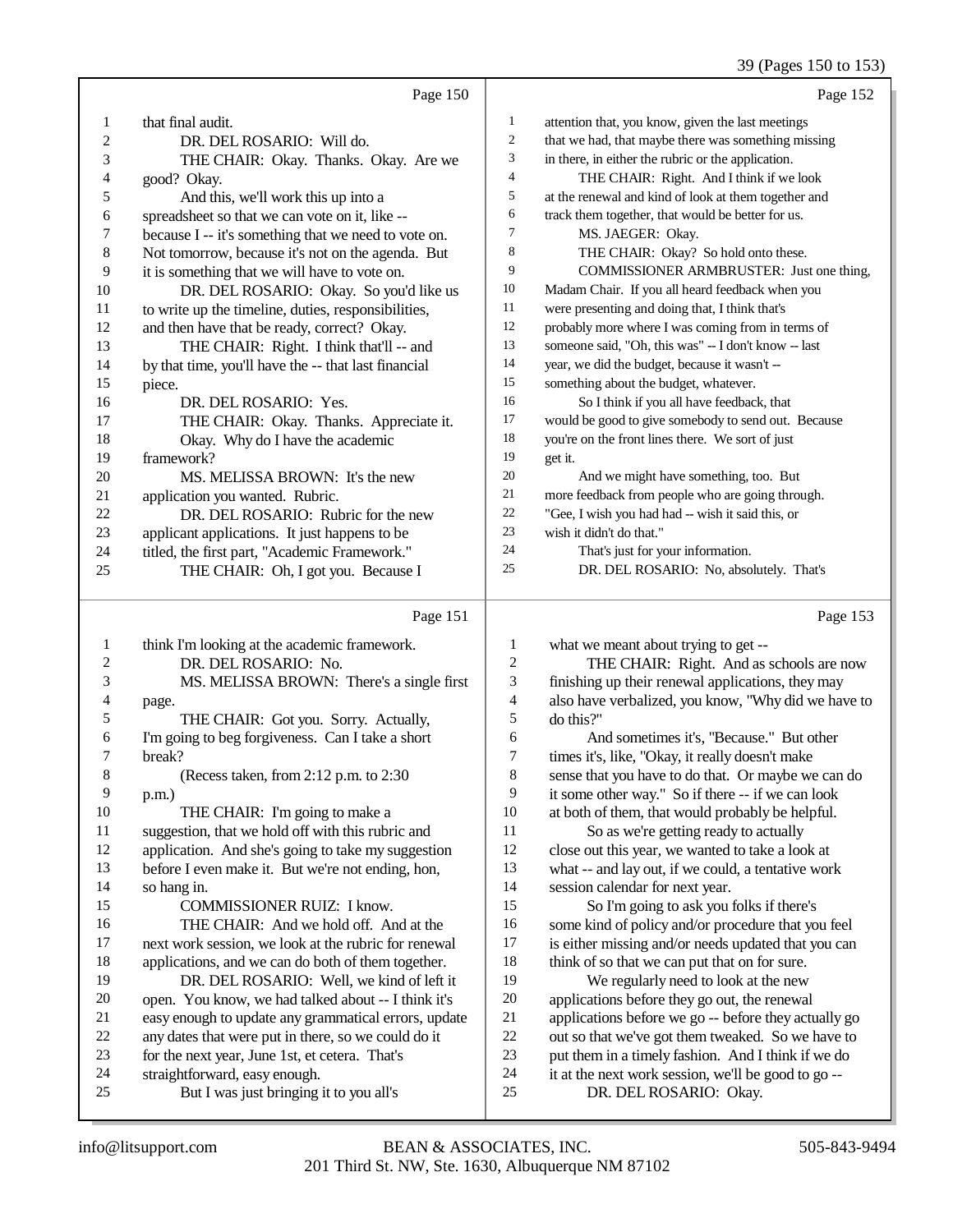Page 150

1 that final audit.
2 DR. DEL ROSARIO: Will do.
3 THE CHAIR: Okay. Thanks. Okay. Are we
4 good? Okay.
5 And this, we'll work this up into a
6 spreadsheet so that we can vote on it, like --
7 because I -- it's something that we need to vote on.
8 Not tomorrow, because it's not on the agenda. But
9 it is something that we will have to vote on.
10 DR. DEL ROSARIO: Okay. So you'd like us
11 to write up the timeline, duties, responsibilities,
12 and then have that be ready, correct? Okay.
13 THE CHAIR: Right. I think that'll -- and
14 by that time, you'll have the -- that last financial
15 piece.
16 DR. DEL ROSARIO: Yes.
17 THE CHAIR: Okay. Thanks. Appreciate it.
18 Okay. Why do I have the academic
19 framework?
20 MS. MELISSA BROWN: It's the new
21 application you wanted. Rubric.
22 DR. DEL ROSARIO: Rubric for the new
23 applicant applications. It just happens to be
24 titled, the first part, "Academic Framework."
25 THE CHAIR: Oh, I got you. Because I

Page 151

1 think I'm looking at the academic framework.
2 DR. DEL ROSARIO: No.
3 MS. MELISSA BROWN: There's a single first
4 page.
5 THE CHAIR: Got you. Sorry. Actually,
6 I'm going to beg forgiveness. Can I take a short
7 break?
8 (Recess taken, from 2:12 p.m. to 2:30
9 p.m.)
10 THE CHAIR: I'm going to make a
11 suggestion, that we hold off with this rubric and
12 application. And she's going to take my suggestion
13 before I even make it. But we're not ending, hon,
14 so hang in.
15 COMMISSIONER RUIZ: I know.
16 THE CHAIR: And we hold off. And at the
17 next work session, we look at the rubric for renewal
18 applications, and we can do both of them together.
19 DR. DEL ROSARIO: Well, we kind of left it
20 open. You know, we had talked about -- I think it's
21 easy enough to update any grammatical errors, update
22 any dates that were put in there, so we could do it
23 for the next year, June 1st, et cetera. That's
24 straightforward, easy enough.
25 But I was just bringing it to you all's

Page 152

1 attention that, you know, given the last meetings
2 that we had, that maybe there was something missing
3 in there, in either the rubric or the application.
4 THE CHAIR: Right. And I think if we look
5 at the renewal and kind of look at them together and
6 track them together, that would be better for us.
7 MS. JAEGER: Okay.
8 THE CHAIR: Okay? So hold onto these.
9 COMMISSIONER ARMBRUSTER: Just one thing,
10 Madam Chair. If you all heard feedback when you
11 were presenting and doing that, I think that's
12 probably more where I was coming from in terms of
13 someone said, "Oh, this was" -- I don't know -- last
14 year, we did the budget, because it wasn't --
15 something about the budget, whatever.
16 So I think if you all have feedback, that
17 would be good to give somebody to send out. Because
18 you're on the front lines there. We sort of just
19 get it.
20 And we might have something, too. But
21 more feedback from people who are going through.
22 "Gee, I wish you had had -- wish it said this, or
23 wish it didn't do that."
24 That's just for your information.
25 DR. DEL ROSARIO: No, absolutely. That's

Page 153

1 what we meant about trying to get --
2 THE CHAIR: Right. And as schools are now
3 finishing up their renewal applications, they may
4 also have verbalized, you know, "Why did we have to
5 do this?"
6 And sometimes it's, "Because." But other
7 times it's, like, "Okay, it really doesn't make
8 sense that you have to do that. Or maybe we can do
9 it some other way." So if there -- if we can look
10 at both of them, that would probably be helpful.
11 So as we're getting ready to actually
12 close out this year, we wanted to take a look at
13 what -- and lay out, if we could, a tentative work
14 session calendar for next year.
15 So I'm going to ask you folks if there's
16 some kind of policy and/or procedure that you feel
17 is either missing and/or needs updated that you can
18 think of so that we can put that on for sure.
19 We regularly need to look at the new
20 applications before they go out, the renewal
21 applications before we go -- before they actually go
22 out so that we've got them tweaked. So we have to
23 put them in a timely fashion. And I think if we do
24 it at the next work session, we'll be good to go --
25 DR. DEL ROSARIO: Okay.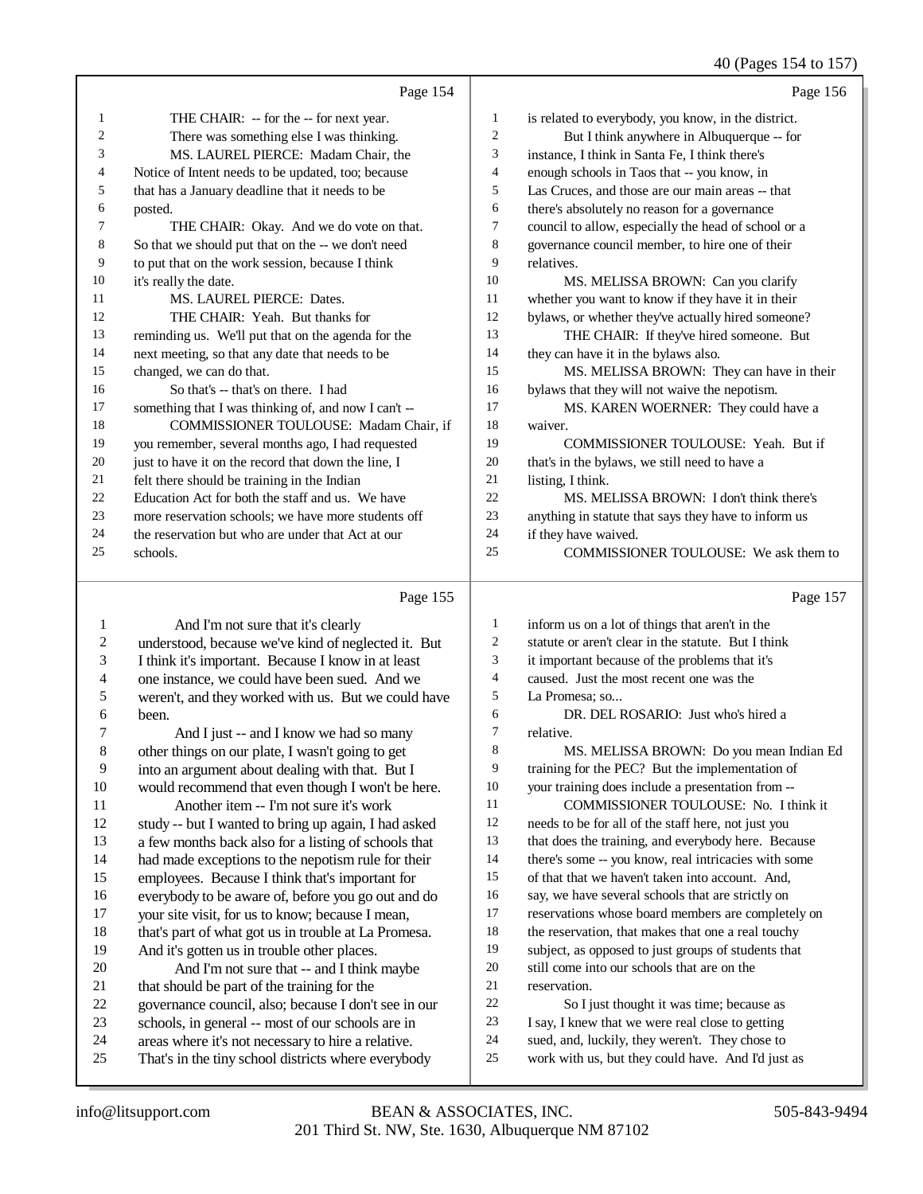Page 154

1 THE CHAIR: -- for the -- for next year.
2 There was something else I was thinking.
3 MS. LAUREL PIERCE: Madam Chair, the
4 Notice of Intent needs to be updated, too; because
5 that has a January deadline that it needs to be
6 posted.
7 THE CHAIR: Okay. And we do vote on that.
8 So that we should put that on the -- we don't need
9 to put that on the work session, because I think
10 it's really the date.
11 MS. LAUREL PIERCE: Dates.
12 THE CHAIR: Yeah. But thanks for
13 reminding us. We'll put that on the agenda for the
14 next meeting, so that any date that needs to be
15 changed, we can do that.
16 So that's -- that's on there. I had
17 something that I was thinking of, and now I can't --
18 COMMISSIONER TOULOUSE: Madam Chair, if
19 you remember, several months ago, I had requested
20 just to have it on the record that down the line, I
21 felt there should be training in the Indian
22 Education Act for both the staff and us. We have
23 more reservation schools; we have more students off
24 the reservation but who are under that Act at our
25 schools.

Page 155

1 And I'm not sure that it's clearly
2 understood, because we've kind of neglected it. But
3 I think it's important. Because I know in at least
4 one instance, we could have been sued. And we
5 weren't, and they worked with us. But we could have
6 been.
7 And I just -- and I know we had so many
8 other things on our plate, I wasn't going to get
9 into an argument about dealing with that. But I
10 would recommend that even though I won't be here.
11 Another item -- I'm not sure it's work
12 study -- but I wanted to bring up again, I had asked
13 a few months back also for a listing of schools that
14 had made exceptions to the nepotism rule for their
15 employees. Because I think that's important for
16 everybody to be aware of, before you go out and do
17 your site visit, for us to know; because I mean,
18 that's part of what got us in trouble at La Promesa.
19 And it's gotten us in trouble other places.
20 And I'm not sure that -- and I think maybe
21 that should be part of the training for the
22 governance council, also; because I don't see in our
23 schools, in general -- most of our schools are in
24 areas where it's not necessary to hire a relative.
25 That's in the tiny school districts where everybody

Page 156

1 is related to everybody, you know, in the district.
2 But I think anywhere in Albuquerque -- for
3 instance, I think in Santa Fe, I think there's
4 enough schools in Taos that -- you know, in
5 Las Cruces, and those are our main areas -- that
6 there's absolutely no reason for a governance
7 council to allow, especially the head of school or a
8 governance council member, to hire one of their
9 relatives.
10 MS. MELISSA BROWN: Can you clarify
11 whether you want to know if they have it in their
12 bylaws, or whether they've actually hired someone?
13 THE CHAIR: If they've hired someone. But
14 they can have it in the bylaws also.
15 MS. MELISSA BROWN: They can have in their
16 bylaws that they will not waive the nepotism.
17 MS. KAREN WOERNER: They could have a
18 waiver.
19 COMMISSIONER TOULOUSE: Yeah. But if
20 that's in the bylaws, we still need to have a
21 listing, I think.
22 MS. MELISSA BROWN: I don't think there's
23 anything in statute that says they have to inform us
24 if they have waived.
25 COMMISSIONER TOULOUSE: We ask them to

Page 157

1 inform us on a lot of things that aren't in the
2 statute or aren't clear in the statute. But I think
3 it important because of the problems that it's
4 caused. Just the most recent one was the
5 La Promesa; so...
6 DR. DEL ROSARIO: Just who's hired a
7 relative.
8 MS. MELISSA BROWN: Do you mean Indian Ed
9 training for the PEC? But the implementation of
10 your training does include a presentation from --
11 COMMISSIONER TOULOUSE: No. I think it
12 needs to be for all of the staff here, not just you
13 that does the training, and everybody here. Because
14 there's some -- you know, real intricacies with some
15 of that that we haven't taken into account. And,
16 say, we have several schools that are strictly on
17 reservations whose board members are completely on
18 the reservation, that makes that one a real touchy
19 subject, as opposed to just groups of students that
20 still come into our schools that are on the
21 reservation.
22 So I just thought it was time; because as
23 I say, I knew that we were real close to getting
24 sued, and, luckily, they weren't. They chose to
25 work with us, but they could have. And I'd just as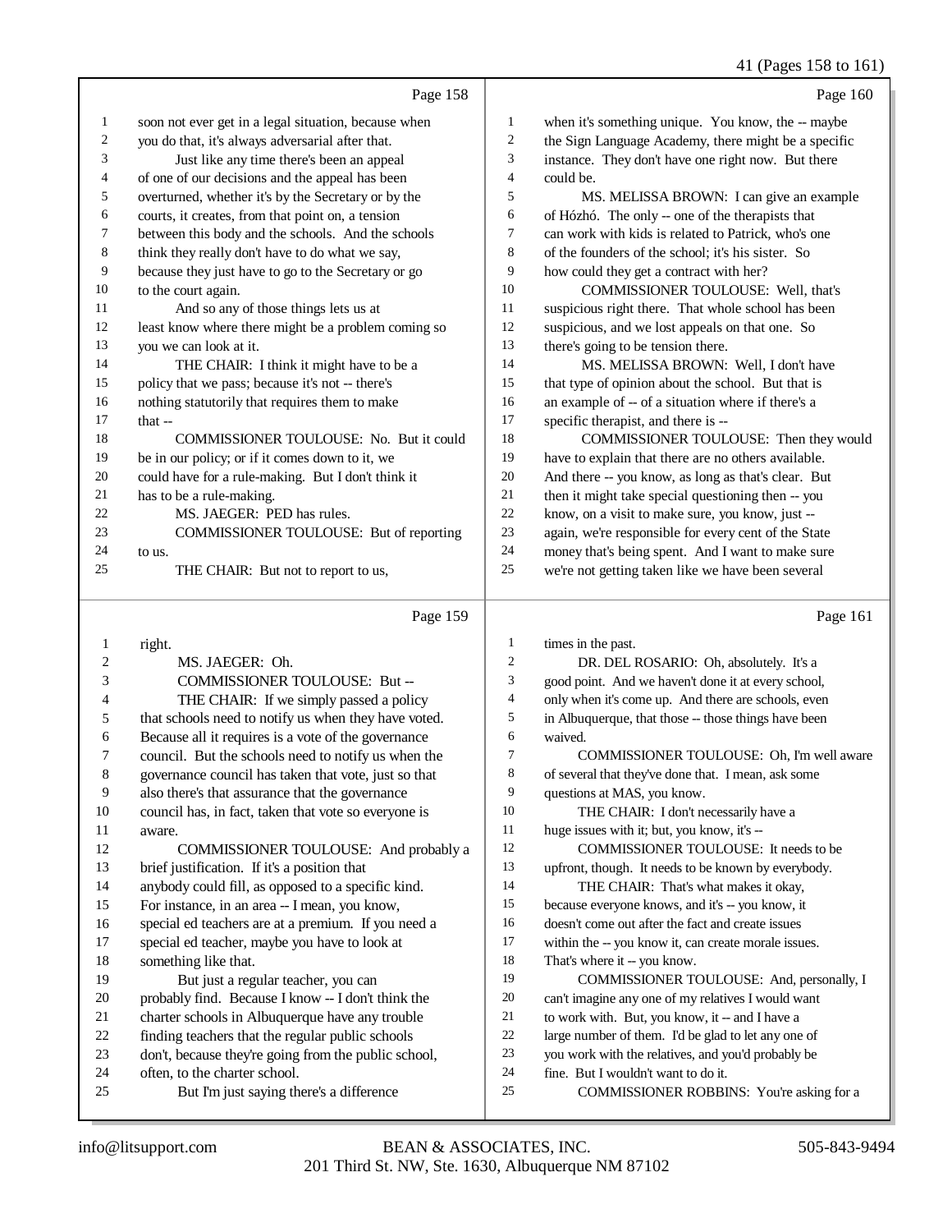Page 158

1 soon not ever get in a legal situation, because when
2 you do that, it's always adversarial after that.
3 Just like any time there's been an appeal
4 of one of our decisions and the appeal has been
5 overturned, whether it's by the Secretary or by the
6 courts, it creates, from that point on, a tension
7 between this body and the schools. And the schools
8 think they really don't have to do what we say,
9 because they just have to go to the Secretary or go
10 to the court again.
11 And so any of those things lets us at
12 least know where there might be a problem coming so
13 you we can look at it.
14 THE CHAIR: I think it might have to be a
15 policy that we pass; because it's not -- there's
16 nothing statutorily that requires them to make
17 that --
18 COMMISSIONER TOULOUSE: No. But it could
19 be in our policy; or if it comes down to it, we
20 could have for a rule-making. But I don't think it
21 has to be a rule-making.
22 MS. JAEGER: PED has rules.
23 COMMISSIONER TOULOUSE: But of reporting
24 to us.
25 THE CHAIR: But not to report to us,

Page 159

1 right.
2 MS. JAEGER: Oh.
3 COMMISSIONER TOULOUSE: But --
4 THE CHAIR: If we simply passed a policy
5 that schools need to notify us when they have voted.
6 Because all it requires is a vote of the governance
7 council. But the schools need to notify us when the
8 governance council has taken that vote, just so that
9 also there's that assurance that the governance
10 council has, in fact, taken that vote so everyone is
11 aware.
12 COMMISSIONER TOULOUSE: And probably a
13 brief justification. If it's a position that
14 anybody could fill, as opposed to a specific kind.
15 For instance, in an area -- I mean, you know,
16 special ed teachers are at a premium. If you need a
17 special ed teacher, maybe you have to look at
18 something like that.
19 But just a regular teacher, you can
20 probably find. Because I know -- I don't think the
21 charter schools in Albuquerque have any trouble
22 finding teachers that the regular public schools
23 don't, because they're going from the public school,
24 often, to the charter school.
25 But I'm just saying there's a difference

Page 160

1 when it's something unique. You know, the -- maybe
2 the Sign Language Academy, there might be a specific
3 instance. They don't have one right now. But there
4 could be.
5 MS. MELISSA BROWN: I can give an example
6 of Hózhó. The only -- one of the therapists that
7 can work with kids is related to Patrick, who's one
8 of the founders of the school; it's his sister. So
9 how could they get a contract with her?
10 COMMISSIONER TOULOUSE: Well, that's
11 suspicious right there. That whole school has been
12 suspicious, and we lost appeals on that one. So
13 there's going to be tension there.
14 MS. MELISSA BROWN: Well, I don't have
15 that type of opinion about the school. But that is
16 an example of -- of a situation where if there's a
17 specific therapist, and there is --
18 COMMISSIONER TOULOUSE: Then they would
19 have to explain that there are no others available.
20 And there -- you know, as long as that's clear. But
21 then it might take special questioning then -- you
22 know, on a visit to make sure, you know, just --
23 again, we're responsible for every cent of the State
24 money that's being spent. And I want to make sure
25 we're not getting taken like we have been several

Page 161

1 times in the past.
2 DR. DEL ROSARIO: Oh, absolutely. It's a
3 good point. And we haven't done it at every school,
4 only when it's come up. And there are schools, even
5 in Albuquerque, that those -- those things have been
6 waived.
7 COMMISSIONER TOULOUSE: Oh, I'm well aware
8 of several that they've done that. I mean, ask some
9 questions at MAS, you know.
10 THE CHAIR: I don't necessarily have a
11 huge issues with it; but, you know, it's --
12 COMMISSIONER TOULOUSE: It needs to be
13 upfront, though. It needs to be known by everybody.
14 THE CHAIR: That's what makes it okay,
15 because everyone knows, and it's -- you know, it
16 doesn't come out after the fact and create issues
17 within the -- you know it, can create morale issues.
18 That's where it -- you know.
19 COMMISSIONER TOULOUSE: And, personally, I
20 can't imagine any one of my relatives I would want
21 to work with. But, you know, it -- and I have a
22 large number of them. I'd be glad to let any one of
23 you work with the relatives, and you'd probably be
24 fine. But I wouldn't want to do it.
25 COMMISSIONER ROBBINS: You're asking for a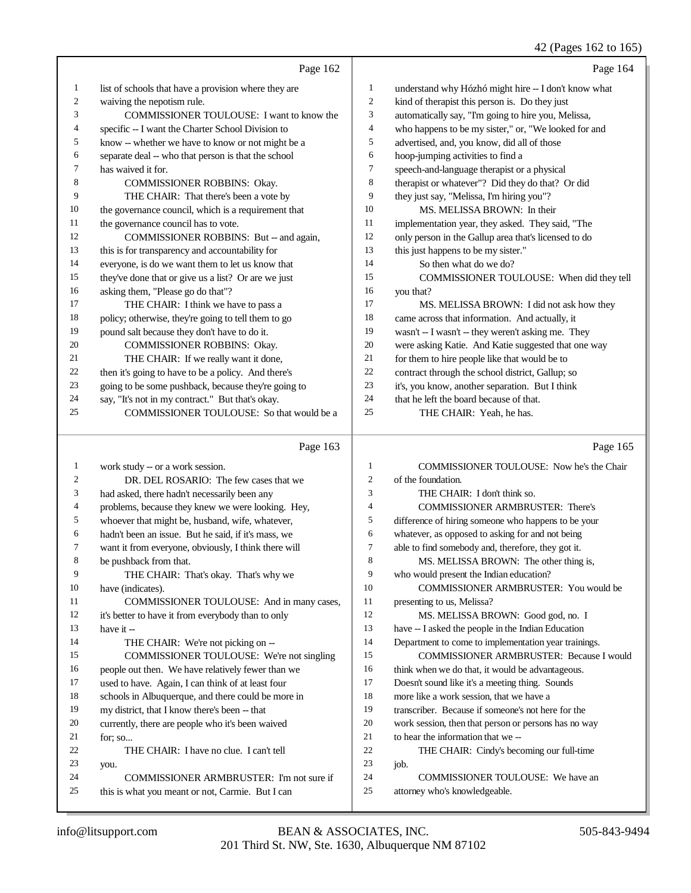Page 162

1 list of schools that have a provision where they are
2 waiving the nepotism rule.
3 COMMISSIONER TOULOUSE: I want to know the
4 specific -- I want the Charter School Division to
5 know -- whether we have to know or not might be a
6 separate deal -- who that person is that the school
7 has waived it for.
8 COMMISSIONER ROBBINS: Okay.
9 THE CHAIR: That there's been a vote by
10 the governance council, which is a requirement that
11 the governance council has to vote.
12 COMMISSIONER ROBBINS: But -- and again,
13 this is for transparency and accountability for
14 everyone, is do we want them to let us know that
15 they've done that or give us a list? Or are we just
16 asking them, "Please go do that"?
17 THE CHAIR: I think we have to pass a
18 policy; otherwise, they're going to tell them to go
19 pound salt because they don't have to do it.
20 COMMISSIONER ROBBINS: Okay.
21 THE CHAIR: If we really want it done,
22 then it's going to have to be a policy. And there's
23 going to be some pushback, because they're going to
24 say, "It's not in my contract." But that's okay.
25 COMMISSIONER TOULOUSE: So that would be a

Page 163

1 work study -- or a work session.
2 DR. DEL ROSARIO: The few cases that we
3 had asked, there hadn't necessarily been any
4 problems, because they knew we were looking. Hey,
5 whoever that might be, husband, wife, whatever,
6 hadn't been an issue. But he said, if it's mass, we
7 want it from everyone, obviously, I think there will
8 be pushback from that.
9 THE CHAIR: That's okay. That's why we
10 have (indicates).
11 COMMISSIONER TOULOUSE: And in many cases,
12 it's better to have it from everybody than to only
13 have it --
14 THE CHAIR: We're not picking on --
15 COMMISSIONER TOULOUSE: We're not singling
16 people out then. We have relatively fewer than we
17 used to have. Again, I can think of at least four
18 schools in Albuquerque, and there could be more in
19 my district, that I know there's been -- that
20 currently, there are people who it's been waived
21 for; so...
22 THE CHAIR: I have no clue. I can't tell
23 you.
24 COMMISSIONER ARMBRUSTER: I'm not sure if
25 this is what you meant or not, Carmie. But I can

Page 164

1 understand why Hózhó might hire -- I don't know what
2 kind of therapist this person is. Do they just
3 automatically say, "I'm going to hire you, Melissa,
4 who happens to be my sister," or, "We looked for and
5 advertised, and, you know, did all of those
6 hoop-jumping activities to find a
7 speech-and-language therapist or a physical
8 therapist or whatever"? Did they do that? Or did
9 they just say, "Melissa, I'm hiring you"?
10 MS. MELISSA BROWN: In their
11 implementation year, they asked. They said, "The
12 only person in the Gallup area that's licensed to do
13 this just happens to be my sister."
14 So then what do we do?
15 COMMISSIONER TOULOUSE: When did they tell
16 you that?
17 MS. MELISSA BROWN: I did not ask how they
18 came across that information. And actually, it
19 wasn't -- I wasn't -- they weren't asking me. They
20 were asking Katie. And Katie suggested that one way
21 for them to hire people like that would be to
22 contract through the school district, Gallup; so
23 it's, you know, another separation. But I think
24 that he left the board because of that.
25 THE CHAIR: Yeah, he has.

Page 165

1 COMMISSIONER TOULOUSE: Now he's the Chair
2 of the foundation.
3 THE CHAIR: I don't think so.
4 COMMISSIONER ARMBRUSTER: There's
5 difference of hiring someone who happens to be your
6 whatever, as opposed to asking for and not being
7 able to find somebody and, therefore, they got it.
8 MS. MELISSA BROWN: The other thing is,
9 who would present the Indian education?
10 COMMISSIONER ARMBRUSTER: You would be
11 presenting to us, Melissa?
12 MS. MELISSA BROWN: Good god, no. I
13 have -- I asked the people in the Indian Education
14 Department to come to implementation year trainings.
15 COMMISSIONER ARMBRUSTER: Because I would
16 think when we do that, it would be advantageous.
17 Doesn't sound like it's a meeting thing. Sounds
18 more like a work session, that we have a
19 transcriber. Because if someone's not here for the
20 work session, then that person or persons has no way
21 to hear the information that we --
22 THE CHAIR: Cindy's becoming our full-time
23 job.
24 COMMISSIONER TOULOUSE: We have an
25 attorney who's knowledgeable.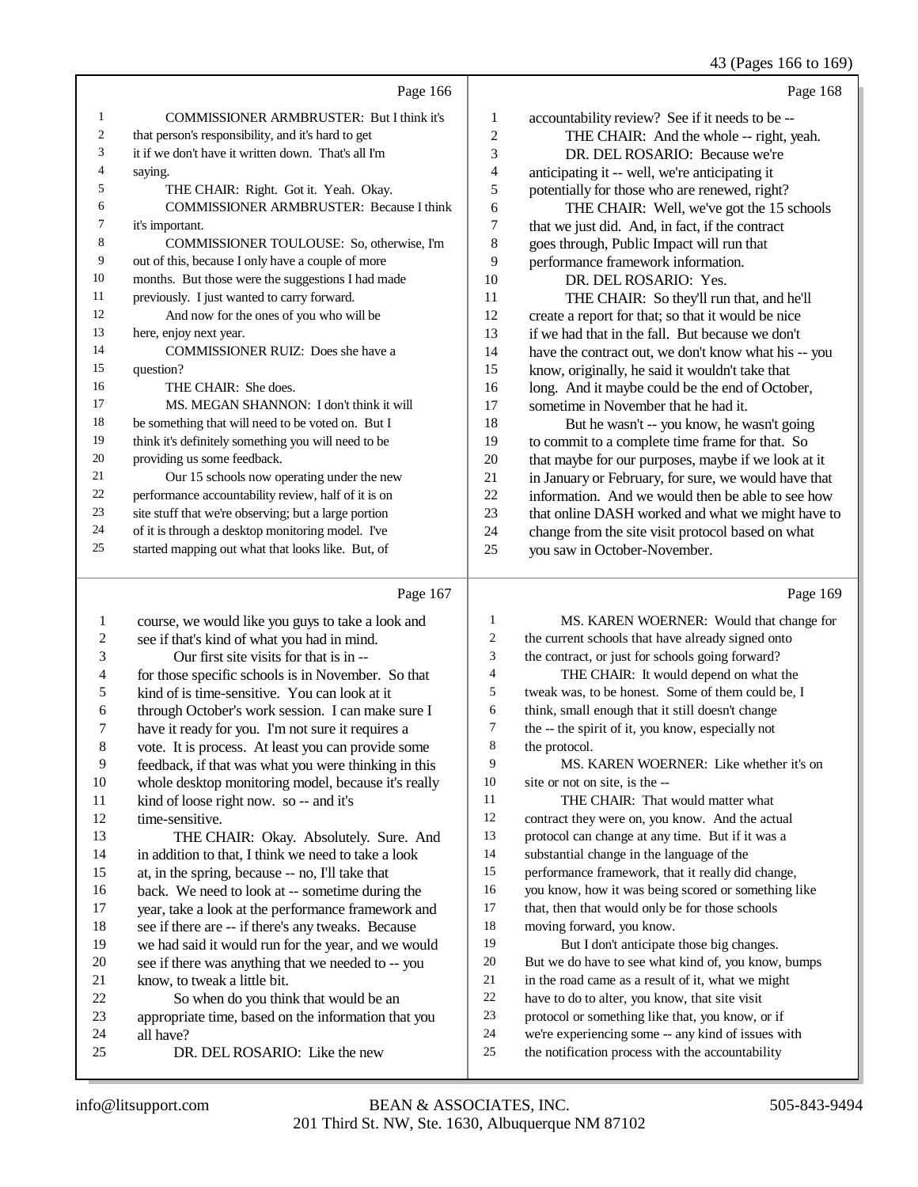Page 166

1 COMMISSIONER ARMBRUSTER: But I think it's
2 that person's responsibility, and it's hard to get
3 it if we don't have it written down. That's all I'm
4 saying.
5 THE CHAIR: Right. Got it. Yeah. Okay.
6 COMMISSIONER ARMBRUSTER: Because I think
7 it's important.
8 COMMISSIONER TOULOUSE: So, otherwise, I'm
9 out of this, because I only have a couple of more
10 months. But those were the suggestions I had made
11 previously. I just wanted to carry forward.
12 And now for the ones of you who will be
13 here, enjoy next year.
14 COMMISSIONER RUIZ: Does she have a
15 question?
16 THE CHAIR: She does.
17 MS. MEGAN SHANNON: I don't think it will
18 be something that will need to be voted on. But I
19 think it's definitely something you will need to be
20 providing us some feedback.
21 Our 15 schools now operating under the new
22 performance accountability review, half of it is on
23 site stuff that we're observing; but a large portion
24 of it is through a desktop monitoring model. I've
25 started mapping out what that looks like. But, of

Page 167

1 course, we would like you guys to take a look and
2 see if that's kind of what you had in mind.
3 Our first site visits for that is in --
4 for those specific schools is in November. So that
5 kind of is time-sensitive. You can look at it
6 through October's work session. I can make sure I
7 have it ready for you. I'm not sure it requires a
8 vote. It is process. At least you can provide some
9 feedback, if that was what you were thinking in this
10 whole desktop monitoring model, because it's really
11 kind of loose right now. so -- and it's
12 time-sensitive.
13 THE CHAIR: Okay. Absolutely. Sure. And
14 in addition to that, I think we need to take a look
15 at, in the spring, because -- no, I'll take that
16 back. We need to look at -- sometime during the
17 year, take a look at the performance framework and
18 see if there are -- if there's any tweaks. Because
19 we had said it would run for the year, and we would
20 see if there was anything that we needed to -- you
21 know, to tweak a little bit.
22 So when do you think that would be an
23 appropriate time, based on the information that you
24 all have?
25 DR. DEL ROSARIO: Like the new

Page 168

1 accountability review? See if it needs to be --
2 THE CHAIR: And the whole -- right, yeah.
3 DR. DEL ROSARIO: Because we're
4 anticipating it -- well, we're anticipating it
5 potentially for those who are renewed, right?
6 THE CHAIR: Well, we've got the 15 schools
7 that we just did. And, in fact, if the contract
8 goes through, Public Impact will run that
9 performance framework information.
10 DR. DEL ROSARIO: Yes.
11 THE CHAIR: So they'll run that, and he'll
12 create a report for that; so that it would be nice
13 if we had that in the fall. But because we don't
14 have the contract out, we don't know what his -- you
15 know, originally, he said it wouldn't take that
16 long. And it maybe could be the end of October,
17 sometime in November that he had it.
18 But he wasn't -- you know, he wasn't going
19 to commit to a complete time frame for that. So
20 that maybe for our purposes, maybe if we look at it
21 in January or February, for sure, we would have that
22 information. And we would then be able to see how
23 that online DASH worked and what we might have to
24 change from the site visit protocol based on what
25 you saw in October-November.

Page 169

1 MS. KAREN WOERNER: Would that change for
2 the current schools that have already signed onto
3 the contract, or just for schools going forward?
4 THE CHAIR: It would depend on what the
5 tweak was, to be honest. Some of them could be, I
6 think, small enough that it still doesn't change
7 the -- the spirit of it, you know, especially not
8 the protocol.
9 MS. KAREN WOERNER: Like whether it's on
10 site or not on site, is the --
11 THE CHAIR: That would matter what
12 contract they were on, you know. And the actual
13 protocol can change at any time. But if it was a
14 substantial change in the language of the
15 performance framework, that it really did change,
16 you know, how it was being scored or something like
17 that, then that would only be for those schools
18 moving forward, you know.
19 But I don't anticipate those big changes.
20 But we do have to see what kind of, you know, bumps
21 in the road came as a result of it, what we might
22 have to do to alter, you know, that site visit
23 protocol or something like that, you know, or if
24 we're experiencing some -- any kind of issues with
25 the notification process with the accountability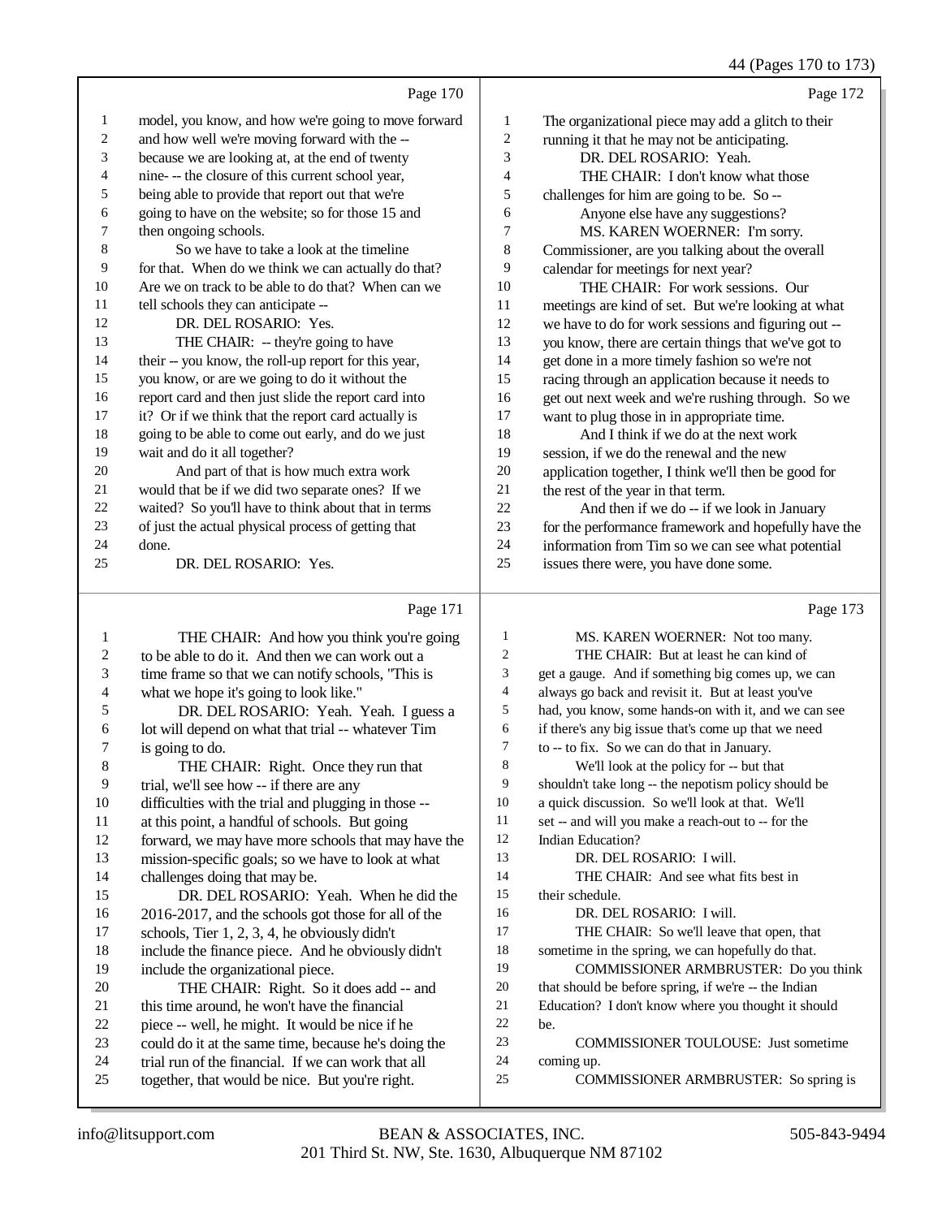Page 170

1 model, you know, and how we're going to move forward
2 and how well we're moving forward with the --
3 because we are looking at, at the end of twenty
4 nine- -- the closure of this current school year,
5 being able to provide that report out that we're
6 going to have on the website; so for those 15 and
7 then ongoing schools.
8 So we have to take a look at the timeline
9 for that. When do we think we can actually do that?
10 Are we on track to be able to do that? When can we
11 tell schools they can anticipate --
12 DR. DEL ROSARIO: Yes.
13 THE CHAIR: -- they're going to have
14 their -- you know, the roll-up report for this year,
15 you know, or are we going to do it without the
16 report card and then just slide the report card into
17 it? Or if we think that the report card actually is
18 going to be able to come out early, and do we just
19 wait and do it all together?
20 And part of that is how much extra work
21 would that be if we did two separate ones? If we
22 waited? So you'll have to think about that in terms
23 of just the actual physical process of getting that
24 done.
25 DR. DEL ROSARIO: Yes.

Page 171

1 THE CHAIR: And how you think you're going
2 to be able to do it. And then we can work out a
3 time frame so that we can notify schools, "This is
4 what we hope it's going to look like."
5 DR. DEL ROSARIO: Yeah. Yeah. I guess a
6 lot will depend on what that trial -- whatever Tim
7 is going to do.
8 THE CHAIR: Right. Once they run that
9 trial, we'll see how -- if there are any
10 difficulties with the trial and plugging in those --
11 at this point, a handful of schools. But going
12 forward, we may have more schools that may have the
13 mission-specific goals; so we have to look at what
14 challenges doing that may be.
15 DR. DEL ROSARIO: Yeah. When he did the
16 2016-2017, and the schools got those for all of the
17 schools, Tier 1, 2, 3, 4, he obviously didn't
18 include the finance piece. And he obviously didn't
19 include the organizational piece.
20 THE CHAIR: Right. So it does add -- and
21 this time around, he won't have the financial
22 piece -- well, he might. It would be nice if he
23 could do it at the same time, because he's doing the
24 trial run of the financial. If we can work that all
25 together, that would be nice. But you're right.

Page 172

1 The organizational piece may add a glitch to their
2 running it that he may not be anticipating.
3 DR. DEL ROSARIO: Yeah.
4 THE CHAIR: I don't know what those
5 challenges for him are going to be. So --
6 Anyone else have any suggestions?
7 MS. KAREN WOERNER: I'm sorry.
8 Commissioner, are you talking about the overall
9 calendar for meetings for next year?
10 THE CHAIR: For work sessions. Our
11 meetings are kind of set. But we're looking at what
12 we have to do for work sessions and figuring out --
13 you know, there are certain things that we've got to
14 get done in a more timely fashion so we're not
15 racing through an application because it needs to
16 get out next week and we're rushing through. So we
17 want to plug those in in appropriate time.
18 And I think if we do at the next work
19 session, if we do the renewal and the new
20 application together, I think we'll then be good for
21 the rest of the year in that term.
22 And then if we do -- if we look in January
23 for the performance framework and hopefully have the
24 information from Tim so we can see what potential
25 issues there were, you have done some.

Page 173

1 MS. KAREN WOERNER: Not too many.
2 THE CHAIR: But at least he can kind of
3 get a gauge. And if something big comes up, we can
4 always go back and revisit it. But at least you've
5 had, you know, some hands-on with it, and we can see
6 if there's any big issue that's come up that we need
7 to -- to fix. So we can do that in January.
8 We'll look at the policy for -- but that
9 shouldn't take long -- the nepotism policy should be
10 a quick discussion. So we'll look at that. We'll
11 set -- and will you make a reach-out to -- for the
12 Indian Education?
13 DR. DEL ROSARIO: I will.
14 THE CHAIR: And see what fits best in
15 their schedule.
16 DR. DEL ROSARIO: I will.
17 THE CHAIR: So we'll leave that open, that
18 sometime in the spring, we can hopefully do that.
19 COMMISSIONER ARMBRUSTER: Do you think
20 that should be before spring, if we're -- the Indian
21 Education? I don't know where you thought it should
22 be.
23 COMMISSIONER TOULOUSE: Just sometime
24 coming up.
25 COMMISSIONER ARMBRUSTER: So spring is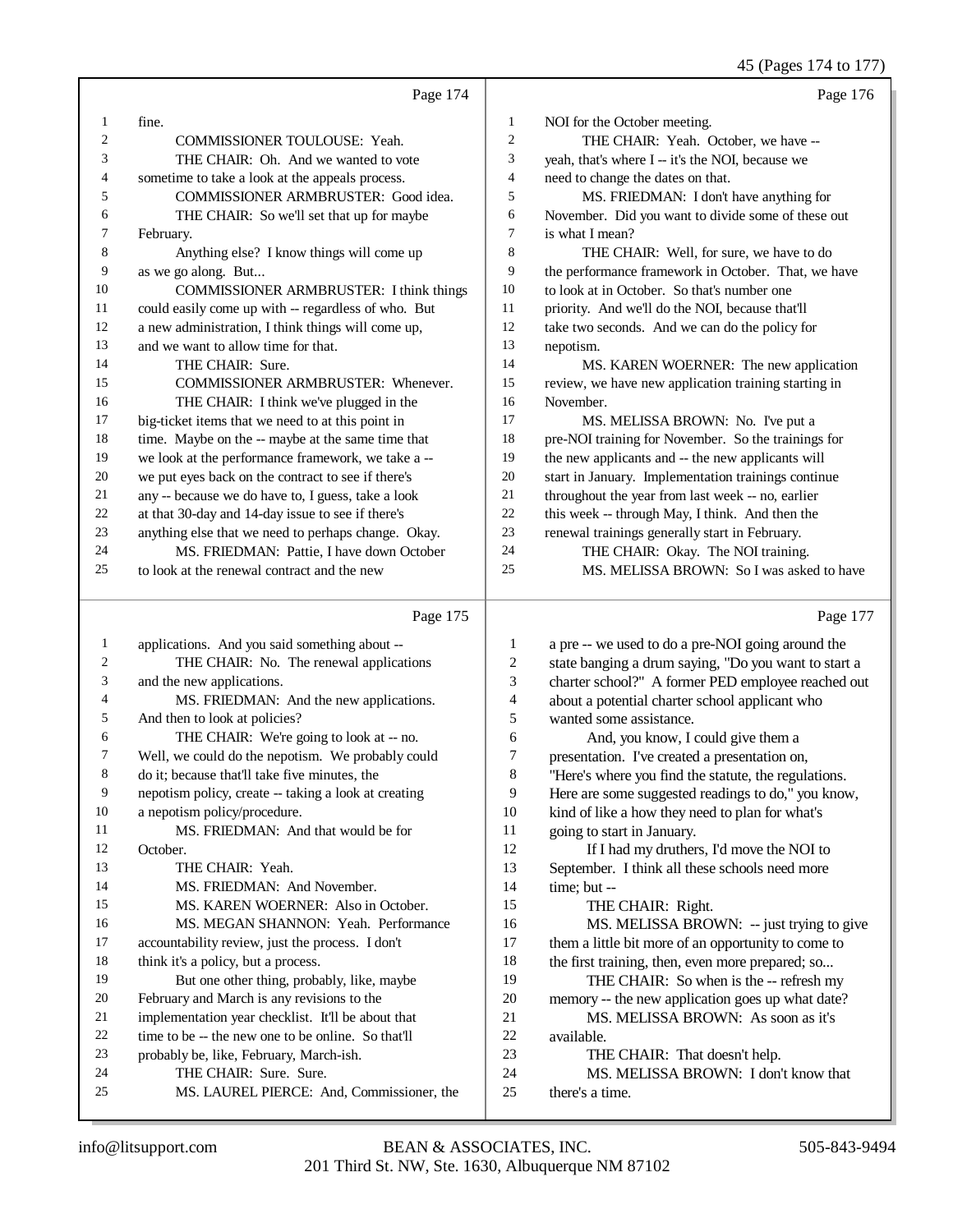Page 174

1 fine.
2 COMMISSIONER TOULOUSE: Yeah.
3 THE CHAIR: Oh. And we wanted to vote
4 sometime to take a look at the appeals process.
5 COMMISSIONER ARMBRUSTER: Good idea.
6 THE CHAIR: So we'll set that up for maybe
7 February.
8 Anything else? I know things will come up
9 as we go along. But...
10 COMMISSIONER ARMBRUSTER: I think things
11 could easily come up with -- regardless of who. But
12 a new administration, I think things will come up,
13 and we want to allow time for that.
14 THE CHAIR: Sure.
15 COMMISSIONER ARMBRUSTER: Whenever.
16 THE CHAIR: I think we've plugged in the
17 big-ticket items that we need to at this point in
18 time. Maybe on the -- maybe at the same time that
19 we look at the performance framework, we take a --
20 we put eyes back on the contract to see if there's
21 any -- because we do have to, I guess, take a look
22 at that 30-day and 14-day issue to see if there's
23 anything else that we need to perhaps change. Okay.
24 MS. FRIEDMAN: Pattie, I have down October
25 to look at the renewal contract and the new

Page 175

1 applications. And you said something about --
2 THE CHAIR: No. The renewal applications
3 and the new applications.
4 MS. FRIEDMAN: And the new applications.
5 And then to look at policies?
6 THE CHAIR: We're going to look at -- no.
7 Well, we could do the nepotism. We probably could
8 do it; because that'll take five minutes, the
9 nepotism policy, create -- taking a look at creating
10 a nepotism policy/procedure.
11 MS. FRIEDMAN: And that would be for
12 October.
13 THE CHAIR: Yeah.
14 MS. FRIEDMAN: And November.
15 MS. KAREN WOERNER: Also in October.
16 MS. MEGAN SHANNON: Yeah. Performance
17 accountability review, just the process. I don't
18 think it's a policy, but a process.
19 But one other thing, probably, like, maybe
20 February and March is any revisions to the
21 implementation year checklist. It'll be about that
22 time to be -- the new one to be online. So that'll
23 probably be, like, February, March-ish.
24 THE CHAIR: Sure. Sure.
25 MS. LAUREL PIERCE: And, Commissioner, the

Page 176

1 NOI for the October meeting.
2 THE CHAIR: Yeah. October, we have --
3 yeah, that's where I -- it's the NOI, because we
4 need to change the dates on that.
5 MS. FRIEDMAN: I don't have anything for
6 November. Did you want to divide some of these out
7 is what I mean?
8 THE CHAIR: Well, for sure, we have to do
9 the performance framework in October. That, we have
10 to look at in October. So that's number one
11 priority. And we'll do the NOI, because that'll
12 take two seconds. And we can do the policy for
13 nepotism.
14 MS. KAREN WOERNER: The new application
15 review, we have new application training starting in
16 November.
17 MS. MELISSA BROWN: No. I've put a
18 pre-NOI training for November. So the trainings for
19 the new applicants and -- the new applicants will
20 start in January. Implementation trainings continue
21 throughout the year from last week -- no, earlier
22 this week -- through May, I think. And then the
23 renewal trainings generally start in February.
24 THE CHAIR: Okay. The NOI training.
25 MS. MELISSA BROWN: So I was asked to have

Page 177

1 a pre -- we used to do a pre-NOI going around the
2 state banging a drum saying, "Do you want to start a
3 charter school?" A former PED employee reached out
4 about a potential charter school applicant who
5 wanted some assistance.
6 And, you know, I could give them a
7 presentation. I've created a presentation on,
8 "Here's where you find the statute, the regulations.
9 Here are some suggested readings to do," you know,
10 kind of like a how they need to plan for what's
11 going to start in January.
12 If I had my druthers, I'd move the NOI to
13 September. I think all these schools need more
14 time; but --
15 THE CHAIR: Right.
16 MS. MELISSA BROWN: -- just trying to give
17 them a little bit more of an opportunity to come to
18 the first training, then, even more prepared; so...
19 THE CHAIR: So when is the -- refresh my
20 memory -- the new application goes up what date?
21 MS. MELISSA BROWN: As soon as it's
22 available.
23 THE CHAIR: That doesn't help.
24 MS. MELISSA BROWN: I don't know that
25 there's a time.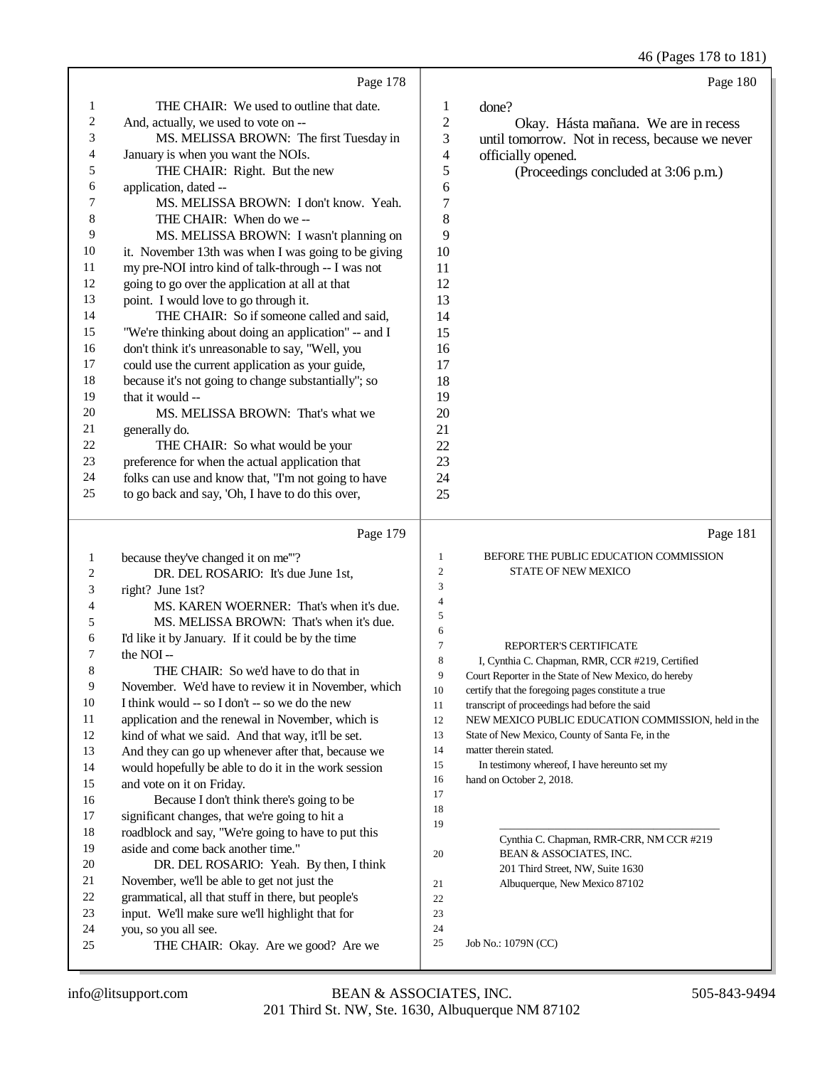Page 178

1 THE CHAIR: We used to outline that date.
2 And, actually, we used to vote on --
3 MS. MELISSA BROWN: The first Tuesday in
4 January is when you want the NOIs.
5 THE CHAIR: Right. But the new
6 application, dated --
7 MS. MELISSA BROWN: I don't know. Yeah.
8 THE CHAIR: When do we --
9 MS. MELISSA BROWN: I wasn't planning on
10 it. November 13th was when I was going to be giving
11 my pre-NOI intro kind of talk-through -- I was not
12 going to go over the application at all at that
13 point. I would love to go through it.
14 THE CHAIR: So if someone called and said,
15 "We're thinking about doing an application" -- and I
16 don't think it's unreasonable to say, "Well, you
17 could use the current application as your guide,
18 because it's not going to change substantially"; so
19 that it would --
20 MS. MELISSA BROWN: That's what we
21 generally do.
22 THE CHAIR: So what would be your
23 preference for when the actual application that
24 folks can use and know that, "I'm not going to have
25 to go back and say, 'Oh, I have to do this over,

Page 179

1 because they've changed it on me'"?
2 DR. DEL ROSARIO: It's due June 1st,
3 right? June 1st?
4 MS. KAREN WOERNER: That's when it's due.
5 MS. MELISSA BROWN: That's when it's due.
6 I'd like it by January. If it could be by the time
7 the NOI --
8 THE CHAIR: So we'd have to do that in
9 November. We'd have to review it in November, which
10 I think would -- so I don't -- so we do the new
11 application and the renewal in November, which is
12 kind of what we said. And that way, it'll be set.
13 And they can go up whenever after that, because we
14 would hopefully be able to do it in the work session
15 and vote on it on Friday.
16 Because I don't think there's going to be
17 significant changes, that we're going to hit a
18 roadblock and say, "We're going to have to put this
19 aside and come back another time."
20 DR. DEL ROSARIO: Yeah. By then, I think
21 November, we'll be able to get not just the
22 grammatical, all that stuff in there, but people's
23 input. We'll make sure we'll highlight that for
24 you, so you all see.
25 THE CHAIR: Okay. Are we good? Are we

Page 180

1 done?
2 Okay. Hásta mañana. We are in recess
3 until tomorrow. Not in recess, because we never
4 officially opened.
5 (Proceedings concluded at 3:06 p.m.)
6
7
8
9
10
11
12
13
14
15
16
17
18
19
20
21
22
23
24
25

Page 181

1 BEFORE THE PUBLIC EDUCATION COMMISSION
2 STATE OF NEW MEXICO
3
4
5
6
7 REPORTER'S CERTIFICATE
8 I, Cynthia C. Chapman, RMR, CCR #219, Certified
9 Court Reporter in the State of New Mexico, do hereby
10 certify that the foregoing pages constitute a true
11 transcript of proceedings had before the said
12 NEW MEXICO PUBLIC EDUCATION COMMISSION, held in the
13 State of New Mexico, County of Santa Fe, in the
14 matter therein stated.
15 In testimony whereof, I have hereunto set my
16 hand on October 2, 2018.
17
18
19 ______________________________
Cynthia C. Chapman, RMR-CRR, NM CCR #219
20 BEAN & ASSOCIATES, INC.
201 Third Street, NW, Suite 1630
21 Albuquerque, New Mexico 87102
22
23
24
25 Job No.: 1079N (CC)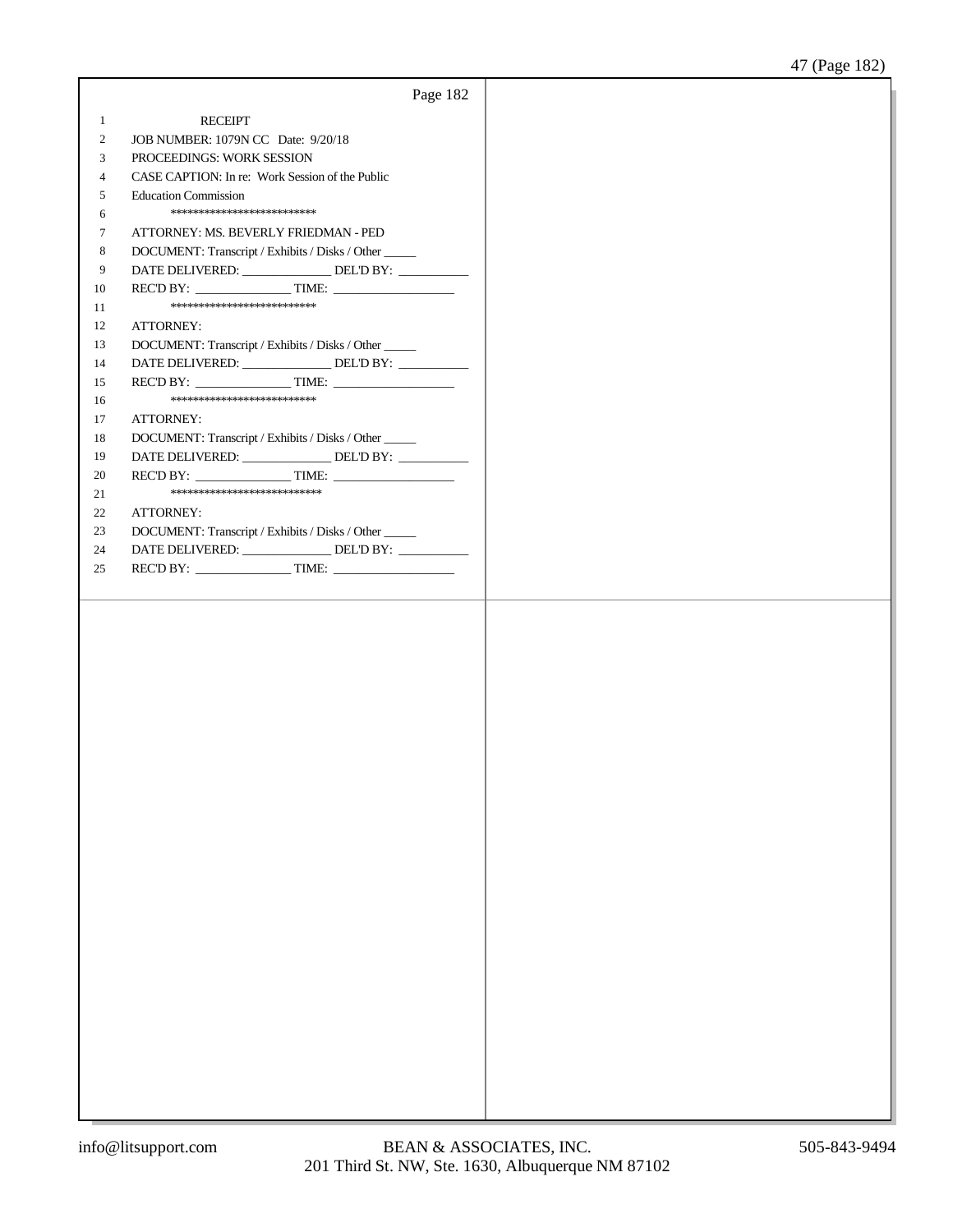Page 182

1 RECEIPT
2 JOB NUMBER: 1079N CC Date: 9/20/18
3 PROCEEDINGS: WORK SESSION
4 CASE CAPTION: In re: Work Session of the Public
5 Education Commission
6 **************************
7 ATTORNEY: MS. BEVERLY FRIEDMAN - PED
8 DOCUMENT: Transcript / Exhibits / Disks / Other _____
9 DATE DELIVERED: ______________ DEL'D BY: ___________
10 REC'D BY: _______________ TIME: __________________
11 **************************
12 ATTORNEY:
13 DOCUMENT: Transcript / Exhibits / Disks / Other _____
14 DATE DELIVERED: ______________ DEL'D BY: ___________
15 REC'D BY: _______________ TIME: __________________
16 **************************
17 ATTORNEY:
18 DOCUMENT: Transcript / Exhibits / Disks / Other _____
19 DATE DELIVERED: ______________ DEL'D BY: ___________
20 REC'D BY: _______________ TIME: __________________
21 ***************************
22 ATTORNEY:
23 DOCUMENT: Transcript / Exhibits / Disks / Other _____
24 DATE DELIVERED: ______________ DEL'D BY: ___________
25 REC'D BY: _______________ TIME: __________________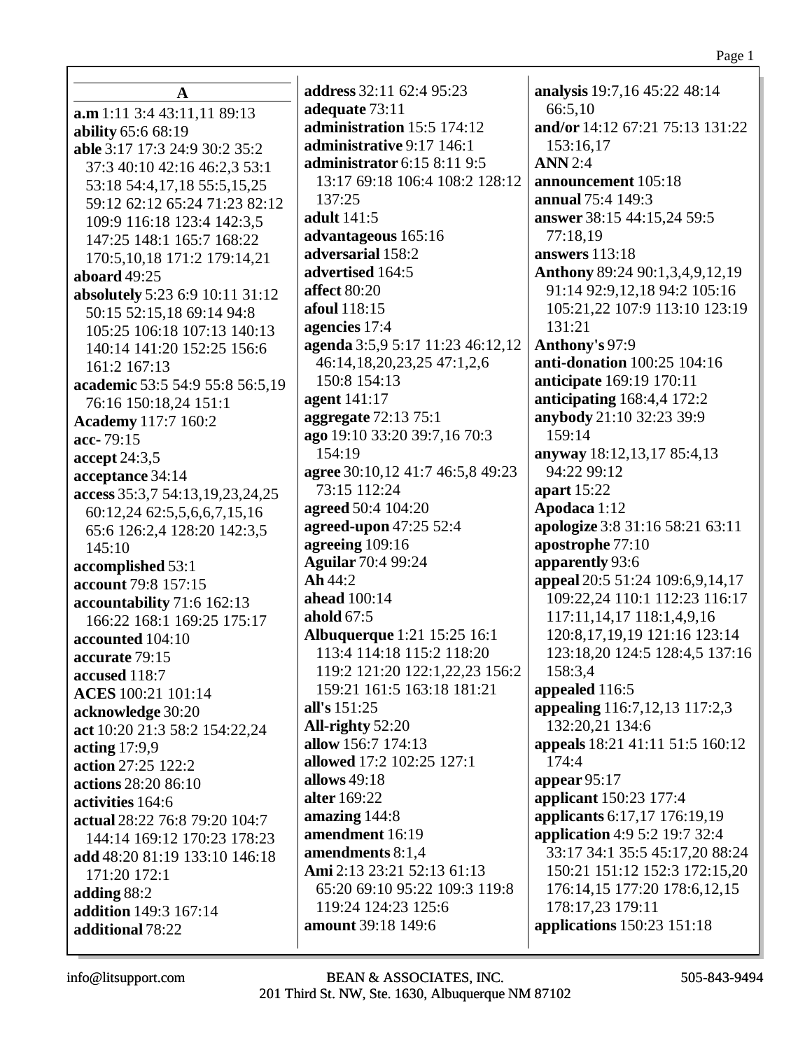## A

**a.m** 1:11 3:4 43:11,11 89:13
**ability** 65:6 68:19
**able** 3:17 17:3 24:9 30:2 35:2 37:3 40:10 42:16 46:2,3 53:1 53:18 54:4,17,18 55:5,15,25 59:12 62:12 65:24 71:23 82:12 109:9 116:18 123:4 142:3,5 147:25 148:1 165:7 168:22 170:5,10,18 171:2 179:14,21
**aboard** 49:25
**absolutely** 5:23 6:9 10:11 31:12 50:15 52:15,18 69:14 94:8 105:25 106:18 107:13 140:13 140:14 141:20 152:25 156:6 161:2 167:13
**academic** 53:5 54:9 55:8 56:5,19 76:16 150:18,24 151:1
**Academy** 117:7 160:2
**acc-** 79:15
**accept** 24:3,5
**acceptance** 34:14
**access** 35:3,7 54:13,19,23,24,25 60:12,24 62:5,5,6,6,7,15,16 65:6 126:2,4 128:20 142:3,5 145:10
**accomplished** 53:1
**account** 79:8 157:15
**accountability** 71:6 162:13 166:22 168:1 169:25 175:17
**accounted** 104:10
**accurate** 79:15
**accused** 118:7
**ACES** 100:21 101:14
**acknowledge** 30:20
**act** 10:20 21:3 58:2 154:22,24
**acting** 17:9,9
**action** 27:25 122:2
**actions** 28:20 86:10
**activities** 164:6
**actual** 28:22 76:8 79:20 104:7 144:14 169:12 170:23 178:23
**add** 48:20 81:19 133:10 146:18 171:20 172:1
**adding** 88:2
**addition** 149:3 167:14
**additional** 78:22
**address** 32:11 62:4 95:23
**adequate** 73:11
**administration** 15:5 174:12
**administrative** 9:17 146:1
**administrator** 6:15 8:11 9:5 13:17 69:18 106:4 108:2 128:12 137:25
**adult** 141:5
**advantageous** 165:16
**adversarial** 158:2
**advertised** 164:5
**affect** 80:20
**afoul** 118:15
**agencies** 17:4
**agenda** 3:5,9 5:17 11:23 46:12,12 46:14,18,20,23,25 47:1,2,6 150:8 154:13
**agent** 141:17
**aggregate** 72:13 75:1
**ago** 19:10 33:20 39:7,16 70:3 154:19
**agree** 30:10,12 41:7 46:5,8 49:23 73:15 112:24
**agreed** 50:4 104:20
**agreed-upon** 47:25 52:4
**agreeing** 109:16
**Aguilar** 70:4 99:24
**Ah** 44:2
**ahead** 100:14
**ahold** 67:5
**Albuquerque** 1:21 15:25 16:1 113:4 114:18 115:2 118:20 119:2 121:20 122:1,22,23 156:2 159:21 161:5 163:18 181:21
**all's** 151:25
**All-righty** 52:20
**allow** 156:7 174:13
**allowed** 17:2 102:25 127:1
**allows** 49:18
**alter** 169:22
**amazing** 144:8
**amendment** 16:19
**amendments** 8:1,4
**Ami** 2:13 23:21 52:13 61:13 65:20 69:10 95:22 109:3 119:8 119:24 124:23 125:6
**amount** 39:18 149:6
**analysis** 19:7,16 45:22 48:14 66:5,10
**and/or** 14:12 67:21 75:13 131:22 153:16,17
**ANN** 2:4
**announcement** 105:18
**annual** 75:4 149:3
**answer** 38:15 44:15,24 59:5 77:18,19
**answers** 113:18
**Anthony** 89:24 90:1,3,4,9,12,19 91:14 92:9,12,18 94:2 105:16 105:21,22 107:9 113:10 123:19 131:21
**Anthony's** 97:9
**anti-donation** 100:25 104:16
**anticipate** 169:19 170:11
**anticipating** 168:4,4 172:2
**anybody** 21:10 32:23 39:9 159:14
**anyway** 18:12,13,17 85:4,13 94:22 99:12
**apart** 15:22
**Apodaca** 1:12
**apologize** 3:8 31:16 58:21 63:11
**apostrophe** 77:10
**apparently** 93:6
**appeal** 20:5 51:24 109:6,9,14,17 109:22,24 110:1 112:23 116:17 117:11,14,17 118:1,4,9,16 120:8,17,19,19 121:16 123:14 123:18,20 124:5 128:4,5 137:16 158:3,4
**appealed** 116:5
**appealing** 116:7,12,13 117:2,3 132:20,21 134:6
**appeals** 18:21 41:11 51:5 160:12 174:4
**appear** 95:17
**applicant** 150:23 177:4
**applicants** 6:17,17 176:19,19
**application** 4:9 5:2 19:7 32:4 33:17 34:1 35:5 45:17,20 88:24 150:21 151:12 152:3 172:15,20 176:14,15 177:20 178:6,12,15 178:17,23 179:11
**applications** 150:23 151:18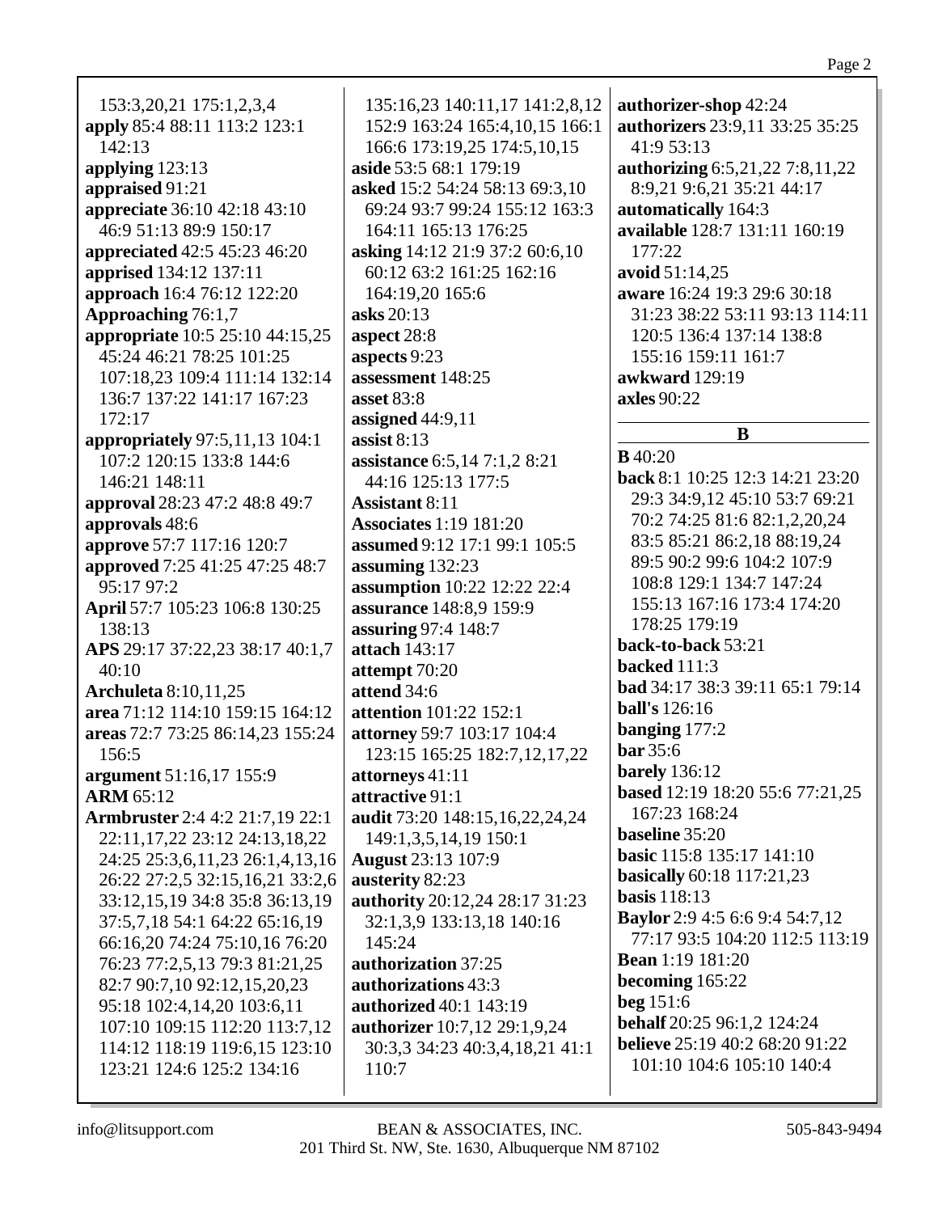153:3,20,21 175:1,2,3,4
**apply** 85:4 88:11 113:2 123:1 142:13
**applying** 123:13
**appraised** 91:21
**appreciate** 36:10 42:18 43:10 46:9 51:13 89:9 150:17
**appreciated** 42:5 45:23 46:20
**apprised** 134:12 137:11
**approach** 16:4 76:12 122:20
**Approaching** 76:1,7
**appropriate** 10:5 25:10 44:15,25 45:24 46:21 78:25 101:25 107:18,23 109:4 111:14 132:14 136:7 137:22 141:17 167:23 172:17
**appropriately** 97:5,11,13 104:1 107:2 120:15 133:8 144:6 146:21 148:11
**approval** 28:23 47:2 48:8 49:7
**approvals** 48:6
**approve** 57:7 117:16 120:7
**approved** 7:25 41:25 47:25 48:7 95:17 97:2
**April** 57:7 105:23 106:8 130:25 138:13
**APS** 29:17 37:22,23 38:17 40:1,7 40:10
**Archuleta** 8:10,11,25
**area** 71:12 114:10 159:15 164:12
**areas** 72:7 73:25 86:14,23 155:24 156:5
**argument** 51:16,17 155:9
**ARM** 65:12
**Armbruster** 2:4 4:2 21:7,19 22:1 22:11,17,22 23:12 24:13,18,22 24:25 25:3,6,11,23 26:1,4,13,16 26:22 27:2,5 32:15,16,21 33:2,6 33:12,15,19 34:8 35:8 36:13,19 37:5,7,18 54:1 64:22 65:16,19 66:16,20 74:24 75:10,16 76:20 76:23 77:2,5,13 79:3 81:21,25 82:7 90:7,10 92:12,15,20,23 95:18 102:4,14,20 103:6,11 107:10 109:15 112:20 113:7,12 114:12 118:19 119:6,15 123:10 123:21 124:6 125:2 134:16 135:16,23 140:11,17 141:2,8,12 152:9 163:24 165:4,10,15 166:1 166:6 173:19,25 174:5,10,15
**aside** 53:5 68:1 179:19
**asked** 15:2 54:24 58:13 69:3,10 69:24 93:7 99:24 155:12 163:3 164:11 165:13 176:25
**asking** 14:12 21:9 37:2 60:6,10 60:12 63:2 161:25 162:16 164:19,20 165:6
**asks** 20:13
**aspect** 28:8
**aspects** 9:23
**assessment** 148:25
**asset** 83:8
**assigned** 44:9,11
**assist** 8:13
**assistance** 6:5,14 7:1,2 8:21 44:16 125:13 177:5
**Assistant** 8:11
**Associates** 1:19 181:20
**assumed** 9:12 17:1 99:1 105:5
**assuming** 132:23
**assumption** 10:22 12:22 22:4
**assurance** 148:8,9 159:9
**assuring** 97:4 148:7
**attach** 143:17
**attempt** 70:20
**attend** 34:6
**attention** 101:22 152:1
**attorney** 59:7 103:17 104:4 123:15 165:25 182:7,12,17,22
**attorneys** 41:11
**attractive** 91:1
**audit** 73:20 148:15,16,22,24,24 149:1,3,5,14,19 150:1
**August** 23:13 107:9
**austerity** 82:23
**authority** 20:12,24 28:17 31:23 32:1,3,9 133:13,18 140:16 145:24
**authorization** 37:25
**authorizations** 43:3
**authorized** 40:1 143:19
**authorizer** 10:7,12 29:1,9,24 30:3,3 34:23 40:3,4,18,21 41:1 110:7
**authorizer-shop** 42:24
**authorizers** 23:9,11 33:25 35:25 41:9 53:13
**authorizing** 6:5,21,22 7:8,11,22 8:9,21 9:6,21 35:21 44:17
**automatically** 164:3
**available** 128:7 131:11 160:19 177:22
**avoid** 51:14,25
**aware** 16:24 19:3 29:6 30:18 31:23 38:22 53:11 93:13 114:11 120:5 136:4 137:14 138:8 155:16 159:11 161:7
**awkward** 129:19
**axles** 90:22

## B

**B** 40:20
**back** 8:1 10:25 12:3 14:21 23:20 29:3 34:9,12 45:10 53:7 69:21 70:2 74:25 81:6 82:1,2,20,24 83:5 85:21 86:2,18 88:19,24 89:5 90:2 99:6 104:2 107:9 108:8 129:1 134:7 147:24 155:13 167:16 173:4 174:20 178:25 179:19
**back-to-back** 53:21
**backed** 111:3
**bad** 34:17 38:3 39:11 65:1 79:14
**ball's** 126:16
**banging** 177:2
**bar** 35:6
**barely** 136:12
**based** 12:19 18:20 55:6 77:21,25 167:23 168:24
**baseline** 35:20
**basic** 115:8 135:17 141:10
**basically** 60:18 117:21,23
**basis** 118:13
**Baylor** 2:9 4:5 6:6 9:4 54:7,12 77:17 93:5 104:20 112:5 113:19
**Bean** 1:19 181:20
**becoming** 165:22
**beg** 151:6
**behalf** 20:25 96:1,2 124:24
**believe** 25:19 40:2 68:20 91:22 101:10 104:6 105:10 140:4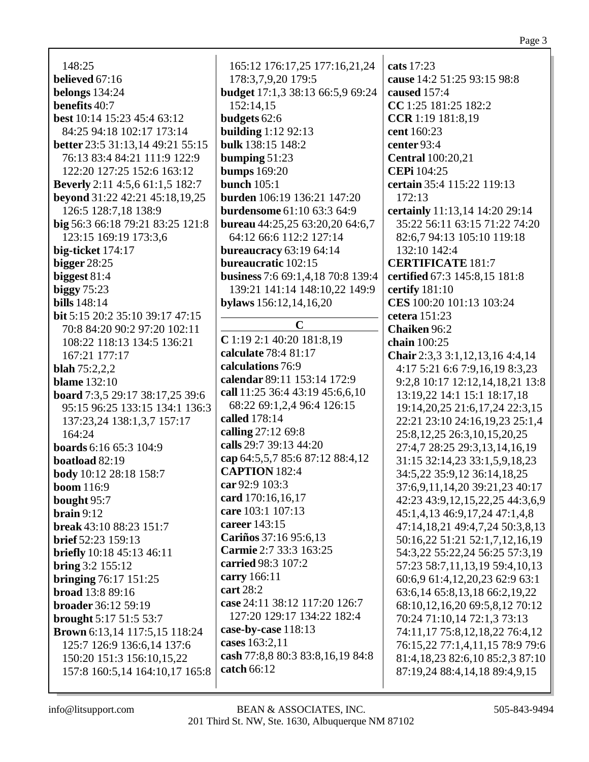148:25
**believed** 67:16
**belongs** 134:24
**benefits** 40:7
**best** 10:14 15:23 45:4 63:12 84:25 94:18 102:17 173:14
**better** 23:5 31:13,14 49:21 55:15 76:13 83:4 84:21 111:9 122:9 122:20 127:25 152:6 163:12
**Beverly** 2:11 4:5,6 61:1,5 182:7
**beyond** 31:22 42:21 45:18,19,25 126:5 128:7,18 138:9
**big** 56:3 66:18 79:21 83:25 121:8 123:15 169:19 173:3,6
**big-ticket** 174:17
**bigger** 28:25
**biggest** 81:4
**biggy** 75:23
**bills** 148:14
**bit** 5:15 20:2 35:10 39:17 47:15 70:8 84:20 90:2 97:20 102:11 108:22 118:13 134:5 136:21 167:21 177:17
**blah** 75:2,2,2
**blame** 132:10
**board** 7:3,5 29:17 38:17,25 39:6 95:15 96:25 133:15 134:1 136:3 137:23,24 138:1,3,7 157:17 164:24
**boards** 6:16 65:3 104:9
**boatload** 82:19
**body** 10:12 28:18 158:7
**boom** 116:9
**bought** 95:7
**brain** 9:12
**break** 43:10 88:23 151:7
**brief** 52:23 159:13
**briefly** 10:18 45:13 46:11
**bring** 3:2 155:12
**bringing** 76:17 151:25
**broad** 13:8 89:16
**broader** 36:12 59:19
**brought** 5:17 51:5 53:7
**Brown** 6:13,14 117:5,15 118:24 125:7 126:9 136:6,14 137:6 150:20 151:3 156:10,15,22 157:8 160:5,14 164:10,17 165:8 165:12 176:17,25 177:16,21,24 178:3,7,9,20 179:5
**budget** 17:1,3 38:13 66:5,9 69:24 152:14,15
**budgets** 62:6
**building** 1:12 92:13
**bulk** 138:15 148:2
**bumping** 51:23
**bumps** 169:20
**bunch** 105:1
**burden** 106:19 136:21 147:20
**burdensome** 61:10 63:3 64:9
**bureau** 44:25,25 63:20,20 64:6,7 64:12 66:6 112:2 127:14
**bureaucracy** 63:19 64:14
**bureaucratic** 102:15
**business** 7:6 69:1,4,18 70:8 139:4 139:21 141:14 148:10,22 149:9
**bylaws** 156:12,14,16,20

## C

**C** 1:19 2:1 40:20 181:8,19
**calculate** 78:4 81:17
**calculations** 76:9
**calendar** 89:11 153:14 172:9
**call** 11:25 36:4 43:19 45:6,6,10 68:22 69:1,2,4 96:4 126:15
**called** 178:14
**calling** 27:12 69:8
**calls** 29:7 39:13 44:20
**cap** 64:5,5,7 85:6 87:12 88:4,12
**CAPTION** 182:4
**car** 92:9 103:3
**card** 170:16,16,17
**care** 103:1 107:13
**career** 143:15
**Cariños** 37:16 95:6,13
**Carmie** 2:7 33:3 163:25
**carried** 98:3 107:2
**carry** 166:11
**cart** 28:2
**case** 24:11 38:12 117:20 126:7 127:20 129:17 134:22 182:4
**case-by-case** 118:13
**cases** 163:2,11
**cash** 77:8,8 80:3 83:8,16,19 84:8
**catch** 66:12
**cats** 17:23
**cause** 14:2 51:25 93:15 98:8
**caused** 157:4
**CC** 1:25 181:25 182:2
**CCR** 1:19 181:8,19
**cent** 160:23
**center** 93:4
**Central** 100:20,21
**CEPi** 104:25
**certain** 35:4 115:22 119:13 172:13
**certainly** 11:13,14 14:20 29:14 35:22 56:11 63:15 71:22 74:20 82:6,7 94:13 105:10 119:18 132:10 142:4
**CERTIFICATE** 181:7
**certified** 67:3 145:8,15 181:8
**certify** 181:10
**CES** 100:20 101:13 103:24
**cetera** 151:23
**Chaiken** 96:2
**chain** 100:25
**Chair** 2:3,3 3:1,12,13,16 4:4,14 4:17 5:21 6:6 7:9,16,19 8:3,23 9:2,8 10:17 12:12,14,18,21 13:8 13:19,22 14:1 15:1 18:17,18 19:14,20,25 21:6,17,24 22:3,15 22:21 23:10 24:16,19,23 25:1,4 25:8,12,25 26:3,10,15,20,25 27:4,7 28:25 29:3,13,14,16,19 31:15 32:14,23 33:1,5,9,18,23 34:5,22 35:9,12 36:14,18,25 37:6,9,11,14,20 39:21,23 40:17 42:23 43:9,12,15,22,25 44:3,6,9 45:1,4,13 46:9,17,24 47:1,4,8 47:14,18,21 49:4,7,24 50:3,8,13 50:16,22 51:21 52:1,7,12,16,19 54:3,22 55:22,24 56:25 57:3,19 57:23 58:7,11,13,19 59:4,10,13 60:6,9 61:4,12,20,23 62:9 63:1 63:6,14 65:8,13,18 66:2,19,22 68:10,12,16,20 69:5,8,12 70:12 70:24 71:10,14 72:1,3 73:13 74:11,17 75:8,12,18,22 76:4,12 76:15,22 77:1,4,11,15 78:9 79:6 81:4,18,23 82:6,10 85:2,3 87:10 87:19,24 88:4,14,18 89:4,9,15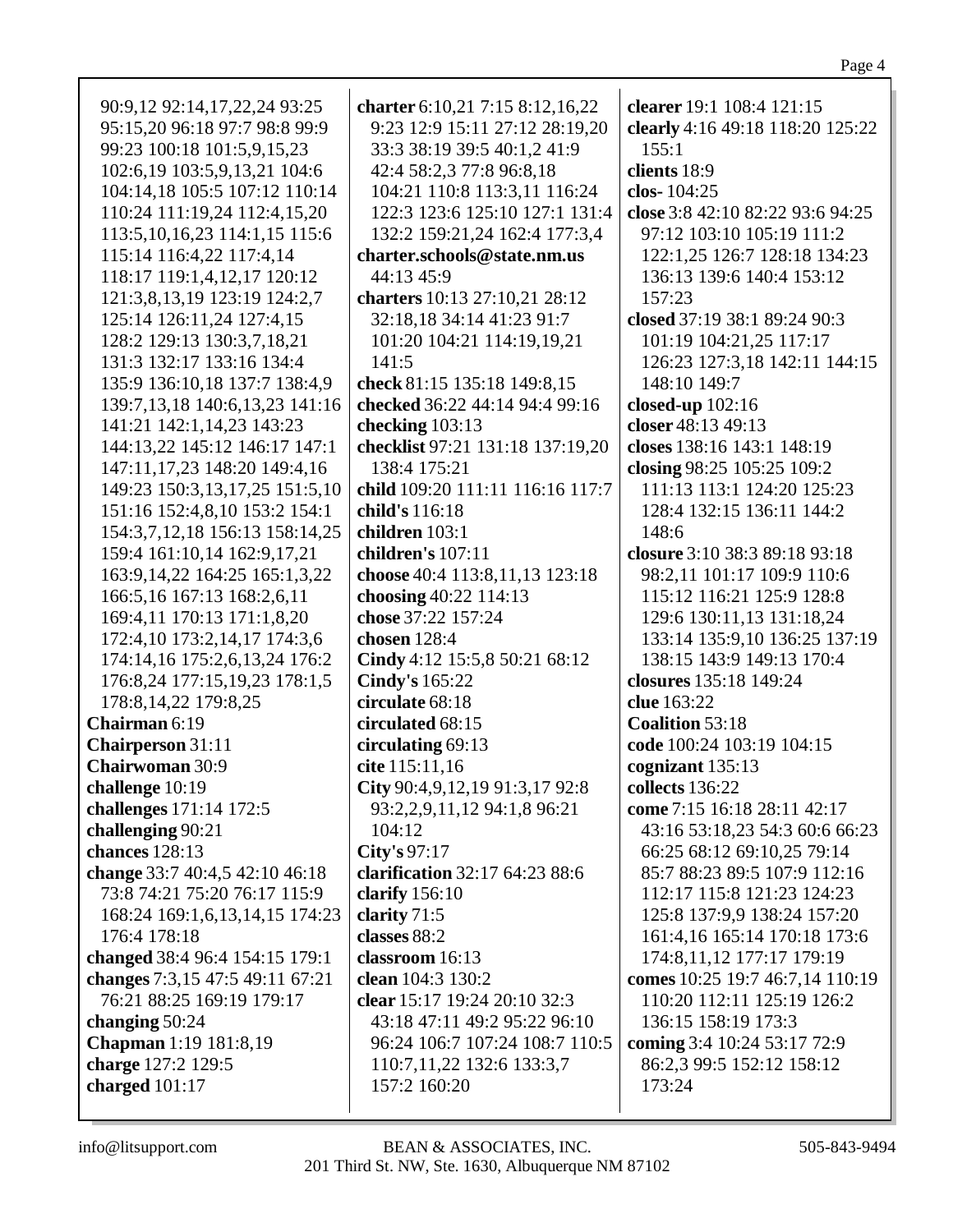90:9,12 92:14,17,22,24 93:25 95:15,20 96:18 97:7 98:8 99:9 99:23 100:18 101:5,9,15,23 102:6,19 103:5,9,13,21 104:6 104:14,18 105:5 107:12 110:14 110:24 111:19,24 112:4,15,20 113:5,10,16,23 114:1,15 115:6 115:14 116:4,22 117:4,14 118:17 119:1,4,12,17 120:12 121:3,8,13,19 123:19 124:2,7 125:14 126:11,24 127:4,15 128:2 129:13 130:3,7,18,21 131:3 132:17 133:16 134:4 135:9 136:10,18 137:7 138:4,9 139:7,13,18 140:6,13,23 141:16 141:21 142:1,14,23 143:23 144:13,22 145:12 146:17 147:1 147:11,17,23 148:20 149:4,16 149:23 150:3,13,17,25 151:5,10 151:16 152:4,8,10 153:2 154:1 154:3,7,12,18 156:13 158:14,25 159:4 161:10,14 162:9,17,21 163:9,14,22 164:25 165:1,3,22 166:5,16 167:13 168:2,6,11 169:4,11 170:13 171:1,8,20 172:4,10 173:2,14,17 174:3,6 174:14,16 175:2,6,13,24 176:2 176:8,24 177:15,19,23 178:1,5 178:8,14,22 179:8,25

**Chairman** 6:19
**Chairperson** 31:11
**Chairwoman** 30:9
**challenge** 10:19
**challenges** 171:14 172:5
**challenging** 90:21
**chances** 128:13
**change** 33:7 40:4,5 42:10 46:18 73:8 74:21 75:20 76:17 115:9 168:24 169:1,6,13,14,15 174:23 176:4 178:18
**changed** 38:4 96:4 154:15 179:1
**changes** 7:3,15 47:5 49:11 67:21 76:21 88:25 169:19 179:17
**changing** 50:24
**Chapman** 1:19 181:8,19
**charge** 127:2 129:5
**charged** 101:17
**charter** 6:10,21 7:15 8:12,16,22 9:23 12:9 15:11 27:12 28:19,20 33:3 38:19 39:5 40:1,2 41:9 42:4 58:2,3 77:8 96:8,18 104:21 110:8 113:3,11 116:24 122:3 123:6 125:10 127:1 131:4 132:2 159:21,24 162:4 177:3,4
**charter.schools@state.nm.us** 44:13 45:9
**charters** 10:13 27:10,21 28:12 32:18,18 34:14 41:23 91:7 101:20 104:21 114:19,19,21 141:5
**check** 81:15 135:18 149:8,15
**checked** 36:22 44:14 94:4 99:16
**checking** 103:13
**checklist** 97:21 131:18 137:19,20 138:4 175:21
**child** 109:20 111:11 116:16 117:7
**child's** 116:18
**children** 103:1
**children's** 107:11
**choose** 40:4 113:8,11,13 123:18
**choosing** 40:22 114:13
**chose** 37:22 157:24
**chosen** 128:4
**Cindy** 4:12 15:5,8 50:21 68:12
**Cindy's** 165:22
**circulate** 68:18
**circulated** 68:15
**circulating** 69:13
**cite** 115:11,16
**City** 90:4,9,12,19 91:3,17 92:8 93:2,2,9,11,12 94:1,8 96:21 104:12
**City's** 97:17
**clarification** 32:17 64:23 88:6
**clarify** 156:10
**clarity** 71:5
**classes** 88:2
**classroom** 16:13
**clean** 104:3 130:2
**clear** 15:17 19:24 20:10 32:3 43:18 47:11 49:2 95:22 96:10 96:24 106:7 107:24 108:7 110:5 110:7,11,22 132:6 133:3,7 157:2 160:20
**clearer** 19:1 108:4 121:15
**clearly** 4:16 49:18 118:20 125:22 155:1
**clients** 18:9
**clos-** 104:25
**close** 3:8 42:10 82:22 93:6 94:25 97:12 103:10 105:19 111:2 122:1,25 126:7 128:18 134:23 136:13 139:6 140:4 153:12 157:23
**closed** 37:19 38:1 89:24 90:3 101:19 104:21,25 117:17 126:23 127:3,18 142:11 144:15 148:10 149:7
**closed-up** 102:16
**closer** 48:13 49:13
**closes** 138:16 143:1 148:19
**closing** 98:25 105:25 109:2 111:13 113:1 124:20 125:23 128:4 132:15 136:11 144:2 148:6
**closure** 3:10 38:3 89:18 93:18 98:2,11 101:17 109:9 110:6 115:12 116:21 125:9 128:8 129:6 130:11,13 131:18,24 133:14 135:9,10 136:25 137:19 138:15 143:9 149:13 170:4
**closures** 135:18 149:24
**clue** 163:22
**Coalition** 53:18
**code** 100:24 103:19 104:15
**cognizant** 135:13
**collects** 136:22
**come** 7:15 16:18 28:11 42:17 43:16 53:18,23 54:3 60:6 66:23 66:25 68:12 69:10,25 79:14 85:7 88:23 89:5 107:9 112:16 112:17 115:8 121:23 124:23 125:8 137:9,9 138:24 157:20 161:4,16 165:14 170:18 173:6 174:8,11,12 177:17 179:19
**comes** 10:25 19:7 46:7,14 110:19 110:20 112:11 125:19 126:2 136:15 158:19 173:3
**coming** 3:4 10:24 53:17 72:9 86:2,3 99:5 152:12 158:12 173:24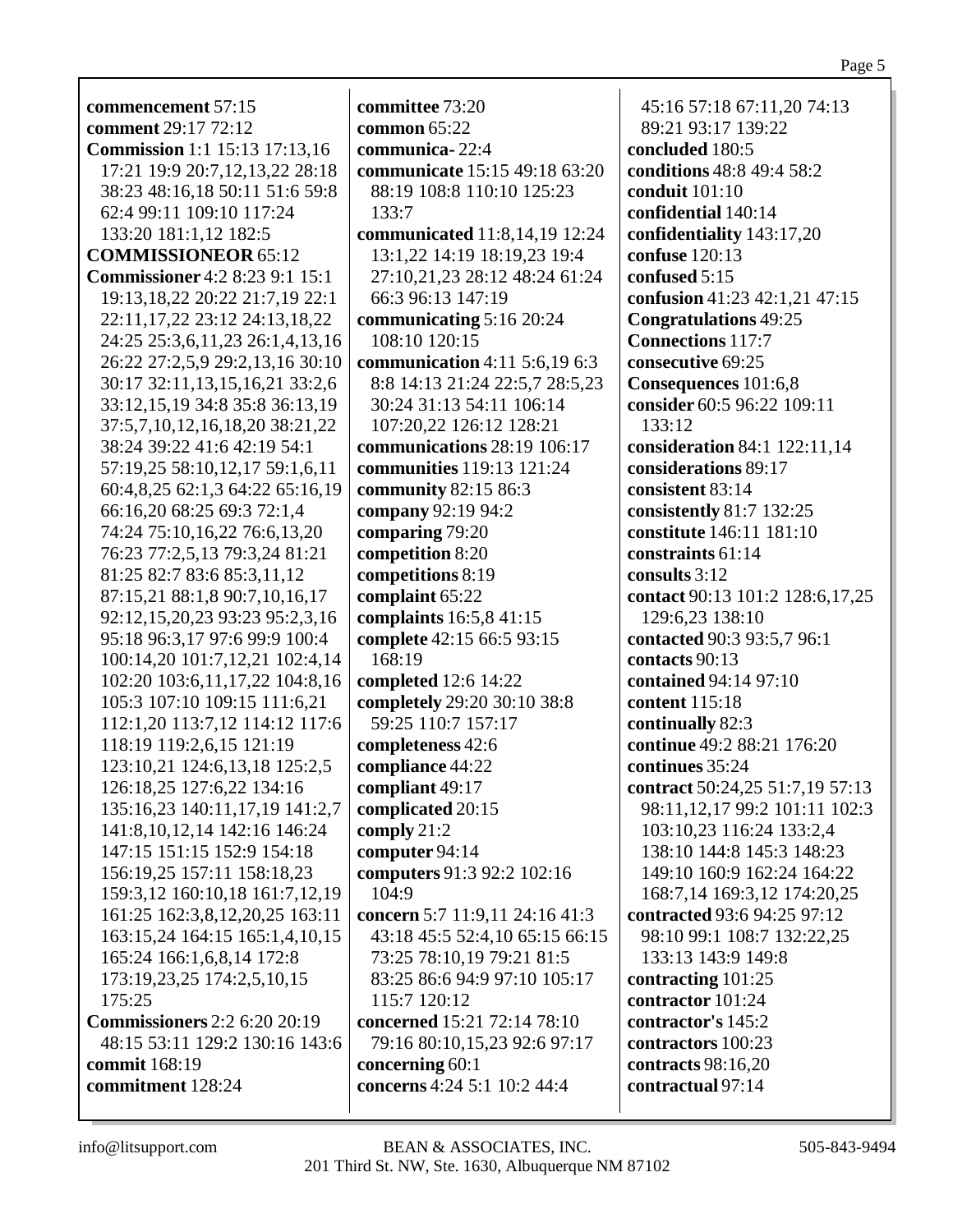**commencement** 57:15
**comment** 29:17 72:12
**Commission** 1:1 15:13 17:13,16 17:21 19:9 20:7,12,13,22 28:18 38:23 48:16,18 50:11 51:6 59:8 62:4 99:11 109:10 117:24 133:20 181:1,12 182:5
**COMMISSIONEOR** 65:12
**Commissioner** 4:2 8:23 9:1 15:1 19:13,18,22 20:22 21:7,19 22:1 22:11,17,22 23:12 24:13,18,22 24:25 25:3,6,11,23 26:1,4,13,16 26:22 27:2,5,9 29:2,13,16 30:10 30:17 32:11,13,15,16,21 33:2,6 33:12,15,19 34:8 35:8 36:13,19 37:5,7,10,12,16,18,20 38:21,22 38:24 39:22 41:6 42:19 54:1 57:19,25 58:10,12,17 59:1,6,11 60:4,8,25 62:1,3 64:22 65:16,19 66:16,20 68:25 69:3 72:1,4 74:24 75:10,16,22 76:6,13,20 76:23 77:2,5,13 79:3,24 81:21 81:25 82:7 83:6 85:3,11,12 87:15,21 88:1,8 90:7,10,16,17 92:12,15,20,23 93:23 95:2,3,16 95:18 96:3,17 97:6 99:9 100:4 100:14,20 101:7,12,21 102:4,14 102:20 103:6,11,17,22 104:8,16 105:3 107:10 109:15 111:6,21 112:1,20 113:7,12 114:12 117:6 118:19 119:2,6,15 121:19 123:10,21 124:6,13,18 125:2,5 126:18,25 127:6,22 134:16 135:16,23 140:11,17,19 141:2,7 141:8,10,12,14 142:16 146:24 147:15 151:15 152:9 154:18 156:19,25 157:11 158:18,23 159:3,12 160:10,18 161:7,12,19 161:25 162:3,8,12,20,25 163:11 163:15,24 164:15 165:1,4,10,15 165:24 166:1,6,8,14 172:8 173:19,23,25 174:2,5,10,15 175:25
**Commissioners** 2:2 6:20 20:19 48:15 53:11 129:2 130:16 143:6
**commit** 168:19
**commitment** 128:24
**committee** 73:20
**common** 65:22
**communica-** 22:4
**communicate** 15:15 49:18 63:20 88:19 108:8 110:10 125:23 133:7
**communicated** 11:8,14,19 12:24 13:1,22 14:19 18:19,23 19:4 27:10,21,23 28:12 48:24 61:24 66:3 96:13 147:19
**communicating** 5:16 20:24 108:10 120:15
**communication** 4:11 5:6,19 6:3 8:8 14:13 21:24 22:5,7 28:5,23 30:24 31:13 54:11 106:14 107:20,22 126:12 128:21
**communications** 28:19 106:17
**communities** 119:13 121:24
**community** 82:15 86:3
**company** 92:19 94:2
**comparing** 79:20
**competition** 8:20
**competitions** 8:19
**complaint** 65:22
**complaints** 16:5,8 41:15
**complete** 42:15 66:5 93:15 168:19
**completed** 12:6 14:22
**completely** 29:20 30:10 38:8 59:25 110:7 157:17
**completeness** 42:6
**compliance** 44:22
**compliant** 49:17
**complicated** 20:15
**comply** 21:2
**computer** 94:14
**computers** 91:3 92:2 102:16 104:9
**concern** 5:7 11:9,11 24:16 41:3 43:18 45:5 52:4,10 65:15 66:15 73:25 78:10,19 79:21 81:5 83:25 86:6 94:9 97:10 105:17 115:7 120:12
**concerned** 15:21 72:14 78:10 79:16 80:10,15,23 92:6 97:17
**concerning** 60:1
**concerns** 4:24 5:1 10:2 44:4 45:16 57:18 67:11,20 74:13 89:21 93:17 139:22
**concluded** 180:5
**conditions** 48:8 49:4 58:2
**conduit** 101:10
**confidential** 140:14
**confidentiality** 143:17,20
**confuse** 120:13
**confused** 5:15
**confusion** 41:23 42:1,21 47:15
**Congratulations** 49:25
**Connections** 117:7
**consecutive** 69:25
**Consequences** 101:6,8
**consider** 60:5 96:22 109:11 133:12
**consideration** 84:1 122:11,14
**considerations** 89:17
**consistent** 83:14
**consistently** 81:7 132:25
**constitute** 146:11 181:10
**constraints** 61:14
**consults** 3:12
**contact** 90:13 101:2 128:6,17,25 129:6,23 138:10
**contacted** 90:3 93:5,7 96:1
**contacts** 90:13
**contained** 94:14 97:10
**content** 115:18
**continually** 82:3
**continue** 49:2 88:21 176:20
**continues** 35:24
**contract** 50:24,25 51:7,19 57:13 98:11,12,17 99:2 101:11 102:3 103:10,23 116:24 133:2,4 138:10 144:8 145:3 148:23 149:10 160:9 162:24 164:22 168:7,14 169:3,12 174:20,25
**contracted** 93:6 94:25 97:12 98:10 99:1 108:7 132:22,25 133:13 143:9 149:8
**contracting** 101:25
**contractor** 101:24
**contractor's** 145:2
**contractors** 100:23
**contracts** 98:16,20
**contractual** 97:14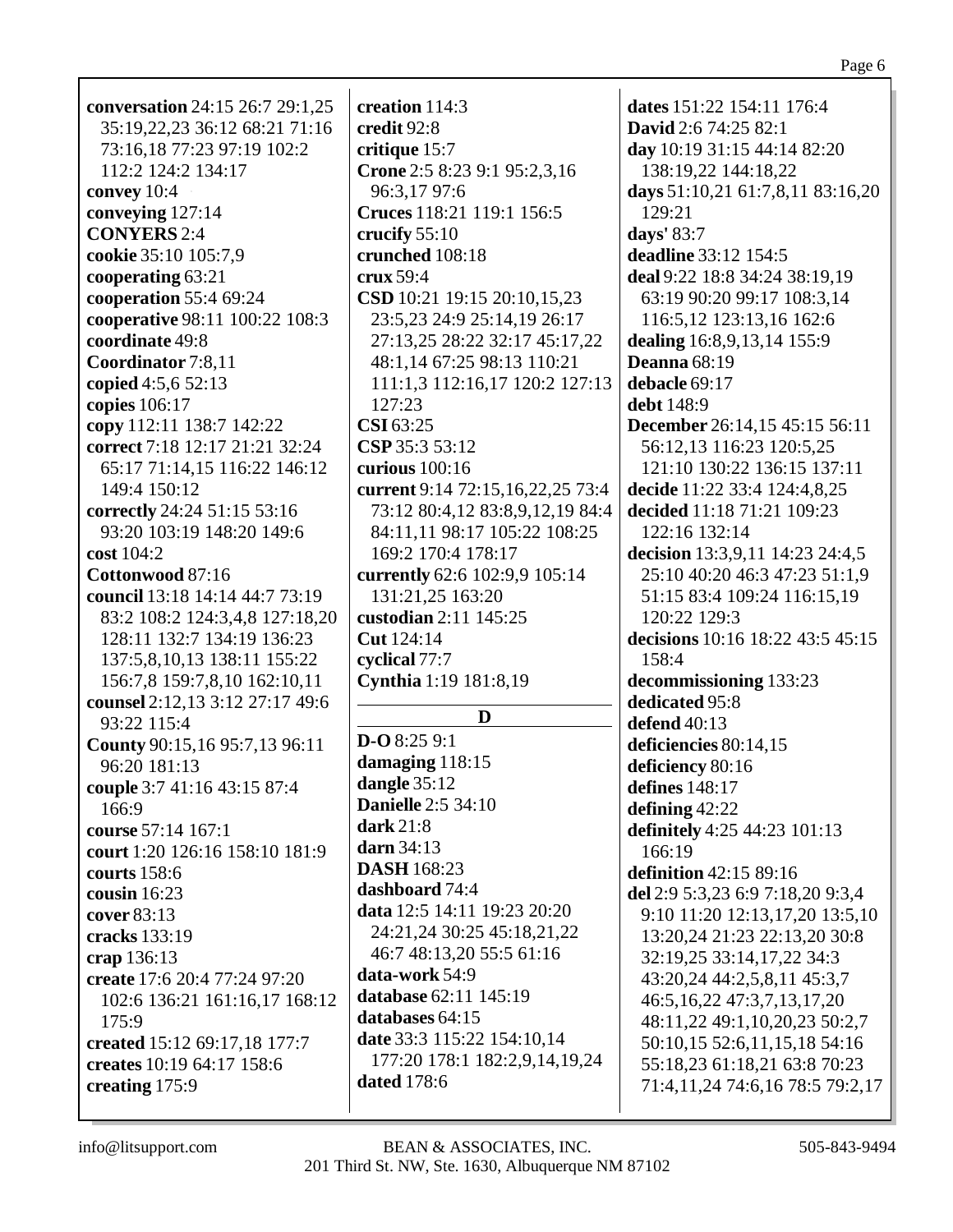**conversation** 24:15 26:7 29:1,25 35:19,22,23 36:12 68:21 71:16 73:16,18 77:23 97:19 102:2 112:2 124:2 134:17
**convey** 10:4
**conveying** 127:14
**CONYERS** 2:4
**cookie** 35:10 105:7,9
**cooperating** 63:21
**cooperation** 55:4 69:24
**cooperative** 98:11 100:22 108:3
**coordinate** 49:8
**Coordinator** 7:8,11
**copied** 4:5,6 52:13
**copies** 106:17
**copy** 112:11 138:7 142:22
**correct** 7:18 12:17 21:21 32:24 65:17 71:14,15 116:22 146:12 149:4 150:12
**correctly** 24:24 51:15 53:16 93:20 103:19 148:20 149:6
**cost** 104:2
**Cottonwood** 87:16
**council** 13:18 14:14 44:7 73:19 83:2 108:2 124:3,4,8 127:18,20 128:11 132:7 134:19 136:23 137:5,8,10,13 138:11 155:22 156:7,8 159:7,8,10 162:10,11
**counsel** 2:12,13 3:12 27:17 49:6 93:22 115:4
**County** 90:15,16 95:7,13 96:11 96:20 181:13
**couple** 3:7 41:16 43:15 87:4 166:9
**course** 57:14 167:1
**court** 1:20 126:16 158:10 181:9
**courts** 158:6
**cousin** 16:23
**cover** 83:13
**cracks** 133:19
**crap** 136:13
**create** 17:6 20:4 77:24 97:20 102:6 136:21 161:16,17 168:12 175:9
**created** 15:12 69:17,18 177:7
**creates** 10:19 64:17 158:6
**creating** 175:9
**creation** 114:3
**credit** 92:8
**critique** 15:7
**Crone** 2:5 8:23 9:1 95:2,3,16 96:3,17 97:6
**Cruces** 118:21 119:1 156:5
**crucify** 55:10
**crunched** 108:18
**crux** 59:4
**CSD** 10:21 19:15 20:10,15,23 23:5,23 24:9 25:14,19 26:17 27:13,25 28:22 32:17 45:17,22 48:1,14 67:25 98:13 110:21 111:1,3 112:16,17 120:2 127:13 127:23
**CSI** 63:25
**CSP** 35:3 53:12
**curious** 100:16
**current** 9:14 72:15,16,22,25 73:4 73:12 80:4,12 83:8,9,12,19 84:4 84:11,11 98:17 105:22 108:25 169:2 170:4 178:17
**currently** 62:6 102:9,9 105:14 131:21,25 163:20
**custodian** 2:11 145:25
**Cut** 124:14
**cyclical** 77:7
**Cynthia** 1:19 181:8,19

## D

**D-O** 8:25 9:1
**damaging** 118:15
**dangle** 35:12
**Danielle** 2:5 34:10
**dark** 21:8
**darn** 34:13
**DASH** 168:23
**dashboard** 74:4
**data** 12:5 14:11 19:23 20:20 24:21,24 30:25 45:18,21,22 46:7 48:13,20 55:5 61:16
**data-work** 54:9
**database** 62:11 145:19
**databases** 64:15
**date** 33:3 115:22 154:10,14 177:20 178:1 182:2,9,14,19,24
**dated** 178:6
**dates** 151:22 154:11 176:4
**David** 2:6 74:25 82:1
**day** 10:19 31:15 44:14 82:20 138:19,22 144:18,22
**days** 51:10,21 61:7,8,11 83:16,20 129:21
**days'** 83:7
**deadline** 33:12 154:5
**deal** 9:22 18:8 34:24 38:19,19 63:19 90:20 99:17 108:3,14 116:5,12 123:13,16 162:6
**dealing** 16:8,9,13,14 155:9
**Deanna** 68:19
**debacle** 69:17
**debt** 148:9
**December** 26:14,15 45:15 56:11 56:12,13 116:23 120:5,25 121:10 130:22 136:15 137:11
**decide** 11:22 33:4 124:4,8,25
**decided** 11:18 71:21 109:23 122:16 132:14
**decision** 13:3,9,11 14:23 24:4,5 25:10 40:20 46:3 47:23 51:1,9 51:15 83:4 109:24 116:15,19 120:22 129:3
**decisions** 10:16 18:22 43:5 45:15 158:4
**decommissioning** 133:23
**dedicated** 95:8
**defend** 40:13
**deficiencies** 80:14,15
**deficiency** 80:16
**defines** 148:17
**defining** 42:22
**definitely** 4:25 44:23 101:13 166:19
**definition** 42:15 89:16
**del** 2:9 5:3,23 6:9 7:18,20 9:3,4 9:10 11:20 12:13,17,20 13:5,10 13:20,24 21:23 22:13,20 30:8 32:19,25 33:14,17,22 34:3 43:20,24 44:2,5,8,11 45:3,7 46:5,16,22 47:3,7,13,17,20 48:11,22 49:1,10,20,23 50:2,7 50:10,15 52:6,11,15,18 54:16 55:18,23 61:18,21 63:8 70:23 71:4,11,24 74:6,16 78:5 79:2,17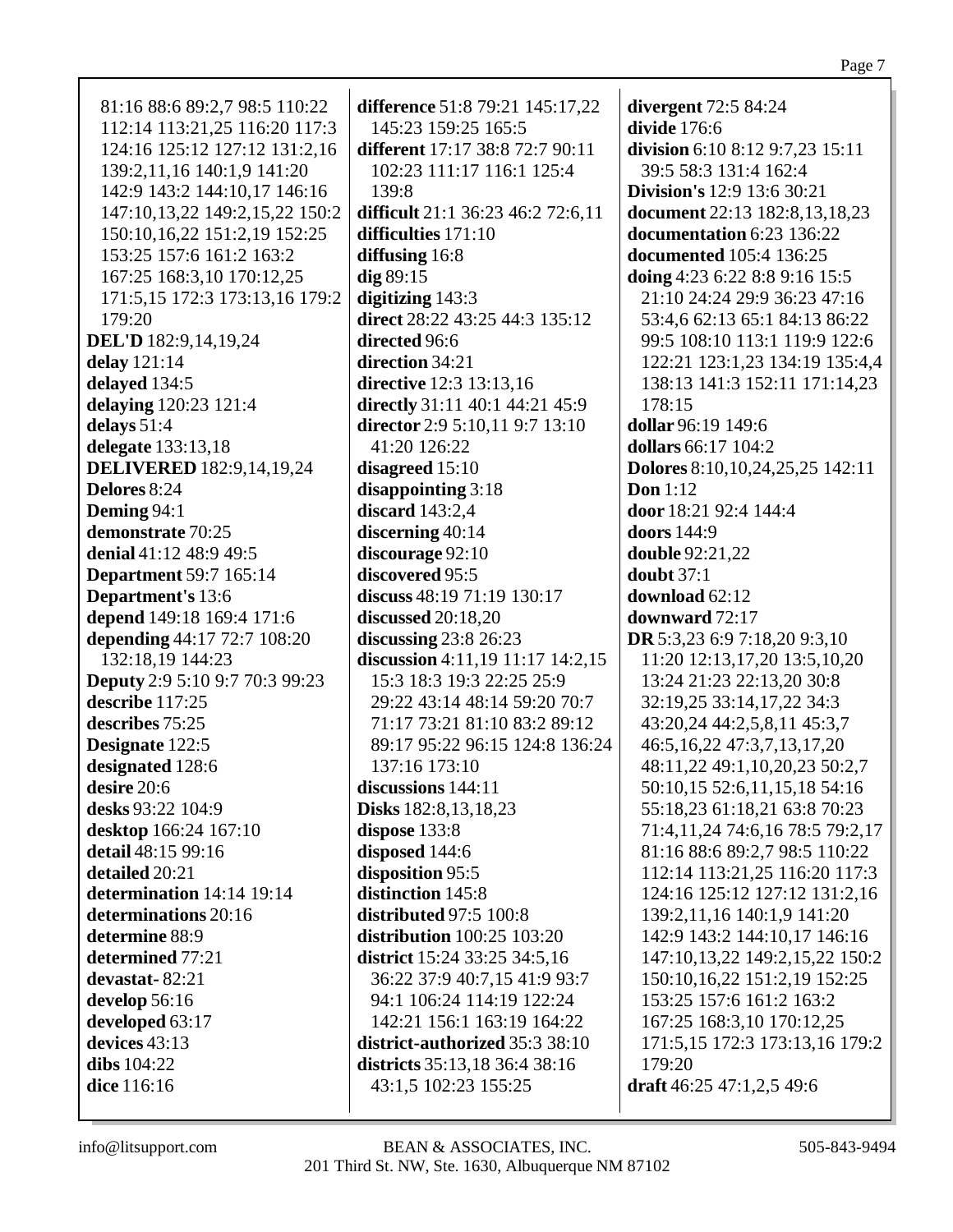81:16 88:6 89:2,7 98:5 110:22 112:14 113:21,25 116:20 117:3 124:16 125:12 127:12 131:2,16 139:2,11,16 140:1,9 141:20 142:9 143:2 144:10,17 146:16 147:10,13,22 149:2,15,22 150:2 150:10,16,22 151:2,19 152:25 153:25 157:6 161:2 163:2 167:25 168:3,10 170:12,25 171:5,15 172:3 173:13,16 179:2 179:20

**DEL'D** 182:9,14,19,24
**delay** 121:14
**delayed** 134:5
**delaying** 120:23 121:4
**delays** 51:4
**delegate** 133:13,18
**DELIVERED** 182:9,14,19,24
**Delores** 8:24
**Deming** 94:1
**demonstrate** 70:25
**denial** 41:12 48:9 49:5
**Department** 59:7 165:14
**Department's** 13:6
**depend** 149:18 169:4 171:6
**depending** 44:17 72:7 108:20 132:18,19 144:23
**Deputy** 2:9 5:10 9:7 70:3 99:23
**describe** 117:25
**describes** 75:25
**Designate** 122:5
**designated** 128:6
**desire** 20:6
**desks** 93:22 104:9
**desktop** 166:24 167:10
**detail** 48:15 99:16
**detailed** 20:21
**determination** 14:14 19:14
**determinations** 20:16
**determine** 88:9
**determined** 77:21
**devastat-** 82:21
**develop** 56:16
**developed** 63:17
**devices** 43:13
**dibs** 104:22
**dice** 116:16
**difference** 51:8 79:21 145:17,22 145:23 159:25 165:5
**different** 17:17 38:8 72:7 90:11 102:23 111:17 116:1 125:4 139:8
**difficult** 21:1 36:23 46:2 72:6,11
**difficulties** 171:10
**diffusing** 16:8
**dig** 89:15
**digitizing** 143:3
**direct** 28:22 43:25 44:3 135:12
**directed** 96:6
**direction** 34:21
**directive** 12:3 13:13,16
**directly** 31:11 40:1 44:21 45:9
**director** 2:9 5:10,11 9:7 13:10 41:20 126:22
**disagreed** 15:10
**disappointing** 3:18
**discard** 143:2,4
**discerning** 40:14
**discourage** 92:10
**discovered** 95:5
**discuss** 48:19 71:19 130:17
**discussed** 20:18,20
**discussing** 23:8 26:23
**discussion** 4:11,19 11:17 14:2,15 15:3 18:3 19:3 22:25 25:9 29:22 43:14 48:14 59:20 70:7 71:17 73:21 81:10 83:2 89:12 89:17 95:22 96:15 124:8 136:24 137:16 173:10
**discussions** 144:11
**Disks** 182:8,13,18,23
**dispose** 133:8
**disposed** 144:6
**disposition** 95:5
**distinction** 145:8
**distributed** 97:5 100:8
**distribution** 100:25 103:20
**district** 15:24 33:25 34:5,16 36:22 37:9 40:7,15 41:9 93:7 94:1 106:24 114:19 122:24 142:21 156:1 163:19 164:22
**district-authorized** 35:3 38:10
**districts** 35:13,18 36:4 38:16 43:1,5 102:23 155:25
**divergent** 72:5 84:24
**divide** 176:6
**division** 6:10 8:12 9:7,23 15:11 39:5 58:3 131:4 162:4
**Division's** 12:9 13:6 30:21
**document** 22:13 182:8,13,18,23
**documentation** 6:23 136:22
**documented** 105:4 136:25
**doing** 4:23 6:22 8:8 9:16 15:5 21:10 24:24 29:9 36:23 47:16 53:4,6 62:13 65:1 84:13 86:22 99:5 108:10 113:1 119:9 122:6 122:21 123:1,23 134:19 135:4,4 138:13 141:3 152:11 171:14,23 178:15
**dollar** 96:19 149:6
**dollars** 66:17 104:2
**Dolores** 8:10,10,24,25,25 142:11
**Don** 1:12
**door** 18:21 92:4 144:4
**doors** 144:9
**double** 92:21,22
**doubt** 37:1
**download** 62:12
**downward** 72:17
**DR** 5:3,23 6:9 7:18,20 9:3,10 11:20 12:13,17,20 13:5,10,20 13:24 21:23 22:13,20 30:8 32:19,25 33:14,17,22 34:3 43:20,24 44:2,5,8,11 45:3,7 46:5,16,22 47:3,7,13,17,20 48:11,22 49:1,10,20,23 50:2,7 50:10,15 52:6,11,15,18 54:16 55:18,23 61:18,21 63:8 70:23 71:4,11,24 74:6,16 78:5 79:2,17 81:16 88:6 89:2,7 98:5 110:22 112:14 113:21,25 116:20 117:3 124:16 125:12 127:12 131:2,16 139:2,11,16 140:1,9 141:20 142:9 143:2 144:10,17 146:16 147:10,13,22 149:2,15,22 150:2 150:10,16,22 151:2,19 152:25 153:25 157:6 161:2 163:2 167:25 168:3,10 170:12,25 171:5,15 172:3 173:13,16 179:2 179:20
**draft** 46:25 47:1,2,5 49:6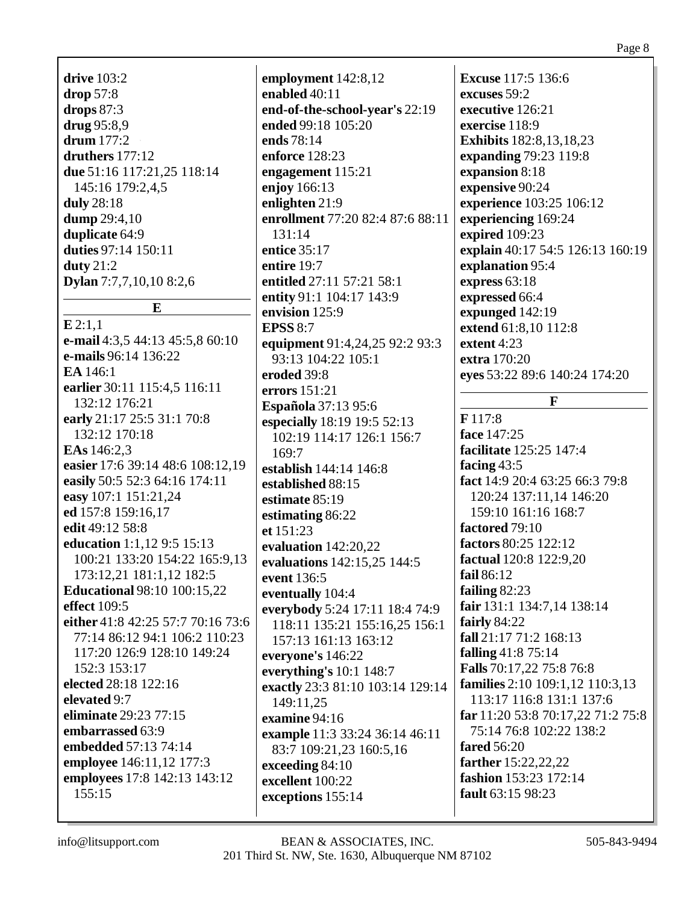**drive** 103:2
**drop** 57:8
**drops** 87:3
**drug** 95:8,9
**drum** 177:2
**druthers** 177:12
**due** 51:16 117:21,25 118:14 145:16 179:2,4,5
**duly** 28:18
**dump** 29:4,10
**duplicate** 64:9
**duties** 97:14 150:11
**duty** 21:2
**Dylan** 7:7,7,10,10 8:2,6

## E

**E** 2:1,1
**e-mail** 4:3,5 44:13 45:5,8 60:10
**e-mails** 96:14 136:22
**EA** 146:1
**earlier** 30:11 115:4,5 116:11 132:12 176:21
**early** 21:17 25:5 31:1 70:8 132:12 170:18
**EAs** 146:2,3
**easier** 17:6 39:14 48:6 108:12,19
**easily** 50:5 52:3 64:16 174:11
**easy** 107:1 151:21,24
**ed** 157:8 159:16,17
**edit** 49:12 58:8
**education** 1:1,12 9:5 15:13 100:21 133:20 154:22 165:9,13 173:12,21 181:1,12 182:5
**Educational** 98:10 100:15,22
**effect** 109:5
**either** 41:8 42:25 57:7 70:16 73:6 77:14 86:12 94:1 106:2 110:23 117:20 126:9 128:10 149:24 152:3 153:17
**elected** 28:18 122:16
**elevated** 9:7
**eliminate** 29:23 77:15
**embarrassed** 63:9
**embedded** 57:13 74:14
**employee** 146:11,12 177:3
**employees** 17:8 142:13 143:12 155:15
**employment** 142:8,12
**enabled** 40:11
**end-of-the-school-year's** 22:19
**ended** 99:18 105:20
**ends** 78:14
**enforce** 128:23
**engagement** 115:21
**enjoy** 166:13
**enlighten** 21:9
**enrollment** 77:20 82:4 87:6 88:11 131:14
**entice** 35:17
**entire** 19:7
**entitled** 27:11 57:21 58:1
**entity** 91:1 104:17 143:9
**envision** 125:9
**EPSS** 8:7
**equipment** 91:4,24,25 92:2 93:3 93:13 104:22 105:1
**eroded** 39:8
**errors** 151:21
**Española** 37:13 95:6
**especially** 18:19 19:5 52:13 102:19 114:17 126:1 156:7 169:7
**establish** 144:14 146:8
**established** 88:15
**estimate** 85:19
**estimating** 86:22
**et** 151:23
**evaluation** 142:20,22
**evaluations** 142:15,25 144:5
**event** 136:5
**eventually** 104:4
**everybody** 5:24 17:11 18:4 74:9 118:11 135:21 155:16,25 156:1 157:13 161:13 163:12
**everyone's** 146:22
**everything's** 10:1 148:7
**exactly** 23:3 81:10 103:14 129:14 149:11,25
**examine** 94:16
**example** 11:3 33:24 36:14 46:11 83:7 109:21,23 160:5,16
**exceeding** 84:10
**excellent** 100:22
**exceptions** 155:14
**Excuse** 117:5 136:6
**excuses** 59:2
**executive** 126:21
**exercise** 118:9
**Exhibits** 182:8,13,18,23
**expanding** 79:23 119:8
**expansion** 8:18
**expensive** 90:24
**experience** 103:25 106:12
**experiencing** 169:24
**expired** 109:23
**explain** 40:17 54:5 126:13 160:19
**explanation** 95:4
**express** 63:18
**expressed** 66:4
**expunged** 142:19
**extend** 61:8,10 112:8
**extent** 4:23
**extra** 170:20
**eyes** 53:22 89:6 140:24 174:20

## F

**F** 117:8
**face** 147:25
**facilitate** 125:25 147:4
**facing** 43:5
**fact** 14:9 20:4 63:25 66:3 79:8 120:24 137:11,14 146:20 159:10 161:16 168:7
**factored** 79:10
**factors** 80:25 122:12
**factual** 120:8 122:9,20
**fail** 86:12
**failing** 82:23
**fair** 131:1 134:7,14 138:14
**fairly** 84:22
**fall** 21:17 71:2 168:13
**falling** 41:8 75:14
**Falls** 70:17,22 75:8 76:8
**families** 2:10 109:1,12 110:3,13 113:17 116:8 131:1 137:6
**far** 11:20 53:8 70:17,22 71:2 75:8 75:14 76:8 102:22 138:2
**fared** 56:20
**farther** 15:22,22,22
**fashion** 153:23 172:14
**fault** 63:15 98:23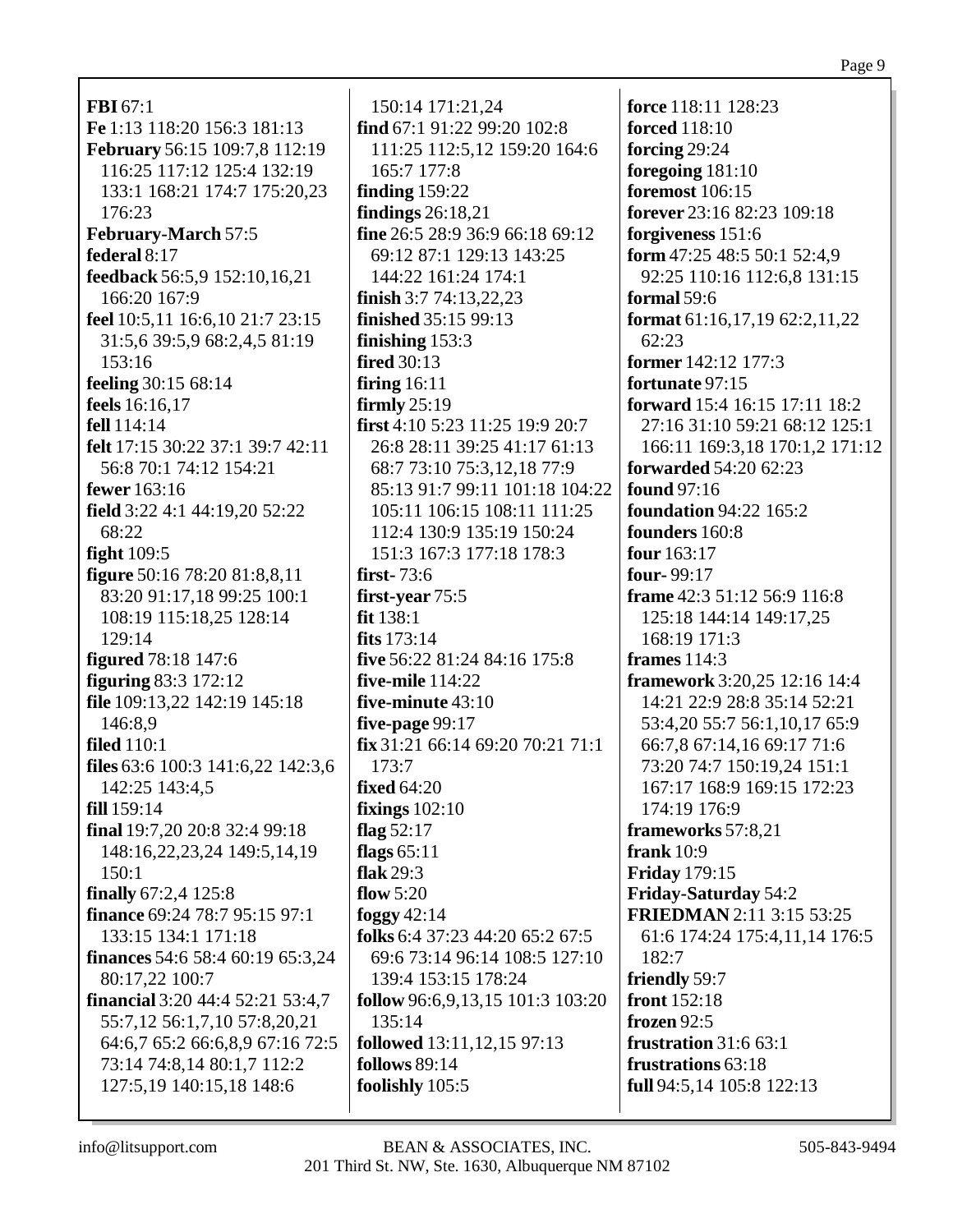**FBI** 67:1
**Fe** 1:13 118:20 156:3 181:13
**February** 56:15 109:7,8 112:19 116:25 117:12 125:4 132:19 133:1 168:21 174:7 175:20,23 176:23
**February-March** 57:5
**federal** 8:17
**feedback** 56:5,9 152:10,16,21 166:20 167:9
**feel** 10:5,11 16:6,10 21:7 23:15 31:5,6 39:5,9 68:2,4,5 81:19 153:16
**feeling** 30:15 68:14
**feels** 16:16,17
**fell** 114:14
**felt** 17:15 30:22 37:1 39:7 42:11 56:8 70:1 74:12 154:21
**fewer** 163:16
**field** 3:22 4:1 44:19,20 52:22 68:22
**fight** 109:5
**figure** 50:16 78:20 81:8,8,11 83:20 91:17,18 99:25 100:1 108:19 115:18,25 128:14 129:14
**figured** 78:18 147:6
**figuring** 83:3 172:12
**file** 109:13,22 142:19 145:18 146:8,9
**filed** 110:1
**files** 63:6 100:3 141:6,22 142:3,6 142:25 143:4,5
**fill** 159:14
**final** 19:7,20 20:8 32:4 99:18 148:16,22,23,24 149:5,14,19 150:1
**finally** 67:2,4 125:8
**finance** 69:24 78:7 95:15 97:1 133:15 134:1 171:18
**finances** 54:6 58:4 60:19 65:3,24 80:17,22 100:7
**financial** 3:20 44:4 52:21 53:4,7 55:7,12 56:1,7,10 57:8,20,21 64:6,7 65:2 66:6,8,9 67:16 72:5 73:14 74:8,14 80:1,7 112:2 127:5,19 140:15,18 148:6
150:14 171:21,24
**find** 67:1 91:22 99:20 102:8 111:25 112:5,12 159:20 164:6 165:7 177:8
**finding** 159:22
**findings** 26:18,21
**fine** 26:5 28:9 36:9 66:18 69:12 69:12 87:1 129:13 143:25 144:22 161:24 174:1
**finish** 3:7 74:13,22,23
**finished** 35:15 99:13
**finishing** 153:3
**fired** 30:13
**firing** 16:11
**firmly** 25:19
**first** 4:10 5:23 11:25 19:9 20:7 26:8 28:11 39:25 41:17 61:13 68:7 73:10 75:3,12,18 77:9 85:13 91:7 99:11 101:18 104:22 105:11 106:15 108:11 111:25 112:4 130:9 135:19 150:24 151:3 167:3 177:18 178:3
**first-** 73:6
**first-year** 75:5
**fit** 138:1
**fits** 173:14
**five** 56:22 81:24 84:16 175:8
**five-mile** 114:22
**five-minute** 43:10
**five-page** 99:17
**fix** 31:21 66:14 69:20 70:21 71:1 173:7
**fixed** 64:20
**fixings** 102:10
**flag** 52:17
**flags** 65:11
**flak** 29:3
**flow** 5:20
**foggy** 42:14
**folks** 6:4 37:23 44:20 65:2 67:5 69:6 73:14 96:14 108:5 127:10 139:4 153:15 178:24
**follow** 96:6,9,13,15 101:3 103:20 135:14
**followed** 13:11,12,15 97:13
**follows** 89:14
**foolishly** 105:5
**force** 118:11 128:23
**forced** 118:10
**forcing** 29:24
**foregoing** 181:10
**foremost** 106:15
**forever** 23:16 82:23 109:18
**forgiveness** 151:6
**form** 47:25 48:5 50:1 52:4,9 92:25 110:16 112:6,8 131:15
**formal** 59:6
**format** 61:16,17,19 62:2,11,22 62:23
**former** 142:12 177:3
**fortunate** 97:15
**forward** 15:4 16:15 17:11 18:2 27:16 31:10 59:21 68:12 125:1 166:11 169:3,18 170:1,2 171:12
**forwarded** 54:20 62:23
**found** 97:16
**foundation** 94:22 165:2
**founders** 160:8
**four** 163:17
**four-** 99:17
**frame** 42:3 51:12 56:9 116:8 125:18 144:14 149:17,25 168:19 171:3
**frames** 114:3
**framework** 3:20,25 12:16 14:4 14:21 22:9 28:8 35:14 52:21 53:4,20 55:7 56:1,10,17 65:9 66:7,8 67:14,16 69:17 71:6 73:20 74:7 150:19,24 151:1 167:17 168:9 169:15 172:23 174:19 176:9
**frameworks** 57:8,21
**frank** 10:9
**Friday** 179:15
**Friday-Saturday** 54:2
**FRIEDMAN** 2:11 3:15 53:25 61:6 174:24 175:4,11,14 176:5 182:7
**friendly** 59:7
**front** 152:18
**frozen** 92:5
**frustration** 31:6 63:1
**frustrations** 63:18
**full** 94:5,14 105:8 122:13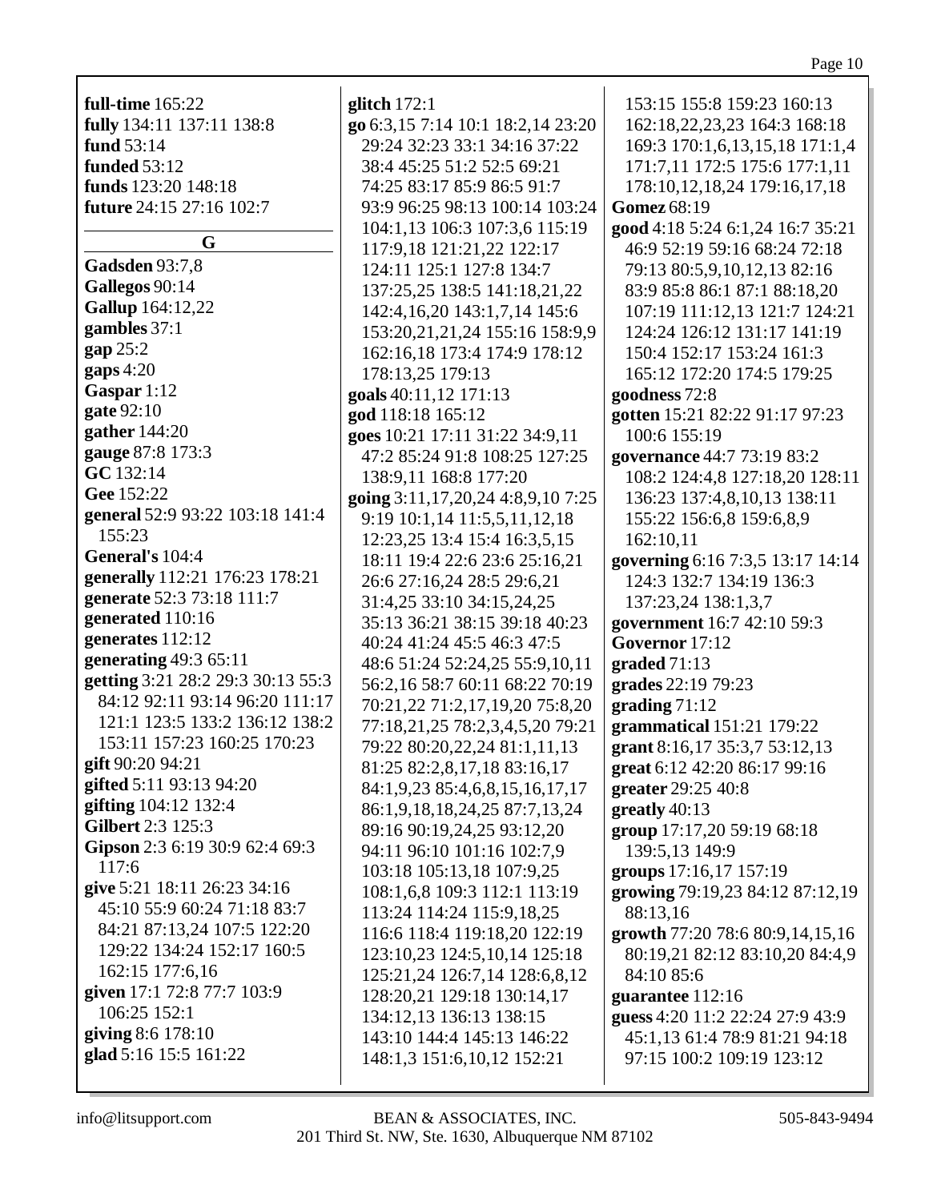**full-time** 165:22
**fully** 134:11 137:11 138:8
**fund** 53:14
**funded** 53:12
**funds** 123:20 148:18
**future** 24:15 27:16 102:7

## G

**Gadsden** 93:7,8
**Gallegos** 90:14
**Gallup** 164:12,22
**gambles** 37:1
**gap** 25:2
**gaps** 4:20
**Gaspar** 1:12
**gate** 92:10
**gather** 144:20
**gauge** 87:8 173:3
**GC** 132:14
**Gee** 152:22
**general** 52:9 93:22 103:18 141:4 155:23
**General's** 104:4
**generally** 112:21 176:23 178:21
**generate** 52:3 73:18 111:7
**generated** 110:16
**generates** 112:12
**generating** 49:3 65:11
**getting** 3:21 28:2 29:3 30:13 55:3 84:12 92:11 93:14 96:20 111:17 121:1 123:5 133:2 136:12 138:2 153:11 157:23 160:25 170:23
**gift** 90:20 94:21
**gifted** 5:11 93:13 94:20
**gifting** 104:12 132:4
**Gilbert** 2:3 125:3
**Gipson** 2:3 6:19 30:9 62:4 69:3 117:6
**give** 5:21 18:11 26:23 34:16 45:10 55:9 60:24 71:18 83:7 84:21 87:13,24 107:5 122:20 129:22 134:24 152:17 160:5 162:15 177:6,16
**given** 17:1 72:8 77:7 103:9 106:25 152:1
**giving** 8:6 178:10
**glad** 5:16 15:5 161:22
**glitch** 172:1
**go** 6:3,15 7:14 10:1 18:2,14 23:20 29:24 32:23 33:1 34:16 37:22 38:4 45:25 51:2 52:5 69:21 74:25 83:17 85:9 86:5 91:7 93:9 96:25 98:13 100:14 103:24 104:1,13 106:3 107:3,6 115:19 117:9,18 121:21,22 122:17 124:11 125:1 127:8 134:7 137:25,25 138:5 141:18,21,22 142:4,16,20 143:1,7,14 145:6 153:20,21,21,24 155:16 158:9,9 162:16,18 173:4 174:9 178:12 178:13,25 179:13
**goals** 40:11,12 171:13
**god** 118:18 165:12
**goes** 10:21 17:11 31:22 34:9,11 47:2 85:24 91:8 108:25 127:25 138:9,11 168:8 177:20
**going** 3:11,17,20,24 4:8,9,10 7:25 9:19 10:1,14 11:5,5,11,12,18 12:23,25 13:4 15:4 16:3,5,15 18:11 19:4 22:6 23:6 25:16,21 26:6 27:16,24 28:5 29:6,21 31:4,25 33:10 34:15,24,25 35:13 36:21 38:15 39:18 40:23 40:24 41:24 45:5 46:3 47:5 48:6 51:24 52:24,25 55:9,10,11 56:2,16 58:7 60:11 68:22 70:19 70:21,22 71:2,17,19,20 75:8,20 77:18,21,25 78:2,3,4,5,20 79:21 79:22 80:20,22,24 81:1,11,13 81:25 82:2,8,17,18 83:16,17 84:1,9,23 85:4,6,8,15,16,17,17 86:1,9,18,18,24,25 87:7,13,24 89:16 90:19,24,25 93:12,20 94:11 96:10 101:16 102:7,9 103:18 105:13,18 107:9,25 108:1,6,8 109:3 112:1 113:19 113:24 114:24 115:9,18,25 116:6 118:4 119:18,20 122:19 123:10,23 124:5,10,14 125:18 125:21,24 126:7,14 128:6,8,12 128:20,21 129:18 130:14,17 134:12,13 136:13 138:15 143:10 144:4 145:13 146:22 148:1,3 151:6,10,12 152:21 153:15 155:8 159:23 160:13 162:18,22,23,23 164:3 168:18 169:3 170:1,6,13,15,18 171:1,4 171:7,11 172:5 175:6 177:1,11 178:10,12,18,24 179:16,17,18
**Gomez** 68:19
**good** 4:18 5:24 6:1,24 16:7 35:21 46:9 52:19 59:16 68:24 72:18 79:13 80:5,9,10,12,13 82:16 83:9 85:8 86:1 87:1 88:18,20 107:19 111:12,13 121:7 124:21 124:24 126:12 131:17 141:19 150:4 152:17 153:24 161:3 165:12 172:20 174:5 179:25
**goodness** 72:8
**gotten** 15:21 82:22 91:17 97:23 100:6 155:19
**governance** 44:7 73:19 83:2 108:2 124:4,8 127:18,20 128:11 136:23 137:4,8,10,13 138:11 155:22 156:6,8 159:6,8,9 162:10,11
**governing** 6:16 7:3,5 13:17 14:14 124:3 132:7 134:19 136:3 137:23,24 138:1,3,7
**government** 16:7 42:10 59:3
**Governor** 17:12
**graded** 71:13
**grades** 22:19 79:23
**grading** 71:12
**grammatical** 151:21 179:22
**grant** 8:16,17 35:3,7 53:12,13
**great** 6:12 42:20 86:17 99:16
**greater** 29:25 40:8
**greatly** 40:13
**group** 17:17,20 59:19 68:18 139:5,13 149:9
**groups** 17:16,17 157:19
**growing** 79:19,23 84:12 87:12,19 88:13,16
**growth** 77:20 78:6 80:9,14,15,16 80:19,21 82:12 83:10,20 84:4,9 84:10 85:6
**guarantee** 112:16
**guess** 4:20 11:2 22:24 27:9 43:9 45:1,13 61:4 78:9 81:21 94:18 97:15 100:2 109:19 123:12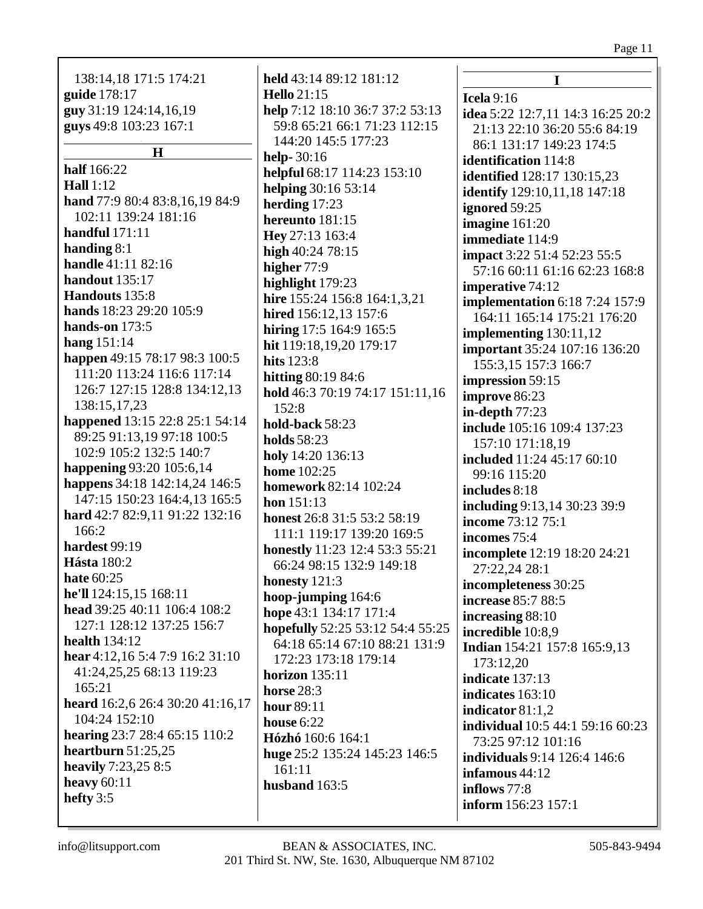138:14,18 171:5 174:21
**guide** 178:17
**guy** 31:19 124:14,16,19
**guys** 49:8 103:23 167:1

## H

**half** 166:22
**Hall** 1:12
**hand** 77:9 80:4 83:8,16,19 84:9 102:11 139:24 181:16
**handful** 171:11
**handing** 8:1
**handle** 41:11 82:16
**handout** 135:17
**Handouts** 135:8
**hands** 18:23 29:20 105:9
**hands-on** 173:5
**hang** 151:14
**happen** 49:15 78:17 98:3 100:5 111:20 113:24 116:6 117:14 126:7 127:15 128:8 134:12,13 138:15,17,23
**happened** 13:15 22:8 25:1 54:14 89:25 91:13,19 97:18 100:5 102:9 105:2 132:5 140:7
**happening** 93:20 105:6,14
**happens** 34:18 142:14,24 146:5 147:15 150:23 164:4,13 165:5
**hard** 42:7 82:9,11 91:22 132:16 166:2
**hardest** 99:19
**Hásta** 180:2
**hate** 60:25
**he'll** 124:15,15 168:11
**head** 39:25 40:11 106:4 108:2 127:1 128:12 137:25 156:7
**health** 134:12
**hear** 4:12,16 5:4 7:9 16:2 31:10 41:24,25,25 68:13 119:23 165:21
**heard** 16:2,6 26:4 30:20 41:16,17 104:24 152:10
**hearing** 23:7 28:4 65:15 110:2
**heartburn** 51:25,25
**heavily** 7:23,25 8:5
**heavy** 60:11
**hefty** 3:5
**held** 43:14 89:12 181:12
**Hello** 21:15
**help** 7:12 18:10 36:7 37:2 53:13 59:8 65:21 66:1 71:23 112:15 144:20 145:5 177:23
**help-** 30:16
**helpful** 68:17 114:23 153:10
**helping** 30:16 53:14
**herding** 17:23
**hereunto** 181:15
**Hey** 27:13 163:4
**high** 40:24 78:15
**higher** 77:9
**highlight** 179:23
**hire** 155:24 156:8 164:1,3,21
**hired** 156:12,13 157:6
**hiring** 17:5 164:9 165:5
**hit** 119:18,19,20 179:17
**hits** 123:8
**hitting** 80:19 84:6
**hold** 46:3 70:19 74:17 151:11,16 152:8
**hold-back** 58:23
**holds** 58:23
**holy** 14:20 136:13
**home** 102:25
**homework** 82:14 102:24
**hon** 151:13
**honest** 26:8 31:5 53:2 58:19 111:1 119:17 139:20 169:5
**honestly** 11:23 12:4 53:3 55:21 66:24 98:15 132:9 149:18
**honesty** 121:3
**hoop-jumping** 164:6
**hope** 43:1 134:17 171:4
**hopefully** 52:25 53:12 54:4 55:25 64:18 65:14 67:10 88:21 131:9 172:23 173:18 179:14
**horizon** 135:11
**horse** 28:3
**hour** 89:11
**house** 6:22
**Hózhó** 160:6 164:1
**huge** 25:2 135:24 145:23 146:5 161:11
**husband** 163:5

## I

**Icela** 9:16
**idea** 5:22 12:7,11 14:3 16:25 20:2 21:13 22:10 36:20 55:6 84:19 86:1 131:17 149:23 174:5
**identification** 114:8
**identified** 128:17 130:15,23
**identify** 129:10,11,18 147:18
**ignored** 59:25
**imagine** 161:20
**immediate** 114:9
**impact** 3:22 51:4 52:23 55:5 57:16 60:11 61:16 62:23 168:8
**imperative** 74:12
**implementation** 6:18 7:24 157:9 164:11 165:14 175:21 176:20
**implementing** 130:11,12
**important** 35:24 107:16 136:20 155:3,15 157:3 166:7
**impression** 59:15
**improve** 86:23
**in-depth** 77:23
**include** 105:16 109:4 137:23 157:10 171:18,19
**included** 11:24 45:17 60:10 99:16 115:20
**includes** 8:18
**including** 9:13,14 30:23 39:9
**income** 73:12 75:1
**incomes** 75:4
**incomplete** 12:19 18:20 24:21 27:22,24 28:1
**incompleteness** 30:25
**increase** 85:7 88:5
**increasing** 88:10
**incredible** 10:8,9
**Indian** 154:21 157:8 165:9,13 173:12,20
**indicate** 137:13
**indicates** 163:10
**indicator** 81:1,2
**individual** 10:5 44:1 59:16 60:23 73:25 97:12 101:16
**individuals** 9:14 126:4 146:6
**infamous** 44:12
**inflows** 77:8
**inform** 156:23 157:1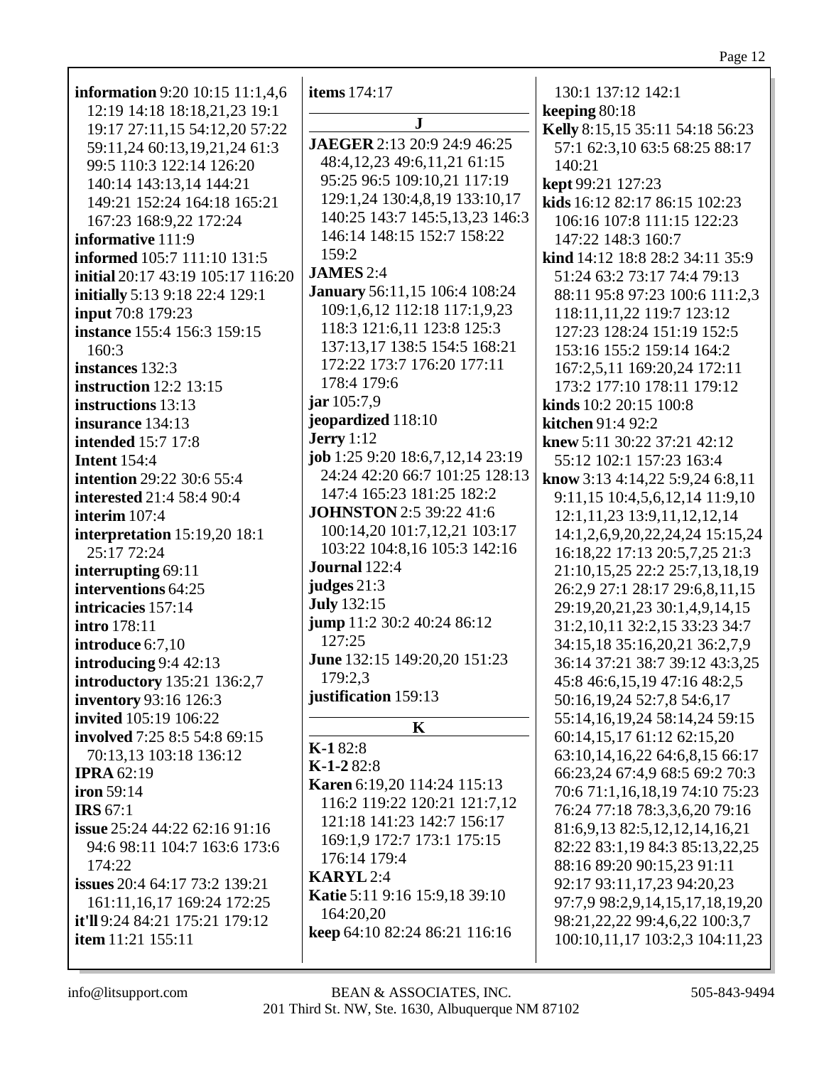**information** 9:20 10:15 11:1,4,6 12:19 14:18 18:18,21,23 19:1 19:17 27:11,15 54:12,20 57:22 59:11,24 60:13,19,21,24 61:3 99:5 110:3 122:14 126:20 140:14 143:13,14 144:21 149:21 152:24 164:18 165:21 167:23 168:9,22 172:24
**informative** 111:9
**informed** 105:7 111:10 131:5
**initial** 20:17 43:19 105:17 116:20
**initially** 5:13 9:18 22:4 129:1
**input** 70:8 179:23
**instance** 155:4 156:3 159:15 160:3
**instances** 132:3
**instruction** 12:2 13:15
**instructions** 13:13
**insurance** 134:13
**intended** 15:7 17:8
**Intent** 154:4
**intention** 29:22 30:6 55:4
**interested** 21:4 58:4 90:4
**interim** 107:4
**interpretation** 15:19,20 18:1 25:17 72:24
**interrupting** 69:11
**interventions** 64:25
**intricacies** 157:14
**intro** 178:11
**introduce** 6:7,10
**introducing** 9:4 42:13
**introductory** 135:21 136:2,7
**inventory** 93:16 126:3
**invited** 105:19 106:22
**involved** 7:25 8:5 54:8 69:15 70:13,13 103:18 136:12
**IPRA** 62:19
**iron** 59:14
**IRS** 67:1
**issue** 25:24 44:22 62:16 91:16 94:6 98:11 104:7 163:6 173:6 174:22
**issues** 20:4 64:17 73:2 139:21 161:11,16,17 169:24 172:25
**it'll** 9:24 84:21 175:21 179:12
**item** 11:21 155:11
**items** 174:17

## J

**JAEGER** 2:13 20:9 24:9 46:25 48:4,12,23 49:6,11,21 61:15 95:25 96:5 109:10,21 117:19 129:1,24 130:4,8,19 133:10,17 140:25 143:7 145:5,13,23 146:3 146:14 148:15 152:7 158:22 159:2
**JAMES** 2:4
**January** 56:11,15 106:4 108:24 109:1,6,12 112:18 117:1,9,23 118:3 121:6,11 123:8 125:3 137:13,17 138:5 154:5 168:21 172:22 173:7 176:20 177:11 178:4 179:6
**jar** 105:7,9
**jeopardized** 118:10
**Jerry** 1:12
**job** 1:25 9:20 18:6,7,12,14 23:19 24:24 42:20 66:7 101:25 128:13 147:4 165:23 181:25 182:2
**JOHNSTON** 2:5 39:22 41:6 100:14,20 101:7,12,21 103:17 103:22 104:8,16 105:3 142:16
**Journal** 122:4
**judges** 21:3
**July** 132:15
**jump** 11:2 30:2 40:24 86:12 127:25
**June** 132:15 149:20,20 151:23 179:2,3
**justification** 159:13

## K

**K-1** 82:8
**K-1-2** 82:8
**Karen** 6:19,20 114:24 115:13 116:2 119:22 120:21 121:7,12 121:18 141:23 142:7 156:17 169:1,9 172:7 173:1 175:15 176:14 179:4
**KARYL** 2:4
**Katie** 5:11 9:16 15:9,18 39:10 164:20,20
**keep** 64:10 82:24 86:21 116:16 130:1 137:12 142:1
**keeping** 80:18
**Kelly** 8:15,15 35:11 54:18 56:23 57:1 62:3,10 63:5 68:25 88:17 140:21
**kept** 99:21 127:23
**kids** 16:12 82:17 86:15 102:23 106:16 107:8 111:15 122:23 147:22 148:3 160:7
**kind** 14:12 18:8 28:2 34:11 35:9 51:24 63:2 73:17 74:4 79:13 88:11 95:8 97:23 100:6 111:2,3 118:11,11,22 119:7 123:12 127:23 128:24 151:19 152:5 153:16 155:2 159:14 164:2 167:2,5,11 169:20,24 172:11 173:2 177:10 178:11 179:12
**kinds** 10:2 20:15 100:8
**kitchen** 91:4 92:2
**knew** 5:11 30:22 37:21 42:12 55:12 102:1 157:23 163:4
**know** 3:13 4:14,22 5:9,24 6:8,11 9:11,15 10:4,5,6,12,14 11:9,10 12:1,11,23 13:9,11,12,12,14 14:1,2,6,9,20,22,24,24 15:15,24 16:18,22 17:13 20:5,7,25 21:3 21:10,15,25 22:2 25:7,13,18,19 26:2,9 27:1 28:17 29:6,8,11,15 29:19,20,21,23 30:1,4,9,14,15 31:2,10,11 32:2,15 33:23 34:7 34:15,18 35:16,20,21 36:2,7,9 36:14 37:21 38:7 39:12 43:3,25 45:8 46:6,15,19 47:16 48:2,5 50:16,19,24 52:7,8 54:6,17 55:14,16,19,24 58:14,24 59:15 60:14,15,17 61:12 62:15,20 63:10,14,16,22 64:6,8,15 66:17 66:23,24 67:4,9 68:5 69:2 70:3 70:6 71:1,16,18,19 74:10 75:23 76:24 77:18 78:3,3,6,20 79:16 81:6,9,13 82:5,12,12,14,16,21 82:22 83:1,19 84:3 85:13,22,25 88:16 89:20 90:15,23 91:11 92:17 93:11,17,23 94:20,23 97:7,9 98:2,9,14,15,17,18,19,20 98:21,22,22 99:4,6,22 100:3,7 100:10,11,17 103:2,3 104:11,23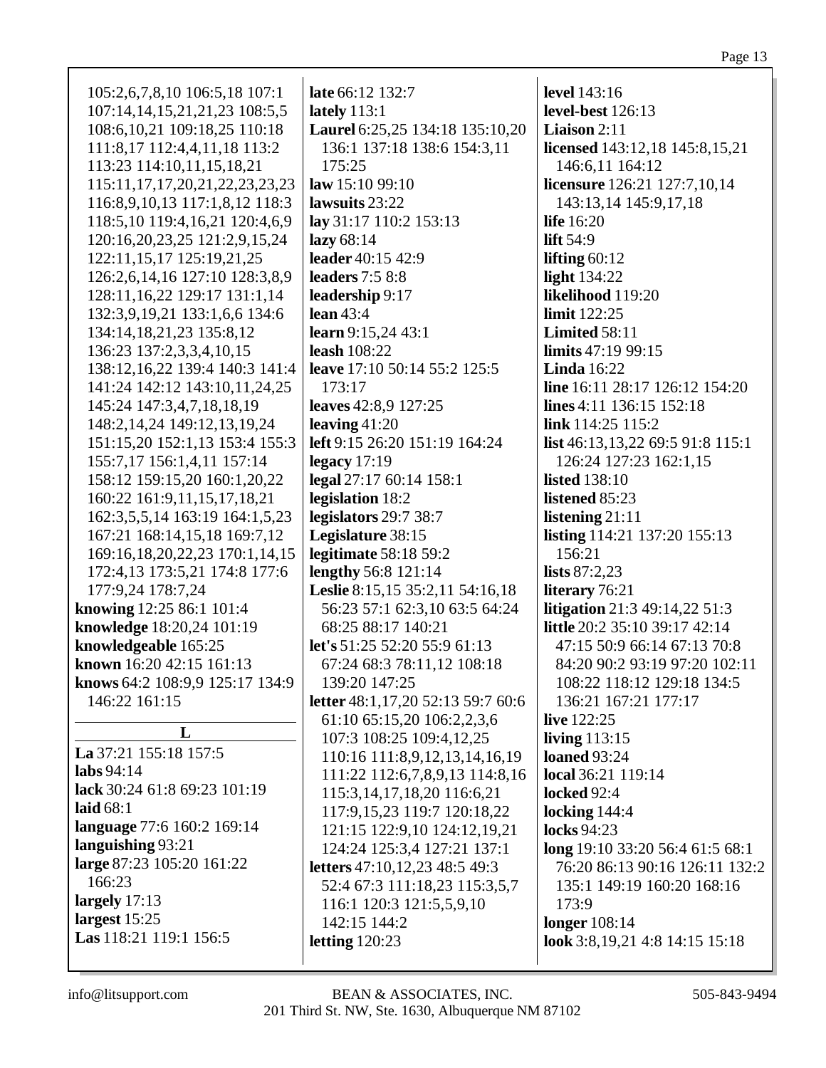105:2,6,7,8,10 106:5,18 107:1 107:14,14,15,21,21,23 108:5,5 108:6,10,21 109:18,25 110:18 111:8,17 112:4,4,11,18 113:2 113:23 114:10,11,15,18,21 115:11,17,17,20,21,22,23,23 116:8,9,10,13 117:1,8,12 118:3 118:5,10 119:4,16,21 120:4,6,9 120:16,20,23,25 121:2,9,15,24 122:11,15,17 125:19,21,25 126:2,6,14,16 127:10 128:3,8,9 128:11,16,22 129:17 131:1,14 132:3,9,19,21 133:1,6,6 134:6 134:14,18,21,23 135:8,12 136:23 137:2,3,3,4,10,15 138:12,16,22 139:4 140:3 141:4 141:24 142:12 143:10,11,24,25 145:24 147:3,4,7,18,18,19 148:2,14,24 149:12,13,19,24 151:15,20 152:1,13 153:4 155:3 155:7,17 156:1,4,11 157:14 158:12 159:15,20 160:1,20,22 160:22 161:9,11,15,17,18,21 162:3,5,5,14 163:19 164:1,5,23 167:21 168:14,15,18 169:7,12 169:16,18,20,22,23 170:1,14,15 172:4,13 173:5,21 174:8 177:6 177:9,24 178:7,24

**knowing** 12:25 86:1 101:4
**knowledge** 18:20,24 101:19
**knowledgeable** 165:25
**known** 16:20 42:15 161:13
**knows** 64:2 108:9,9 125:17 134:9 146:22 161:15

## L

**La** 37:21 155:18 157:5
**labs** 94:14
**lack** 30:24 61:8 69:23 101:19
**laid** 68:1
**language** 77:6 160:2 169:14
**languishing** 93:21
**large** 87:23 105:20 161:22 166:23
**largely** 17:13
**largest** 15:25
**Las** 118:21 119:1 156:5
**late** 66:12 132:7
**lately** 113:1
**Laurel** 6:25,25 134:18 135:10,20 136:1 137:18 138:6 154:3,11 175:25
**law** 15:10 99:10
**lawsuits** 23:22
**lay** 31:17 110:2 153:13
**lazy** 68:14
**leader** 40:15 42:9
**leaders** 7:5 8:8
**leadership** 9:17
**lean** 43:4
**learn** 9:15,24 43:1
**leash** 108:22
**leave** 17:10 50:14 55:2 125:5 173:17
**leaves** 42:8,9 127:25
**leaving** 41:20
**left** 9:15 26:20 151:19 164:24
**legacy** 17:19
**legal** 27:17 60:14 158:1
**legislation** 18:2
**legislators** 29:7 38:7
**Legislature** 38:15
**legitimate** 58:18 59:2
**lengthy** 56:8 121:14
**Leslie** 8:15,15 35:2,11 54:16,18 56:23 57:1 62:3,10 63:5 64:24 68:25 88:17 140:21
**let's** 51:25 52:20 55:9 61:13 67:24 68:3 78:11,12 108:18 139:20 147:25
**letter** 48:1,17,20 52:13 59:7 60:6 61:10 65:15,20 106:2,2,3,6 107:3 108:25 109:4,12,25 110:16 111:8,9,12,13,14,16,19 111:22 112:6,7,8,9,13 114:8,16 115:3,14,17,18,20 116:6,21 117:9,15,23 119:7 120:18,22 121:15 122:9,10 124:12,19,21 124:24 125:3,4 127:21 137:1
**letters** 47:10,12,23 48:5 49:3 52:4 67:3 111:18,23 115:3,5,7 116:1 120:3 121:5,5,9,10 142:15 144:2
**letting** 120:23
**level** 143:16
**level-best** 126:13
**Liaison** 2:11
**licensed** 143:12,18 145:8,15,21 146:6,11 164:12
**licensure** 126:21 127:7,10,14 143:13,14 145:9,17,18
**life** 16:20
**lift** 54:9
**lifting** 60:12
**light** 134:22
**likelihood** 119:20
**limit** 122:25
**Limited** 58:11
**limits** 47:19 99:15
**Linda** 16:22
**line** 16:11 28:17 126:12 154:20
**lines** 4:11 136:15 152:18
**link** 114:25 115:2
**list** 46:13,13,22 69:5 91:8 115:1 126:24 127:23 162:1,15
**listed** 138:10
**listened** 85:23
**listening** 21:11
**listing** 114:21 137:20 155:13 156:21
**lists** 87:2,23
**literary** 76:21
**litigation** 21:3 49:14,22 51:3
**little** 20:2 35:10 39:17 42:14 47:15 50:9 66:14 67:13 70:8 84:20 90:2 93:19 97:20 102:11 108:22 118:12 129:18 134:5 136:21 167:21 177:17
**live** 122:25
**living** 113:15
**loaned** 93:24
**local** 36:21 119:14
**locked** 92:4
**locking** 144:4
**locks** 94:23
**long** 19:10 33:20 56:4 61:5 68:1 76:20 86:13 90:16 126:11 132:2 135:1 149:19 160:20 168:16 173:9
**longer** 108:14
**look** 3:8,19,21 4:8 14:15 15:18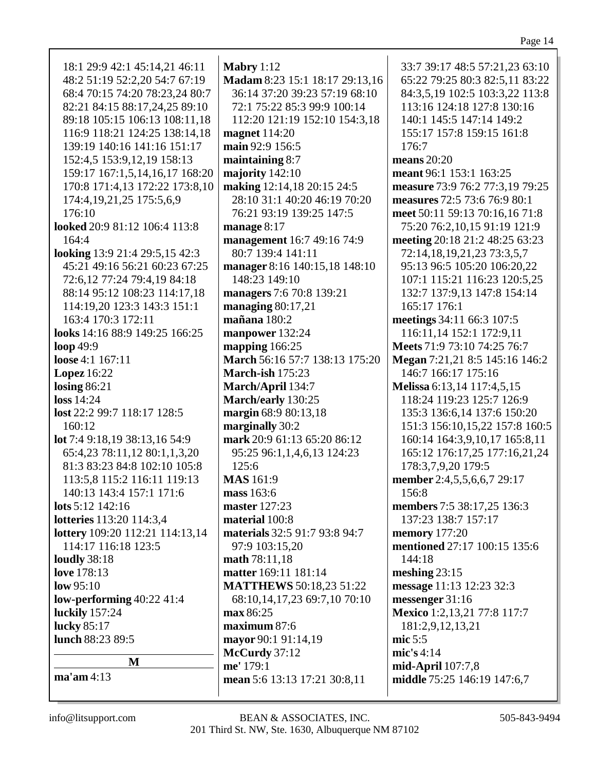18:1 29:9 42:1 45:14,21 46:11 48:2 51:19 52:2,20 54:7 67:19 68:4 70:15 74:20 78:23,24 80:7 82:21 84:15 88:17,24,25 89:10 89:18 105:15 106:13 108:11,18 116:9 118:21 124:25 138:14,18 139:19 140:16 141:16 151:17 152:4,5 153:9,12,19 158:13 159:17 167:1,5,14,16,17 168:20 170:8 171:4,13 172:22 173:8,10 174:4,19,21,25 175:5,6,9 176:10

**looked** 20:9 81:12 106:4 113:8 164:4

**looking** 13:9 21:4 29:5,15 42:3 45:21 49:16 56:21 60:23 67:25 72:6,12 77:24 79:4,19 84:18 88:14 95:12 108:23 114:17,18 114:19,20 123:3 143:3 151:1 163:4 170:3 172:11

**looks** 14:16 88:9 149:25 166:25

**loop** 49:9

**loose** 4:1 167:11

**Lopez** 16:22

**losing** 86:21

**loss** 14:24

**lost** 22:2 99:7 118:17 128:5 160:12

**lot** 7:4 9:18,19 38:13,16 54:9 65:4,23 78:11,12 80:1,1,3,20 81:3 83:23 84:8 102:10 105:8 113:5,8 115:2 116:11 119:13 140:13 143:4 157:1 171:6

**lots** 5:12 142:16

**lotteries** 113:20 114:3,4

**lottery** 109:20 112:21 114:13,14 114:17 116:18 123:5

**loudly** 38:18

**love** 178:13

**low** 95:10

**low-performing** 40:22 41:4

**luckily** 157:24

**lucky** 85:17

**lunch** 88:23 89:5

## M

**ma'am** 4:13

**Mabry** 1:12

**Madam** 8:23 15:1 18:17 29:13,16 36:14 37:20 39:23 57:19 68:10 72:1 75:22 85:3 99:9 100:14 112:20 121:19 152:10 154:3,18

**magnet** 114:20

**main** 92:9 156:5

**maintaining** 8:7

**majority** 142:10

**making** 12:14,18 20:15 24:5 28:10 31:1 40:20 46:19 70:20 76:21 93:19 139:25 147:5

**manage** 8:17

**management** 16:7 49:16 74:9 80:7 139:4 141:11

**manager** 8:16 140:15,18 148:10 148:23 149:10

**managers** 7:6 70:8 139:21

**managing** 80:17,21

**mañana** 180:2

**manpower** 132:24

**mapping** 166:25

**March** 56:16 57:7 138:13 175:20

**March-ish** 175:23

**March/April** 134:7

**March/early** 130:25

**margin** 68:9 80:13,18

**marginally** 30:2

**mark** 20:9 61:13 65:20 86:12 95:25 96:1,1,4,6,13 124:23 125:6

**MAS** 161:9

**mass** 163:6

**master** 127:23

**material** 100:8

**materials** 32:5 91:7 93:8 94:7 97:9 103:15,20

**math** 78:11,18

**matter** 169:11 181:14

**MATTHEWS** 50:18,23 51:22 68:10,14,17,23 69:7,10 70:10

**max** 86:25

**maximum** 87:6

**mayor** 90:1 91:14,19

**McCurdy** 37:12

**me'** 179:1

**mean** 5:6 13:13 17:21 30:8,11 33:7 39:17 48:5 57:21,23 63:10 65:22 79:25 80:3 82:5,11 83:22 84:3,5,19 102:5 103:3,22 113:8 113:16 124:18 127:8 130:16 140:1 145:5 147:14 149:2 155:17 157:8 159:15 161:8 176:7

**means** 20:20

**meant** 96:1 153:1 163:25

**measure** 73:9 76:2 77:3,19 79:25

**measures** 72:5 73:6 76:9 80:1

**meet** 50:11 59:13 70:16,16 71:8 75:20 76:2,10,15 91:19 121:9

**meeting** 20:18 21:2 48:25 63:23 72:14,18,19,21,23 73:3,5,7 95:13 96:5 105:20 106:20,22 107:1 115:21 116:23 120:5,25 132:7 137:9,13 147:8 154:14 165:17 176:1

**meetings** 34:11 66:3 107:5 116:11,14 152:1 172:9,11

**Meets** 71:9 73:10 74:25 76:7

**Megan** 7:21,21 8:5 145:16 146:2 146:7 166:17 175:16

**Melissa** 6:13,14 117:4,5,15 118:24 119:23 125:7 126:9 135:3 136:6,14 137:6 150:20 151:3 156:10,15,22 157:8 160:5 160:14 164:3,9,10,17 165:8,11 165:12 176:17,25 177:16,21,24 178:3,7,9,20 179:5

**member** 2:4,5,5,6,6,7 29:17 156:8

**members** 7:5 38:17,25 136:3 137:23 138:7 157:17

**memory** 177:20

**mentioned** 27:17 100:15 135:6 144:18

**meshing** 23:15

**message** 11:13 12:23 32:3

**messenger** 31:16

**Mexico** 1:2,13,21 77:8 117:7 181:2,9,12,13,21

**mic** 5:5

**mic's** 4:14

**mid-April** 107:7,8

**middle** 75:25 146:19 147:6,7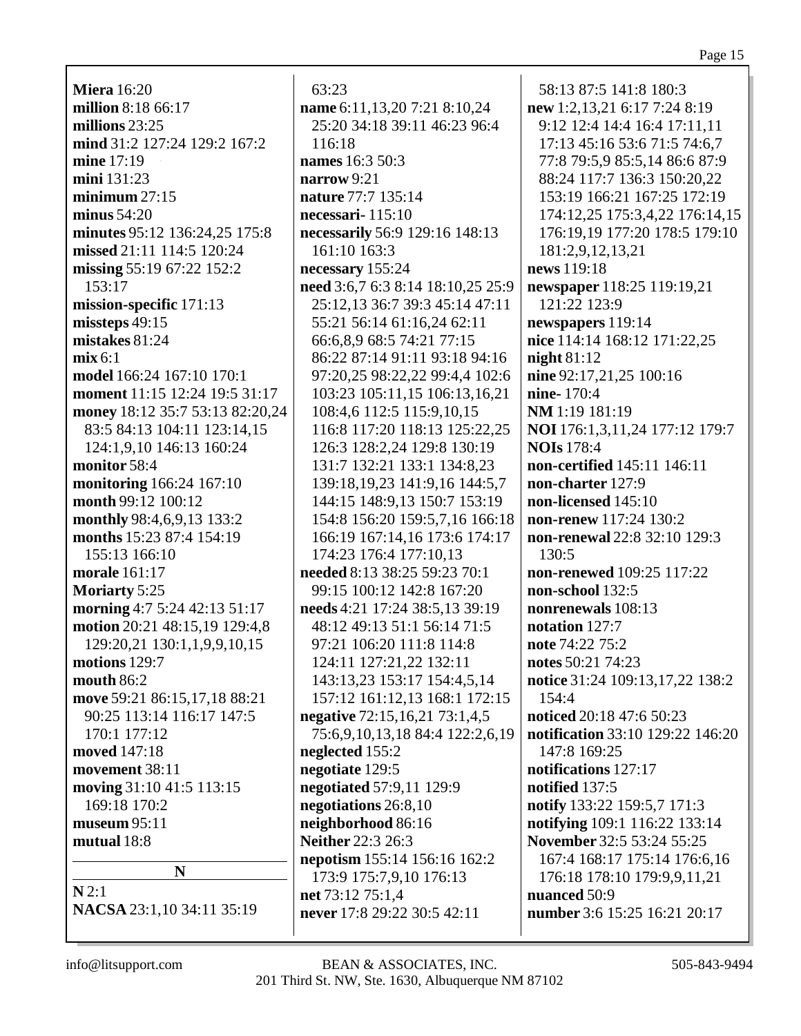**Miera** 16:20
**million** 8:18 66:17
**millions** 23:25
**mind** 31:2 127:24 129:2 167:2
**mine** 17:19
**mini** 131:23
**minimum** 27:15
**minus** 54:20
**minutes** 95:12 136:24,25 175:8
**missed** 21:11 114:5 120:24
**missing** 55:19 67:22 152:2 153:17
**mission-specific** 171:13
**missteps** 49:15
**mistakes** 81:24
**mix** 6:1
**model** 166:24 167:10 170:1
**moment** 11:15 12:24 19:5 31:17
**money** 18:12 35:7 53:13 82:20,24 83:5 84:13 104:11 123:14,15 124:1,9,10 146:13 160:24
**monitor** 58:4
**monitoring** 166:24 167:10
**month** 99:12 100:12
**monthly** 98:4,6,9,13 133:2
**months** 15:23 87:4 154:19 155:13 166:10
**morale** 161:17
**Moriarty** 5:25
**morning** 4:7 5:24 42:13 51:17
**motion** 20:21 48:15,19 129:4,8 129:20,21 130:1,1,9,9,10,15
**motions** 129:7
**mouth** 86:2
**move** 59:21 86:15,17,18 88:21 90:25 113:14 116:17 147:5 170:1 177:12
**moved** 147:18
**movement** 38:11
**moving** 31:10 41:5 113:15 169:18 170:2
**museum** 95:11
**mutual** 18:8

**N**

**N** 2:1
**NACSA** 23:1,10 34:11 35:19 63:23
**name** 6:11,13,20 7:21 8:10,24 25:20 34:18 39:11 46:23 96:4 116:18
**names** 16:3 50:3
**narrow** 9:21
**nature** 77:7 135:14
**necessari-** 115:10
**necessarily** 56:9 129:16 148:13 161:10 163:3
**necessary** 155:24
**need** 3:6,7 6:3 8:14 18:10,25 25:9 25:12,13 36:7 39:3 45:14 47:11 55:21 56:14 61:16,24 62:11 66:6,8,9 68:5 74:21 77:15 86:22 87:14 91:11 93:18 94:16 97:20,25 98:22,22 99:4,4 102:6 103:23 105:11,15 106:13,16,21 108:4,6 112:5 115:9,10,15 116:8 117:20 118:13 125:22,25 126:3 128:2,24 129:8 130:19 131:7 132:21 133:1 134:8,23 139:18,19,23 141:9,16 144:5,7 144:15 148:9,13 150:7 153:19 154:8 156:20 159:5,7,16 166:18 166:19 167:14,16 173:6 174:17 174:23 176:4 177:10,13
**needed** 8:13 38:25 59:23 70:1 99:15 100:12 142:8 167:20
**needs** 4:21 17:24 38:5,13 39:19 48:12 49:13 51:1 56:14 71:5 97:21 106:20 111:8 114:8 124:11 127:21,22 132:11 143:13,23 153:17 154:4,5,14 157:12 161:12,13 168:1 172:15
**negative** 72:15,16,21 73:1,4,5 75:6,9,10,13,18 84:4 122:2,6,19
**neglected** 155:2
**negotiate** 129:5
**negotiated** 57:9,11 129:9
**negotiations** 26:8,10
**neighborhood** 86:16
**Neither** 22:3 26:3
**nepotism** 155:14 156:16 162:2 173:9 175:7,9,10 176:13
**net** 73:12 75:1,4
**never** 17:8 29:22 30:5 42:11 58:13 87:5 141:8 180:3
**new** 1:2,13,21 6:17 7:24 8:19 9:12 12:4 14:4 16:4 17:11,11 17:13 45:16 53:6 71:5 74:6,7 77:8 79:5,9 85:5,14 86:6 87:9 88:24 117:7 136:3 150:20,22 153:19 166:21 167:25 172:19 174:12,25 175:3,4,22 176:14,15 176:19,19 177:20 178:5 179:10 181:2,9,12,13,21
**news** 119:18
**newspaper** 118:25 119:19,21 121:22 123:9
**newspapers** 119:14
**nice** 114:14 168:12 171:22,25
**night** 81:12
**nine** 92:17,21,25 100:16
**nine-** 170:4
**NM** 1:19 181:19
**NOI** 176:1,3,11,24 177:12 179:7
**NOIs** 178:4
**non-certified** 145:11 146:11
**non-charter** 127:9
**non-licensed** 145:10
**non-renew** 117:24 130:2
**non-renewal** 22:8 32:10 129:3 130:5
**non-renewed** 109:25 117:22
**non-school** 132:5
**nonrenewals** 108:13
**notation** 127:7
**note** 74:22 75:2
**notes** 50:21 74:23
**notice** 31:24 109:13,17,22 138:2 154:4
**noticed** 20:18 47:6 50:23
**notification** 33:10 129:22 146:20 147:8 169:25
**notifications** 127:17
**notified** 137:5
**notify** 133:22 159:5,7 171:3
**notifying** 109:1 116:22 133:14
**November** 32:5 53:24 55:25 167:4 168:17 175:14 176:6,16 176:18 178:10 179:9,9,11,21
**nuanced** 50:9
**number** 3:6 15:25 16:21 20:17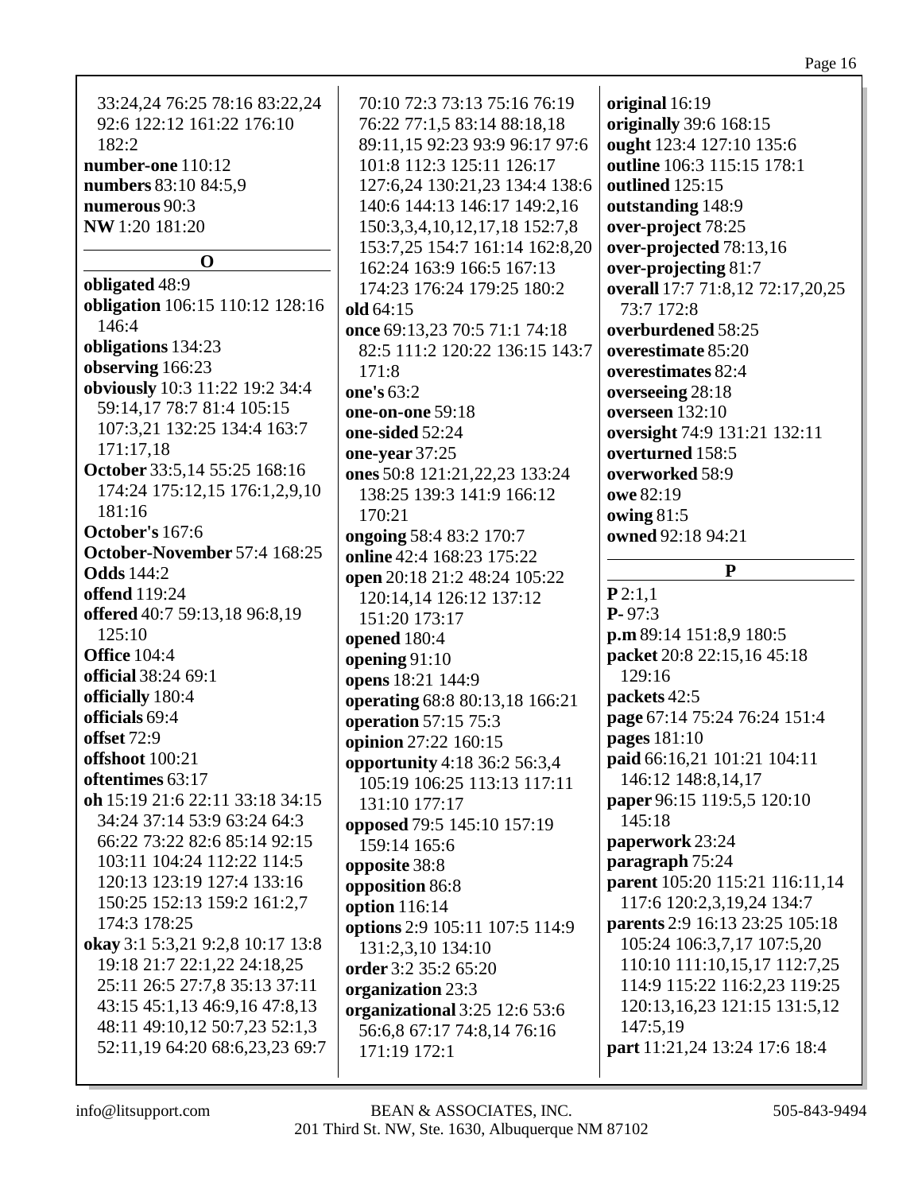33:24,24 76:25 78:16 83:22,24 92:6 122:12 161:22 176:10 182:2
**number-one** 110:12
**numbers** 83:10 84:5,9
**numerous** 90:3
**NW** 1:20 181:20

## O

**obligated** 48:9
**obligation** 106:15 110:12 128:16 146:4
**obligations** 134:23
**observing** 166:23
**obviously** 10:3 11:22 19:2 34:4 59:14,17 78:7 81:4 105:15 107:3,21 132:25 134:4 163:7 171:17,18
**October** 33:5,14 55:25 168:16 174:24 175:12,15 176:1,2,9,10 181:16
**October's** 167:6
**October-November** 57:4 168:25
**Odds** 144:2
**offend** 119:24
**offered** 40:7 59:13,18 96:8,19 125:10
**Office** 104:4
**official** 38:24 69:1
**officially** 180:4
**officials** 69:4
**offset** 72:9
**offshoot** 100:21
**oftentimes** 63:17
**oh** 15:19 21:6 22:11 33:18 34:15 34:24 37:14 53:9 63:24 64:3 66:22 73:22 82:6 85:14 92:15 103:11 104:24 112:22 114:5 120:13 123:19 127:4 133:16 150:25 152:13 159:2 161:2,7 174:3 178:25
**okay** 3:1 5:3,21 9:2,8 10:17 13:8 19:18 21:7 22:1,22 24:18,25 25:11 26:5 27:7,8 35:13 37:11 43:15 45:1,13 46:9,16 47:8,13 48:11 49:10,12 50:7,23 52:1,3 52:11,19 64:20 68:6,23,23 69:7 70:10 72:3 73:13 75:16 76:19 76:22 77:1,5 83:14 88:18,18 89:11,15 92:23 93:9 96:17 97:6 101:8 112:3 125:11 126:17 127:6,24 130:21,23 134:4 138:6 140:6 144:13 146:17 149:2,16 150:3,3,4,10,12,17,18 152:7,8 153:7,25 154:7 161:14 162:8,20 162:24 163:9 166:5 167:13 174:23 176:24 179:25 180:2
**old** 64:15
**once** 69:13,23 70:5 71:1 74:18 82:5 111:2 120:22 136:15 143:7 171:8
**one's** 63:2
**one-on-one** 59:18
**one-sided** 52:24
**one-year** 37:25
**ones** 50:8 121:21,22,23 133:24 138:25 139:3 141:9 166:12 170:21
**ongoing** 58:4 83:2 170:7
**online** 42:4 168:23 175:22
**open** 20:18 21:2 48:24 105:22 120:14,14 126:12 137:12 151:20 173:17
**opened** 180:4
**opening** 91:10
**opens** 18:21 144:9
**operating** 68:8 80:13,18 166:21
**operation** 57:15 75:3
**opinion** 27:22 160:15
**opportunity** 4:18 36:2 56:3,4 105:19 106:25 113:13 117:11 131:10 177:17
**opposed** 79:5 145:10 157:19 159:14 165:6
**opposite** 38:8
**opposition** 86:8
**option** 116:14
**options** 2:9 105:11 107:5 114:9 131:2,3,10 134:10
**order** 3:2 35:2 65:20
**organization** 23:3
**organizational** 3:25 12:6 53:6 56:6,8 67:17 74:8,14 76:16 171:19 172:1
**original** 16:19
**originally** 39:6 168:15
**ought** 123:4 127:10 135:6
**outline** 106:3 115:15 178:1
**outlined** 125:15
**outstanding** 148:9
**over-project** 78:25
**over-projected** 78:13,16
**over-projecting** 81:7
**overall** 17:7 71:8,12 72:17,20,25 73:7 172:8
**overburdened** 58:25
**overestimate** 85:20
**overestimates** 82:4
**overseeing** 28:18
**overseen** 132:10
**oversight** 74:9 131:21 132:11
**overturned** 158:5
**overworked** 58:9
**owe** 82:19
**owing** 81:5
**owned** 92:18 94:21

## P

**P** 2:1,1
**P-** 97:3
**p.m** 89:14 151:8,9 180:5
**packet** 20:8 22:15,16 45:18 129:16
**packets** 42:5
**page** 67:14 75:24 76:24 151:4
**pages** 181:10
**paid** 66:16,21 101:21 104:11 146:12 148:8,14,17
**paper** 96:15 119:5,5 120:10 145:18
**paperwork** 23:24
**paragraph** 75:24
**parent** 105:20 115:21 116:11,14 117:6 120:2,3,19,24 134:7
**parents** 2:9 16:13 23:25 105:18 105:24 106:3,7,17 107:5,20 110:10 111:10,15,17 112:7,25 114:9 115:22 116:2,23 119:25 120:13,16,23 121:15 131:5,12 147:5,19
**part** 11:21,24 13:24 17:6 18:4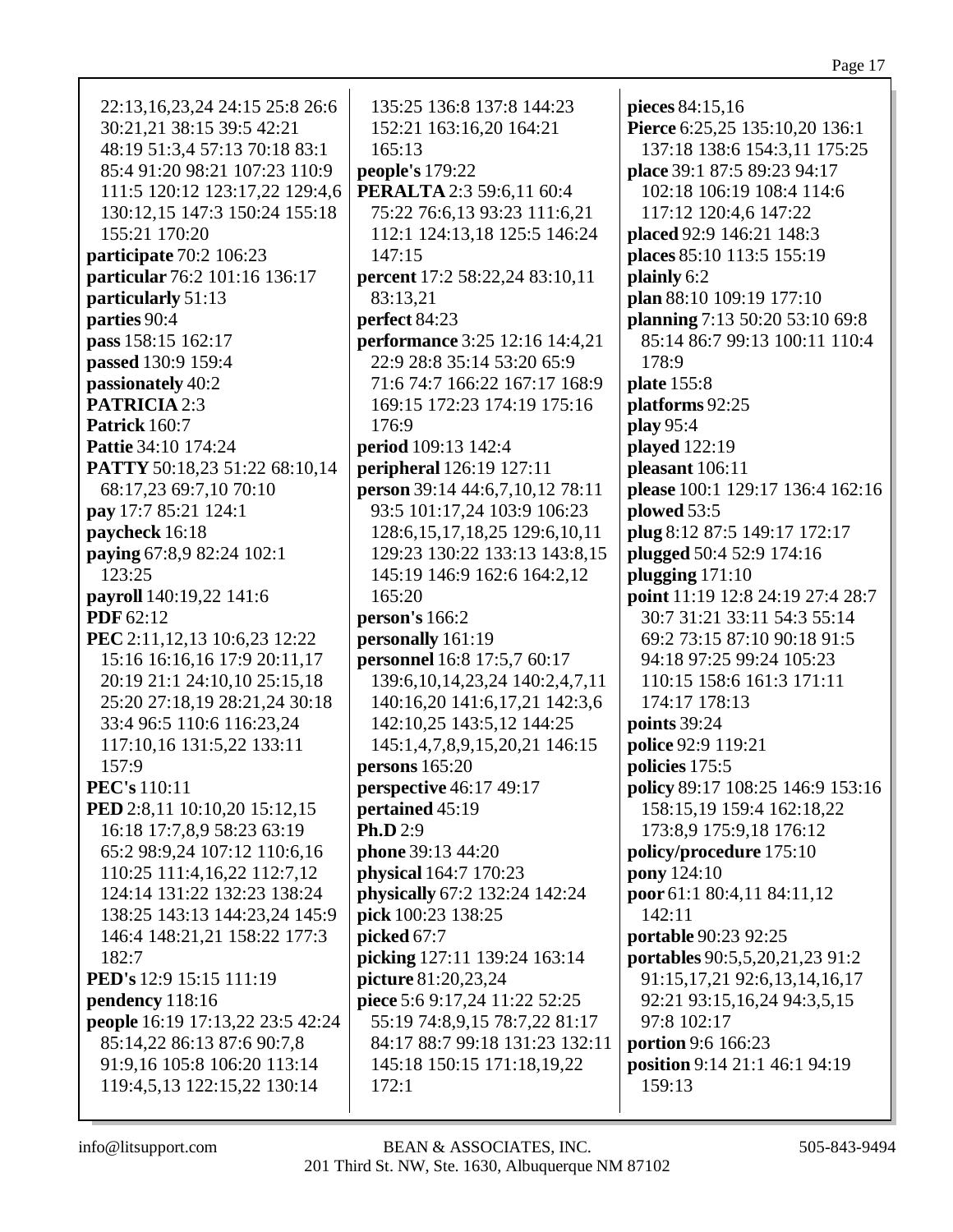22:13,16,23,24 24:15 25:8 26:6 30:21,21 38:15 39:5 42:21 48:19 51:3,4 57:13 70:18 83:1 85:4 91:20 98:21 107:23 110:9 111:5 120:12 123:17,22 129:4,6 130:12,15 147:3 150:24 155:18 155:21 170:20

**participate** 70:2 106:23

**particular** 76:2 101:16 136:17

**particularly** 51:13

**parties** 90:4

**pass** 158:15 162:17

**passed** 130:9 159:4

**passionately** 40:2

**PATRICIA** 2:3

**Patrick** 160:7

**Pattie** 34:10 174:24

**PATTY** 50:18,23 51:22 68:10,14 68:17,23 69:7,10 70:10

**pay** 17:7 85:21 124:1

**paycheck** 16:18

**paying** 67:8,9 82:24 102:1 123:25

**payroll** 140:19,22 141:6

**PDF** 62:12

**PEC** 2:11,12,13 10:6,23 12:22 15:16 16:16,16 17:9 20:11,17 20:19 21:1 24:10,10 25:15,18 25:20 27:18,19 28:21,24 30:18 33:4 96:5 110:6 116:23,24 117:10,16 131:5,22 133:11 157:9

**PEC's** 110:11

**PED** 2:8,11 10:10,20 15:12,15 16:18 17:7,8,9 58:23 63:19 65:2 98:9,24 107:12 110:6,16 110:25 111:4,16,22 112:7,12 124:14 131:22 132:23 138:24 138:25 143:13 144:23,24 145:9 146:4 148:21,21 158:22 177:3 182:7

**PED's** 12:9 15:15 111:19

**pendency** 118:16

**people** 16:19 17:13,22 23:5 42:24 85:14,22 86:13 87:6 90:7,8 91:9,16 105:8 106:20 113:14 119:4,5,13 122:15,22 130:14 135:25 136:8 137:8 144:23 152:21 163:16,20 164:21 165:13

**people's** 179:22

**PERALTA** 2:3 59:6,11 60:4 75:22 76:6,13 93:23 111:6,21 112:1 124:13,18 125:5 146:24 147:15

**percent** 17:2 58:22,24 83:10,11 83:13,21

**perfect** 84:23

**performance** 3:25 12:16 14:4,21 22:9 28:8 35:14 53:20 65:9 71:6 74:7 166:22 167:17 168:9 169:15 172:23 174:19 175:16 176:9

**period** 109:13 142:4

**peripheral** 126:19 127:11

**person** 39:14 44:6,7,10,12 78:11 93:5 101:17,24 103:9 106:23 128:6,15,17,18,25 129:6,10,11 129:23 130:22 133:13 143:8,15 145:19 146:9 162:6 164:2,12 165:20

**person's** 166:2

**personally** 161:19

**personnel** 16:8 17:5,7 60:17 139:6,10,14,23,24 140:2,4,7,11 140:16,20 141:6,17,21 142:3,6 142:10,25 143:5,12 144:25 145:1,4,7,8,9,15,20,21 146:15

**persons** 165:20

**perspective** 46:17 49:17

**pertained** 45:19

**Ph.D** 2:9

**phone** 39:13 44:20

**physical** 164:7 170:23

**physically** 67:2 132:24 142:24

**pick** 100:23 138:25

**picked** 67:7

**picking** 127:11 139:24 163:14

**picture** 81:20,23,24

**piece** 5:6 9:17,24 11:22 52:25 55:19 74:8,9,15 78:7,22 81:17 84:17 88:7 99:18 131:23 132:11 145:18 150:15 171:18,19,22 172:1

**pieces** 84:15,16

**Pierce** 6:25,25 135:10,20 136:1 137:18 138:6 154:3,11 175:25

**place** 39:1 87:5 89:23 94:17 102:18 106:19 108:4 114:6 117:12 120:4,6 147:22

**placed** 92:9 146:21 148:3

**places** 85:10 113:5 155:19

**plainly** 6:2

**plan** 88:10 109:19 177:10

**planning** 7:13 50:20 53:10 69:8 85:14 86:7 99:13 100:11 110:4 178:9

**plate** 155:8

**platforms** 92:25

**play** 95:4

**played** 122:19

**pleasant** 106:11

**please** 100:1 129:17 136:4 162:16

**plowed** 53:5

**plug** 8:12 87:5 149:17 172:17

**plugged** 50:4 52:9 174:16

**plugging** 171:10

**point** 11:19 12:8 24:19 27:4 28:7 30:7 31:21 33:11 54:3 55:14 69:2 73:15 87:10 90:18 91:5 94:18 97:25 99:24 105:23 110:15 158:6 161:3 171:11 174:17 178:13

**points** 39:24

**police** 92:9 119:21

**policies** 175:5

**policy** 89:17 108:25 146:9 153:16 158:15,19 159:4 162:18,22 173:8,9 175:9,18 176:12

**policy/procedure** 175:10

**pony** 124:10

**poor** 61:1 80:4,11 84:11,12 142:11

**portable** 90:23 92:25

**portables** 90:5,5,20,21,23 91:2 91:15,17,21 92:6,13,14,16,17 92:21 93:15,16,24 94:3,5,15 97:8 102:17

**portion** 9:6 166:23

**position** 9:14 21:1 46:1 94:19 159:13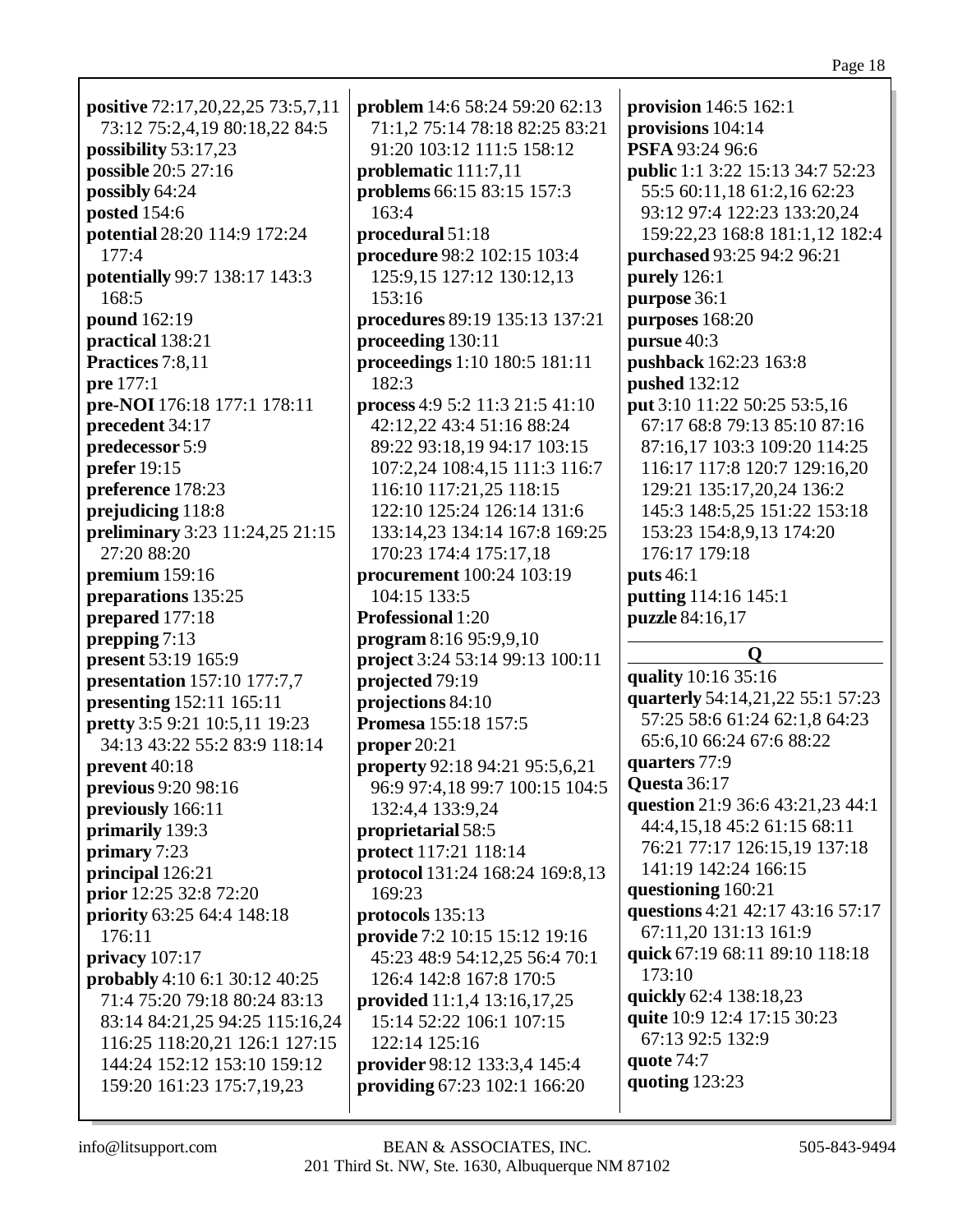**positive** 72:17,20,22,25 73:5,7,11 73:12 75:2,4,19 80:18,22 84:5
**possibility** 53:17,23
**possible** 20:5 27:16
**possibly** 64:24
**posted** 154:6
**potential** 28:20 114:9 172:24 177:4
**potentially** 99:7 138:17 143:3 168:5
**pound** 162:19
**practical** 138:21
**Practices** 7:8,11
**pre** 177:1
**pre-NOI** 176:18 177:1 178:11
**precedent** 34:17
**predecessor** 5:9
**prefer** 19:15
**preference** 178:23
**prejudicing** 118:8
**preliminary** 3:23 11:24,25 21:15 27:20 88:20
**premium** 159:16
**preparations** 135:25
**prepared** 177:18
**prepping** 7:13
**present** 53:19 165:9
**presentation** 157:10 177:7,7
**presenting** 152:11 165:11
**pretty** 3:5 9:21 10:5,11 19:23 34:13 43:22 55:2 83:9 118:14
**prevent** 40:18
**previous** 9:20 98:16
**previously** 166:11
**primarily** 139:3
**primary** 7:23
**principal** 126:21
**prior** 12:25 32:8 72:20
**priority** 63:25 64:4 148:18 176:11
**privacy** 107:17
**probably** 4:10 6:1 30:12 40:25 71:4 75:20 79:18 80:24 83:13 83:14 84:21,25 94:25 115:16,24 116:25 118:20,21 126:1 127:15 144:24 152:12 153:10 159:12 159:20 161:23 175:7,19,23

**problem** 14:6 58:24 59:20 62:13 71:1,2 75:14 78:18 82:25 83:21 91:20 103:12 111:5 158:12
**problematic** 111:7,11
**problems** 66:15 83:15 157:3 163:4
**procedural** 51:18
**procedure** 98:2 102:15 103:4 125:9,15 127:12 130:12,13 153:16
**procedures** 89:19 135:13 137:21
**proceeding** 130:11
**proceedings** 1:10 180:5 181:11 182:3
**process** 4:9 5:2 11:3 21:5 41:10 42:12,22 43:4 51:16 88:24 89:22 93:18,19 94:17 103:15 107:2,24 108:4,15 111:3 116:7 116:10 117:21,25 118:15 122:10 125:24 126:14 131:6 133:14,23 134:14 167:8 169:25 170:23 174:4 175:17,18
**procurement** 100:24 103:19 104:15 133:5
**Professional** 1:20
**program** 8:16 95:9,9,10
**project** 3:24 53:14 99:13 100:11
**projected** 79:19
**projections** 84:10
**Promesa** 155:18 157:5
**proper** 20:21
**property** 92:18 94:21 95:5,6,21 96:9 97:4,18 99:7 100:15 104:5 132:4,4 133:9,24
**proprietarial** 58:5
**protect** 117:21 118:14
**protocol** 131:24 168:24 169:8,13 169:23
**protocols** 135:13
**provide** 7:2 10:15 15:12 19:16 45:23 48:9 54:12,25 56:4 70:1 126:4 142:8 167:8 170:5
**provided** 11:1,4 13:16,17,25 15:14 52:22 106:1 107:15 122:14 125:16
**provider** 98:12 133:3,4 145:4
**providing** 67:23 102:1 166:20

**provision** 146:5 162:1
**provisions** 104:14
**PSFA** 93:24 96:6
**public** 1:1 3:22 15:13 34:7 52:23 55:5 60:11,18 61:2,16 62:23 93:12 97:4 122:23 133:20,24 159:22,23 168:8 181:1,12 182:4
**purchased** 93:25 94:2 96:21
**purely** 126:1
**purpose** 36:1
**purposes** 168:20
**pursue** 40:3
**pushback** 162:23 163:8
**pushed** 132:12
**put** 3:10 11:22 50:25 53:5,16 67:17 68:8 79:13 85:10 87:16 87:16,17 103:3 109:20 114:25 116:17 117:8 120:7 129:16,20 129:21 135:17,20,24 136:2 145:3 148:5,25 151:22 153:18 153:23 154:8,9,13 174:20 176:17 179:18
**puts** 46:1
**putting** 114:16 145:1
**puzzle** 84:16,17

## Q

**quality** 10:16 35:16
**quarterly** 54:14,21,22 55:1 57:23 57:25 58:6 61:24 62:1,8 64:23 65:6,10 66:24 67:6 88:22
**quarters** 77:9
**Questa** 36:17
**question** 21:9 36:6 43:21,23 44:1 44:4,15,18 45:2 61:15 68:11 76:21 77:17 126:15,19 137:18 141:19 142:24 166:15
**questioning** 160:21
**questions** 4:21 42:17 43:16 57:17 67:11,20 131:13 161:9
**quick** 67:19 68:11 89:10 118:18 173:10
**quickly** 62:4 138:18,23
**quite** 10:9 12:4 17:15 30:23 67:13 92:5 132:9
**quote** 74:7
**quoting** 123:23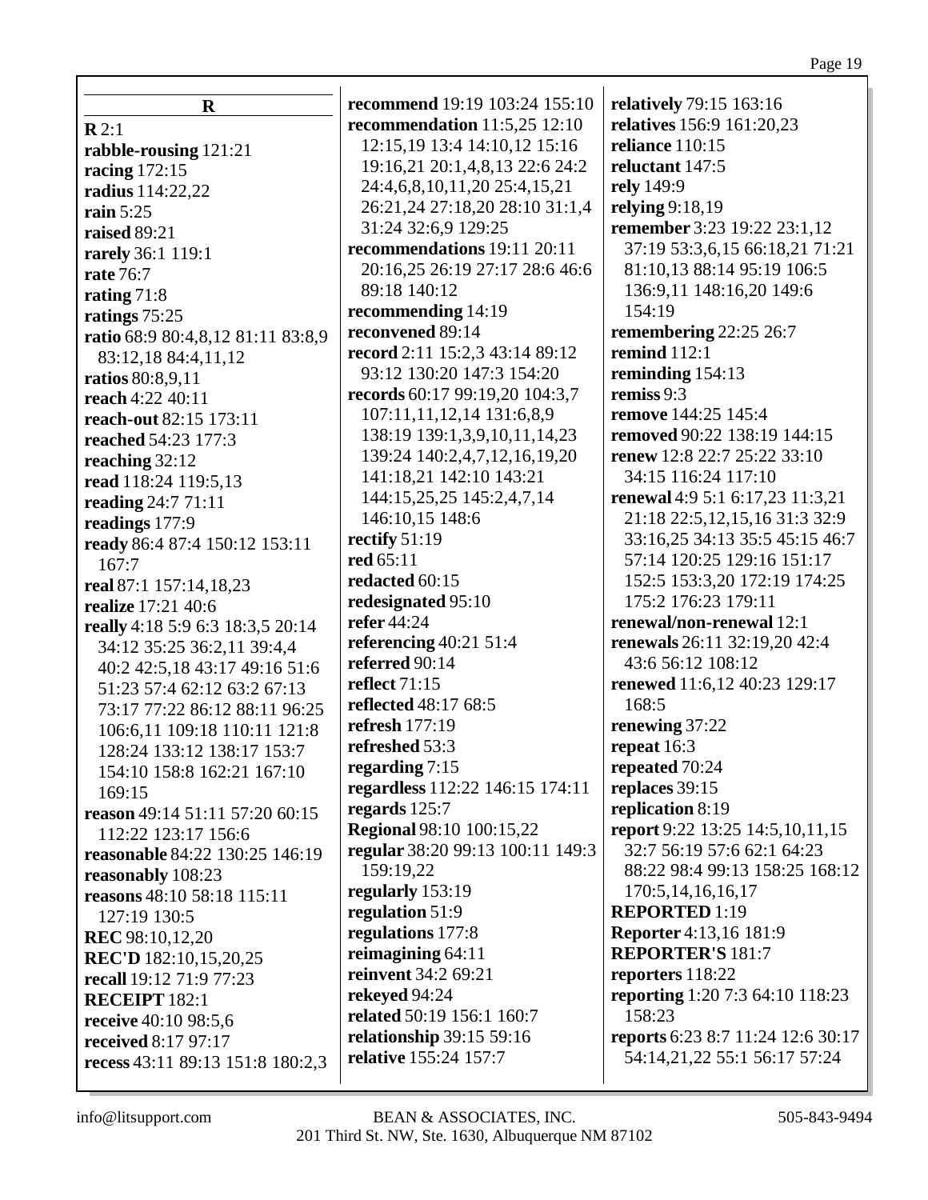## R

**R** 2:1
**rabble-rousing** 121:21
**racing** 172:15
**radius** 114:22,22
**rain** 5:25
**raised** 89:21
**rarely** 36:1 119:1
**rate** 76:7
**rating** 71:8
**ratings** 75:25
**ratio** 68:9 80:4,8,12 81:11 83:8,9 83:12,18 84:4,11,12
**ratios** 80:8,9,11
**reach** 4:22 40:11
**reach-out** 82:15 173:11
**reached** 54:23 177:3
**reaching** 32:12
**read** 118:24 119:5,13
**reading** 24:7 71:11
**readings** 177:9
**ready** 86:4 87:4 150:12 153:11 167:7
**real** 87:1 157:14,18,23
**realize** 17:21 40:6
**really** 4:18 5:9 6:3 18:3,5 20:14 34:12 35:25 36:2,11 39:4,4 40:2 42:5,18 43:17 49:16 51:6 51:23 57:4 62:12 63:2 67:13 73:17 77:22 86:12 88:11 96:25 106:6,11 109:18 110:11 121:8 128:24 133:12 138:17 153:7 154:10 158:8 162:21 167:10 169:15
**reason** 49:14 51:11 57:20 60:15 112:22 123:17 156:6
**reasonable** 84:22 130:25 146:19
**reasonably** 108:23
**reasons** 48:10 58:18 115:11 127:19 130:5
**REC** 98:10,12,20
**REC'D** 182:10,15,20,25
**recall** 19:12 71:9 77:23
**RECEIPT** 182:1
**receive** 40:10 98:5,6
**received** 8:17 97:17
**recess** 43:11 89:13 151:8 180:2,3
**recommend** 19:19 103:24 155:10
**recommendation** 11:5,25 12:10 12:15,19 13:4 14:10,12 15:16 19:16,21 20:1,4,8,13 22:6 24:2 24:4,6,8,10,11,20 25:4,15,21 26:21,24 27:18,20 28:10 31:1,4 31:24 32:6,9 129:25
**recommendations** 19:11 20:11 20:16,25 26:19 27:17 28:6 46:6 89:18 140:12
**recommending** 14:19
**reconvened** 89:14
**record** 2:11 15:2,3 43:14 89:12 93:12 130:20 147:3 154:20
**records** 60:17 99:19,20 104:3,7 107:11,11,12,14 131:6,8,9 138:19 139:1,3,9,10,11,14,23 139:24 140:2,4,7,12,16,19,20 141:18,21 142:10 143:21 144:15,25,25 145:2,4,7,14 146:10,15 148:6
**rectify** 51:19
**red** 65:11
**redacted** 60:15
**redesignated** 95:10
**refer** 44:24
**referencing** 40:21 51:4
**referred** 90:14
**reflect** 71:15
**reflected** 48:17 68:5
**refresh** 177:19
**refreshed** 53:3
**regarding** 7:15
**regardless** 112:22 146:15 174:11
**regards** 125:7
**Regional** 98:10 100:15,22
**regular** 38:20 99:13 100:11 149:3 159:19,22
**regularly** 153:19
**regulation** 51:9
**regulations** 177:8
**reimagining** 64:11
**reinvent** 34:2 69:21
**rekeyed** 94:24
**related** 50:19 156:1 160:7
**relationship** 39:15 59:16
**relative** 155:24 157:7
**relatively** 79:15 163:16
**relatives** 156:9 161:20,23
**reliance** 110:15
**reluctant** 147:5
**rely** 149:9
**relying** 9:18,19
**remember** 3:23 19:22 23:1,12 37:19 53:3,6,15 66:18,21 71:21 81:10,13 88:14 95:19 106:5 136:9,11 148:16,20 149:6 154:19
**remembering** 22:25 26:7
**remind** 112:1
**reminding** 154:13
**remiss** 9:3
**remove** 144:25 145:4
**removed** 90:22 138:19 144:15
**renew** 12:8 22:7 25:22 33:10 34:15 116:24 117:10
**renewal** 4:9 5:1 6:17,23 11:3,21 21:18 22:5,12,15,16 31:3 32:9 33:16,25 34:13 35:5 45:15 46:7 57:14 120:25 129:16 151:17 152:5 153:3,20 172:19 174:25 175:2 176:23 179:11
**renewal/non-renewal** 12:1
**renewals** 26:11 32:19,20 42:4 43:6 56:12 108:12
**renewed** 11:6,12 40:23 129:17 168:5
**renewing** 37:22
**repeat** 16:3
**repeated** 70:24
**replaces** 39:15
**replication** 8:19
**report** 9:22 13:25 14:5,10,11,15 32:7 56:19 57:6 62:1 64:23 88:22 98:4 99:13 158:25 168:12 170:5,14,16,16,17
**REPORTED** 1:19
**Reporter** 4:13,16 181:9
**REPORTER'S** 181:7
**reporters** 118:22
**reporting** 1:20 7:3 64:10 118:23 158:23
**reports** 6:23 8:7 11:24 12:6 30:17 54:14,21,22 55:1 56:17 57:24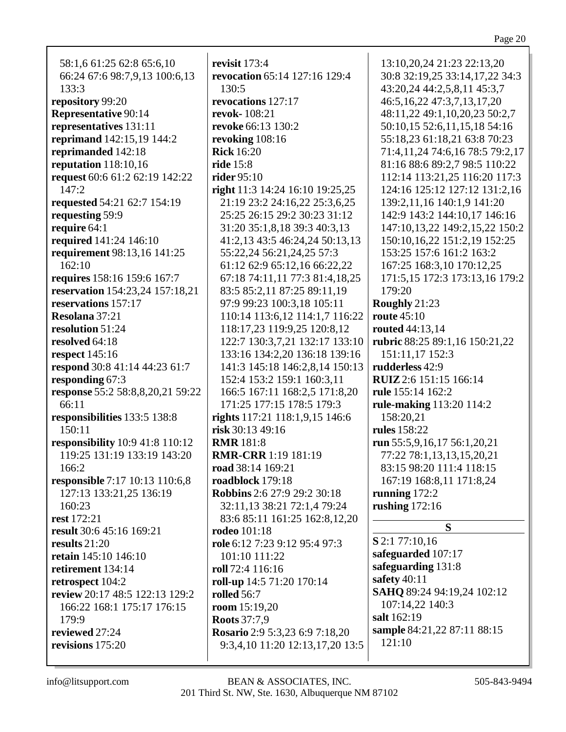58:1,6 61:25 62:8 65:6,10 66:24 67:6 98:7,9,13 100:6,13 133:3
**repository** 99:20
**Representative** 90:14
**representatives** 131:11
**reprimand** 142:15,19 144:2
**reprimanded** 142:18
**reputation** 118:10,16
**request** 60:6 61:2 62:19 142:22 147:2
**requested** 54:21 62:7 154:19
**requesting** 59:9
**require** 64:1
**required** 141:24 146:10
**requirement** 98:13,16 141:25 162:10
**requires** 158:16 159:6 167:7
**reservation** 154:23,24 157:18,21
**reservations** 157:17
**Resolana** 37:21
**resolution** 51:24
**resolved** 64:18
**respect** 145:16
**respond** 30:8 41:14 44:23 61:7
**responding** 67:3
**response** 55:2 58:8,8,20,21 59:22 66:11
**responsibilities** 133:5 138:8 150:11
**responsibility** 10:9 41:8 110:12 119:25 131:19 133:19 143:20 166:2
**responsible** 7:17 10:13 110:6,8 127:13 133:21,25 136:19 160:23
**rest** 172:21
**result** 30:6 45:16 169:21
**results** 21:20
**retain** 145:10 146:10
**retirement** 134:14
**retrospect** 104:2
**review** 20:17 48:5 122:13 129:2 166:22 168:1 175:17 176:15 179:9
**reviewed** 27:24
**revisions** 175:20
**revisit** 173:4
**revocation** 65:14 127:16 129:4 130:5
**revocations** 127:17
**revok-** 108:21
**revoke** 66:13 130:2
**revoking** 108:16
**Rick** 16:20
**ride** 15:8
**rider** 95:10
**right** 11:3 14:24 16:10 19:25,25 21:19 23:2 24:16,22 25:3,6,25 25:25 26:15 29:2 30:23 31:12 31:20 35:1,8,18 39:3 40:3,13 41:2,13 43:5 46:24,24 50:13,13 55:22,24 56:21,24,25 57:3 61:12 62:9 65:12,16 66:22,22 67:18 74:11,11 77:3 81:4,18,25 83:5 85:2,11 87:25 89:11,19 97:9 99:23 100:3,18 105:11 110:14 113:6,12 114:1,7 116:22 118:17,23 119:9,25 120:8,12 122:7 130:3,7,21 132:17 133:10 133:16 134:2,20 136:18 139:16 141:3 145:18 146:2,8,14 150:13 152:4 153:2 159:1 160:3,11 166:5 167:11 168:2,5 171:8,20 171:25 177:15 178:5 179:3
**rights** 117:21 118:1,9,15 146:6
**risk** 30:13 49:16
**RMR** 181:8
**RMR-CRR** 1:19 181:19
**road** 38:14 169:21
**roadblock** 179:18
**Robbins** 2:6 27:9 29:2 30:18 32:11,13 38:21 72:1,4 79:24 83:6 85:11 161:25 162:8,12,20
**rodeo** 101:18
**role** 6:12 7:23 9:12 95:4 97:3 101:10 111:22
**roll** 72:4 116:16
**roll-up** 14:5 71:20 170:14
**rolled** 56:7
**room** 15:19,20
**Roots** 37:7,9
**Rosario** 2:9 5:3,23 6:9 7:18,20 9:3,4,10 11:20 12:13,17,20 13:5 13:10,20,24 21:23 22:13,20 30:8 32:19,25 33:14,17,22 34:3 43:20,24 44:2,5,8,11 45:3,7 46:5,16,22 47:3,7,13,17,20 48:11,22 49:1,10,20,23 50:2,7 50:10,15 52:6,11,15,18 54:16 55:18,23 61:18,21 63:8 70:23 71:4,11,24 74:6,16 78:5 79:2,17 81:16 88:6 89:2,7 98:5 110:22 112:14 113:21,25 116:20 117:3 124:16 125:12 127:12 131:2,16 139:2,11,16 140:1,9 141:20 142:9 143:2 144:10,17 146:16 147:10,13,22 149:2,15,22 150:2 150:10,16,22 151:2,19 152:25 153:25 157:6 161:2 163:2 167:25 168:3,10 170:12,25 171:5,15 172:3 173:13,16 179:2 179:20
**Roughly** 21:23
**route** 45:10
**routed** 44:13,14
**rubric** 88:25 89:1,16 150:21,22 151:11,17 152:3
**rudderless** 42:9
**RUIZ** 2:6 151:15 166:14
**rule** 155:14 162:2
**rule-making** 113:20 114:2 158:20,21
**rules** 158:22
**run** 55:5,9,16,17 56:1,20,21 77:22 78:1,13,13,15,20,21 83:15 98:20 111:4 118:15 167:19 168:8,11 171:8,24
**running** 172:2
**rushing** 172:16

## S

**S** 2:1 77:10,16
**safeguarded** 107:17
**safeguarding** 131:8
**safety** 40:11
**SAHQ** 89:24 94:19,24 102:12 107:14,22 140:3
**salt** 162:19
**sample** 84:21,22 87:11 88:15 121:10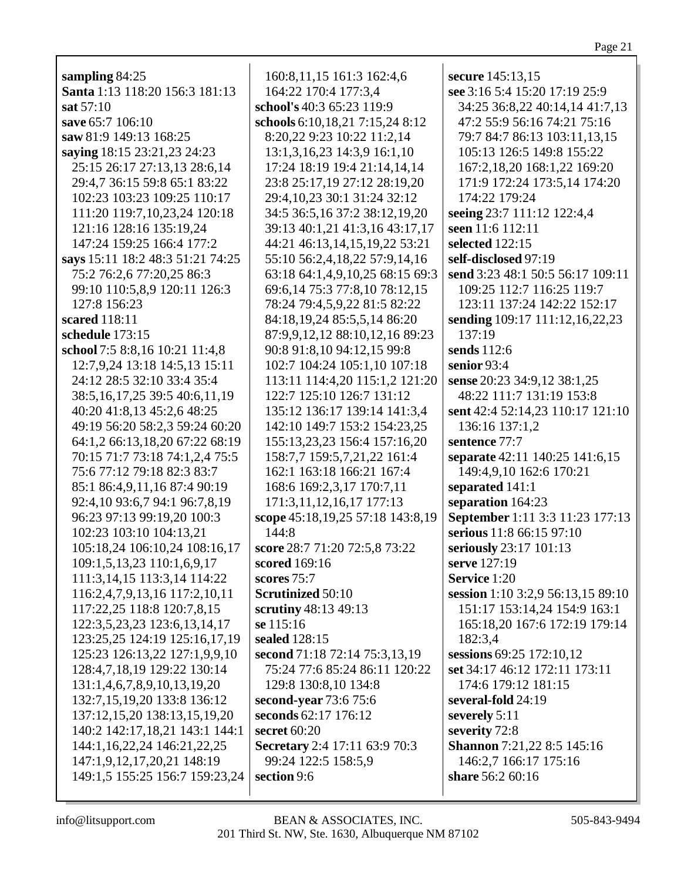**sampling** 84:25
**Santa** 1:13 118:20 156:3 181:13
**sat** 57:10
**save** 65:7 106:10
**saw** 81:9 149:13 168:25
**saying** 18:15 23:21,23 24:23 25:15 26:17 27:13,13 28:6,14 29:4,7 36:15 59:8 65:1 83:22 102:23 103:23 109:25 110:17 111:20 119:7,10,23,24 120:18 121:16 128:16 135:19,24 147:24 159:25 166:4 177:2
**says** 15:11 18:2 48:3 51:21 74:25 75:2 76:2,6 77:20,25 86:3 99:10 110:5,8,9 120:11 126:3 127:8 156:23
**scared** 118:11
**schedule** 173:15
**school** 7:5 8:8,16 10:21 11:4,8 12:7,9,24 13:18 14:5,13 15:11 24:12 28:5 32:10 33:4 35:4 38:5,16,17,25 39:5 40:6,11,19 40:20 41:8,13 45:2,6 48:25 49:19 56:20 58:2,3 59:24 60:20 64:1,2 66:13,18,20 67:22 68:19 70:15 71:7 73:18 74:1,2,4 75:5 75:6 77:12 79:18 82:3 83:7 85:1 86:4,9,11,16 87:4 90:19 92:4,10 93:6,7 94:1 96:7,8,19 96:23 97:13 99:19,20 100:3 102:23 103:10 104:13,21 105:18,24 106:10,24 108:16,17 109:1,5,13,23 110:1,6,9,17 111:3,14,15 113:3,14 114:22 116:2,4,7,9,13,16 117:2,10,11 117:22,25 118:8 120:7,8,15 122:3,5,23,23 123:6,13,14,17 123:25,25 124:19 125:16,17,19 125:23 126:13,22 127:1,9,9,10 128:4,7,18,19 129:22 130:14 131:1,4,6,7,8,9,10,13,19,20 132:7,15,19,20 133:8 136:12 137:12,15,20 138:13,15,19,20 140:2 142:17,18,21 143:1 144:1 144:1,16,22,24 146:21,22,25 147:1,9,12,17,20,21 148:19 149:1,5 155:25 156:7 159:23,24 160:8,11,15 161:3 162:4,6 164:22 170:4 177:3,4
**school's** 40:3 65:23 119:9
**schools** 6:10,18,21 7:15,24 8:12 8:20,22 9:23 10:22 11:2,14 13:1,3,16,23 14:3,9 16:1,10 17:24 18:19 19:4 21:14,14,14 23:8 25:17,19 27:12 28:19,20 29:4,10,23 30:1 31:24 32:12 34:5 36:5,16 37:2 38:12,19,20 39:13 40:1,21 41:3,16 43:17,17 44:21 46:13,14,15,19,22 53:21 55:10 56:2,4,18,22 57:9,14,16 63:18 64:1,4,9,10,25 68:15 69:3 69:6,14 75:3 77:8,10 78:12,15 78:24 79:4,5,9,22 81:5 82:22 84:18,19,24 85:5,5,14 86:20 87:9,9,12,12 88:10,12,16 89:23 90:8 91:8,10 94:12,15 99:8 102:7 104:24 105:1,10 107:18 113:11 114:4,20 115:1,2 121:20 122:7 125:10 126:7 131:12 135:12 136:17 139:14 141:3,4 142:10 149:7 153:2 154:23,25 155:13,23,23 156:4 157:16,20 158:7,7 159:5,7,21,22 161:4 162:1 163:18 166:21 167:4 168:6 169:2,3,17 170:7,11 171:3,11,12,16,17 177:13
**scope** 45:18,19,25 57:18 143:8,19 144:8
**score** 28:7 71:20 72:5,8 73:22
**scored** 169:16
**scores** 75:7
**Scrutinized** 50:10
**scrutiny** 48:13 49:13
**se** 115:16
**sealed** 128:15
**second** 71:18 72:14 75:3,13,19 75:24 77:6 85:24 86:11 120:22 129:8 130:8,10 134:8
**second-year** 73:6 75:6
**seconds** 62:17 176:12
**secret** 60:20
**Secretary** 2:4 17:11 63:9 70:3 99:24 122:5 158:5,9
**section** 9:6
**secure** 145:13,15
**see** 3:16 5:4 15:20 17:19 25:9 34:25 36:8,22 40:14,14 41:7,13 47:2 55:9 56:16 74:21 75:16 79:7 84:7 86:13 103:11,13,15 105:13 126:5 149:8 155:22 167:2,18,20 168:1,22 169:20 171:9 172:24 173:5,14 174:20 174:22 179:24
**seeing** 23:7 111:12 122:4,4
**seen** 11:6 112:11
**selected** 122:15
**self-disclosed** 97:19
**send** 3:23 48:1 50:5 56:17 109:11 109:25 112:7 116:25 119:7 123:11 137:24 142:22 152:17
**sending** 109:17 111:12,16,22,23 137:19
**sends** 112:6
**senior** 93:4
**sense** 20:23 34:9,12 38:1,25 48:22 111:7 131:19 153:8
**sent** 42:4 52:14,23 110:17 121:10 136:16 137:1,2
**sentence** 77:7
**separate** 42:11 140:25 141:6,15 149:4,9,10 162:6 170:21
**separated** 141:1
**separation** 164:23
**September** 1:11 3:3 11:23 177:13
**serious** 11:8 66:15 97:10
**seriously** 23:17 101:13
**serve** 127:19
**Service** 1:20
**session** 1:10 3:2,9 56:13,15 89:10 151:17 153:14,24 154:9 163:1 165:18,20 167:6 172:19 179:14 182:3,4
**sessions** 69:25 172:10,12
**set** 34:17 46:12 172:11 173:11 174:6 179:12 181:15
**several-fold** 24:19
**severely** 5:11
**severity** 72:8
**Shannon** 7:21,22 8:5 145:16 146:2,7 166:17 175:16
**share** 56:2 60:16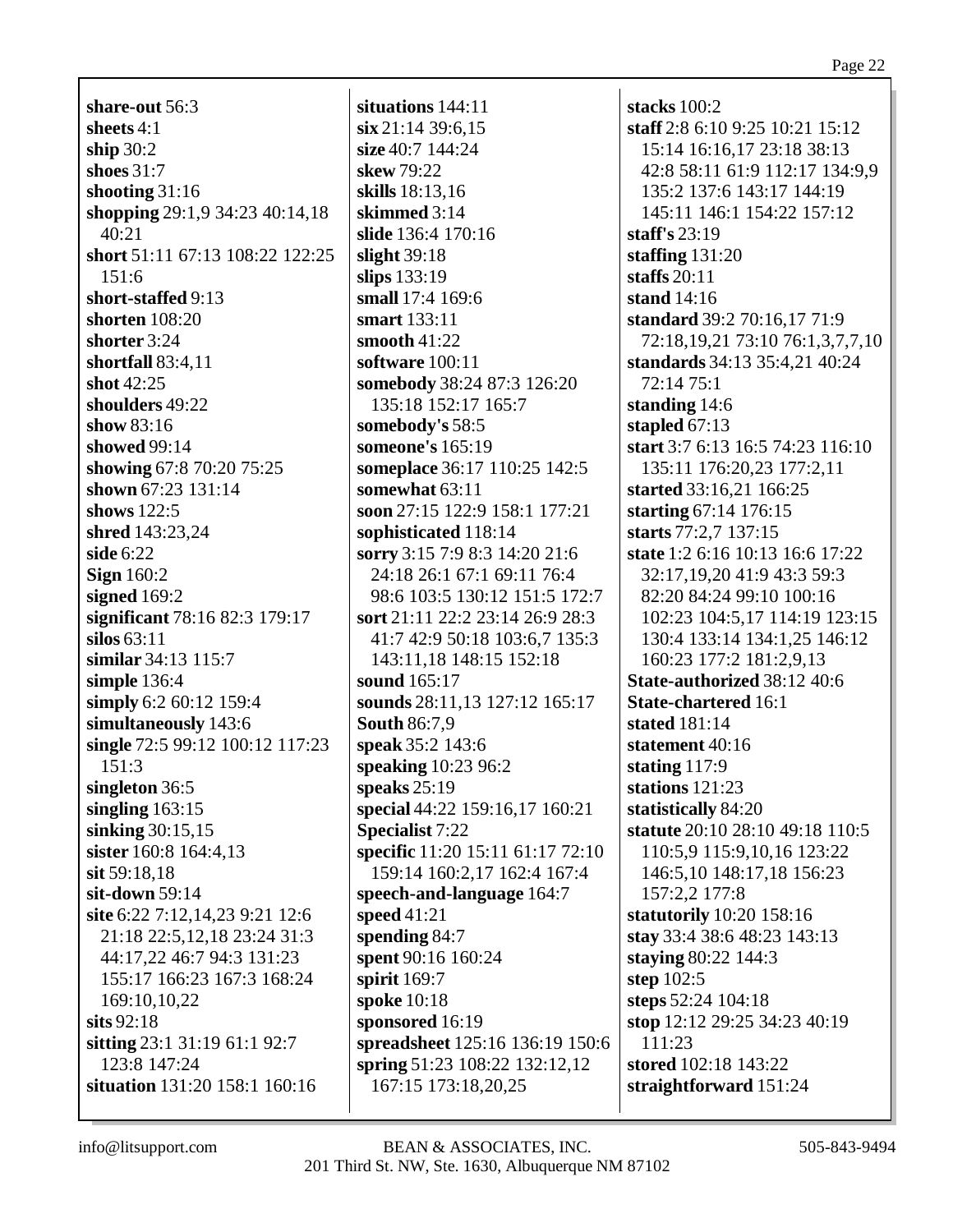**share-out** 56:3
**sheets** 4:1
**ship** 30:2
**shoes** 31:7
**shooting** 31:16
**shopping** 29:1,9 34:23 40:14,18 40:21
**short** 51:11 67:13 108:22 122:25 151:6
**short-staffed** 9:13
**shorten** 108:20
**shorter** 3:24
**shortfall** 83:4,11
**shot** 42:25
**shoulders** 49:22
**show** 83:16
**showed** 99:14
**showing** 67:8 70:20 75:25
**shown** 67:23 131:14
**shows** 122:5
**shred** 143:23,24
**side** 6:22
**Sign** 160:2
**signed** 169:2
**significant** 78:16 82:3 179:17
**silos** 63:11
**similar** 34:13 115:7
**simple** 136:4
**simply** 6:2 60:12 159:4
**simultaneously** 143:6
**single** 72:5 99:12 100:12 117:23 151:3
**singleton** 36:5
**singling** 163:15
**sinking** 30:15,15
**sister** 160:8 164:4,13
**sit** 59:18,18
**sit-down** 59:14
**site** 6:22 7:12,14,23 9:21 12:6 21:18 22:5,12,18 23:24 31:3 44:17,22 46:7 94:3 131:23 155:17 166:23 167:3 168:24 169:10,10,22
**sits** 92:18
**sitting** 23:1 31:19 61:1 92:7 123:8 147:24
**situation** 131:20 158:1 160:16
**situations** 144:11
**six** 21:14 39:6,15
**size** 40:7 144:24
**skew** 79:22
**skills** 18:13,16
**skimmed** 3:14
**slide** 136:4 170:16
**slight** 39:18
**slips** 133:19
**small** 17:4 169:6
**smart** 133:11
**smooth** 41:22
**software** 100:11
**somebody** 38:24 87:3 126:20 135:18 152:17 165:7
**somebody's** 58:5
**someone's** 165:19
**someplace** 36:17 110:25 142:5
**somewhat** 63:11
**soon** 27:15 122:9 158:1 177:21
**sophisticated** 118:14
**sorry** 3:15 7:9 8:3 14:20 21:6 24:18 26:1 67:1 69:11 76:4 98:6 103:5 130:12 151:5 172:7
**sort** 21:11 22:2 23:14 26:9 28:3 41:7 42:9 50:18 103:6,7 135:3 143:11,18 148:15 152:18
**sound** 165:17
**sounds** 28:11,13 127:12 165:17
**South** 86:7,9
**speak** 35:2 143:6
**speaking** 10:23 96:2
**speaks** 25:19
**special** 44:22 159:16,17 160:21
**Specialist** 7:22
**specific** 11:20 15:11 61:17 72:10 159:14 160:2,17 162:4 167:4
**speech-and-language** 164:7
**speed** 41:21
**spending** 84:7
**spent** 90:16 160:24
**spirit** 169:7
**spoke** 10:18
**sponsored** 16:19
**spreadsheet** 125:16 136:19 150:6
**spring** 51:23 108:22 132:12,12 167:15 173:18,20,25
**stacks** 100:2
**staff** 2:8 6:10 9:25 10:21 15:12 15:14 16:16,17 23:18 38:13 42:8 58:11 61:9 112:17 134:9,9 135:2 137:6 143:17 144:19 145:11 146:1 154:22 157:12
**staff's** 23:19
**staffing** 131:20
**staffs** 20:11
**stand** 14:16
**standard** 39:2 70:16,17 71:9 72:18,19,21 73:10 76:1,3,7,7,10
**standards** 34:13 35:4,21 40:24 72:14 75:1
**standing** 14:6
**stapled** 67:13
**start** 3:7 6:13 16:5 74:23 116:10 135:11 176:20,23 177:2,11
**started** 33:16,21 166:25
**starting** 67:14 176:15
**starts** 77:2,7 137:15
**state** 1:2 6:16 10:13 16:6 17:22 32:17,19,20 41:9 43:3 59:3 82:20 84:24 99:10 100:16 102:23 104:5,17 114:19 123:15 130:4 133:14 134:1,25 146:12 160:23 177:2 181:2,9,13
**State-authorized** 38:12 40:6
**State-chartered** 16:1
**stated** 181:14
**statement** 40:16
**stating** 117:9
**stations** 121:23
**statistically** 84:20
**statute** 20:10 28:10 49:18 110:5 110:5,9 115:9,10,16 123:22 146:5,10 148:17,18 156:23 157:2,2 177:8
**statutorily** 10:20 158:16
**stay** 33:4 38:6 48:23 143:13
**staying** 80:22 144:3
**step** 102:5
**steps** 52:24 104:18
**stop** 12:12 29:25 34:23 40:19 111:23
**stored** 102:18 143:22
**straightforward** 151:24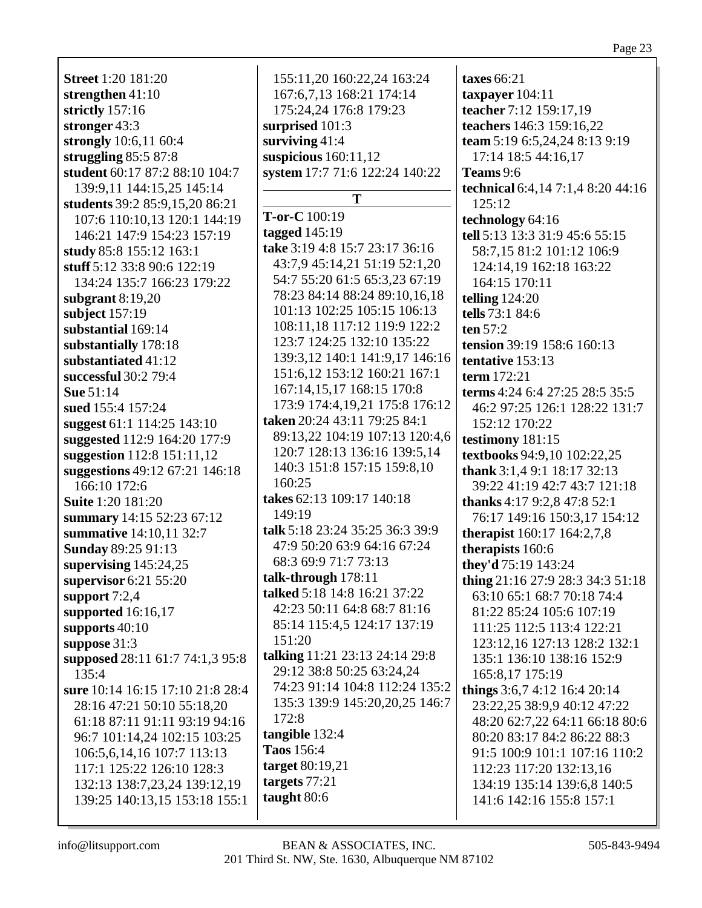**Street** 1:20 181:20
**strengthen** 41:10
**strictly** 157:16
**stronger** 43:3
**strongly** 10:6,11 60:4
**struggling** 85:5 87:8
**student** 60:17 87:2 88:10 104:7 139:9,11 144:15,25 145:14
**students** 39:2 85:9,15,20 86:21 107:6 110:10,13 120:1 144:19 146:21 147:9 154:23 157:19
**study** 85:8 155:12 163:1
**stuff** 5:12 33:8 90:6 122:19 134:24 135:7 166:23 179:22
**subgrant** 8:19,20
**subject** 157:19
**substantial** 169:14
**substantially** 178:18
**substantiated** 41:12
**successful** 30:2 79:4
**Sue** 51:14
**sued** 155:4 157:24
**suggest** 61:1 114:25 143:10
**suggested** 112:9 164:20 177:9
**suggestion** 112:8 151:11,12
**suggestions** 49:12 67:21 146:18 166:10 172:6
**Suite** 1:20 181:20
**summary** 14:15 52:23 67:12
**summative** 14:10,11 32:7
**Sunday** 89:25 91:13
**supervising** 145:24,25
**supervisor** 6:21 55:20
**support** 7:2,4
**supported** 16:16,17
**supports** 40:10
**suppose** 31:3
**supposed** 28:11 61:7 74:1,3 95:8 135:4
**sure** 10:14 16:15 17:10 21:8 28:4 28:16 47:21 50:10 55:18,20 61:18 87:11 91:11 93:19 94:16 96:7 101:14,24 102:15 103:25 106:5,6,14,16 107:7 113:13 117:1 125:22 126:10 128:3 132:13 138:7,23,24 139:12,19 139:25 140:13,15 153:18 155:1 155:11,20 160:22,24 163:24 167:6,7,13 168:21 174:14 175:24,24 176:8 179:23
**surprised** 101:3
**surviving** 41:4
**suspicious** 160:11,12
**system** 17:7 71:6 122:24 140:22

## T

**T-or-C** 100:19
**tagged** 145:19
**take** 3:19 4:8 15:7 23:17 36:16 43:7,9 45:14,21 51:19 52:1,20 54:7 55:20 61:5 65:3,23 67:19 78:23 84:14 88:24 89:10,16,18 101:13 102:25 105:15 106:13 108:11,18 117:12 119:9 122:2 123:7 124:25 132:10 135:22 139:3,12 140:1 141:9,17 146:16 151:6,12 153:12 160:21 167:1 167:14,15,17 168:15 170:8 173:9 174:4,19,21 175:8 176:12
**taken** 20:24 43:11 79:25 84:1 89:13,22 104:19 107:13 120:4,6 120:7 128:13 136:16 139:5,14 140:3 151:8 157:15 159:8,10 160:25
**takes** 62:13 109:17 140:18 149:19
**talk** 5:18 23:24 35:25 36:3 39:9 47:9 50:20 63:9 64:16 67:24 68:3 69:9 71:7 73:13
**talk-through** 178:11
**talked** 5:18 14:8 16:21 37:22 42:23 50:11 64:8 68:7 81:16 85:14 115:4,5 124:17 137:19 151:20
**talking** 11:21 23:13 24:14 29:8 29:12 38:8 50:25 63:24,24 74:23 91:14 104:8 112:24 135:2 135:3 139:9 145:20,20,25 146:7 172:8
**tangible** 132:4
**Taos** 156:4
**target** 80:19,21
**targets** 77:21
**taught** 80:6
**taxes** 66:21
**taxpayer** 104:11
**teacher** 7:12 159:17,19
**teachers** 146:3 159:16,22
**team** 5:19 6:5,24,24 8:13 9:19 17:14 18:5 44:16,17
**Teams** 9:6
**technical** 6:4,14 7:1,4 8:20 44:16 125:12
**technology** 64:16
**tell** 5:13 13:3 31:9 45:6 55:15 58:7,15 81:2 101:12 106:9 124:14,19 162:18 163:22 164:15 170:11
**telling** 124:20
**tells** 73:1 84:6
**ten** 57:2
**tension** 39:19 158:6 160:13
**tentative** 153:13
**term** 172:21
**terms** 4:24 6:4 27:25 28:5 35:5 46:2 97:25 126:1 128:22 131:7 152:12 170:22
**testimony** 181:15
**textbooks** 94:9,10 102:22,25
**thank** 3:1,4 9:1 18:17 32:13 39:22 41:19 42:7 43:7 121:18
**thanks** 4:17 9:2,8 47:8 52:1 76:17 149:16 150:3,17 154:12
**therapist** 160:17 164:2,7,8
**therapists** 160:6
**they'd** 75:19 143:24
**thing** 21:16 27:9 28:3 34:3 51:18 63:10 65:1 68:7 70:18 74:4 81:22 85:24 105:6 107:19 111:25 112:5 113:4 122:21 123:12,16 127:13 128:2 132:1 135:1 136:10 138:16 152:9 165:8,17 175:19
**things** 3:6,7 4:12 16:4 20:14 23:22,25 38:9,9 40:12 47:22 48:20 62:7,22 64:11 66:18 80:6 80:20 83:17 84:2 86:22 88:3 91:5 100:9 101:1 107:16 110:2 112:23 117:20 132:13,16 134:19 135:14 139:6,8 140:5 141:6 142:16 155:8 157:1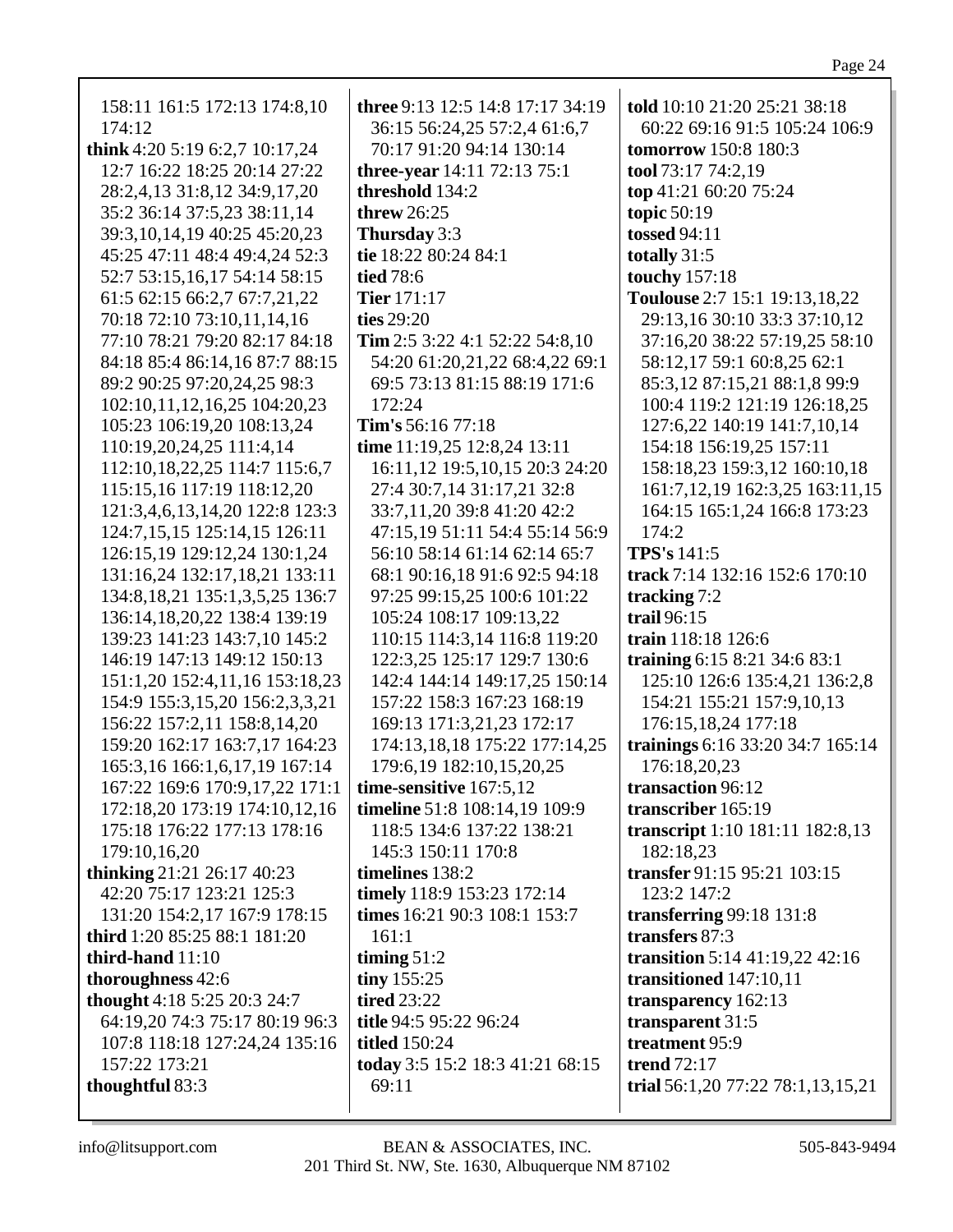158:11 161:5 172:13 174:8,10 174:12
**think** 4:20 5:19 6:2,7 10:17,24 12:7 16:22 18:25 20:14 27:22 28:2,4,13 31:8,12 34:9,17,20 35:2 36:14 37:5,23 38:11,14 39:3,10,14,19 40:25 45:20,23 45:25 47:11 48:4 49:4,24 52:3 52:7 53:15,16,17 54:14 58:15 61:5 62:15 66:2,7 67:7,21,22 70:18 72:10 73:10,11,14,16 77:10 78:21 79:20 82:17 84:18 84:18 85:4 86:14,16 87:7 88:15 89:2 90:25 97:20,24,25 98:3 102:10,11,12,16,25 104:20,23 105:23 106:19,20 108:13,24 110:19,20,24,25 111:4,14 112:10,18,22,25 114:7 115:6,7 115:15,16 117:19 118:12,20 121:3,4,6,13,14,20 122:8 123:3 124:7,15,15 125:14,15 126:11 126:15,19 129:12,24 130:1,24 131:16,24 132:17,18,21 133:11 134:8,18,21 135:1,3,5,25 136:7 136:14,18,20,22 138:4 139:19 139:23 141:23 143:7,10 145:2 146:19 147:13 149:12 150:13 151:1,20 152:4,11,16 153:18,23 154:9 155:3,15,20 156:2,3,3,21 156:22 157:2,11 158:8,14,20 159:20 162:17 163:7,17 164:23 165:3,16 166:1,6,17,19 167:14 167:22 169:6 170:9,17,22 171:1 172:18,20 173:19 174:10,12,16 175:18 176:22 177:13 178:16 179:10,16,20
**thinking** 21:21 26:17 40:23 42:20 75:17 123:21 125:3 131:20 154:2,17 167:9 178:15
**third** 1:20 85:25 88:1 181:20
**third-hand** 11:10
**thoroughness** 42:6
**thought** 4:18 5:25 20:3 24:7 64:19,20 74:3 75:17 80:19 96:3 107:8 118:18 127:24,24 135:16 157:22 173:21
**thoughtful** 83:3
**three** 9:13 12:5 14:8 17:17 34:19 36:15 56:24,25 57:2,4 61:6,7 70:17 91:20 94:14 130:14
**three-year** 14:11 72:13 75:1
**threshold** 134:2
**threw** 26:25
**Thursday** 3:3
**tie** 18:22 80:24 84:1
**tied** 78:6
**Tier** 171:17
**ties** 29:20
**Tim** 2:5 3:22 4:1 52:22 54:8,10 54:20 61:20,21,22 68:4,22 69:1 69:5 73:13 81:15 88:19 171:6 172:24
**Tim's** 56:16 77:18
**time** 11:19,25 12:8,24 13:11 16:11,12 19:5,10,15 20:3 24:20 27:4 30:7,14 31:17,21 32:8 33:7,11,20 39:8 41:20 42:2 47:15,19 51:11 54:4 55:14 56:9 56:10 58:14 61:14 62:14 65:7 68:1 90:16,18 91:6 92:5 94:18 97:25 99:15,25 100:6 101:22 105:24 108:17 109:13,22 110:15 114:3,14 116:8 119:20 122:3,25 125:17 129:7 130:6 142:4 144:14 149:17,25 150:14 157:22 158:3 167:23 168:19 169:13 171:3,21,23 172:17 174:13,18,18 175:22 177:14,25 179:6,19 182:10,15,20,25
**time-sensitive** 167:5,12
**timeline** 51:8 108:14,19 109:9 118:5 134:6 137:22 138:21 145:3 150:11 170:8
**timelines** 138:2
**timely** 118:9 153:23 172:14
**times** 16:21 90:3 108:1 153:7 161:1
**timing** 51:2
**tiny** 155:25
**tired** 23:22
**title** 94:5 95:22 96:24
**titled** 150:24
**today** 3:5 15:2 18:3 41:21 68:15 69:11
**told** 10:10 21:20 25:21 38:18 60:22 69:16 91:5 105:24 106:9
**tomorrow** 150:8 180:3
**tool** 73:17 74:2,19
**top** 41:21 60:20 75:24
**topic** 50:19
**tossed** 94:11
**totally** 31:5
**touchy** 157:18
**Toulouse** 2:7 15:1 19:13,18,22 29:13,16 30:10 33:3 37:10,12 37:16,20 38:22 57:19,25 58:10 58:12,17 59:1 60:8,25 62:1 85:3,12 87:15,21 88:1,8 99:9 100:4 119:2 121:19 126:18,25 127:6,22 140:19 141:7,10,14 154:18 156:19,25 157:11 158:18,23 159:3,12 160:10,18 161:7,12,19 162:3,25 163:11,15 164:15 165:1,24 166:8 173:23 174:2
**TPS's** 141:5
**track** 7:14 132:16 152:6 170:10
**tracking** 7:2
**trail** 96:15
**train** 118:18 126:6
**training** 6:15 8:21 34:6 83:1 125:10 126:6 135:4,21 136:2,8 154:21 155:21 157:9,10,13 176:15,18,24 177:18
**trainings** 6:16 33:20 34:7 165:14 176:18,20,23
**transaction** 96:12
**transcriber** 165:19
**transcript** 1:10 181:11 182:8,13 182:18,23
**transfer** 91:15 95:21 103:15 123:2 147:2
**transferring** 99:18 131:8
**transfers** 87:3
**transition** 5:14 41:19,22 42:16
**transitioned** 147:10,11
**transparency** 162:13
**transparent** 31:5
**treatment** 95:9
**trend** 72:17
**trial** 56:1,20 77:22 78:1,13,15,21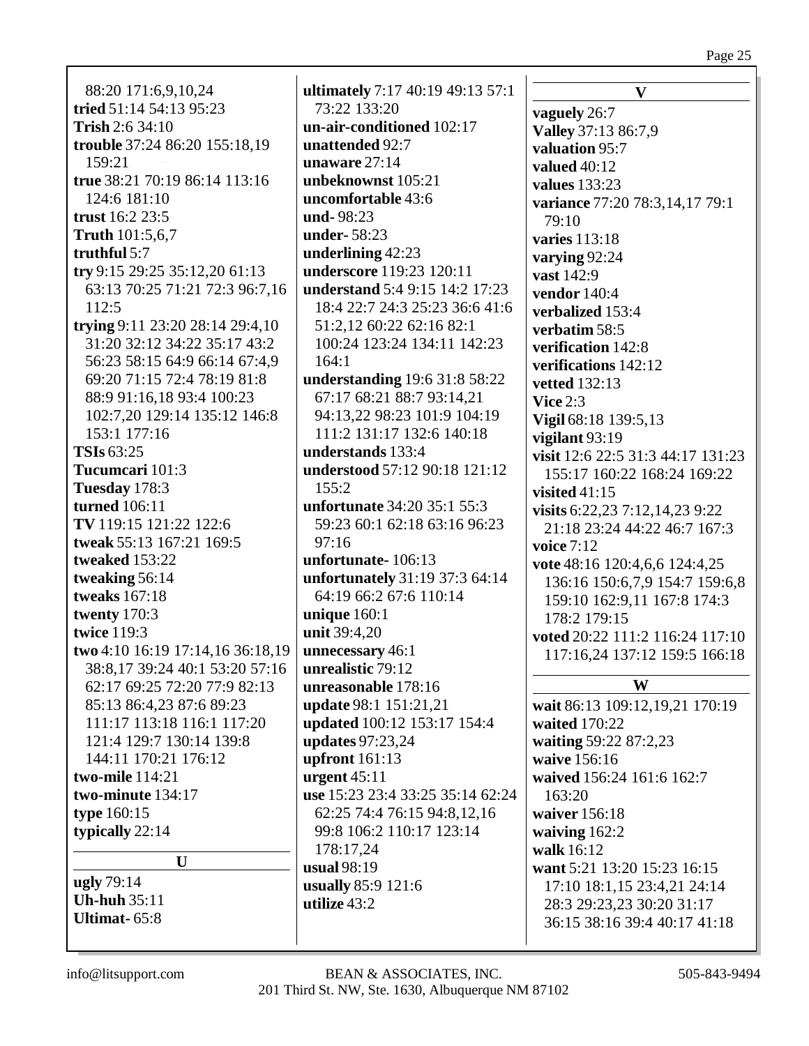88:20 171:6,9,10,24
**tried** 51:14 54:13 95:23
**Trish** 2:6 34:10
**trouble** 37:24 86:20 155:18,19 159:21
**true** 38:21 70:19 86:14 113:16 124:6 181:10
**trust** 16:2 23:5
**Truth** 101:5,6,7
**truthful** 5:7
**try** 9:15 29:25 35:12,20 61:13 63:13 70:25 71:21 72:3 96:7,16 112:5
**trying** 9:11 23:20 28:14 29:4,10 31:20 32:12 34:22 35:17 43:2 56:23 58:15 64:9 66:14 67:4,9 69:20 71:15 72:4 78:19 81:8 88:9 91:16,18 93:4 100:23 102:7,20 129:14 135:12 146:8 153:1 177:16
**TSIs** 63:25
**Tucumcari** 101:3
**Tuesday** 178:3
**turned** 106:11
**TV** 119:15 121:22 122:6
**tweak** 55:13 167:21 169:5
**tweaked** 153:22
**tweaking** 56:14
**tweaks** 167:18
**twenty** 170:3
**twice** 119:3
**two** 4:10 16:19 17:14,16 36:18,19 38:8,17 39:24 40:1 53:20 57:16 62:17 69:25 72:20 77:9 82:13 85:13 86:4,23 87:6 89:23 111:17 113:18 116:1 117:20 121:4 129:7 130:14 139:8 144:11 170:21 176:12
**two-mile** 114:21
**two-minute** 134:17
**type** 160:15
**typically** 22:14

## U

**ugly** 79:14
**Uh-huh** 35:11
**Ultimat-** 65:8
**ultimately** 7:17 40:19 49:13 57:1 73:22 133:20
**un-air-conditioned** 102:17
**unattended** 92:7
**unaware** 27:14
**unbeknownst** 105:21
**uncomfortable** 43:6
**und-** 98:23
**under-** 58:23
**underlining** 42:23
**underscore** 119:23 120:11
**understand** 5:4 9:15 14:2 17:23 18:4 22:7 24:3 25:23 36:6 41:6 51:2,12 60:22 62:16 82:1 100:24 123:24 134:11 142:23 164:1
**understanding** 19:6 31:8 58:22 67:17 68:21 88:7 93:14,21 94:13,22 98:23 101:9 104:19 111:2 131:17 132:6 140:18
**understands** 133:4
**understood** 57:12 90:18 121:12 155:2
**unfortunate** 34:20 35:1 55:3 59:23 60:1 62:18 63:16 96:23 97:16
**unfortunate-** 106:13
**unfortunately** 31:19 37:3 64:14 64:19 66:2 67:6 110:14
**unique** 160:1
**unit** 39:4,20
**unnecessary** 46:1
**unrealistic** 79:12
**unreasonable** 178:16
**update** 98:1 151:21,21
**updated** 100:12 153:17 154:4
**updates** 97:23,24
**upfront** 161:13
**urgent** 45:11
**use** 15:23 23:4 33:25 35:14 62:24 62:25 74:4 76:15 94:8,12,16 99:8 106:2 110:17 123:14 178:17,24
**usual** 98:19
**usually** 85:9 121:6
**utilize** 43:2

## V

**vaguely** 26:7
**Valley** 37:13 86:7,9
**valuation** 95:7
**valued** 40:12
**values** 133:23
**variance** 77:20 78:3,14,17 79:1 79:10
**varies** 113:18
**varying** 92:24
**vast** 142:9
**vendor** 140:4
**verbalized** 153:4
**verbatim** 58:5
**verification** 142:8
**verifications** 142:12
**vetted** 132:13
**Vice** 2:3
**Vigil** 68:18 139:5,13
**vigilant** 93:19
**visit** 12:6 22:5 31:3 44:17 131:23 155:17 160:22 168:24 169:22
**visited** 41:15
**visits** 6:22,23 7:12,14,23 9:22 21:18 23:24 44:22 46:7 167:3
**voice** 7:12
**vote** 48:16 120:4,6,6 124:4,25 136:16 150:6,7,9 154:7 159:6,8 159:10 162:9,11 167:8 174:3 178:2 179:15
**voted** 20:22 111:2 116:24 117:10 117:16,24 137:12 159:5 166:18

## W

**wait** 86:13 109:12,19,21 170:19
**waited** 170:22
**waiting** 59:22 87:2,23
**waive** 156:16
**waived** 156:24 161:6 162:7 163:20
**waiver** 156:18
**waiving** 162:2
**walk** 16:12
**want** 5:21 13:20 15:23 16:15 17:10 18:1,15 23:4,21 24:14 28:3 29:23,23 30:20 31:17 36:15 38:16 39:4 40:17 41:18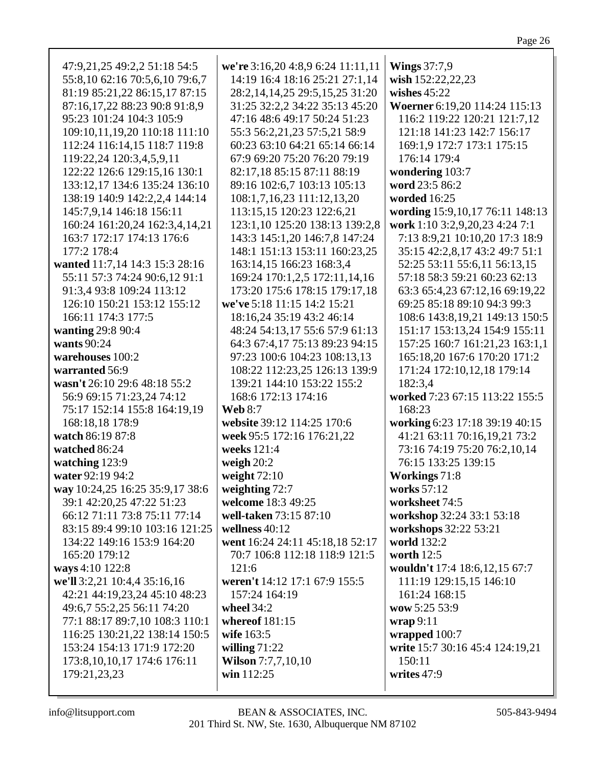47:9,21,25 49:2,2 51:18 54:5 55:8,10 62:16 70:5,6,10 79:6,7 81:19 85:21,22 86:15,17 87:15 87:16,17,22 88:23 90:8 91:8,9 95:23 101:24 104:3 105:9 109:10,11,19,20 110:18 111:10 112:24 116:14,15 118:7 119:8 119:22,24 120:3,4,5,9,11 122:22 126:6 129:15,16 130:1 133:12,17 134:6 135:24 136:10 138:19 140:9 142:2,2,4 144:14 145:7,9,14 146:18 156:11 160:24 161:20,24 162:3,4,14,21 163:7 172:17 174:13 176:6 177:2 178:4

**wanted** 11:7,14 14:3 15:3 28:16 55:11 57:3 74:24 90:6,12 91:1 91:3,4 93:8 109:24 113:12 126:10 150:21 153:12 155:12 166:11 174:3 177:5

**wanting** 29:8 90:4

**wants** 90:24

**warehouses** 100:2

**warranted** 56:9

**wasn't** 26:10 29:6 48:18 55:2 56:9 69:15 71:23,24 74:12 75:17 152:14 155:8 164:19,19 168:18,18 178:9

**watch** 86:19 87:8

**watched** 86:24

**watching** 123:9

**water** 92:19 94:2

**way** 10:24,25 16:25 35:9,17 38:6 39:1 42:20,25 47:22 51:23 66:12 71:11 73:8 75:11 77:14 83:15 89:4 99:10 103:16 121:25 134:22 149:16 153:9 164:20 165:20 179:12

**ways** 4:10 122:8

**we'll** 3:2,21 10:4,4 35:16,16 42:21 44:19,23,24 45:10 48:23 49:6,7 55:2,25 56:11 74:20 77:1 88:17 89:7,10 108:3 110:1 116:25 130:21,22 138:14 150:5 153:24 154:13 171:9 172:20 173:8,10,10,17 174:6 176:11 179:21,23,23

**we're** 3:16,20 4:8,9 6:24 11:11,11 14:19 16:4 18:16 25:21 27:1,14 28:2,14,14,25 29:5,15,25 31:20 31:25 32:2,2 34:22 35:13 45:20 47:16 48:6 49:17 50:24 51:23 55:3 56:2,21,23 57:5,21 58:9 60:23 63:10 64:21 65:14 66:14 67:9 69:20 75:20 76:20 79:19 82:17,18 85:15 87:11 88:19 89:16 102:6,7 103:13 105:13 108:1,7,16,23 111:12,13,20 113:15,15 120:23 122:6,21 123:1,10 125:20 138:13 139:2,8 143:3 145:1,20 146:7,8 147:24 148:1 151:13 153:11 160:23,25 163:14,15 166:23 168:3,4 169:24 170:1,2,5 172:11,14,16 173:20 175:6 178:15 179:17,18

**we've** 5:18 11:15 14:2 15:21 18:16,24 35:19 43:2 46:14 48:24 54:13,17 55:6 57:9 61:13 64:3 67:4,17 75:13 89:23 94:15 97:23 100:6 104:23 108:13,13 108:22 112:23,25 126:13 139:9 139:21 144:10 153:22 155:2 168:6 172:13 174:16

**Web** 8:7

**website** 39:12 114:25 170:6

**week** 95:5 172:16 176:21,22

**weeks** 121:4

**weigh** 20:2

**weight** 72:10

**weighting** 72:7

**welcome** 18:3 49:25

**well-taken** 73:15 87:10

**wellness** 40:12

**went** 16:24 24:11 45:18,18 52:17 70:7 106:8 112:18 118:9 121:5 121:6

**weren't** 14:12 17:1 67:9 155:5 157:24 164:19

**wheel** 34:2

**whereof** 181:15

**wife** 163:5

**willing** 71:22

**Wilson** 7:7,7,10,10

**win** 112:25

**Wings** 37:7,9

**wish** 152:22,22,23

**wishes** 45:22

**Woerner** 6:19,20 114:24 115:13 116:2 119:22 120:21 121:7,12 121:18 141:23 142:7 156:17 169:1,9 172:7 173:1 175:15 176:14 179:4

**wondering** 103:7

**word** 23:5 86:2

**worded** 16:25

**wording** 15:9,10,17 76:11 148:13

**work** 1:10 3:2,9,20,23 4:24 7:1 7:13 8:9,21 10:10,20 17:3 18:9 35:15 42:2,8,17 43:2 49:7 51:1 52:25 53:11 55:6,11 56:13,15 57:18 58:3 59:21 60:23 62:13 63:3 65:4,23 67:12,16 69:19,22 69:25 85:18 89:10 94:3 99:3 108:6 143:8,19,21 149:13 150:5 151:17 153:13,24 154:9 155:11 157:25 160:7 161:21,23 163:1,1 165:18,20 167:6 170:20 171:2 171:24 172:10,12,18 179:14 182:3,4

**worked** 7:23 67:15 113:22 155:5 168:23

**working** 6:23 17:18 39:19 40:15 41:21 63:11 70:16,19,21 73:2 73:16 74:19 75:20 76:2,10,14 76:15 133:25 139:15

**Workings** 71:8

**works** 57:12

**worksheet** 74:5

**workshop** 32:24 33:1 53:18

**workshops** 32:22 53:21

**world** 132:2

**worth** 12:5

**wouldn't** 17:4 18:6,12,15 67:7 111:19 129:15,15 146:10 161:24 168:15

**wow** 5:25 53:9

**wrap** 9:11

**wrapped** 100:7

**write** 15:7 30:16 45:4 124:19,21 150:11

**writes** 47:9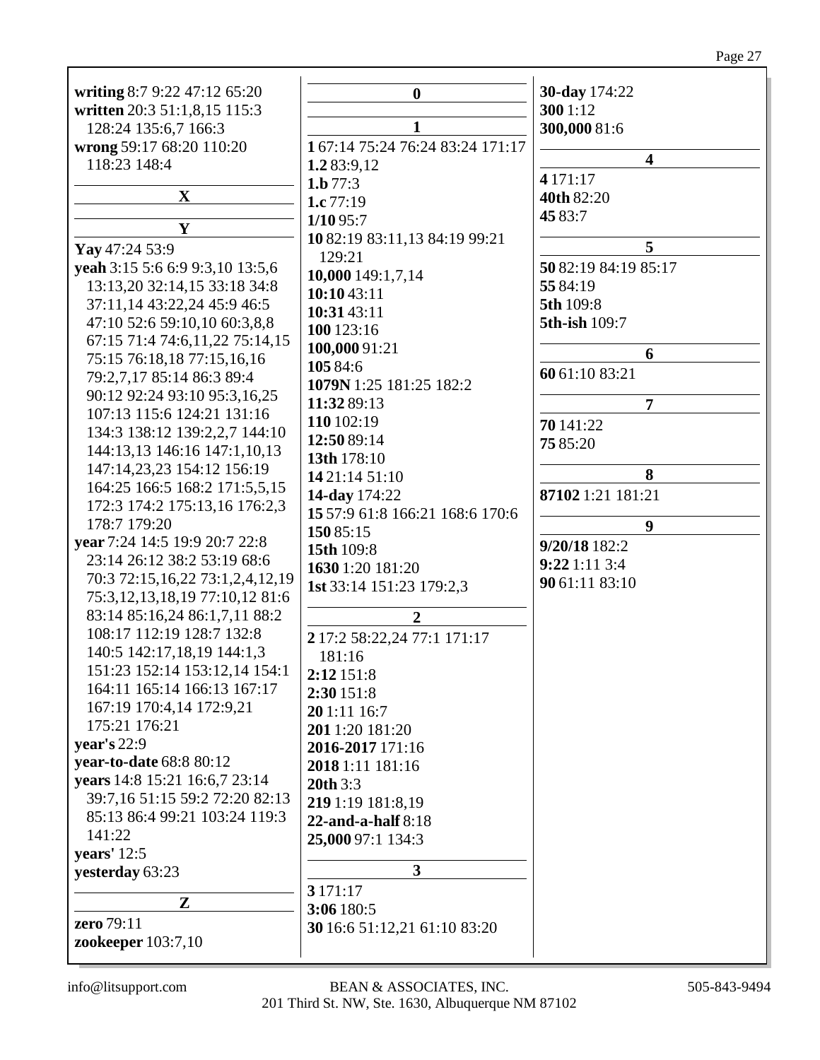**writing** 8:7 9:22 47:12 65:20
**written** 20:3 51:1,8,15 115:3 128:24 135:6,7 166:3
**wrong** 59:17 68:20 110:20 118:23 148:4

### X

### Y

**Yay** 47:24 53:9
**yeah** 3:15 5:6 6:9 9:3,10 13:5,6 13:13,20 32:14,15 33:18 34:8 37:11,14 43:22,24 45:9 46:5 47:10 52:6 59:10,10 60:3,8,8 67:15 71:4 74:6,11,22 75:14,15 75:15 76:18,18 77:15,16,16 79:2,7,17 85:14 86:3 89:4 90:12 92:24 93:10 95:3,16,25 107:13 115:6 124:21 131:16 134:3 138:12 139:2,2,7 144:10 144:13,13 146:16 147:1,10,13 147:14,23,23 154:12 156:19 164:25 166:5 168:2 171:5,5,15 172:3 174:2 175:13,16 176:2,3 178:7 179:20
**year** 7:24 14:5 19:9 20:7 22:8 23:14 26:12 38:2 53:19 68:6 70:3 72:15,16,22 73:1,2,4,12,19 75:3,12,13,18,19 77:10,12 81:6 83:14 85:16,24 86:1,7,11 88:2 108:17 112:19 128:7 132:8 140:5 142:17,18,19 144:1,3 151:23 152:14 153:12,14 154:1 164:11 165:14 166:13 167:17 167:19 170:4,14 172:9,21 175:21 176:21
**year's** 22:9
**year-to-date** 68:8 80:12
**years** 14:8 15:21 16:6,7 23:14 39:7,16 51:15 59:2 72:20 82:13 85:13 86:4 99:21 103:24 119:3 141:22
**years'** 12:5
**yesterday** 63:23

### Z

**zero** 79:11
**zookeeper** 103:7,10

### 0

### 1

**1** 67:14 75:24 76:24 83:24 171:17
**1.2** 83:9,12
**1.b** 77:3
**1.c** 77:19
**1/10** 95:7
**10** 82:19 83:11,13 84:19 99:21 129:21
**10,000** 149:1,7,14
**10:10** 43:11
**10:31** 43:11
**100** 123:16
**100,000** 91:21
**105** 84:6
**1079N** 1:25 181:25 182:2
**11:32** 89:13
**110** 102:19
**12:50** 89:14
**13th** 178:10
**14** 21:14 51:10
**14-day** 174:22
**15** 57:9 61:8 166:21 168:6 170:6
**150** 85:15
**15th** 109:8
**1630** 1:20 181:20
**1st** 33:14 151:23 179:2,3

### 2

**2** 17:2 58:22,24 77:1 171:17 181:16
**2:12** 151:8
**2:30** 151:8
**20** 1:11 16:7
**201** 1:20 181:20
**2016-2017** 171:16
**2018** 1:11 181:16
**20th** 3:3
**219** 1:19 181:8,19
**22-and-a-half** 8:18
**25,000** 97:1 134:3

### 3

**3** 171:17
**3:06** 180:5
**30** 16:6 51:12,21 61:10 83:20
**30-day** 174:22
**300** 1:12
**300,000** 81:6

### 4

**4** 171:17
**40th** 82:20
**45** 83:7

### 5

**50** 82:19 84:19 85:17
**55** 84:19
**5th** 109:8
**5th-ish** 109:7

### 6

**60** 61:10 83:21

### 7

**70** 141:22
**75** 85:20

### 8

**87102** 1:21 181:21

### 9

**9/20/18** 182:2
**9:22** 1:11 3:4
**90** 61:11 83:10